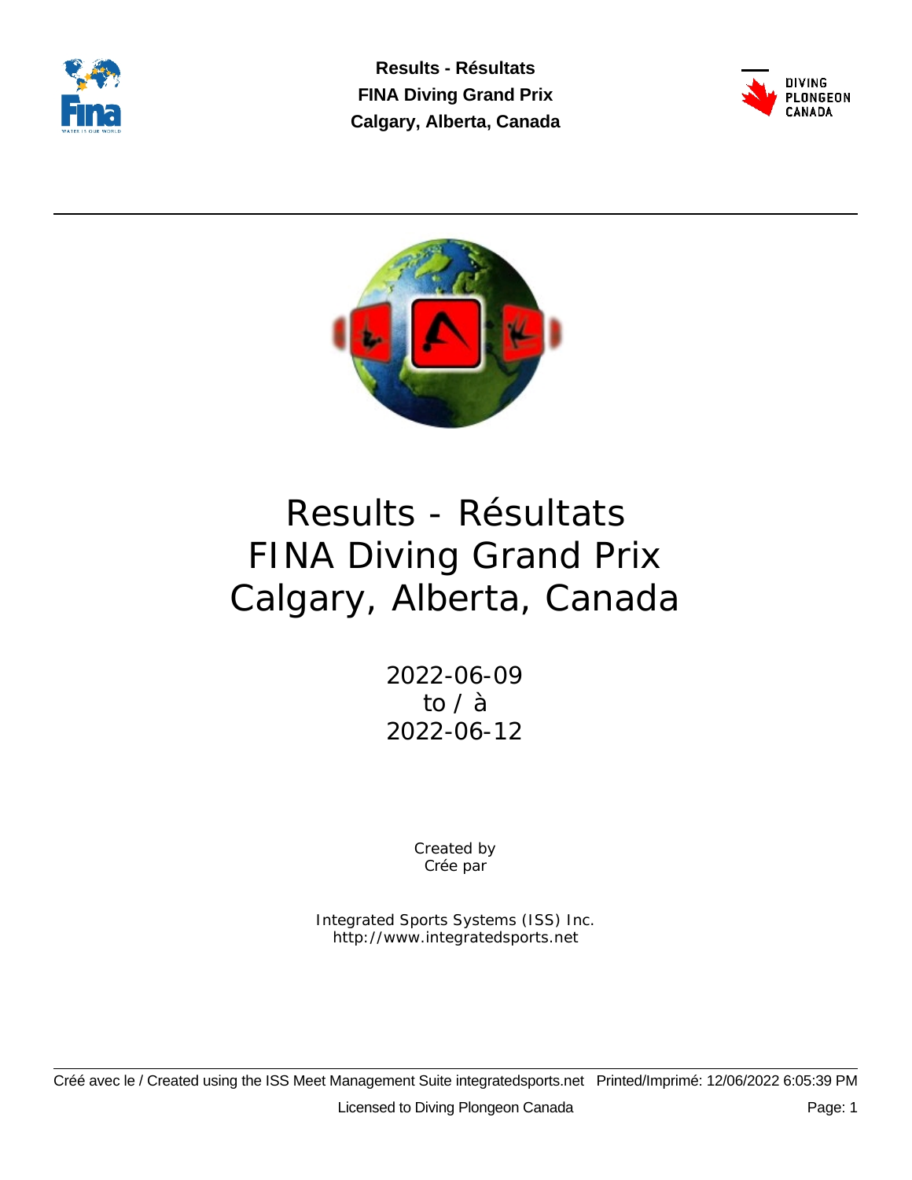# Results - Résultats
# FINA Diving Grand Prix
# Calgary, Alberta, Canada

2022-06-09
to / à
2022-06-12

Created by
Crée par

Integrated Sports Systems (ISS) Inc.
http://www.integratedsports.net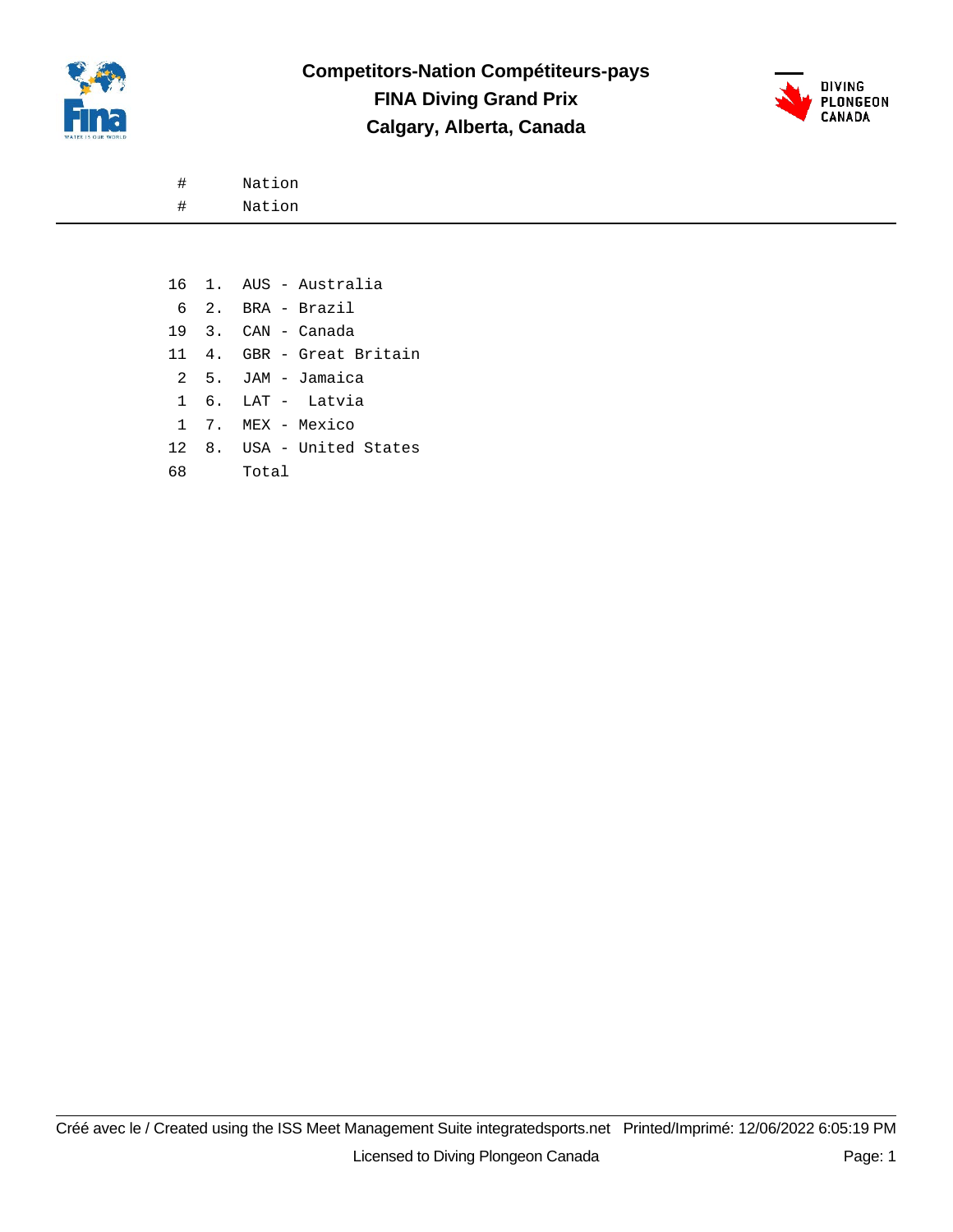# Competitors-Nation Compétiteurs-pays

## FINA Diving Grand Prix

## Calgary, Alberta, Canada

| # | | Nation |
|---|---|---|
| # | | Nation |
| 16 | 1. | AUS - Australia |
| 6 | 2. | BRA - Brazil |
| 19 | 3. | CAN - Canada |
| 11 | 4. | GBR - Great Britain |
| 2 | 5. | JAM - Jamaica |
| 1 | 6. | LAT - Latvia |
| 1 | 7. | MEX - Mexico |
| 12 | 8. | USA - United States |
| 68 | | Total |

Créé avec le / Created using the ISS Meet Management Suite integratedsports.net Printed/Imprimé: 12/06/2022 6:05:19 PM

Licensed to Diving Plongeon Canada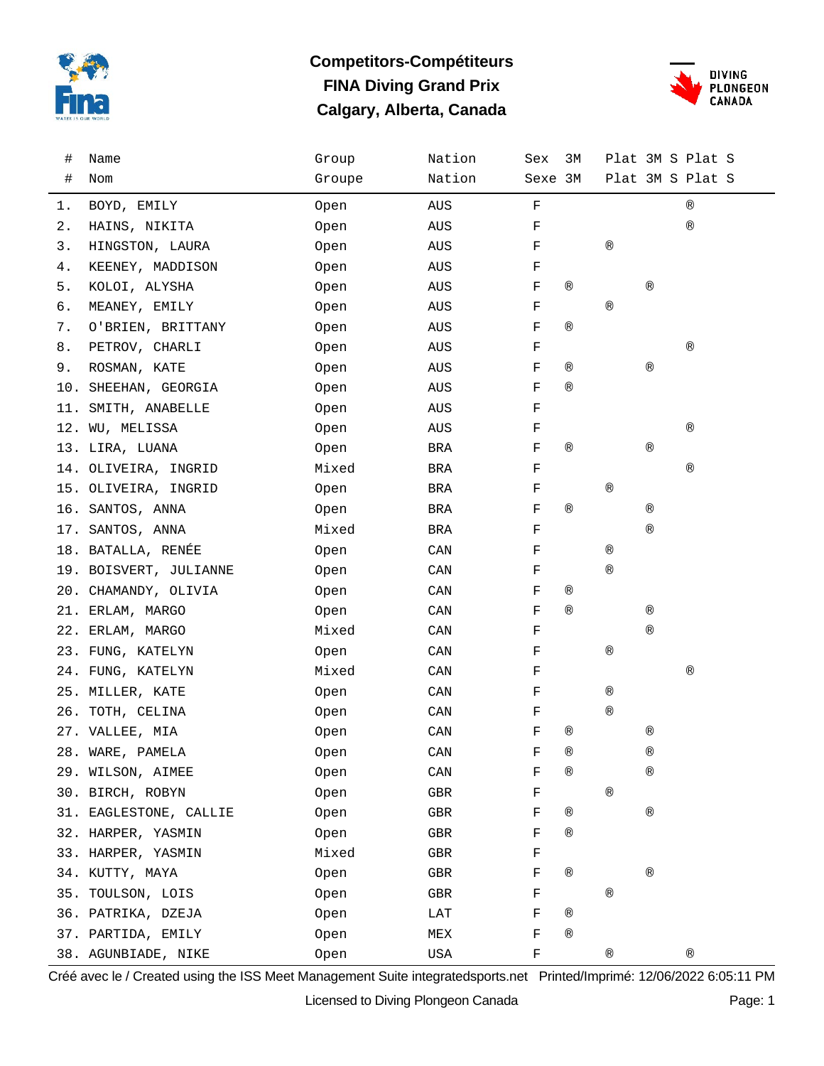# Competitors-Compétiteurs
## FINA Diving Grand Prix
## Calgary, Alberta, Canada

| # | Name / Nom | Group / Groupe | Nation | Sex / Sexe | 3M | Plat | 3M S | Plat S |
|---|---|---|---|---|---|---|---|---|
| 1. | BOYD, EMILY | Open | AUS | F | | | | ® |
| 2. | HAINS, NIKITA | Open | AUS | F | | | | ® |
| 3. | HINGSTON, LAURA | Open | AUS | F | | ® | | |
| 4. | KEENEY, MADDISON | Open | AUS | F | | | | |
| 5. | KOLOI, ALYSHA | Open | AUS | F | ® | | ® | |
| 6. | MEANEY, EMILY | Open | AUS | F | | ® | | |
| 7. | O'BRIEN, BRITTANY | Open | AUS | F | ® | | | |
| 8. | PETROV, CHARLI | Open | AUS | F | | | | ® |
| 9. | ROSMAN, KATE | Open | AUS | F | ® | | ® | |
| 10. | SHEEHAN, GEORGIA | Open | AUS | F | ® | | | |
| 11. | SMITH, ANABELLE | Open | AUS | F | | | | |
| 12. | WU, MELISSA | Open | AUS | F | | | | ® |
| 13. | LIRA, LUANA | Open | BRA | F | ® | | ® | |
| 14. | OLIVEIRA, INGRID | Mixed | BRA | F | | | | ® |
| 15. | OLIVEIRA, INGRID | Open | BRA | F | | ® | | |
| 16. | SANTOS, ANNA | Open | BRA | F | ® | | ® | |
| 17. | SANTOS, ANNA | Mixed | BRA | F | | | ® | |
| 18. | BATALLA, RENÉE | Open | CAN | F | | ® | | |
| 19. | BOISVERT, JULIANNE | Open | CAN | F | | ® | | |
| 20. | CHAMANDY, OLIVIA | Open | CAN | F | ® | | | |
| 21. | ERLAM, MARGO | Open | CAN | F | ® | | ® | |
| 22. | ERLAM, MARGO | Mixed | CAN | F | | | ® | |
| 23. | FUNG, KATELYN | Open | CAN | F | | ® | | |
| 24. | FUNG, KATELYN | Mixed | CAN | F | | | | ® |
| 25. | MILLER, KATE | Open | CAN | F | | ® | | |
| 26. | TOTH, CELINA | Open | CAN | F | | ® | | |
| 27. | VALLEE, MIA | Open | CAN | F | ® | | ® | |
| 28. | WARE, PAMELA | Open | CAN | F | ® | | ® | |
| 29. | WILSON, AIMEE | Open | CAN | F | ® | | ® | |
| 30. | BIRCH, ROBYN | Open | GBR | F | | ® | | |
| 31. | EAGLESTONE, CALLIE | Open | GBR | F | ® | | ® | |
| 32. | HARPER, YASMIN | Open | GBR | F | ® | | | |
| 33. | HARPER, YASMIN | Mixed | GBR | F | | | | |
| 34. | KUTTY, MAYA | Open | GBR | F | ® | | ® | |
| 35. | TOULSON, LOIS | Open | GBR | F | | ® | | |
| 36. | PATRIKA, DZEJA | Open | LAT | F | ® | | | |
| 37. | PARTIDA, EMILY | Open | MEX | F | ® | | | |
| 38. | AGUNBIADE, NIKE | Open | USA | F | | ® | | ® |

Créé avec le / Created using the ISS Meet Management Suite integratedsports.net Printed/Imprimé: 12/06/2022 6:05:11 PM

Licensed to Diving Plongeon Canada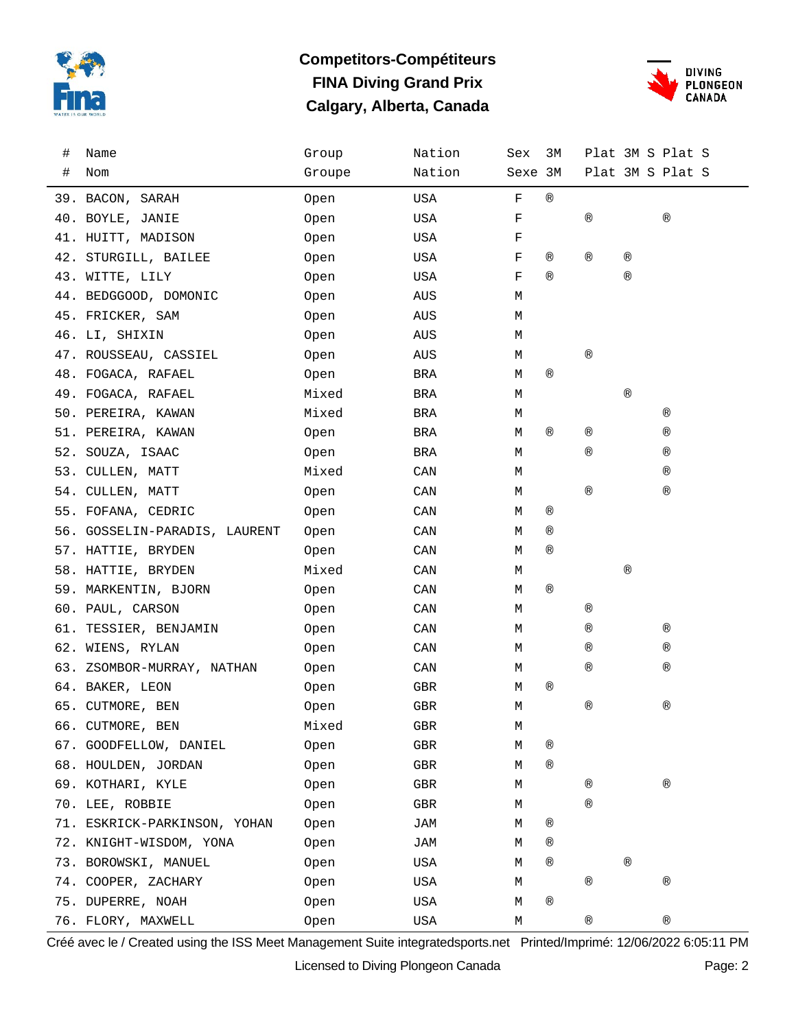# Competitors-Compétiteurs

## FINA Diving Grand Prix

## Calgary, Alberta, Canada

| # | Name | Group | Nation | Sex | 3M | Plat | 3M S | Plat S |
|---|---|---|---|---|---|---|---|---|
| # | Nom | Groupe | Nation | Sexe | 3M | Plat | 3M S | Plat S |
| 39. | BACON, SARAH | Open | USA | F | ® | | | |
| 40. | BOYLE, JANIE | Open | USA | F | | ® | | ® |
| 41. | HUITT, MADISON | Open | USA | F | | | | |
| 42. | STURGILL, BAILEE | Open | USA | F | ® | ® | ® | |
| 43. | WITTE, LILY | Open | USA | F | ® | | ® | |
| 44. | BEDGGOOD, DOMONIC | Open | AUS | M | | | | |
| 45. | FRICKER, SAM | Open | AUS | M | | | | |
| 46. | LI, SHIXIN | Open | AUS | M | | | | |
| 47. | ROUSSEAU, CASSIEL | Open | AUS | M | | ® | | |
| 48. | FOGACA, RAFAEL | Open | BRA | M | ® | | | |
| 49. | FOGACA, RAFAEL | Mixed | BRA | M | | | ® | |
| 50. | PEREIRA, KAWAN | Mixed | BRA | M | | | | ® |
| 51. | PEREIRA, KAWAN | Open | BRA | M | ® | ® | | ® |
| 52. | SOUZA, ISAAC | Open | BRA | M | | ® | | ® |
| 53. | CULLEN, MATT | Mixed | CAN | M | | | | ® |
| 54. | CULLEN, MATT | Open | CAN | M | | ® | | ® |
| 55. | FOFANA, CEDRIC | Open | CAN | M | ® | | | |
| 56. | GOSSELIN-PARADIS, LAURENT | Open | CAN | M | ® | | | |
| 57. | HATTIE, BRYDEN | Open | CAN | M | ® | | | |
| 58. | HATTIE, BRYDEN | Mixed | CAN | M | | | ® | |
| 59. | MARKENTIN, BJORN | Open | CAN | M | ® | | | |
| 60. | PAUL, CARSON | Open | CAN | M | | ® | | |
| 61. | TESSIER, BENJAMIN | Open | CAN | M | | ® | | ® |
| 62. | WIENS, RYLAN | Open | CAN | M | | ® | | ® |
| 63. | ZSOMBOR-MURRAY, NATHAN | Open | CAN | M | | ® | | ® |
| 64. | BAKER, LEON | Open | GBR | M | ® | | | |
| 65. | CUTMORE, BEN | Open | GBR | M | | ® | | ® |
| 66. | CUTMORE, BEN | Mixed | GBR | M | | | | |
| 67. | GOODFELLOW, DANIEL | Open | GBR | M | ® | | | |
| 68. | HOULDEN, JORDAN | Open | GBR | M | ® | | | |
| 69. | KOTHARI, KYLE | Open | GBR | M | | ® | | ® |
| 70. | LEE, ROBBIE | Open | GBR | M | | ® | | |
| 71. | ESKRICK-PARKINSON, YOHAN | Open | JAM | M | ® | | | |
| 72. | KNIGHT-WISDOM, YONA | Open | JAM | M | ® | | | |
| 73. | BOROWSKI, MANUEL | Open | USA | M | ® | | ® | |
| 74. | COOPER, ZACHARY | Open | USA | M | | ® | | ® |
| 75. | DUPERRE, NOAH | Open | USA | M | ® | | | |
| 76. | FLORY, MAXWELL | Open | USA | M | | ® | | ® |

Créé avec le / Created using the ISS Meet Management Suite integratedsports.net Printed/Imprimé: 12/06/2022 6:05:11 PM

Licensed to Diving Plongeon Canada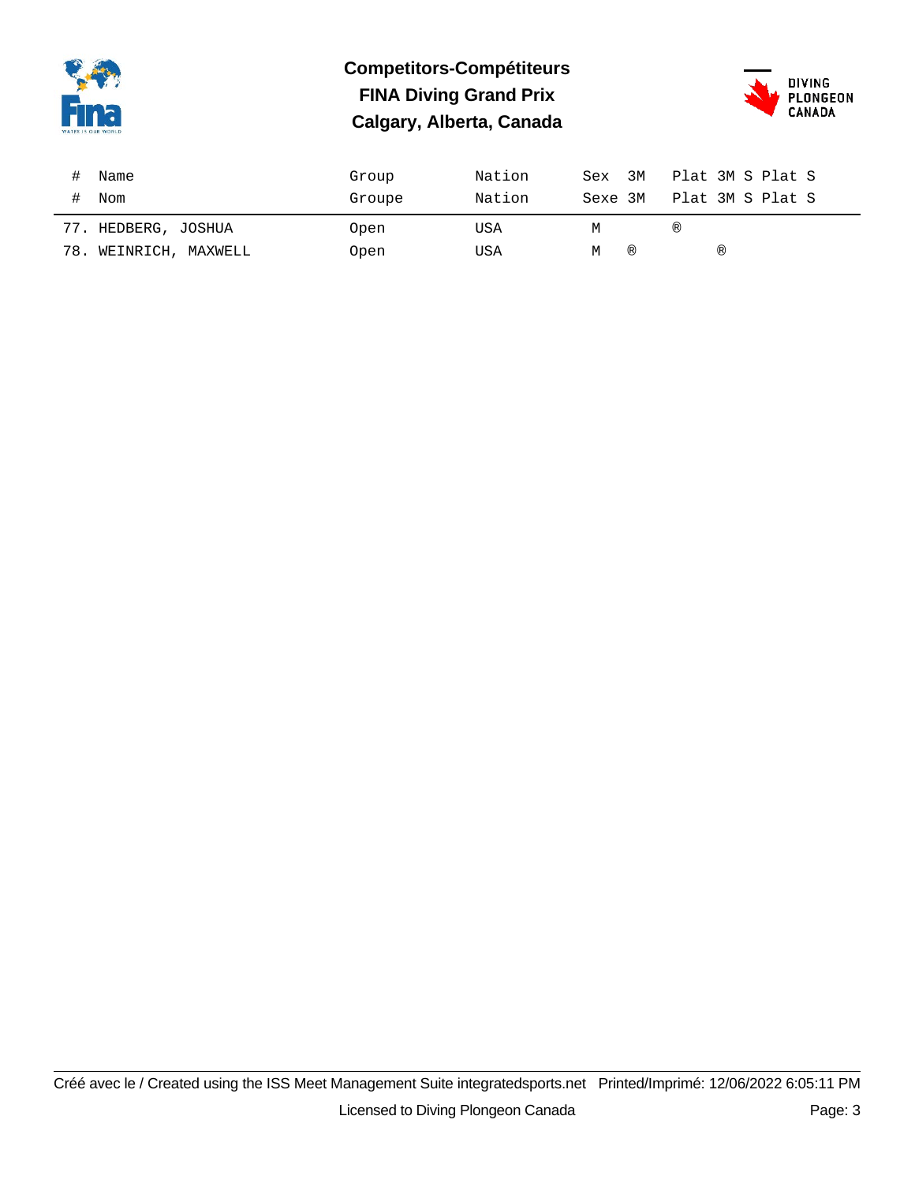# Competitors-Compétiteurs
## FINA Diving Grand Prix
## Calgary, Alberta, Canada

| # | Name | Group | Nation | Sex | 3M | Plat | 3M S | Plat S |
|---|---|---|---|---|---|---|---|---|
| # | Nom | Groupe | Nation | Sexe | 3M | Plat | 3M S | Plat S |
| 77. | HEDBERG, JOSHUA | Open | USA | M | | ® | | |
| 78. | WEINRICH, MAXWELL | Open | USA | M | ® | | ® | |

Créé avec le / Created using the ISS Meet Management Suite integratedsports.net Printed/Imprimé: 12/06/2022 6:05:11 PM

Licensed to Diving Plongeon Canada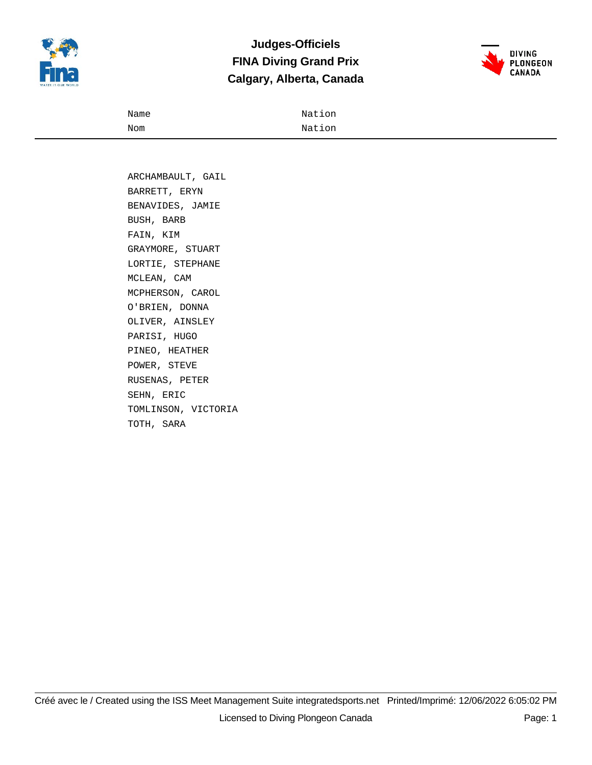# Judges-Officiels
## FINA Diving Grand Prix
## Calgary, Alberta, Canada

| Name<br>Nom | Nation<br>Nation |
|---|---|
| ARCHAMBAULT, GAIL | |
| BARRETT, ERYN | |
| BENAVIDES, JAMIE | |
| BUSH, BARB | |
| FAIN, KIM | |
| GRAYMORE, STUART | |
| LORTIE, STEPHANE | |
| MCLEAN, CAM | |
| MCPHERSON, CAROL | |
| O'BRIEN, DONNA | |
| OLIVER, AINSLEY | |
| PARISI, HUGO | |
| PINEO, HEATHER | |
| POWER, STEVE | |
| RUSENAS, PETER | |
| SEHN, ERIC | |
| TOMLINSON, VICTORIA | |
| TOTH, SARA | |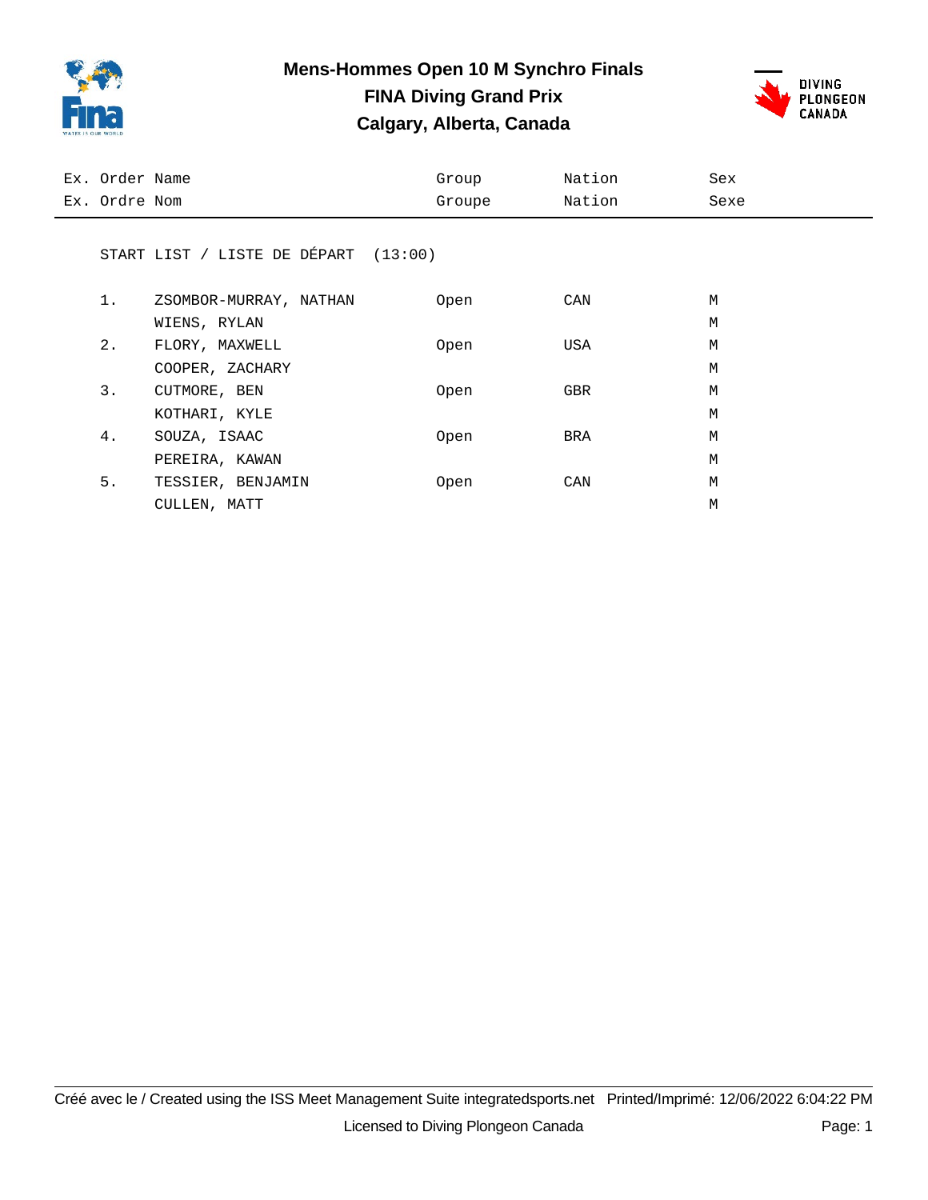# Mens-Hommes Open 10 M Synchro Finals

## FINA Diving Grand Prix

## Calgary, Alberta, Canada

START LIST / LISTE DE DÉPART (13:00)

| Ex. Order / Ex. Ordre | Name / Nom | Group / Groupe | Nation / Nation | Sex / Sexe |
|---|---|---|---|---|
| 1. | ZSOMBOR-MURRAY, NATHAN | Open | CAN | M |
| | WIENS, RYLAN | | | M |
| 2. | FLORY, MAXWELL | Open | USA | M |
| | COOPER, ZACHARY | | | M |
| 3. | CUTMORE, BEN | Open | GBR | M |
| | KOTHARI, KYLE | | | M |
| 4. | SOUZA, ISAAC | Open | BRA | M |
| | PEREIRA, KAWAN | | | M |
| 5. | TESSIER, BENJAMIN | Open | CAN | M |
| | CULLEN, MATT | | | M |

Créé avec le / Created using the ISS Meet Management Suite integratedsports.net Printed/Imprimé: 12/06/2022 6:04:22 PM

Licensed to Diving Plongeon Canada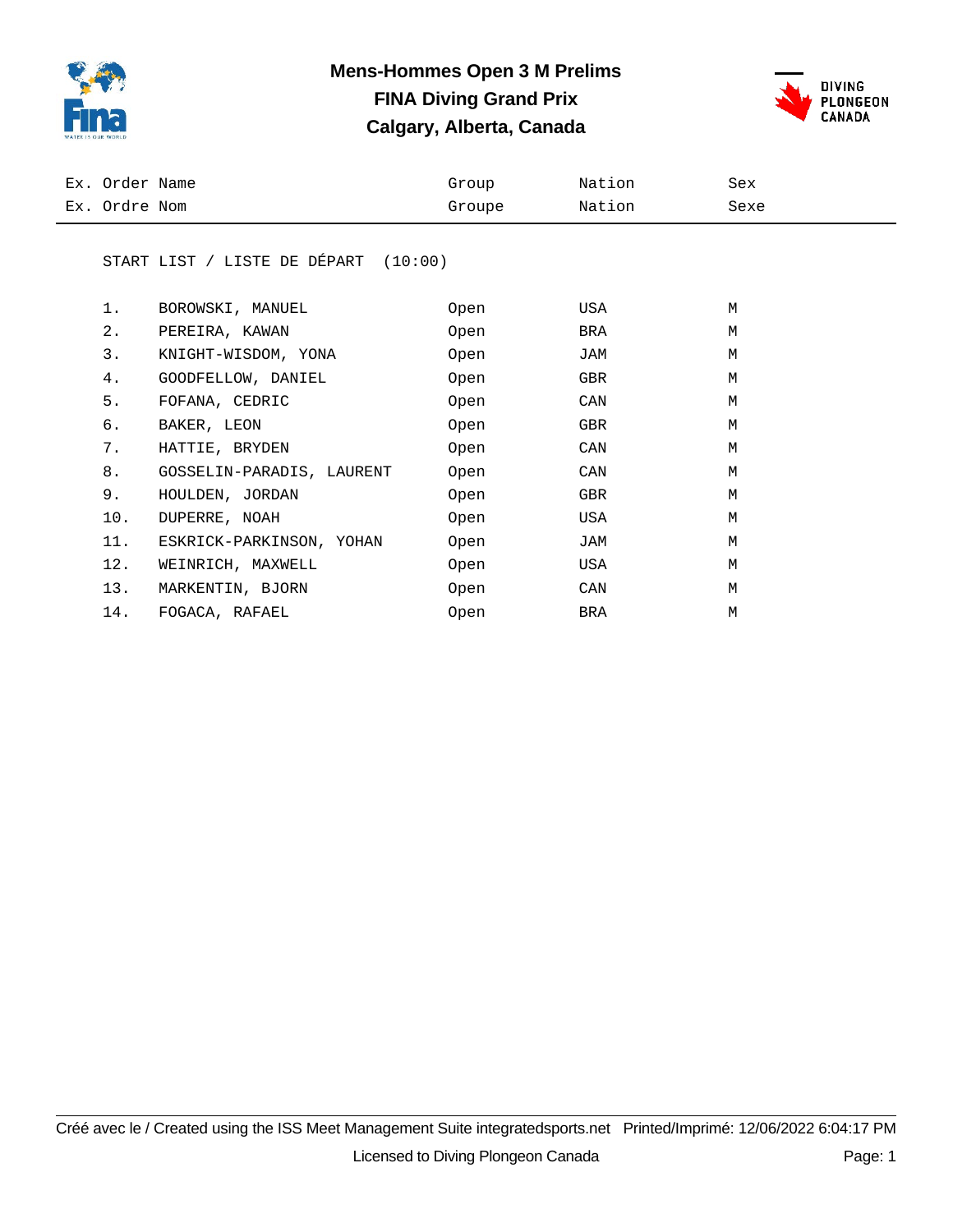# Mens-Hommes Open 3 M Prelims

## FINA Diving Grand Prix

## Calgary, Alberta, Canada

START LIST / LISTE DE DÉPART (10:00)

| Ex. Order / Ex. Ordre | Name / Nom | Group / Groupe | Nation / Nation | Sex / Sexe |
|---|---|---|---|---|
| 1. | BOROWSKI, MANUEL | Open | USA | M |
| 2. | PEREIRA, KAWAN | Open | BRA | M |
| 3. | KNIGHT-WISDOM, YONA | Open | JAM | M |
| 4. | GOODFELLOW, DANIEL | Open | GBR | M |
| 5. | FOFANA, CEDRIC | Open | CAN | M |
| 6. | BAKER, LEON | Open | GBR | M |
| 7. | HATTIE, BRYDEN | Open | CAN | M |
| 8. | GOSSELIN-PARADIS, LAURENT | Open | CAN | M |
| 9. | HOULDEN, JORDAN | Open | GBR | M |
| 10. | DUPERRE, NOAH | Open | USA | M |
| 11. | ESKRICK-PARKINSON, YOHAN | Open | JAM | M |
| 12. | WEINRICH, MAXWELL | Open | USA | M |
| 13. | MARKENTIN, BJORN | Open | CAN | M |
| 14. | FOGACA, RAFAEL | Open | BRA | M |

Créé avec le / Created using the ISS Meet Management Suite integratedsports.net Printed/Imprimé: 12/06/2022 6:04:17 PM

Licensed to Diving Plongeon Canada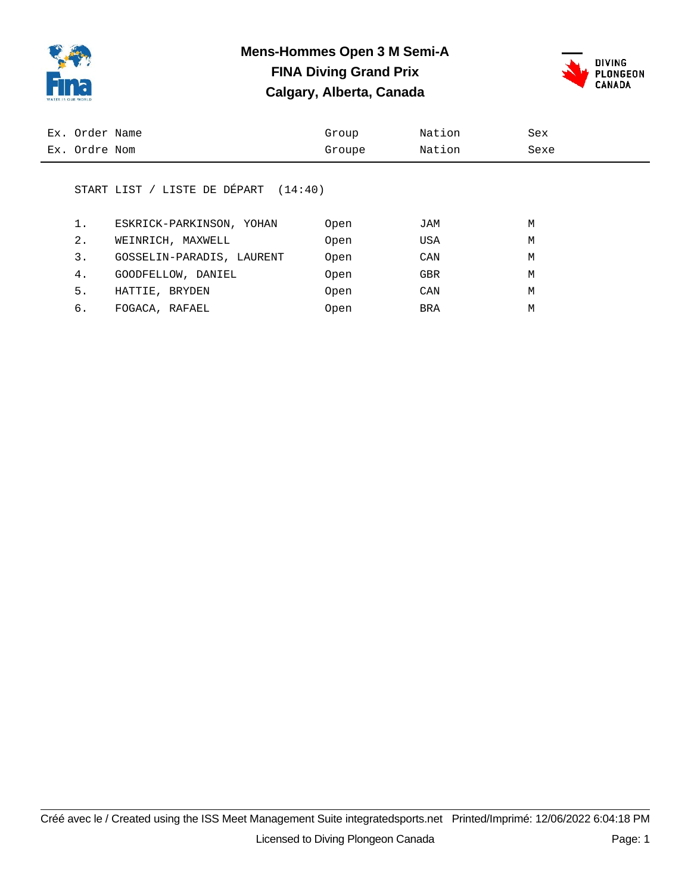# Mens-Hommes Open 3 M Semi-A
## FINA Diving Grand Prix
## Calgary, Alberta, Canada

START LIST / LISTE DE DÉPART (14:40)

| Ex. Order<br>Ex. Ordre | Name<br>Nom | Group<br>Groupe | Nation<br>Nation | Sex<br>Sexe |
|---|---|---|---|---|
| 1. | ESKRICK-PARKINSON, YOHAN | Open | JAM | M |
| 2. | WEINRICH, MAXWELL | Open | USA | M |
| 3. | GOSSELIN-PARADIS, LAURENT | Open | CAN | M |
| 4. | GOODFELLOW, DANIEL | Open | GBR | M |
| 5. | HATTIE, BRYDEN | Open | CAN | M |
| 6. | FOGACA, RAFAEL | Open | BRA | M |

Créé avec le / Created using the ISS Meet Management Suite integratedsports.net Printed/Imprimé: 12/06/2022 6:04:18 PM

Licensed to Diving Plongeon Canada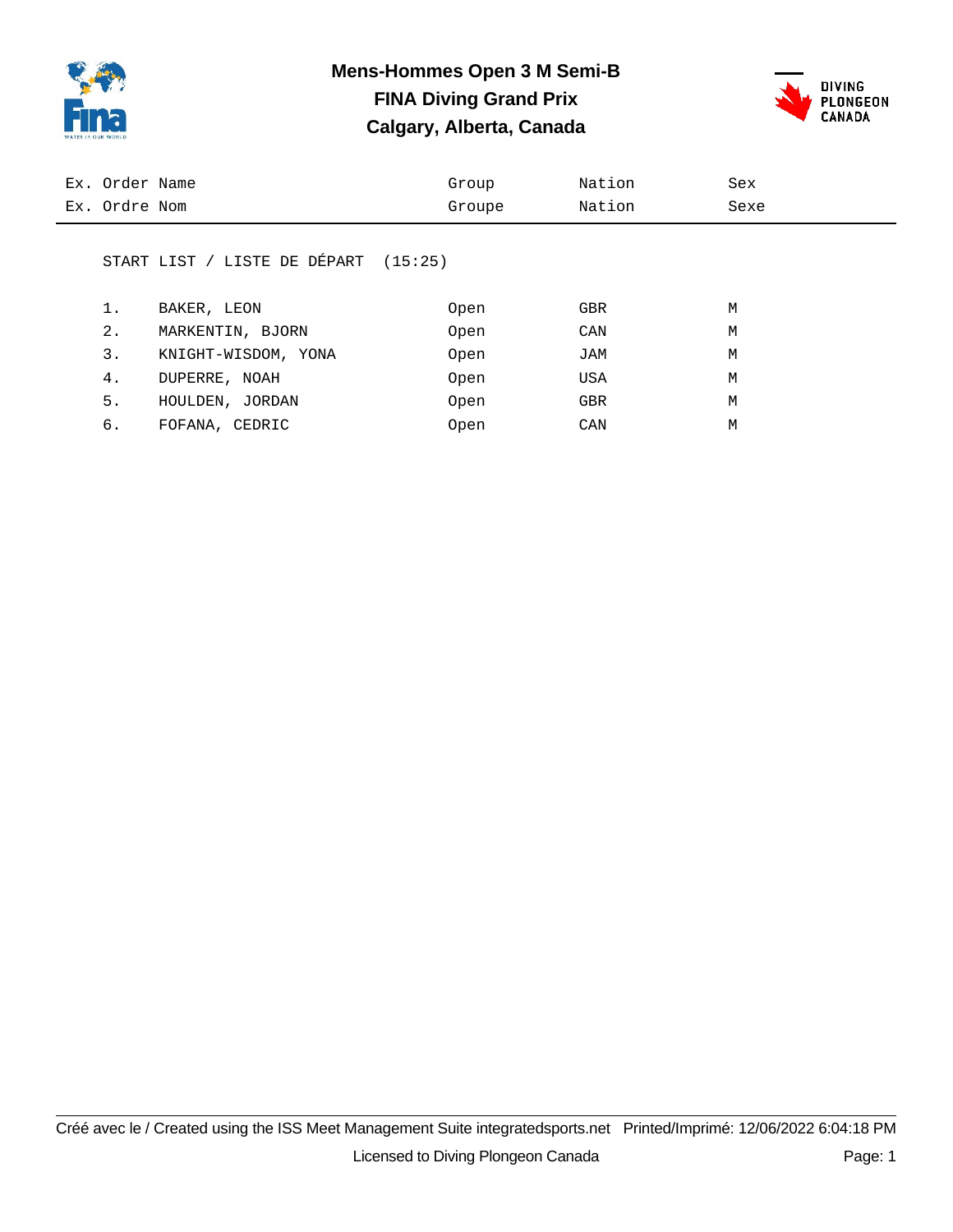# Mens-Hommes Open 3 M Semi-B

## FINA Diving Grand Prix

## Calgary, Alberta, Canada

START LIST / LISTE DE DÉPART (15:25)

| Ex. Order / Ex. Ordre | Name / Nom | Group / Groupe | Nation / Nation | Sex / Sexe |
|---|---|---|---|---|
| 1. | BAKER, LEON | Open | GBR | M |
| 2. | MARKENTIN, BJORN | Open | CAN | M |
| 3. | KNIGHT-WISDOM, YONA | Open | JAM | M |
| 4. | DUPERRE, NOAH | Open | USA | M |
| 5. | HOULDEN, JORDAN | Open | GBR | M |
| 6. | FOFANA, CEDRIC | Open | CAN | M |

Créé avec le / Created using the ISS Meet Management Suite integratedsports.net Printed/Imprimé: 12/06/2022 6:04:18 PM

Licensed to Diving Plongeon Canada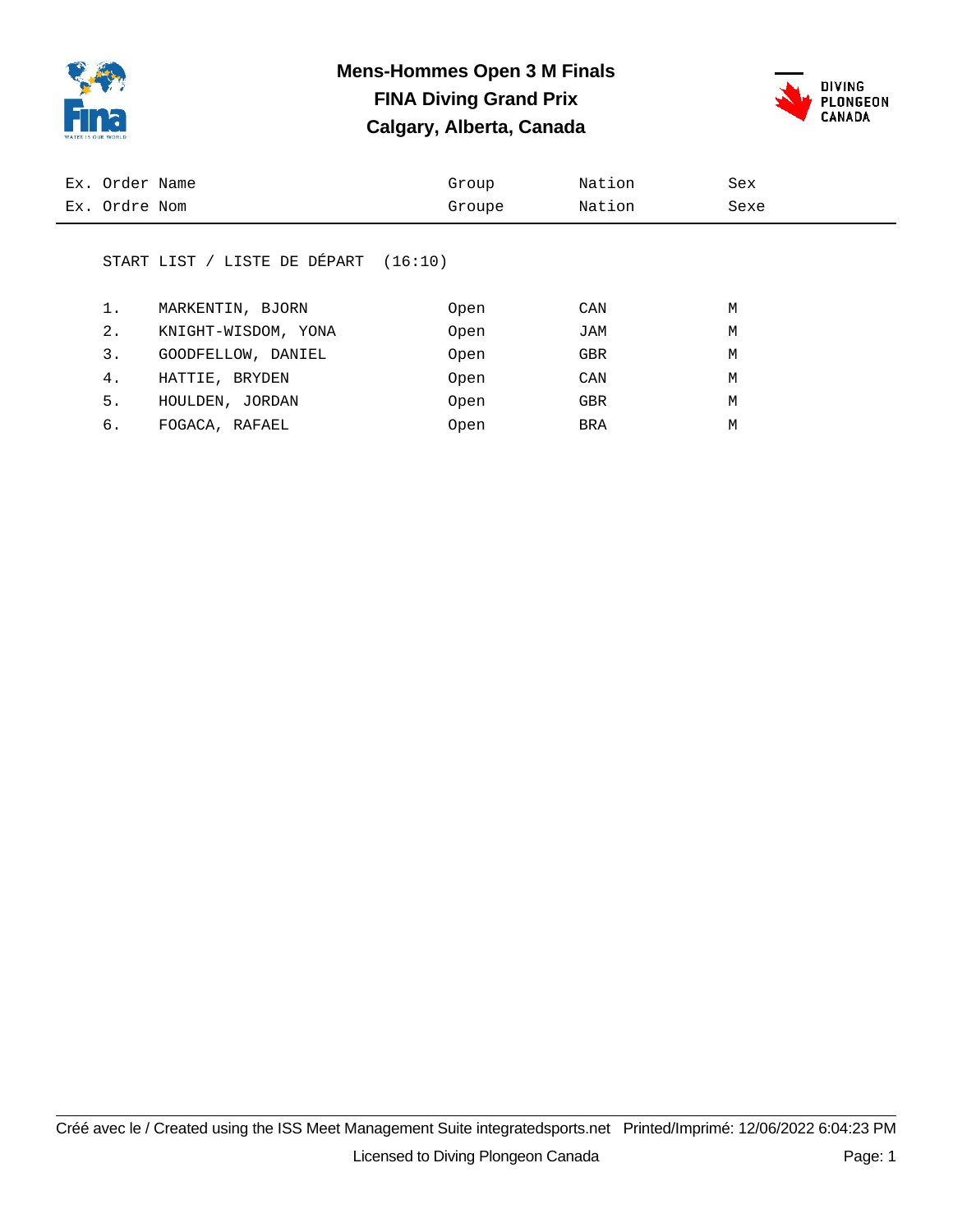# Mens-Hommes Open 3 M Finals

## FINA Diving Grand Prix

## Calgary, Alberta, Canada

START LIST / LISTE DE DÉPART (16:10)

| Ex. Order<br>Ex. Ordre | Name<br>Nom | Group<br>Groupe | Nation<br>Nation | Sex<br>Sexe |
|---|---|---|---|---|
| 1. | MARKENTIN, BJORN | Open | CAN | M |
| 2. | KNIGHT-WISDOM, YONA | Open | JAM | M |
| 3. | GOODFELLOW, DANIEL | Open | GBR | M |
| 4. | HATTIE, BRYDEN | Open | CAN | M |
| 5. | HOULDEN, JORDAN | Open | GBR | M |
| 6. | FOGACA, RAFAEL | Open | BRA | M |

Créé avec le / Created using the ISS Meet Management Suite integratedsports.net Printed/Imprimé: 12/06/2022 6:04:23 PM

Licensed to Diving Plongeon Canada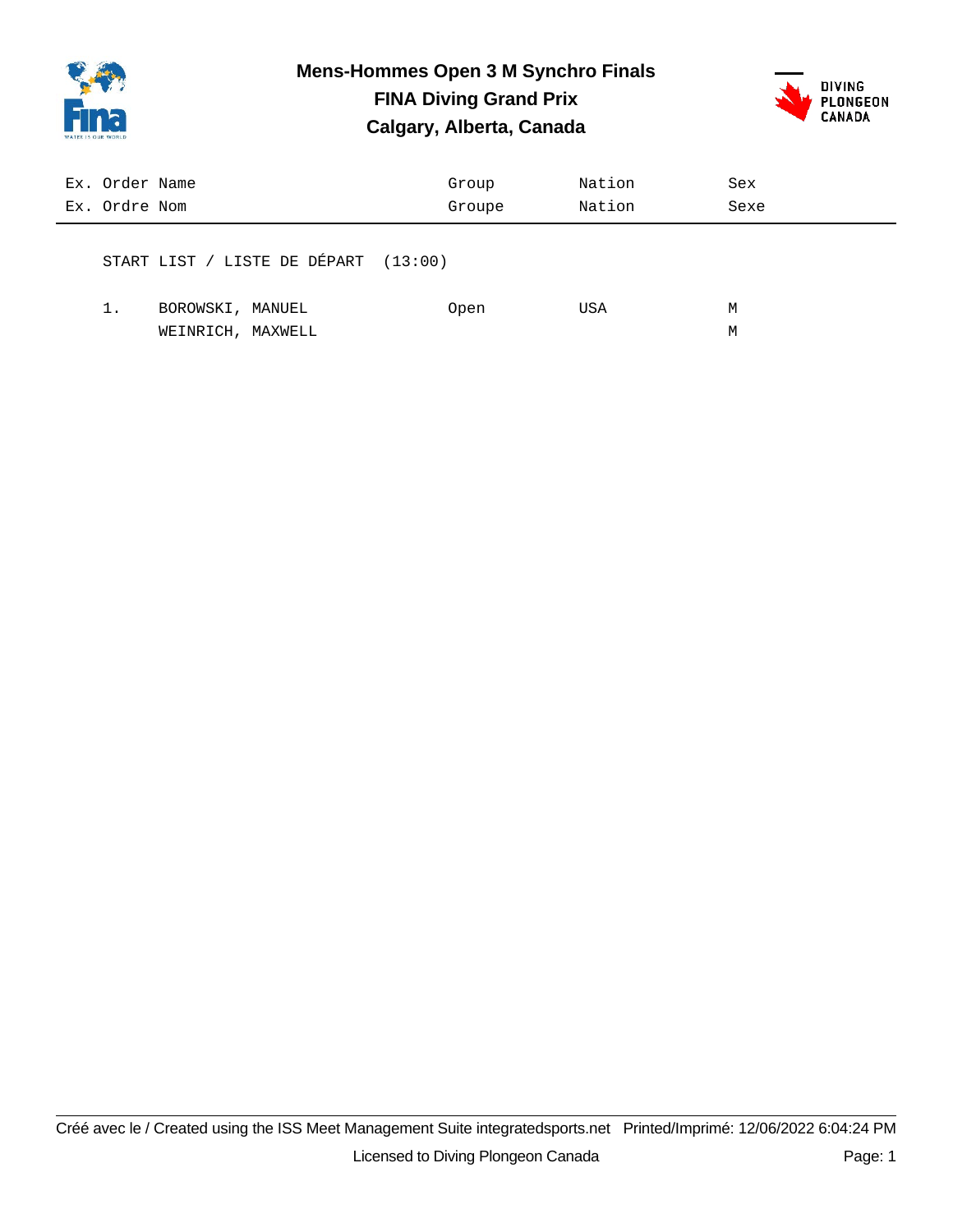# Mens-Hommes Open 3 M Synchro Finals

## FINA Diving Grand Prix

## Calgary, Alberta, Canada

| Ex. Order / Ex. Ordre | Name / Nom | Group / Groupe | Nation / Nation | Sex / Sexe |
|---|---|---|---|---|

START LIST / LISTE DE DÉPART (13:00)

| Ex. Order | Name | Group | Nation | Sex |
|---|---|---|---|---|
| 1. | BOROWSKI, MANUEL | Open | USA | M |
| | WEINRICH, MAXWELL | | | M |

Créé avec le / Created using the ISS Meet Management Suite integratedsports.net Printed/Imprimé: 12/06/2022 6:04:24 PM

Licensed to Diving Plongeon Canada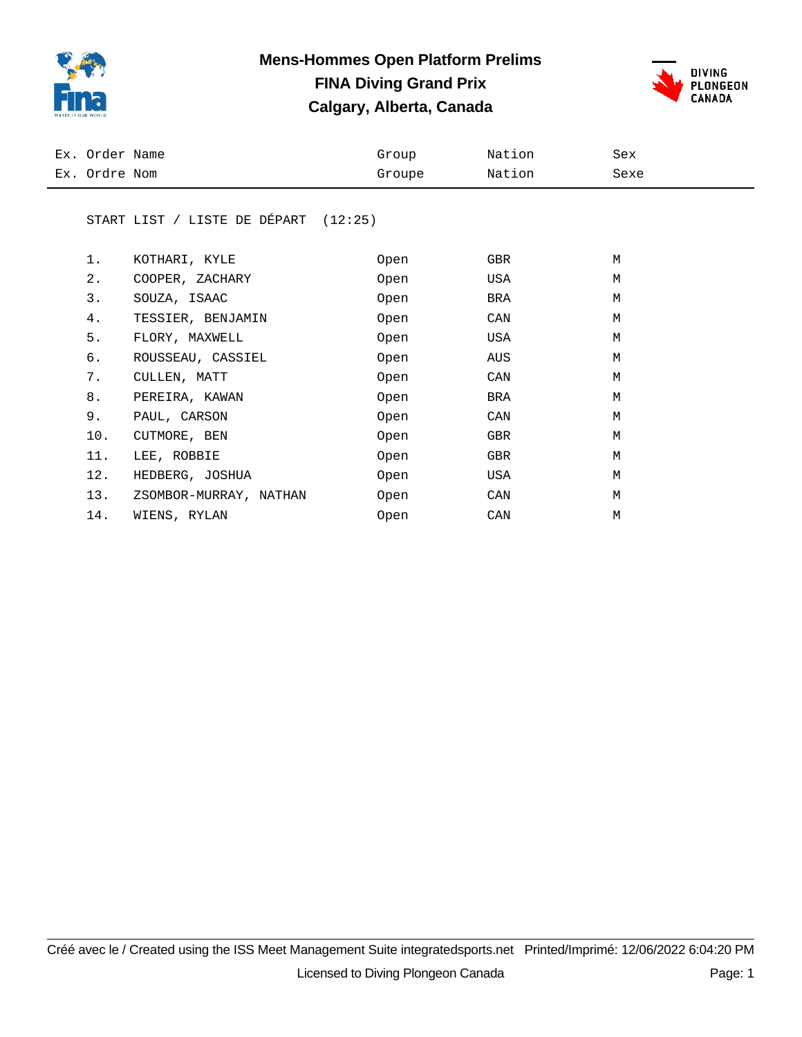# Mens-Hommes Open Platform Prelims

## FINA Diving Grand Prix

## Calgary, Alberta, Canada

DIVING PLONGEON CANADA

START LIST / LISTE DE DÉPART (12:25)

| Ex. Order / Ex. Ordre | Name / Nom | Group / Groupe | Nation / Nation | Sex / Sexe |
|---|---|---|---|---|
| 1. | KOTHARI, KYLE | Open | GBR | M |
| 2. | COOPER, ZACHARY | Open | USA | M |
| 3. | SOUZA, ISAAC | Open | BRA | M |
| 4. | TESSIER, BENJAMIN | Open | CAN | M |
| 5. | FLORY, MAXWELL | Open | USA | M |
| 6. | ROUSSEAU, CASSIEL | Open | AUS | M |
| 7. | CULLEN, MATT | Open | CAN | M |
| 8. | PEREIRA, KAWAN | Open | BRA | M |
| 9. | PAUL, CARSON | Open | CAN | M |
| 10. | CUTMORE, BEN | Open | GBR | M |
| 11. | LEE, ROBBIE | Open | GBR | M |
| 12. | HEDBERG, JOSHUA | Open | USA | M |
| 13. | ZSOMBOR-MURRAY, NATHAN | Open | CAN | M |
| 14. | WIENS, RYLAN | Open | CAN | M |

Créé avec le / Created using the ISS Meet Management Suite integratedsports.net Printed/Imprimé: 12/06/2022 6:04:20 PM

Licensed to Diving Plongeon Canada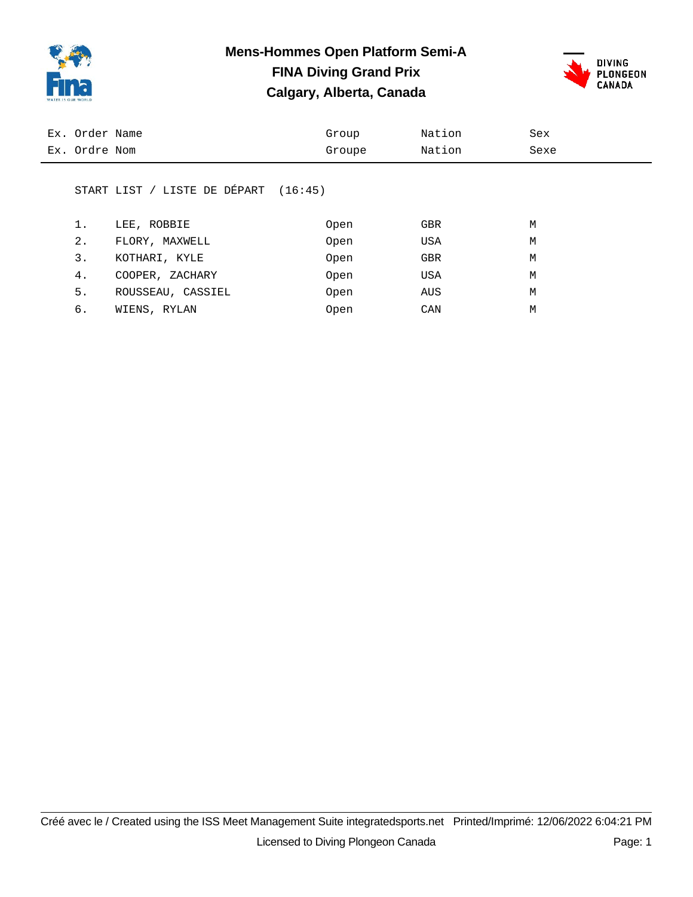# Mens-Hommes Open Platform Semi-A

## FINA Diving Grand Prix

## Calgary, Alberta, Canada

START LIST / LISTE DE DÉPART (16:45)

| Ex. Order<br>Ex. Ordre | Name<br>Nom | Group<br>Groupe | Nation<br>Nation | Sex<br>Sexe |
|---|---|---|---|---|
| 1. | LEE, ROBBIE | Open | GBR | M |
| 2. | FLORY, MAXWELL | Open | USA | M |
| 3. | KOTHARI, KYLE | Open | GBR | M |
| 4. | COOPER, ZACHARY | Open | USA | M |
| 5. | ROUSSEAU, CASSIEL | Open | AUS | M |
| 6. | WIENS, RYLAN | Open | CAN | M |

Créé avec le / Created using the ISS Meet Management Suite integratedsports.net Printed/Imprimé: 12/06/2022 6:04:21 PM

Licensed to Diving Plongeon Canada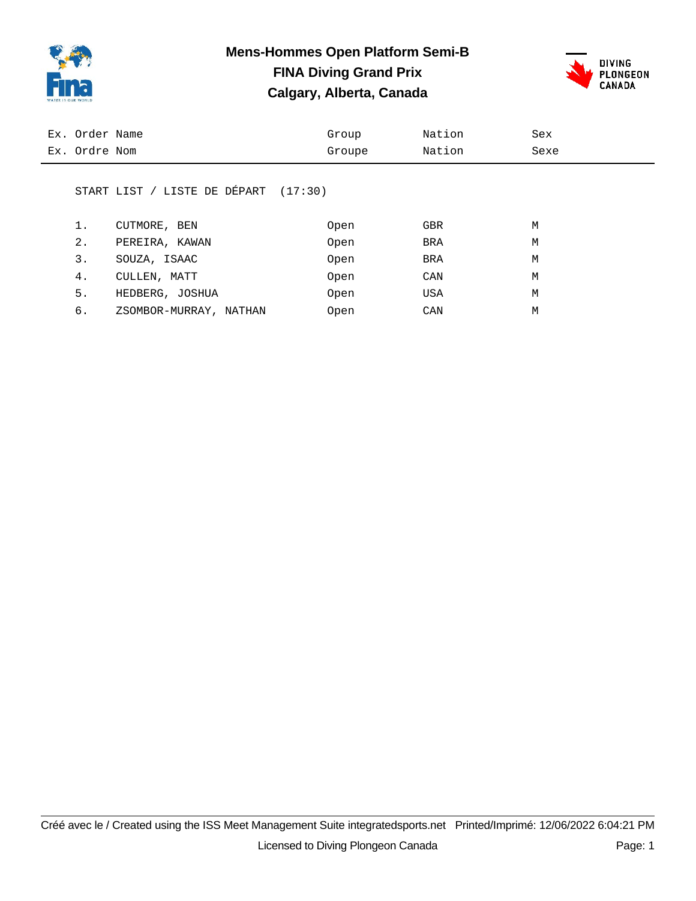# Mens-Hommes Open Platform Semi-B

## FINA Diving Grand Prix

## Calgary, Alberta, Canada

START LIST / LISTE DE DÉPART (17:30)

| Ex. Order<br>Ex. Ordre | Name<br>Nom | Group<br>Groupe | Nation<br>Nation | Sex<br>Sexe |
|---|---|---|---|---|
| 1. | CUTMORE, BEN | Open | GBR | M |
| 2. | PEREIRA, KAWAN | Open | BRA | M |
| 3. | SOUZA, ISAAC | Open | BRA | M |
| 4. | CULLEN, MATT | Open | CAN | M |
| 5. | HEDBERG, JOSHUA | Open | USA | M |
| 6. | ZSOMBOR-MURRAY, NATHAN | Open | CAN | M |

Créé avec le / Created using the ISS Meet Management Suite integratedsports.net Printed/Imprimé: 12/06/2022 6:04:21 PM

Licensed to Diving Plongeon Canada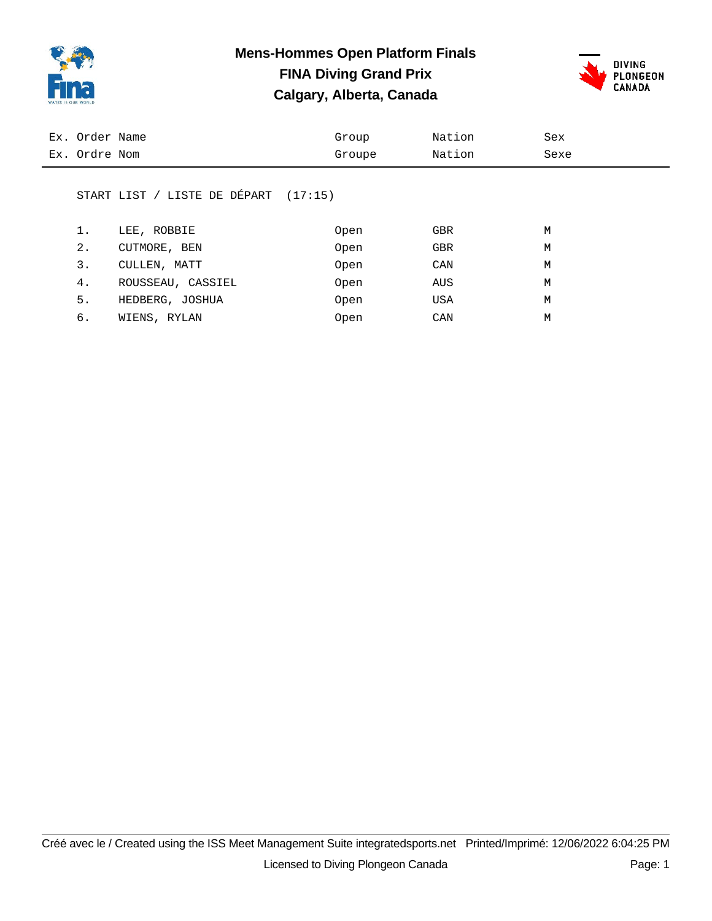# Mens-Hommes Open Platform Finals
## FINA Diving Grand Prix
## Calgary, Alberta, Canada

START LIST / LISTE DE DÉPART (17:15)

| Ex. Order<br>Ex. Ordre | Name<br>Nom | Group<br>Groupe | Nation<br>Nation | Sex<br>Sexe |
|---|---|---|---|---|
| 1. | LEE, ROBBIE | Open | GBR | M |
| 2. | CUTMORE, BEN | Open | GBR | M |
| 3. | CULLEN, MATT | Open | CAN | M |
| 4. | ROUSSEAU, CASSIEL | Open | AUS | M |
| 5. | HEDBERG, JOSHUA | Open | USA | M |
| 6. | WIENS, RYLAN | Open | CAN | M |

Créé avec le / Created using the ISS Meet Management Suite integratedsports.net Printed/Imprimé: 12/06/2022 6:04:25 PM

Licensed to Diving Plongeon Canada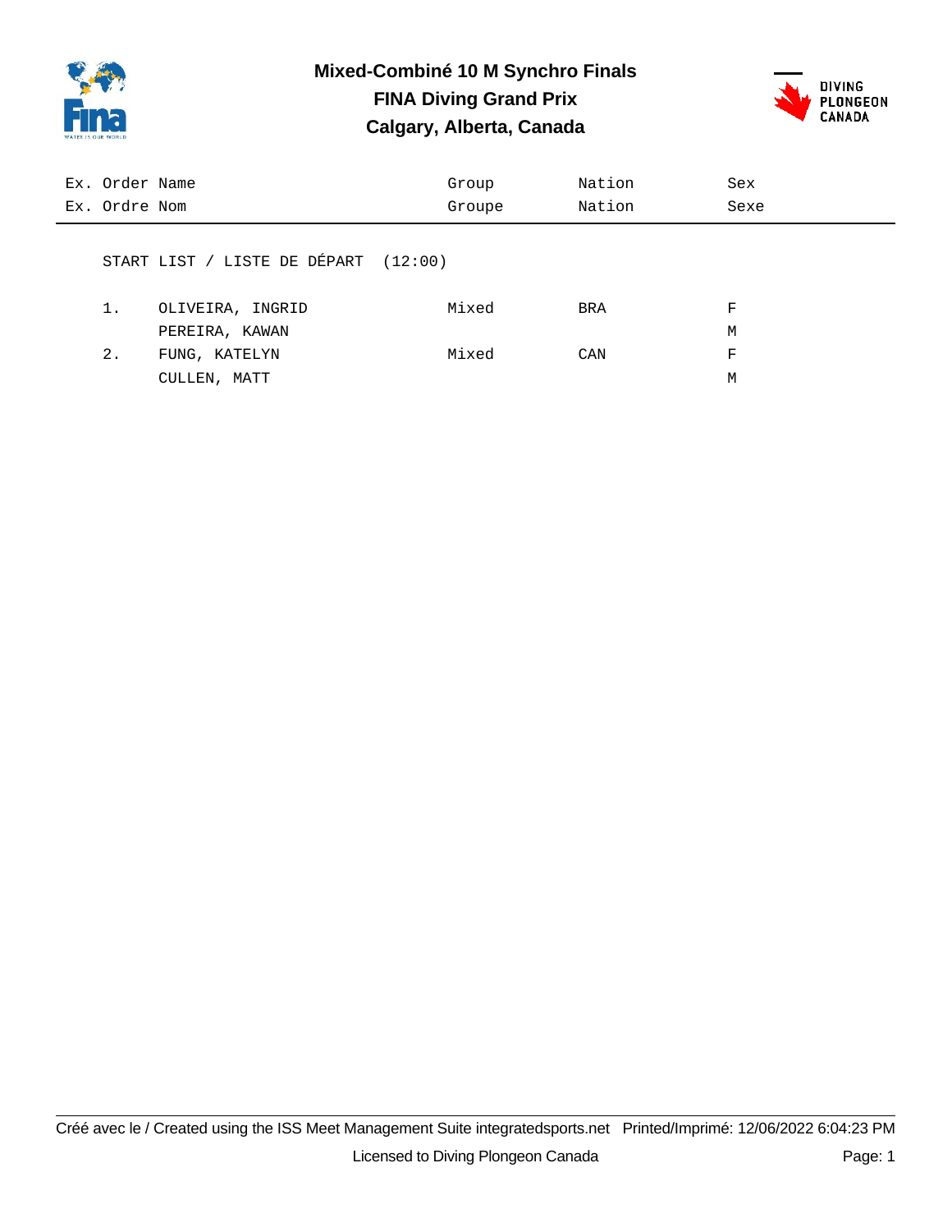# Mixed-Combiné 10 M Synchro Finals

## FINA Diving Grand Prix

## Calgary, Alberta, Canada

| Ex. Order / Ex. Ordre | Name / Nom | Group / Groupe | Nation / Nation | Sex / Sexe |
|---|---|---|---|---|

START LIST / LISTE DE DÉPART (12:00)

| Order | Name | Group | Nation | Sex |
|---|---|---|---|---|
| 1. | OLIVEIRA, INGRID | Mixed | BRA | F |
| | PEREIRA, KAWAN | | | M |
| 2. | FUNG, KATELYN | Mixed | CAN | F |
| | CULLEN, MATT | | | M |

Créé avec le / Created using the ISS Meet Management Suite integratedsports.net Printed/Imprimé: 12/06/2022 6:04:23 PM

Licensed to Diving Plongeon Canada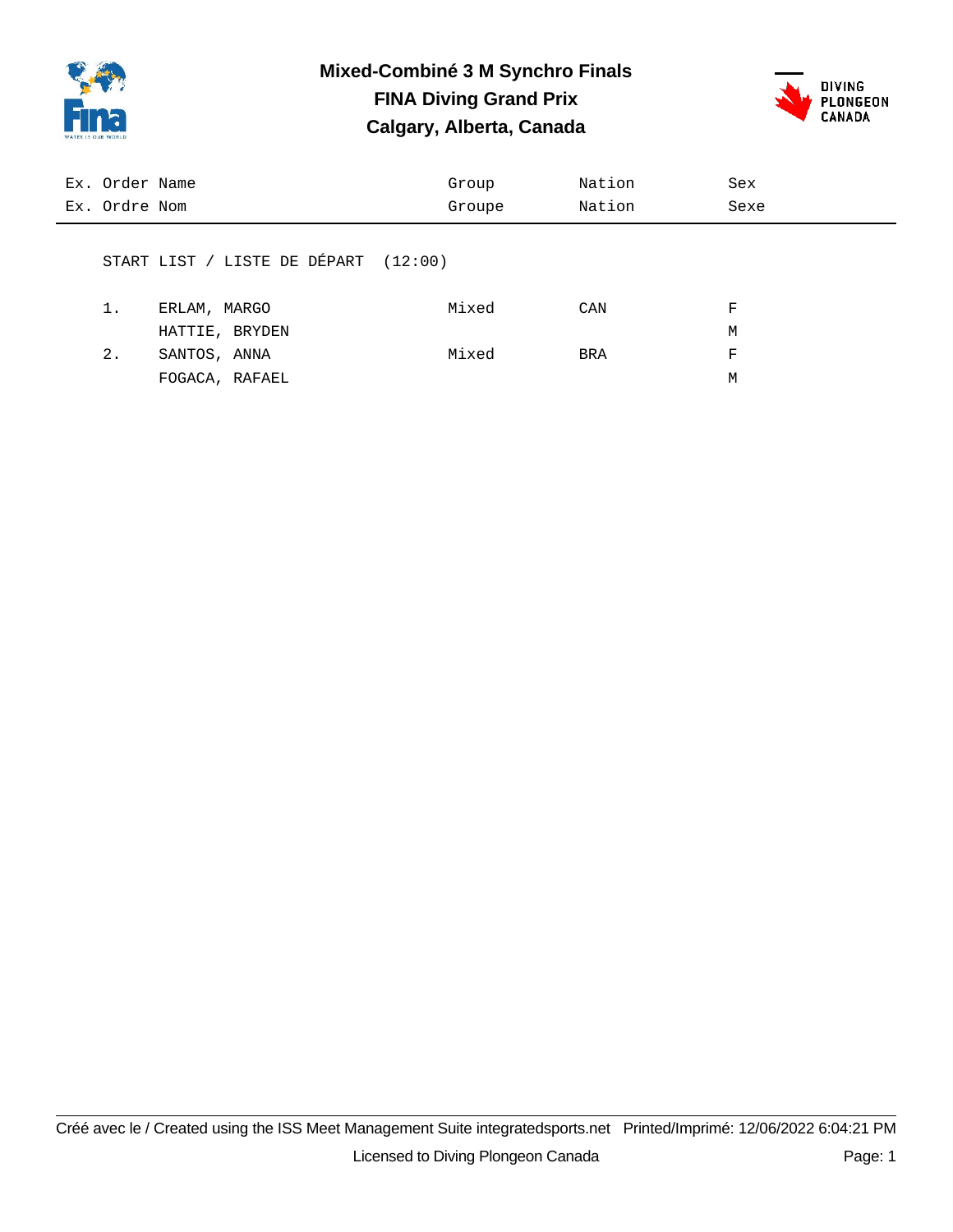# Mixed-Combiné 3 M Synchro Finals

## FINA Diving Grand Prix

## Calgary, Alberta, Canada

| Ex. Order / Ex. Ordre | Name / Nom | Group / Groupe | Nation / Nation | Sex / Sexe |
|---|---|---|---|---|

START LIST / LISTE DE DÉPART (12:00)

| Ex. Order | Name | Group | Nation | Sex |
|---|---|---|---|---|
| 1. | ERLAM, MARGO | Mixed | CAN | F |
| | HATTIE, BRYDEN | | | M |
| 2. | SANTOS, ANNA | Mixed | BRA | F |
| | FOGACA, RAFAEL | | | M |

Créé avec le / Created using the ISS Meet Management Suite integratedsports.net Printed/Imprimé: 12/06/2022 6:04:21 PM

Licensed to Diving Plongeon Canada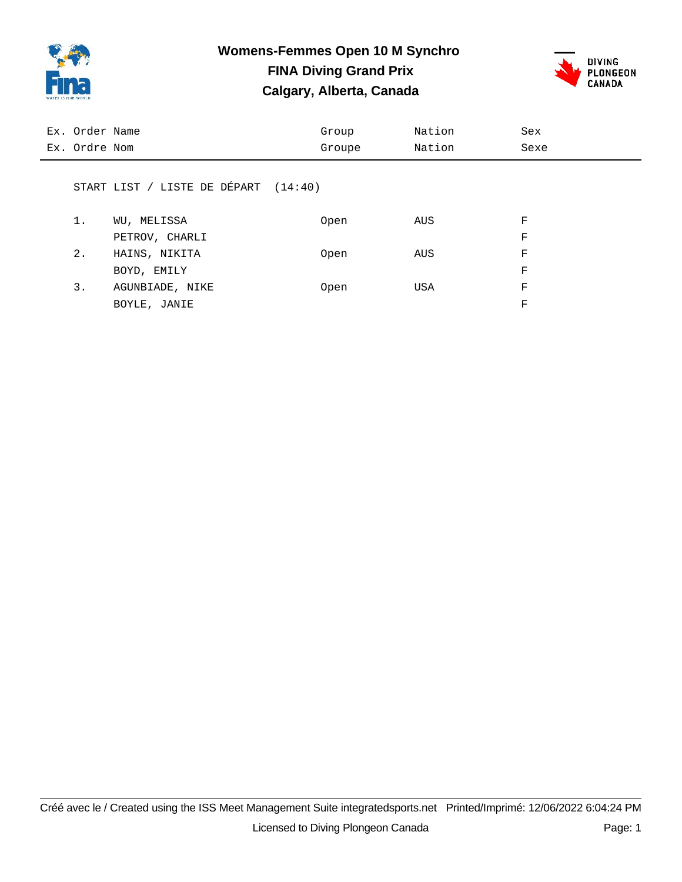# Womens-Femmes Open 10 M Synchro
## FINA Diving Grand Prix
## Calgary, Alberta, Canada

| Ex. Order / Ex. Ordre | Name / Nom | Group / Groupe | Nation / Nation | Sex / Sexe |
|---|---|---|---|---|

START LIST / LISTE DE DÉPART (14:40)

| Ex. Order | Name | Group | Nation | Sex |
|---|---|---|---|---|
| 1. | WU, MELISSA | Open | AUS | F |
| | PETROV, CHARLI | | | F |
| 2. | HAINS, NIKITA | Open | AUS | F |
| | BOYD, EMILY | | | F |
| 3. | AGUNBIADE, NIKE | Open | USA | F |
| | BOYLE, JANIE | | | F |

Créé avec le / Created using the ISS Meet Management Suite integratedsports.net Printed/Imprimé: 12/06/2022 6:04:24 PM

Licensed to Diving Plongeon Canada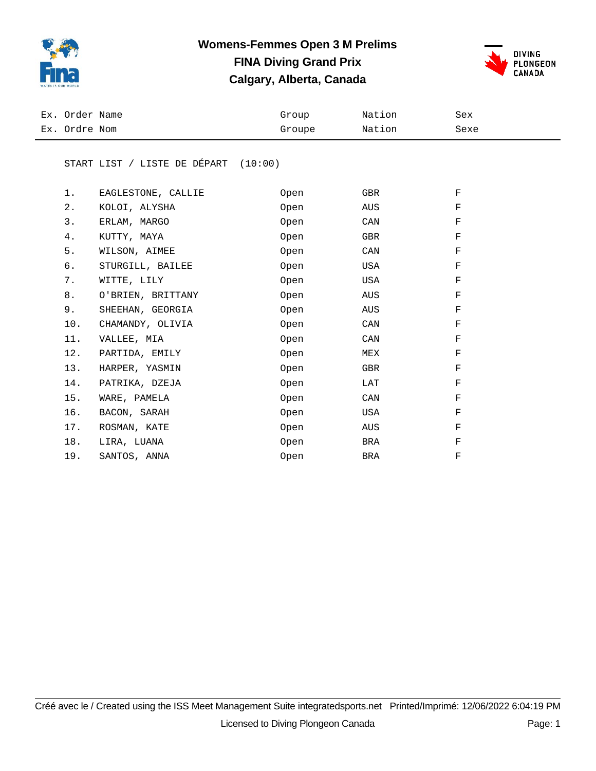# Womens-Femmes Open 3 M Prelims
## FINA Diving Grand Prix
## Calgary, Alberta, Canada

START LIST / LISTE DE DÉPART (10:00)

| Ex. Order / Ex. Ordre | Name / Nom | Group / Groupe | Nation / Nation | Sex / Sexe |
|---|---|---|---|---|
| 1. | EAGLESTONE, CALLIE | Open | GBR | F |
| 2. | KOLOI, ALYSHA | Open | AUS | F |
| 3. | ERLAM, MARGO | Open | CAN | F |
| 4. | KUTTY, MAYA | Open | GBR | F |
| 5. | WILSON, AIMEE | Open | CAN | F |
| 6. | STURGILL, BAILEE | Open | USA | F |
| 7. | WITTE, LILY | Open | USA | F |
| 8. | O'BRIEN, BRITTANY | Open | AUS | F |
| 9. | SHEEHAN, GEORGIA | Open | AUS | F |
| 10. | CHAMANDY, OLIVIA | Open | CAN | F |
| 11. | VALLEE, MIA | Open | CAN | F |
| 12. | PARTIDA, EMILY | Open | MEX | F |
| 13. | HARPER, YASMIN | Open | GBR | F |
| 14. | PATRIKA, DZEJA | Open | LAT | F |
| 15. | WARE, PAMELA | Open | CAN | F |
| 16. | BACON, SARAH | Open | USA | F |
| 17. | ROSMAN, KATE | Open | AUS | F |
| 18. | LIRA, LUANA | Open | BRA | F |
| 19. | SANTOS, ANNA | Open | BRA | F |

Créé avec le / Created using the ISS Meet Management Suite integratedsports.net Printed/Imprimé: 12/06/2022 6:04:19 PM

Licensed to Diving Plongeon Canada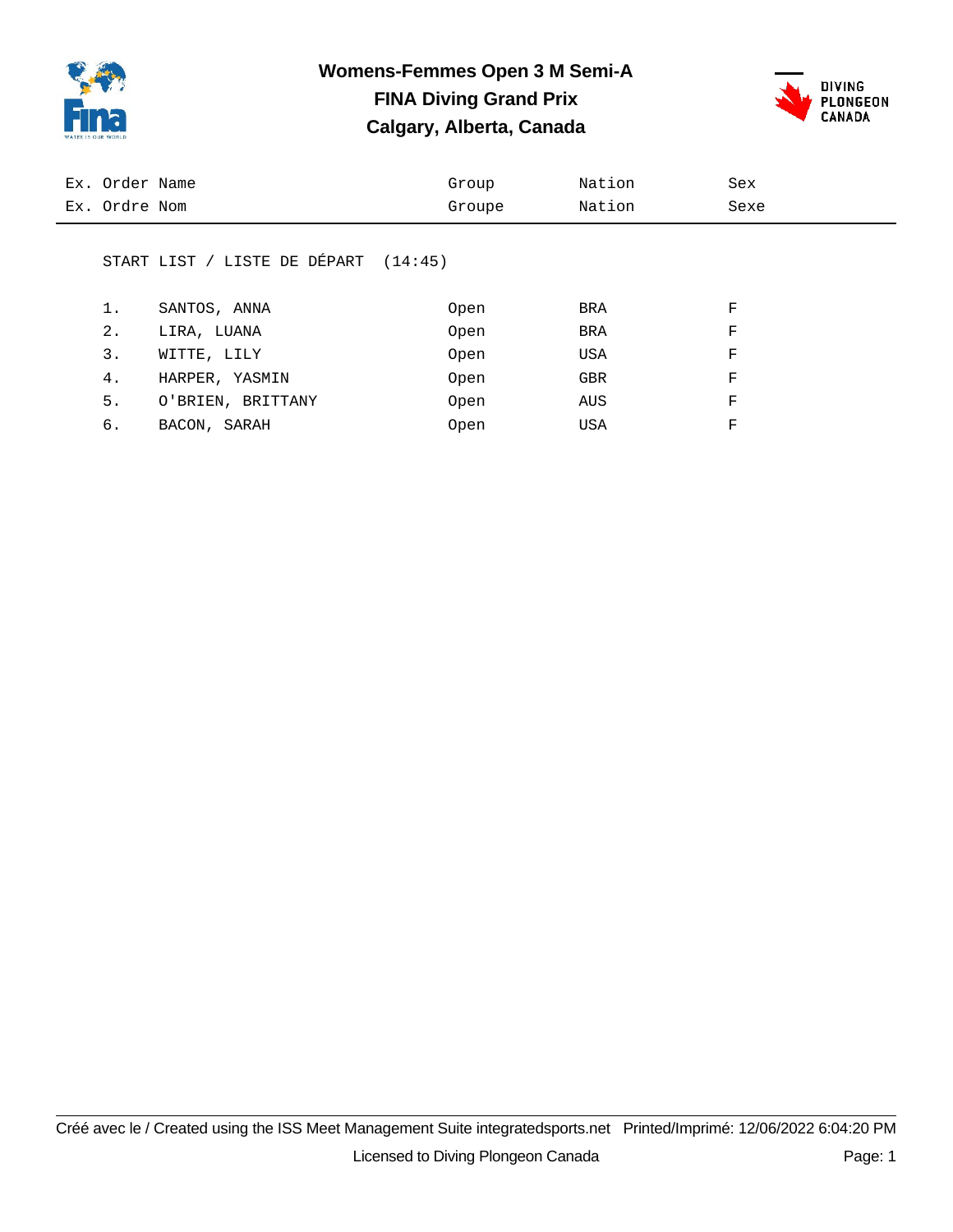# Womens-Femmes Open 3 M Semi-A
## FINA Diving Grand Prix
## Calgary, Alberta, Canada

START LIST / LISTE DE DÉPART (14:45)

| Ex. Order<br>Ex. Ordre | Name<br>Nom | Group<br>Groupe | Nation<br>Nation | Sex<br>Sexe |
|---|---|---|---|---|
| 1. | SANTOS, ANNA | Open | BRA | F |
| 2. | LIRA, LUANA | Open | BRA | F |
| 3. | WITTE, LILY | Open | USA | F |
| 4. | HARPER, YASMIN | Open | GBR | F |
| 5. | O'BRIEN, BRITTANY | Open | AUS | F |
| 6. | BACON, SARAH | Open | USA | F |

Créé avec le / Created using the ISS Meet Management Suite integratedsports.net Printed/Imprimé: 12/06/2022 6:04:20 PM

Licensed to Diving Plongeon Canada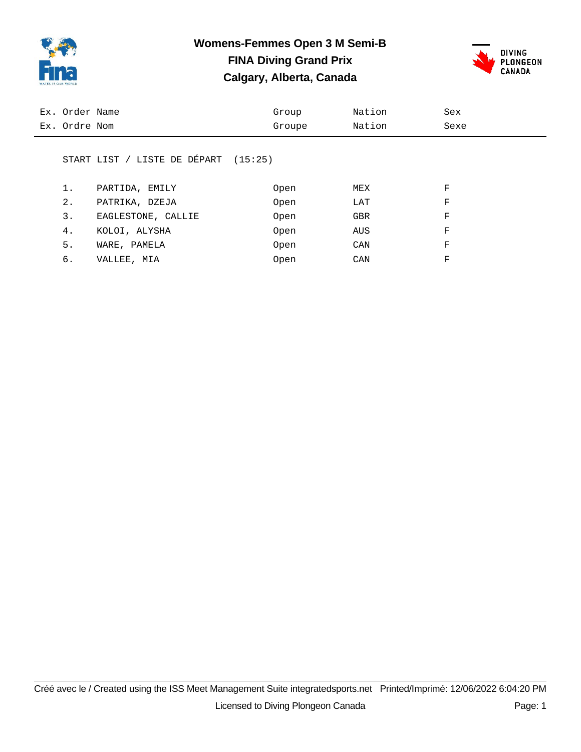# Womens-Femmes Open 3 M Semi-B
## FINA Diving Grand Prix
## Calgary, Alberta, Canada

| Ex. Order / Ex. Ordre | Name / Nom | Group / Groupe | Nation / Nation | Sex / Sexe |
|---|---|---|---|---|

START LIST / LISTE DE DÉPART (15:25)

| Ex. Order | Name | Group | Nation | Sex |
|---|---|---|---|---|
| 1. | PARTIDA, EMILY | Open | MEX | F |
| 2. | PATRIKA, DZEJA | Open | LAT | F |
| 3. | EAGLESTONE, CALLIE | Open | GBR | F |
| 4. | KOLOI, ALYSHA | Open | AUS | F |
| 5. | WARE, PAMELA | Open | CAN | F |
| 6. | VALLEE, MIA | Open | CAN | F |

Créé avec le / Created using the ISS Meet Management Suite integratedsports.net Printed/Imprimé: 12/06/2022 6:04:20 PM

Licensed to Diving Plongeon Canada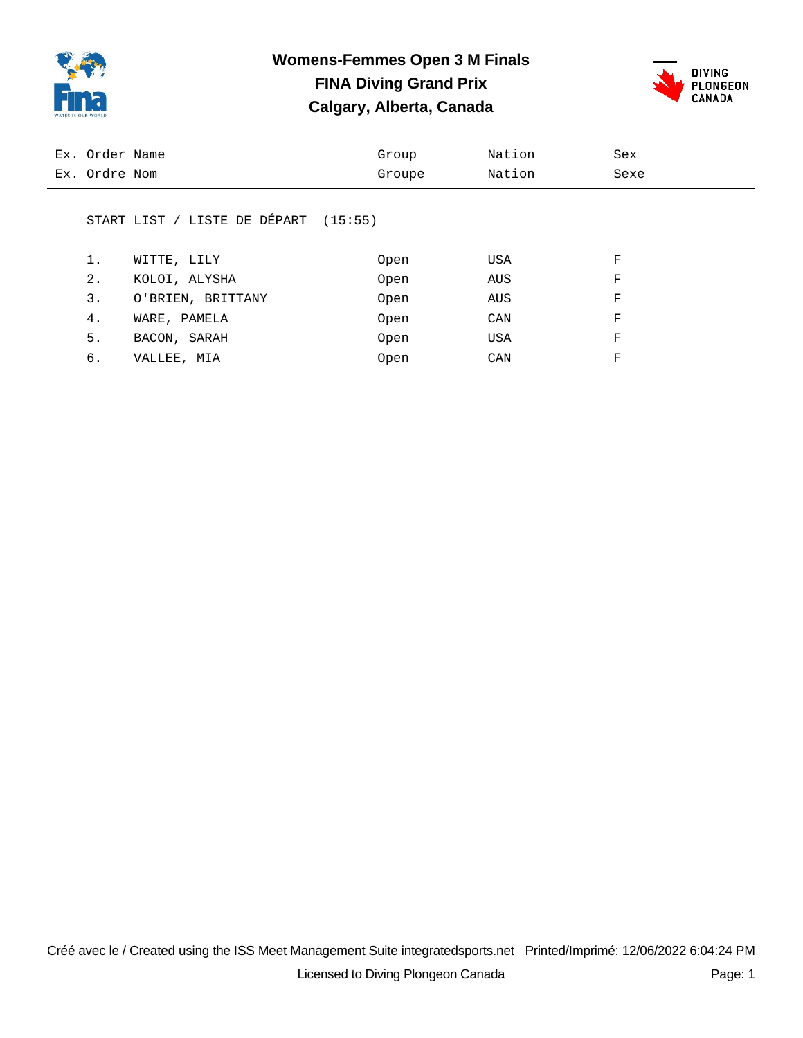# Womens-Femmes Open 3 M Finals
## FINA Diving Grand Prix
## Calgary, Alberta, Canada

START LIST / LISTE DE DÉPART (15:55)

| Ex. Order / Ex. Ordre | Name / Nom | Group / Groupe | Nation / Nation | Sex / Sexe |
|---|---|---|---|---|
| 1. | WITTE, LILY | Open | USA | F |
| 2. | KOLOI, ALYSHA | Open | AUS | F |
| 3. | O'BRIEN, BRITTANY | Open | AUS | F |
| 4. | WARE, PAMELA | Open | CAN | F |
| 5. | BACON, SARAH | Open | USA | F |
| 6. | VALLEE, MIA | Open | CAN | F |

Créé avec le / Created using the ISS Meet Management Suite integratedsports.net Printed/Imprimé: 12/06/2022 6:04:24 PM

Licensed to Diving Plongeon Canada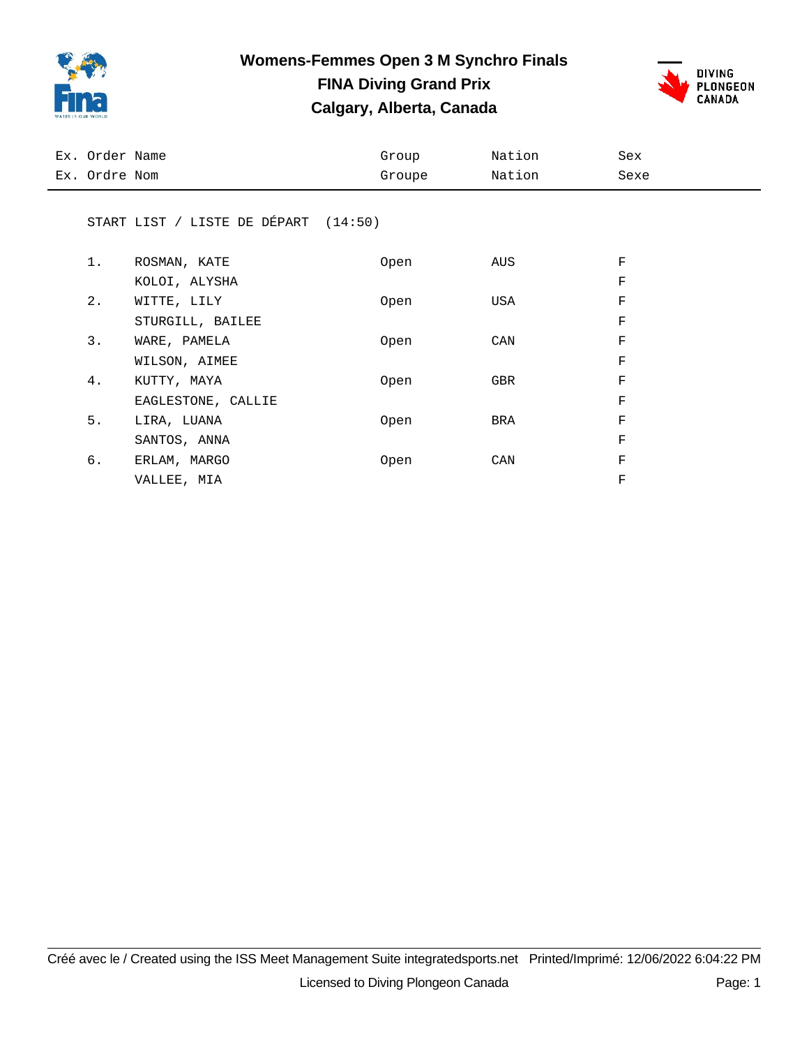# Womens-Femmes Open 3 M Synchro Finals

## FINA Diving Grand Prix

## Calgary, Alberta, Canada

| Ex. Order<br>Ex. Ordre | Name<br>Nom | Group<br>Groupe | Nation<br>Nation | Sex<br>Sexe |
|---|---|---|---|---|

START LIST / LISTE DE DÉPART (14:50)

| Ex. Order | Name | Group | Nation | Sex |
|---|---|---|---|---|
| 1. | ROSMAN, KATE | Open | AUS | F |
| | KOLOI, ALYSHA | | | F |
| 2. | WITTE, LILY | Open | USA | F |
| | STURGILL, BAILEE | | | F |
| 3. | WARE, PAMELA | Open | CAN | F |
| | WILSON, AIMEE | | | F |
| 4. | KUTTY, MAYA | Open | GBR | F |
| | EAGLESTONE, CALLIE | | | F |
| 5. | LIRA, LUANA | Open | BRA | F |
| | SANTOS, ANNA | | | F |
| 6. | ERLAM, MARGO | Open | CAN | F |
| | VALLEE, MIA | | | F |

Créé avec le / Created using the ISS Meet Management Suite integratedsports.net Printed/Imprimé: 12/06/2022 6:04:22 PM

Licensed to Diving Plongeon Canada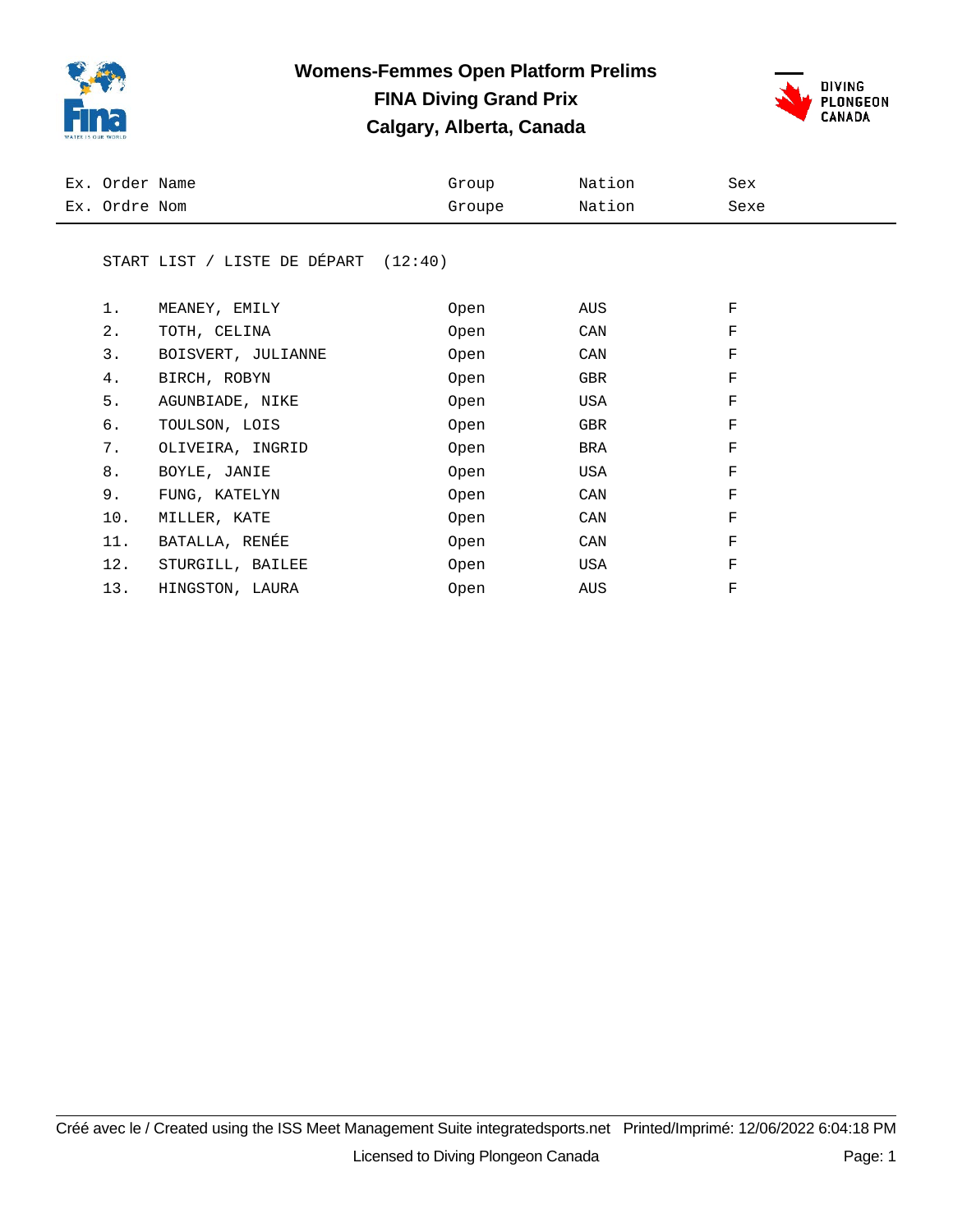# Womens-Femmes Open Platform Prelims
## FINA Diving Grand Prix
## Calgary, Alberta, Canada

START LIST / LISTE DE DÉPART (12:40)

| Ex. Order<br>Ex. Ordre | Name<br>Nom | Group<br>Groupe | Nation<br>Nation | Sex<br>Sexe |
|---|---|---|---|---|
| 1. | MEANEY, EMILY | Open | AUS | F |
| 2. | TOTH, CELINA | Open | CAN | F |
| 3. | BOISVERT, JULIANNE | Open | CAN | F |
| 4. | BIRCH, ROBYN | Open | GBR | F |
| 5. | AGUNBIADE, NIKE | Open | USA | F |
| 6. | TOULSON, LOIS | Open | GBR | F |
| 7. | OLIVEIRA, INGRID | Open | BRA | F |
| 8. | BOYLE, JANIE | Open | USA | F |
| 9. | FUNG, KATELYN | Open | CAN | F |
| 10. | MILLER, KATE | Open | CAN | F |
| 11. | BATALLA, RENÉE | Open | CAN | F |
| 12. | STURGILL, BAILEE | Open | USA | F |
| 13. | HINGSTON, LAURA | Open | AUS | F |

Créé avec le / Created using the ISS Meet Management Suite integratedsports.net Printed/Imprimé: 12/06/2022 6:04:18 PM

Licensed to Diving Plongeon Canada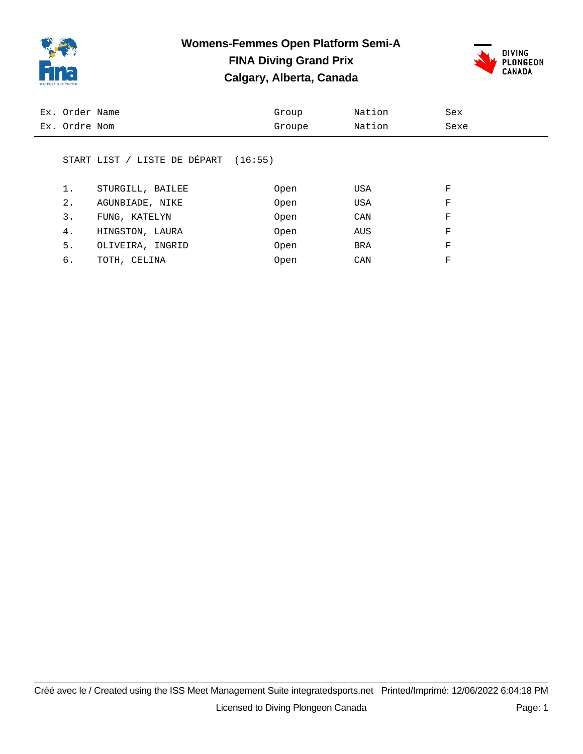# Womens-Femmes Open Platform Semi-A

## FINA Diving Grand Prix

## Calgary, Alberta, Canada

| Ex. Order / Ex. Ordre | Name / Nom | Group / Groupe | Nation / Nation | Sex / Sexe |
|---|---|---|---|---|

START LIST / LISTE DE DÉPART (16:55)

| Order | Name | Group | Nation | Sex |
|---|---|---|---|---|
| 1. | STURGILL, BAILEE | Open | USA | F |
| 2. | AGUNBIADE, NIKE | Open | USA | F |
| 3. | FUNG, KATELYN | Open | CAN | F |
| 4. | HINGSTON, LAURA | Open | AUS | F |
| 5. | OLIVEIRA, INGRID | Open | BRA | F |
| 6. | TOTH, CELINA | Open | CAN | F |

Créé avec le / Created using the ISS Meet Management Suite integratedsports.net Printed/Imprimé: 12/06/2022 6:04:18 PM

Licensed to Diving Plongeon Canada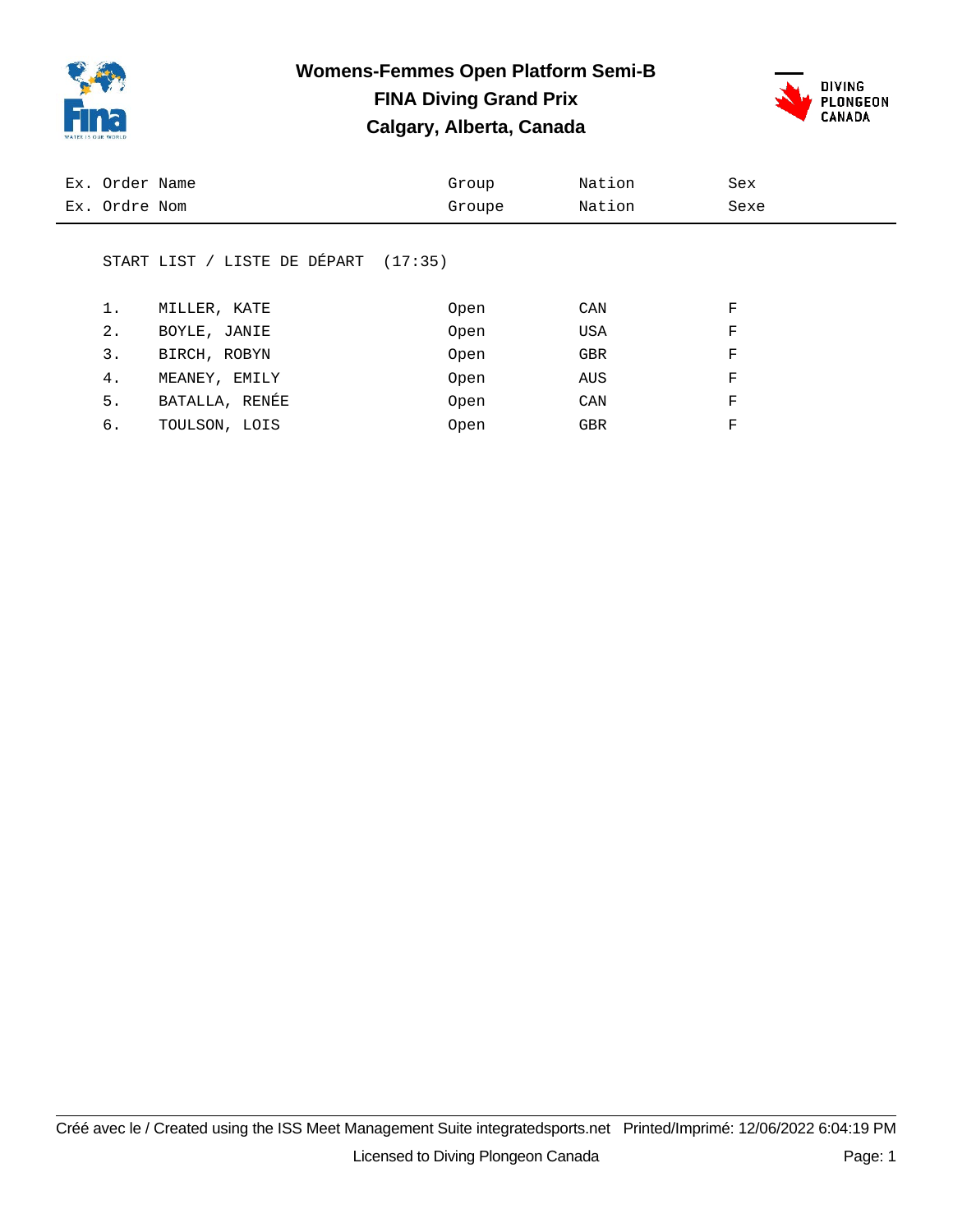# Womens-Femmes Open Platform Semi-B

## FINA Diving Grand Prix

## Calgary, Alberta, Canada

START LIST / LISTE DE DÉPART (17:35)

| Ex. Order<br>Ex. Ordre | Name<br>Nom | Group<br>Groupe | Nation<br>Nation | Sex<br>Sexe |
|---|---|---|---|---|
| 1. | MILLER, KATE | Open | CAN | F |
| 2. | BOYLE, JANIE | Open | USA | F |
| 3. | BIRCH, ROBYN | Open | GBR | F |
| 4. | MEANEY, EMILY | Open | AUS | F |
| 5. | BATALLA, RENÉE | Open | CAN | F |
| 6. | TOULSON, LOIS | Open | GBR | F |

Créé avec le / Created using the ISS Meet Management Suite integratedsports.net Printed/Imprimé: 12/06/2022 6:04:19 PM

Licensed to Diving Plongeon Canada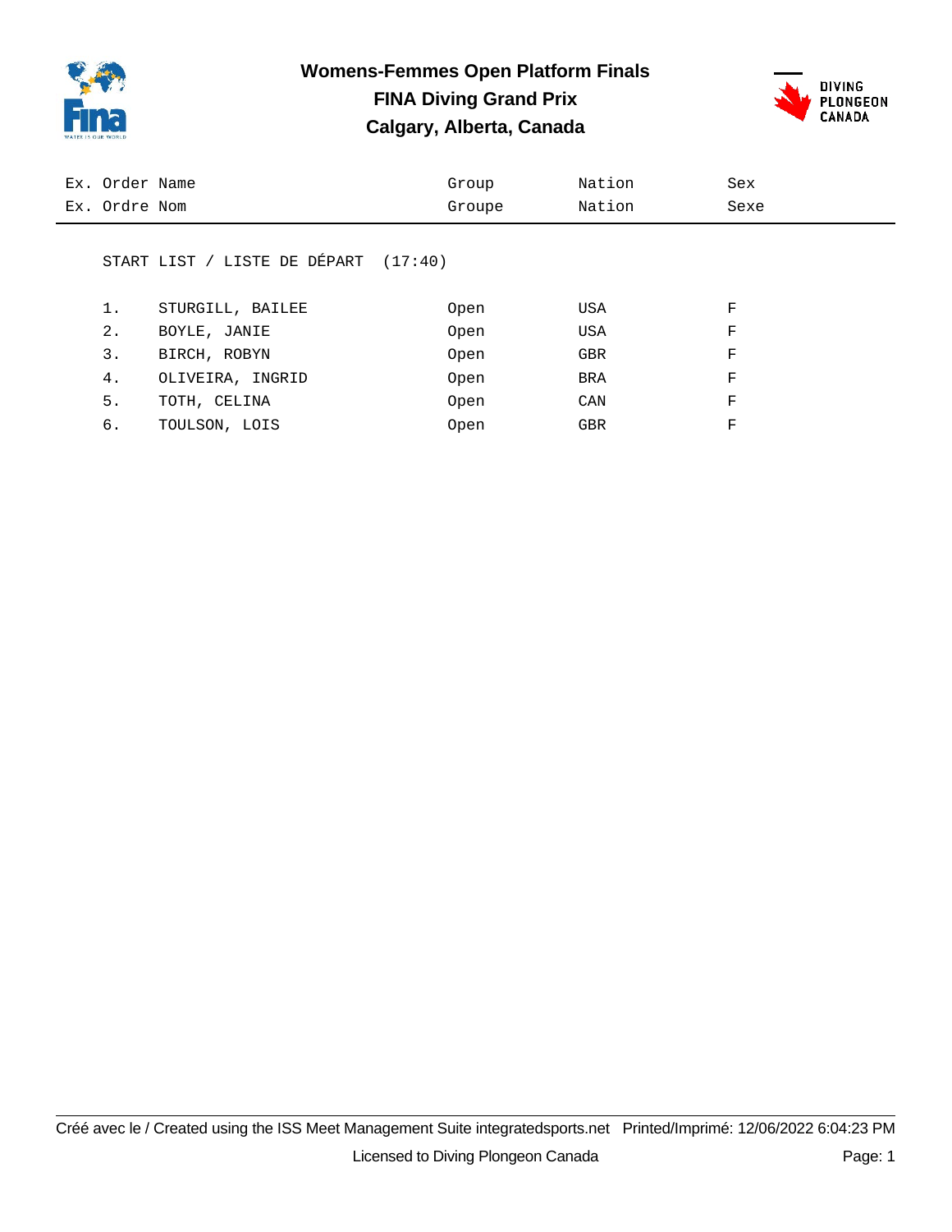# Womens-Femmes Open Platform Finals

## FINA Diving Grand Prix

## Calgary, Alberta, Canada

START LIST / LISTE DE DÉPART (17:40)

| Ex. Order / Ex. Ordre | Name / Nom | Group / Groupe | Nation / Nation | Sex / Sexe |
|---|---|---|---|---|
| 1. | STURGILL, BAILEE | Open | USA | F |
| 2. | BOYLE, JANIE | Open | USA | F |
| 3. | BIRCH, ROBYN | Open | GBR | F |
| 4. | OLIVEIRA, INGRID | Open | BRA | F |
| 5. | TOTH, CELINA | Open | CAN | F |
| 6. | TOULSON, LOIS | Open | GBR | F |

Créé avec le / Created using the ISS Meet Management Suite integratedsports.net Printed/Imprimé: 12/06/2022 6:04:23 PM

Licensed to Diving Plongeon Canada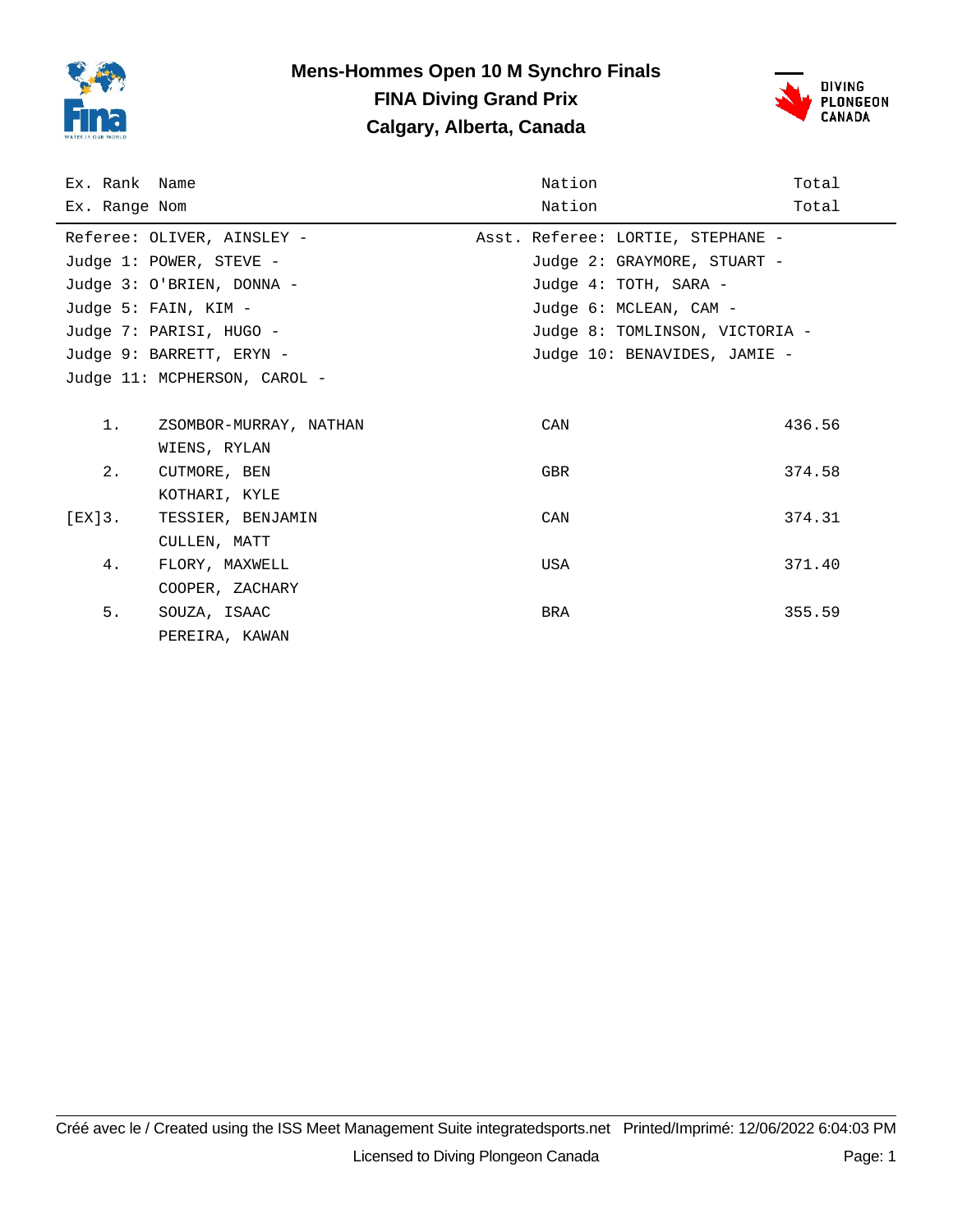# Mens-Hommes Open 10 M Synchro Finals
## FINA Diving Grand Prix
## Calgary, Alberta, Canada

| Ex. Rank<br>Ex. Range | Name<br>Nom | Nation<br>Nation | Total<br>Total |
|---|---|---|---|

Referee: OLIVER, AINSLEY -
Asst. Referee: LORTIE, STEPHANE -
Judge 1: POWER, STEVE -
Judge 2: GRAYMORE, STUART -
Judge 3: O'BRIEN, DONNA -
Judge 4: TOTH, SARA -
Judge 5: FAIN, KIM -
Judge 6: MCLEAN, CAM -
Judge 7: PARISI, HUGO -
Judge 8: TOMLINSON, VICTORIA -
Judge 9: BARRETT, ERYN -
Judge 10: BENAVIDES, JAMIE -
Judge 11: MCPHERSON, CAROL -

| Ex. Rank | Name | Nation | Total |
|---|---|---|---|
| 1. | ZSOMBOR-MURRAY, NATHAN<br>WIENS, RYLAN | CAN | 436.56 |
| 2. | CUTMORE, BEN<br>KOTHARI, KYLE | GBR | 374.58 |
| [EX]3. | TESSIER, BENJAMIN<br>CULLEN, MATT | CAN | 374.31 |
| 4. | FLORY, MAXWELL<br>COOPER, ZACHARY | USA | 371.40 |
| 5. | SOUZA, ISAAC<br>PEREIRA, KAWAN | BRA | 355.59 |

Créé avec le / Created using the ISS Meet Management Suite integratedsports.net Printed/Imprimé: 12/06/2022 6:04:03 PM

Licensed to Diving Plongeon Canada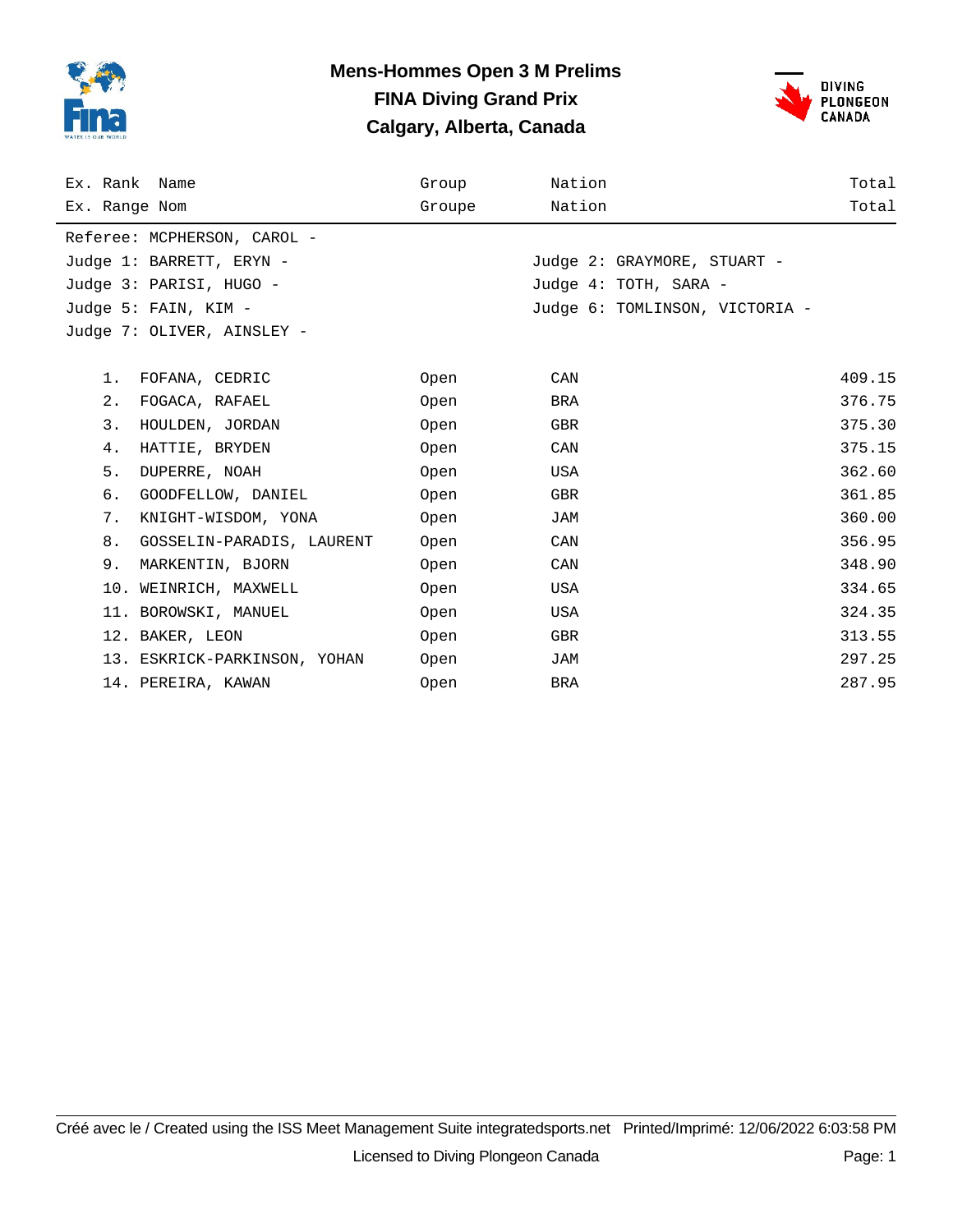# Mens-Hommes Open 3 M Prelims

## FINA Diving Grand Prix

## Calgary, Alberta, Canada

| Ex. Rank / Ex. Range | Name / Nom | Group / Groupe | Nation / Nation | Total / Total |
|---|---|---|---|---|

Referee: MCPHERSON, CAROL -

Judge 1: BARRETT, ERYN -
Judge 2: GRAYMORE, STUART -
Judge 3: PARISI, HUGO -
Judge 4: TOTH, SARA -
Judge 5: FAIN, KIM -
Judge 6: TOMLINSON, VICTORIA -
Judge 7: OLIVER, AINSLEY -

| Ex. Rank | Name | Group | Nation | Total |
|---|---|---|---|---|
| 1. | FOFANA, CEDRIC | Open | CAN | 409.15 |
| 2. | FOGACA, RAFAEL | Open | BRA | 376.75 |
| 3. | HOULDEN, JORDAN | Open | GBR | 375.30 |
| 4. | HATTIE, BRYDEN | Open | CAN | 375.15 |
| 5. | DUPERRE, NOAH | Open | USA | 362.60 |
| 6. | GOODFELLOW, DANIEL | Open | GBR | 361.85 |
| 7. | KNIGHT-WISDOM, YONA | Open | JAM | 360.00 |
| 8. | GOSSELIN-PARADIS, LAURENT | Open | CAN | 356.95 |
| 9. | MARKENTIN, BJORN | Open | CAN | 348.90 |
| 10. | WEINRICH, MAXWELL | Open | USA | 334.65 |
| 11. | BOROWSKI, MANUEL | Open | USA | 324.35 |
| 12. | BAKER, LEON | Open | GBR | 313.55 |
| 13. | ESKRICK-PARKINSON, YOHAN | Open | JAM | 297.25 |
| 14. | PEREIRA, KAWAN | Open | BRA | 287.95 |

Créé avec le / Created using the ISS Meet Management Suite integratedsports.net Printed/Imprimé: 12/06/2022 6:03:58 PM

Licensed to Diving Plongeon Canada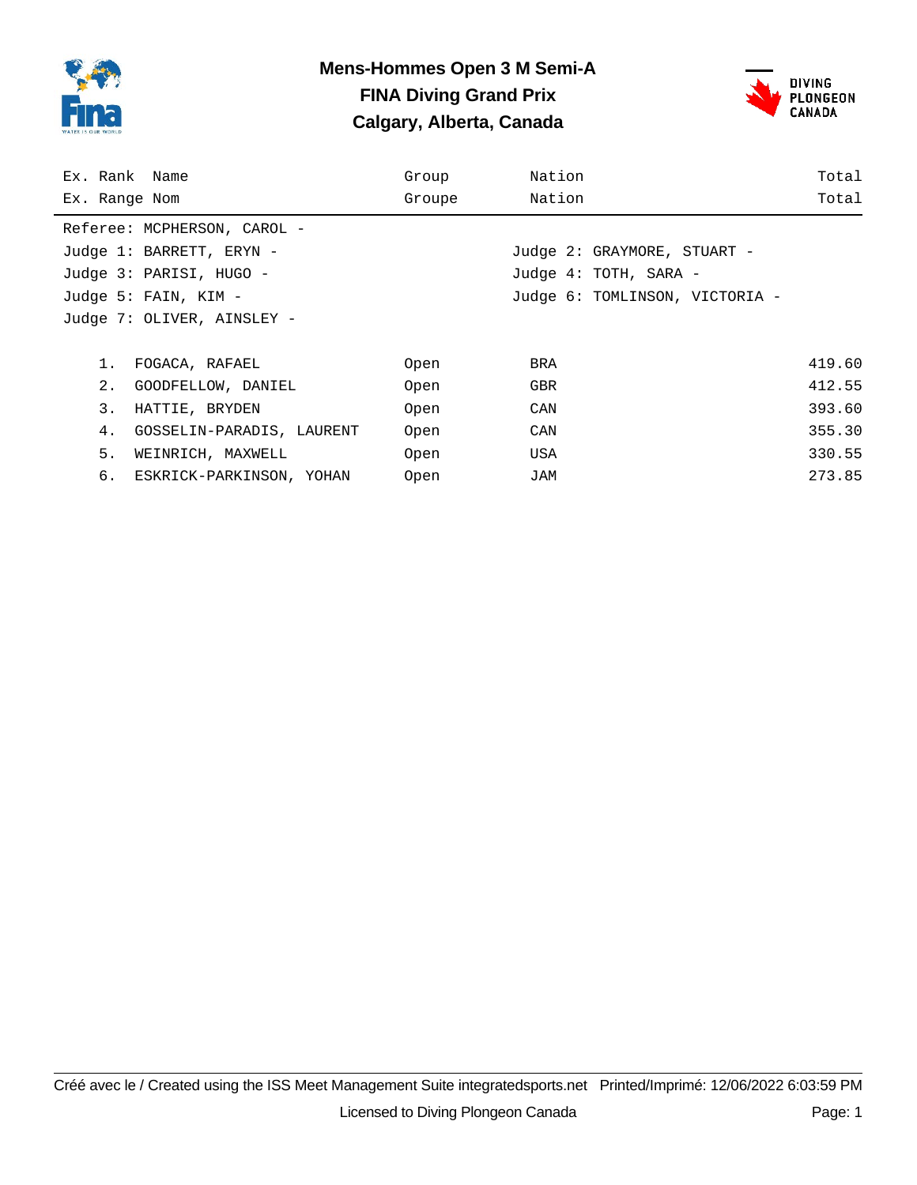# Mens-Hommes Open 3 M Semi-A

## FINA Diving Grand Prix

## Calgary, Alberta, Canada

Referee: MCPHERSON, CAROL -

Judge 1: BARRETT, ERYN -
Judge 2: GRAYMORE, STUART -
Judge 3: PARISI, HUGO -
Judge 4: TOTH, SARA -
Judge 5: FAIN, KIM -
Judge 6: TOMLINSON, VICTORIA -
Judge 7: OLIVER, AINSLEY -

| Ex. Rank / Ex. Range | Name / Nom | Group / Groupe | Nation / Nation | Total / Total |
|---|---|---|---|---|
| 1. | FOGACA, RAFAEL | Open | BRA | 419.60 |
| 2. | GOODFELLOW, DANIEL | Open | GBR | 412.55 |
| 3. | HATTIE, BRYDEN | Open | CAN | 393.60 |
| 4. | GOSSELIN-PARADIS, LAURENT | Open | CAN | 355.30 |
| 5. | WEINRICH, MAXWELL | Open | USA | 330.55 |
| 6. | ESKRICK-PARKINSON, YOHAN | Open | JAM | 273.85 |

Créé avec le / Created using the ISS Meet Management Suite integratedsports.net Printed/Imprimé: 12/06/2022 6:03:59 PM

Licensed to Diving Plongeon Canada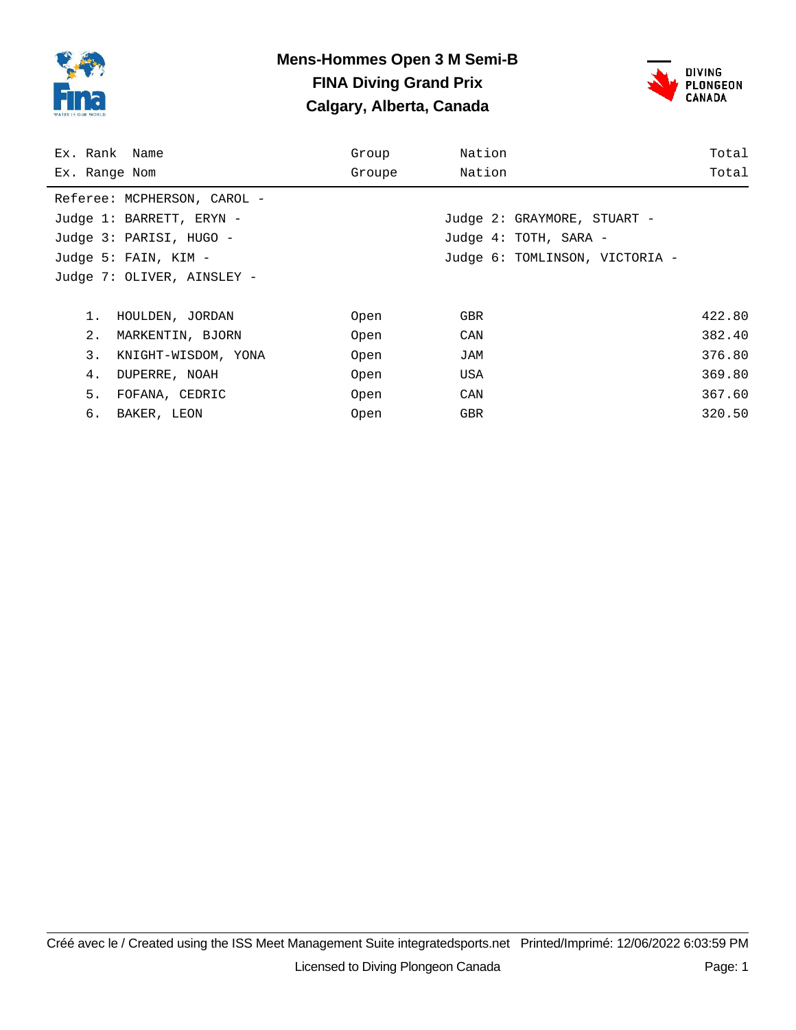# Mens-Hommes Open 3 M Semi-B

## FINA Diving Grand Prix

## Calgary, Alberta, Canada

Referee: MCPHERSON, CAROL -

Judge 1: BARRETT, ERYN -
Judge 2: GRAYMORE, STUART -
Judge 3: PARISI, HUGO -
Judge 4: TOTH, SARA -
Judge 5: FAIN, KIM -
Judge 6: TOMLINSON, VICTORIA -
Judge 7: OLIVER, AINSLEY -

| Ex. Rank / Ex. Range | Name / Nom | Group / Groupe | Nation / Nation | Total / Total |
|---|---|---|---|---|
| 1. | HOULDEN, JORDAN | Open | GBR | 422.80 |
| 2. | MARKENTIN, BJORN | Open | CAN | 382.40 |
| 3. | KNIGHT-WISDOM, YONA | Open | JAM | 376.80 |
| 4. | DUPERRE, NOAH | Open | USA | 369.80 |
| 5. | FOFANA, CEDRIC | Open | CAN | 367.60 |
| 6. | BAKER, LEON | Open | GBR | 320.50 |

Créé avec le / Created using the ISS Meet Management Suite integratedsports.net Printed/Imprimé: 12/06/2022 6:03:59 PM

Licensed to Diving Plongeon Canada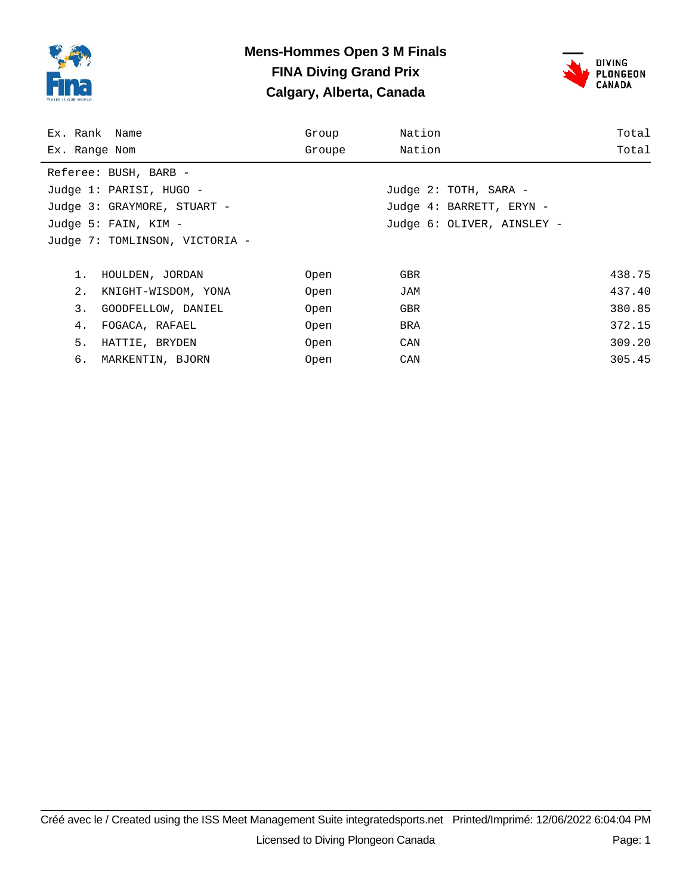# Mens-Hommes Open 3 M Finals
## FINA Diving Grand Prix
## Calgary, Alberta, Canada

| Ex. Rank / Ex. Range | Name / Nom | Group / Groupe | Nation / Nation | Total / Total |
|---|---|---|---|---|

Referee: BUSH, BARB -

Judge 1: PARISI, HUGO -
Judge 2: TOTH, SARA -
Judge 3: GRAYMORE, STUART -
Judge 4: BARRETT, ERYN -
Judge 5: FAIN, KIM -
Judge 6: OLIVER, AINSLEY -
Judge 7: TOMLINSON, VICTORIA -

| Ex. Rank | Name | Group | Nation | Total |
|---|---|---|---|---|
| 1. | HOULDEN, JORDAN | Open | GBR | 438.75 |
| 2. | KNIGHT-WISDOM, YONA | Open | JAM | 437.40 |
| 3. | GOODFELLOW, DANIEL | Open | GBR | 380.85 |
| 4. | FOGACA, RAFAEL | Open | BRA | 372.15 |
| 5. | HATTIE, BRYDEN | Open | CAN | 309.20 |
| 6. | MARKENTIN, BJORN | Open | CAN | 305.45 |

Créé avec le / Created using the ISS Meet Management Suite integratedsports.net Printed/Imprimé: 12/06/2022 6:04:04 PM

Licensed to Diving Plongeon Canada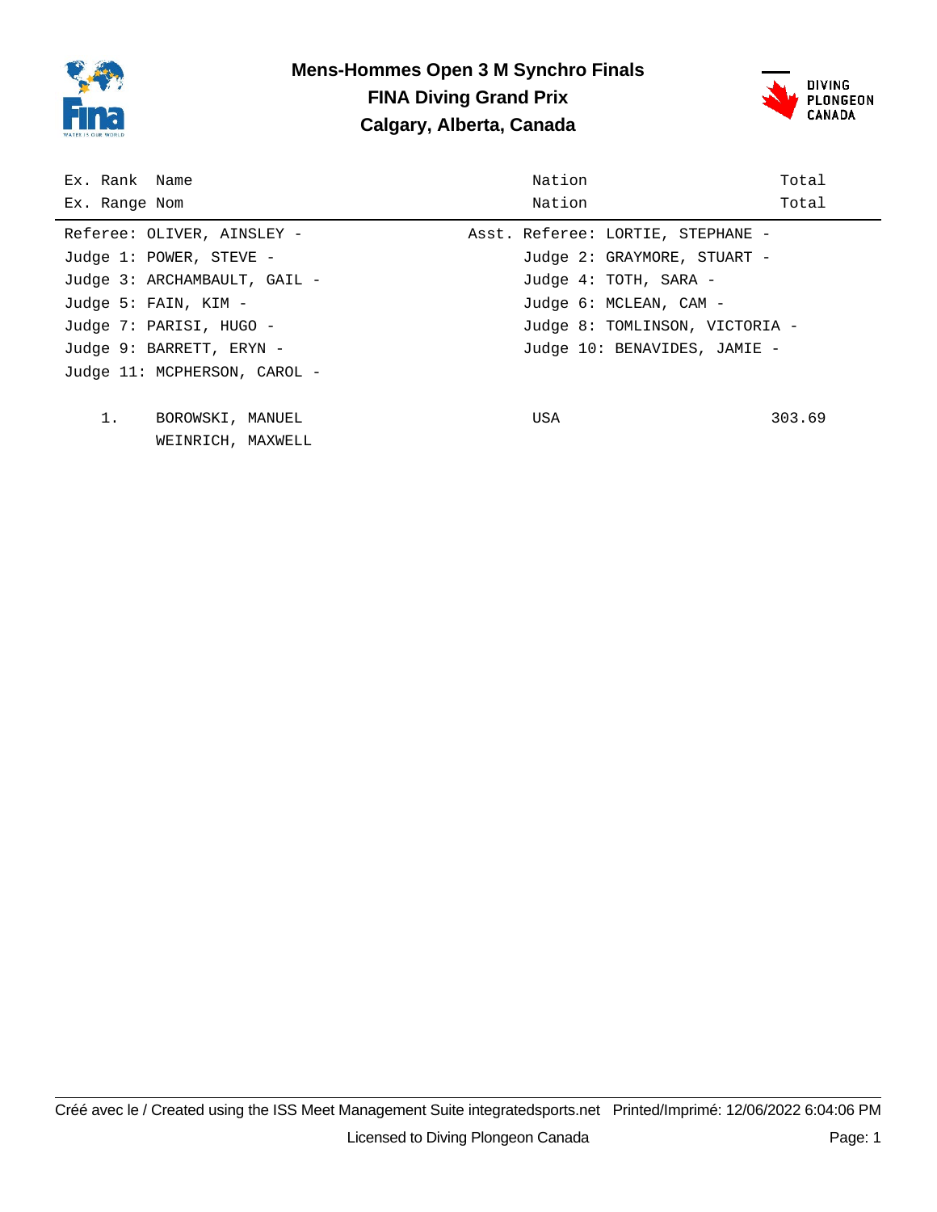# Mens-Hommes Open 3 M Synchro Finals

## FINA Diving Grand Prix

## Calgary, Alberta, Canada

| Ex. Rank / Ex. Range | Name / Nom | Nation / Nation | Total / Total |
|---|---|---|---|

Referee: OLIVER, AINSLEY -
Asst. Referee: LORTIE, STEPHANE -
Judge 1: POWER, STEVE -
Judge 2: GRAYMORE, STUART -
Judge 3: ARCHAMBAULT, GAIL -
Judge 4: TOTH, SARA -
Judge 5: FAIN, KIM -
Judge 6: MCLEAN, CAM -
Judge 7: PARISI, HUGO -
Judge 8: TOMLINSON, VICTORIA -
Judge 9: BARRETT, ERYN -
Judge 10: BENAVIDES, JAMIE -
Judge 11: MCPHERSON, CAROL -

| Ex. Rank | Name | Nation | Total |
|---|---|---|---|
| 1. | BOROWSKI, MANUEL<br>WEINRICH, MAXWELL | USA | 303.69 |

Créé avec le / Created using the ISS Meet Management Suite integratedsports.net Printed/Imprimé: 12/06/2022 6:04:06 PM

Licensed to Diving Plongeon Canada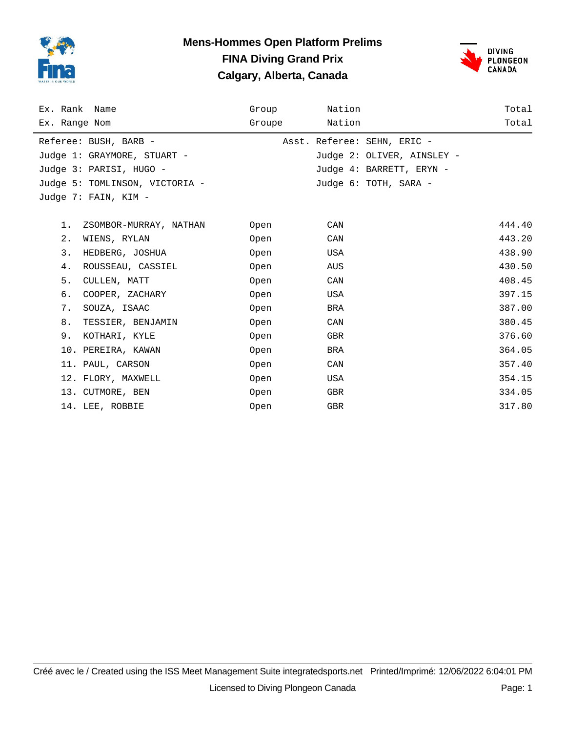# Mens-Hommes Open Platform Prelims

## FINA Diving Grand Prix

## Calgary, Alberta, Canada

Referee: BUSH, BARB - | Asst. Referee: SEHN, ERIC -

Judge 1: GRAYMORE, STUART - | Judge 2: OLIVER, AINSLEY -

Judge 3: PARISI, HUGO - | Judge 4: BARRETT, ERYN -

Judge 5: TOMLINSON, VICTORIA - | Judge 6: TOTH, SARA -

Judge 7: FAIN, KIM -

| Ex. Rank<br>Ex. Range | Name<br>Nom | Group<br>Groupe | Nation<br>Nation | Total<br>Total |
|---|---|---|---|---|
| 1. | ZSOMBOR-MURRAY, NATHAN | Open | CAN | 444.40 |
| 2. | WIENS, RYLAN | Open | CAN | 443.20 |
| 3. | HEDBERG, JOSHUA | Open | USA | 438.90 |
| 4. | ROUSSEAU, CASSIEL | Open | AUS | 430.50 |
| 5. | CULLEN, MATT | Open | CAN | 408.45 |
| 6. | COOPER, ZACHARY | Open | USA | 397.15 |
| 7. | SOUZA, ISAAC | Open | BRA | 387.00 |
| 8. | TESSIER, BENJAMIN | Open | CAN | 380.45 |
| 9. | KOTHARI, KYLE | Open | GBR | 376.60 |
| 10. | PEREIRA, KAWAN | Open | BRA | 364.05 |
| 11. | PAUL, CARSON | Open | CAN | 357.40 |
| 12. | FLORY, MAXWELL | Open | USA | 354.15 |
| 13. | CUTMORE, BEN | Open | GBR | 334.05 |
| 14. | LEE, ROBBIE | Open | GBR | 317.80 |

Créé avec le / Created using the ISS Meet Management Suite integratedsports.net Printed/Imprimé: 12/06/2022 6:04:01 PM

Licensed to Diving Plongeon Canada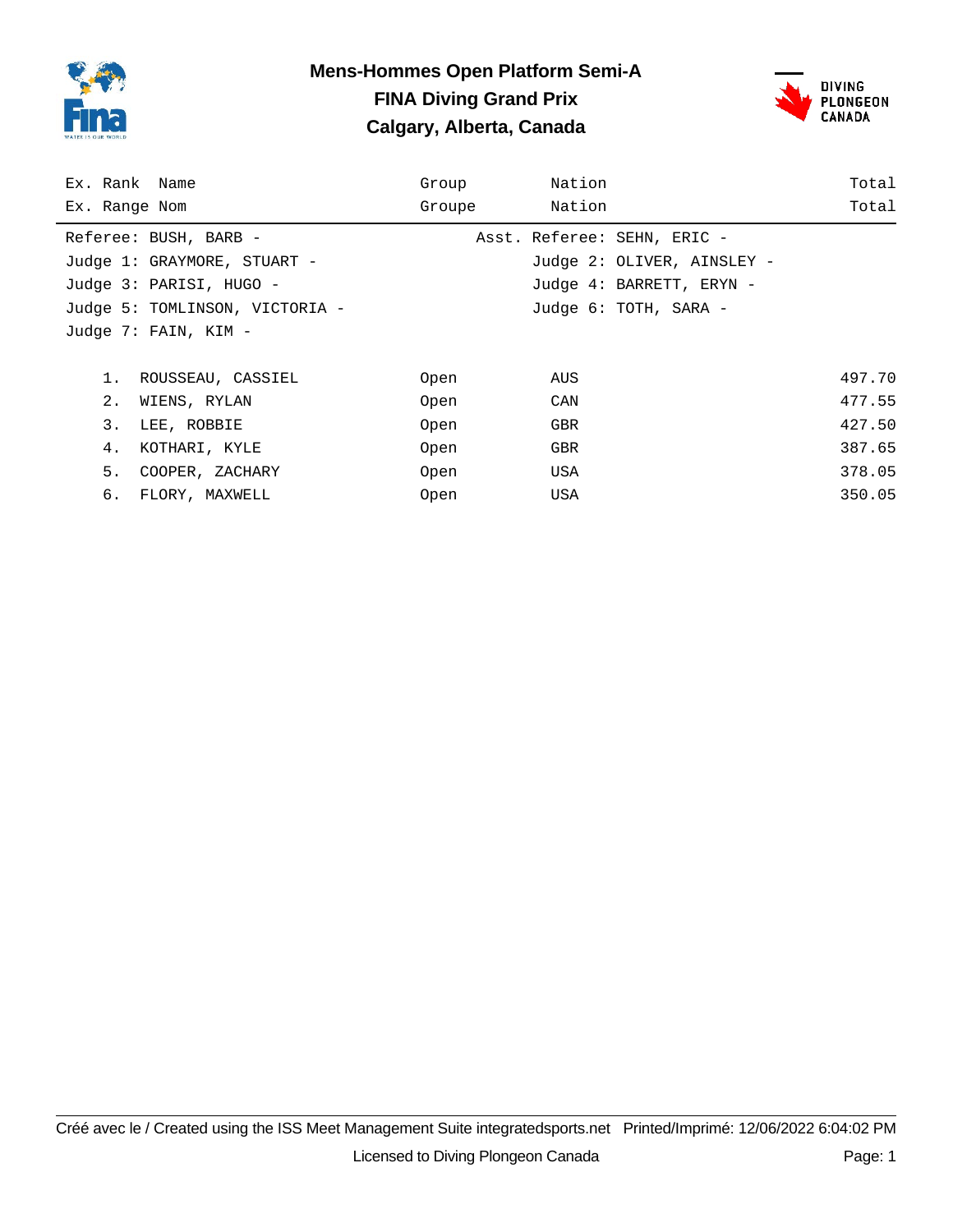# Mens-Hommes Open Platform Semi-A

## FINA Diving Grand Prix

## Calgary, Alberta, Canada

Referee: BUSH, BARB - Asst. Referee: SEHN, ERIC -
Judge 1: GRAYMORE, STUART - Judge 2: OLIVER, AINSLEY -
Judge 3: PARISI, HUGO - Judge 4: BARRETT, ERYN -
Judge 5: TOMLINSON, VICTORIA - Judge 6: TOTH, SARA -
Judge 7: FAIN, KIM -

| Ex. Rank / Ex. Range | Name / Nom | Group / Groupe | Nation / Nation | Total / Total |
|---|---|---|---|---|
| 1. | ROUSSEAU, CASSIEL | Open | AUS | 497.70 |
| 2. | WIENS, RYLAN | Open | CAN | 477.55 |
| 3. | LEE, ROBBIE | Open | GBR | 427.50 |
| 4. | KOTHARI, KYLE | Open | GBR | 387.65 |
| 5. | COOPER, ZACHARY | Open | USA | 378.05 |
| 6. | FLORY, MAXWELL | Open | USA | 350.05 |

Créé avec le / Created using the ISS Meet Management Suite integratedsports.net Printed/Imprimé: 12/06/2022 6:04:02 PM

Licensed to Diving Plongeon Canada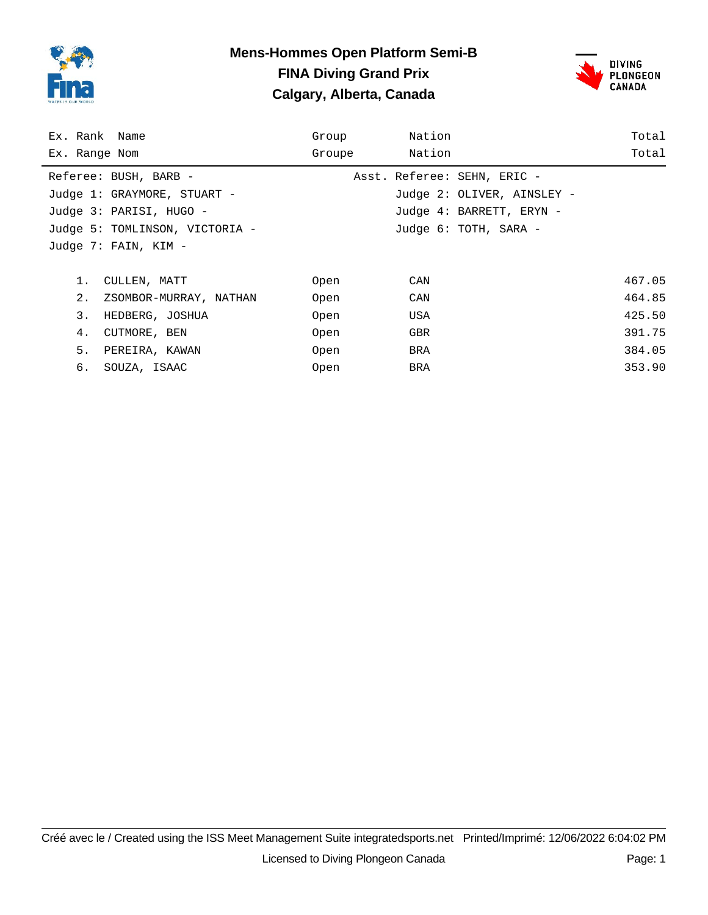# Mens-Hommes Open Platform Semi-B

## FINA Diving Grand Prix

## Calgary, Alberta, Canada

Referee: BUSH, BARB -
Asst. Referee: SEHN, ERIC -
Judge 1: GRAYMORE, STUART -
Judge 2: OLIVER, AINSLEY -
Judge 3: PARISI, HUGO -
Judge 4: BARRETT, ERYN -
Judge 5: TOMLINSON, VICTORIA -
Judge 6: TOTH, SARA -
Judge 7: FAIN, KIM -

| Ex. Rank / Ex. Range | Name / Nom | Group / Groupe | Nation / Nation | Total / Total |
|---|---|---|---|---|
| 1. | CULLEN, MATT | Open | CAN | 467.05 |
| 2. | ZSOMBOR-MURRAY, NATHAN | Open | CAN | 464.85 |
| 3. | HEDBERG, JOSHUA | Open | USA | 425.50 |
| 4. | CUTMORE, BEN | Open | GBR | 391.75 |
| 5. | PEREIRA, KAWAN | Open | BRA | 384.05 |
| 6. | SOUZA, ISAAC | Open | BRA | 353.90 |

Créé avec le / Created using the ISS Meet Management Suite integratedsports.net Printed/Imprimé: 12/06/2022 6:04:02 PM

Licensed to Diving Plongeon Canada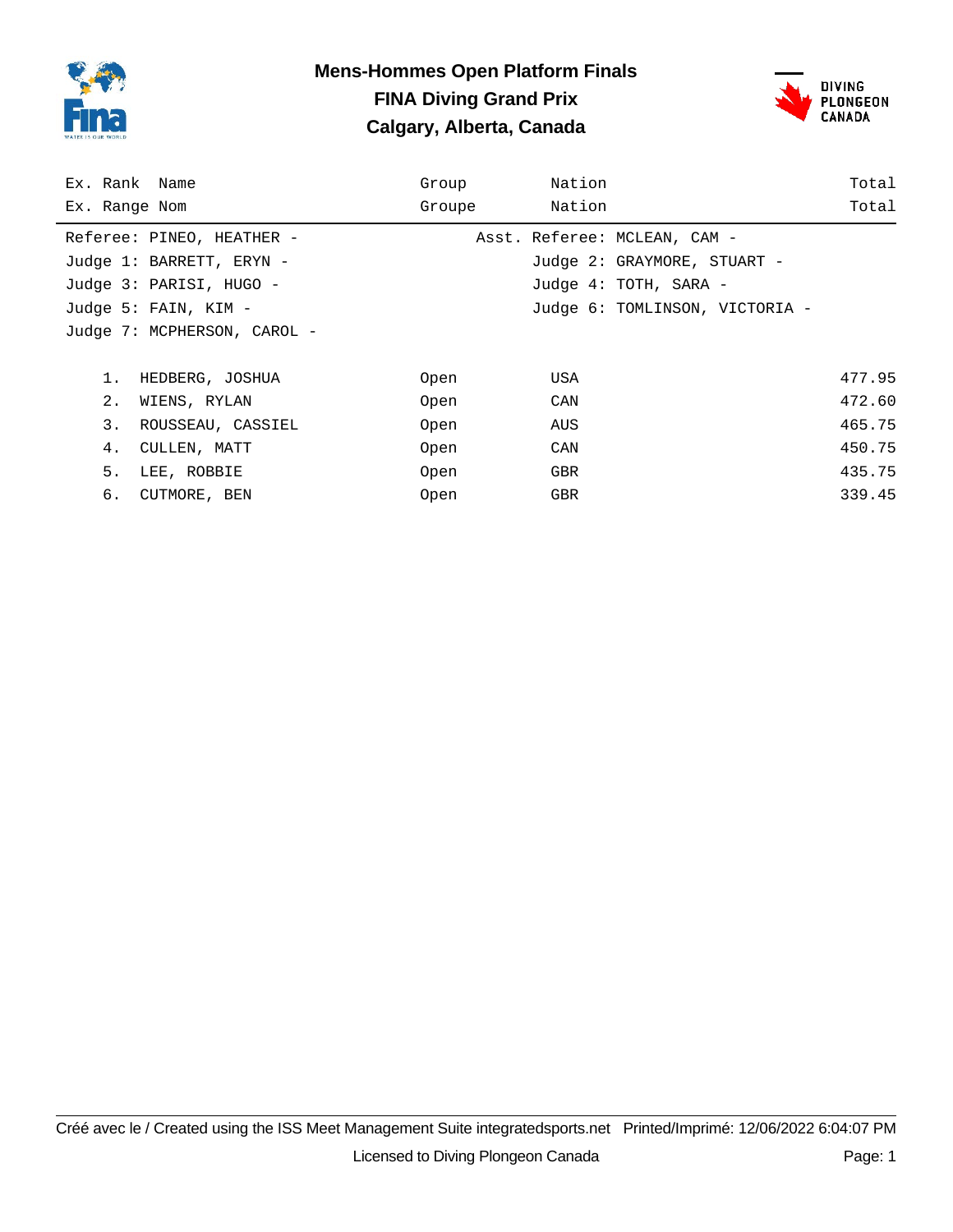# Mens-Hommes Open Platform Finals
## FINA Diving Grand Prix
## Calgary, Alberta, Canada

| Ex. Rank / Ex. Range | Name / Nom | Group / Groupe | Nation / Nation | Total / Total |
|---|---|---|---|---|

Referee: PINEO, HEATHER - Asst. Referee: MCLEAN, CAM -
Judge 1: BARRETT, ERYN - Judge 2: GRAYMORE, STUART -
Judge 3: PARISI, HUGO - Judge 4: TOTH, SARA -
Judge 5: FAIN, KIM - Judge 6: TOMLINSON, VICTORIA -
Judge 7: MCPHERSON, CAROL -

| Rank | Name | Group | Nation | Total |
|---|---|---|---|---|
| 1. | HEDBERG, JOSHUA | Open | USA | 477.95 |
| 2. | WIENS, RYLAN | Open | CAN | 472.60 |
| 3. | ROUSSEAU, CASSIEL | Open | AUS | 465.75 |
| 4. | CULLEN, MATT | Open | CAN | 450.75 |
| 5. | LEE, ROBBIE | Open | GBR | 435.75 |
| 6. | CUTMORE, BEN | Open | GBR | 339.45 |

Créé avec le / Created using the ISS Meet Management Suite integratedsports.net Printed/Imprimé: 12/06/2022 6:04:07 PM

Licensed to Diving Plongeon Canada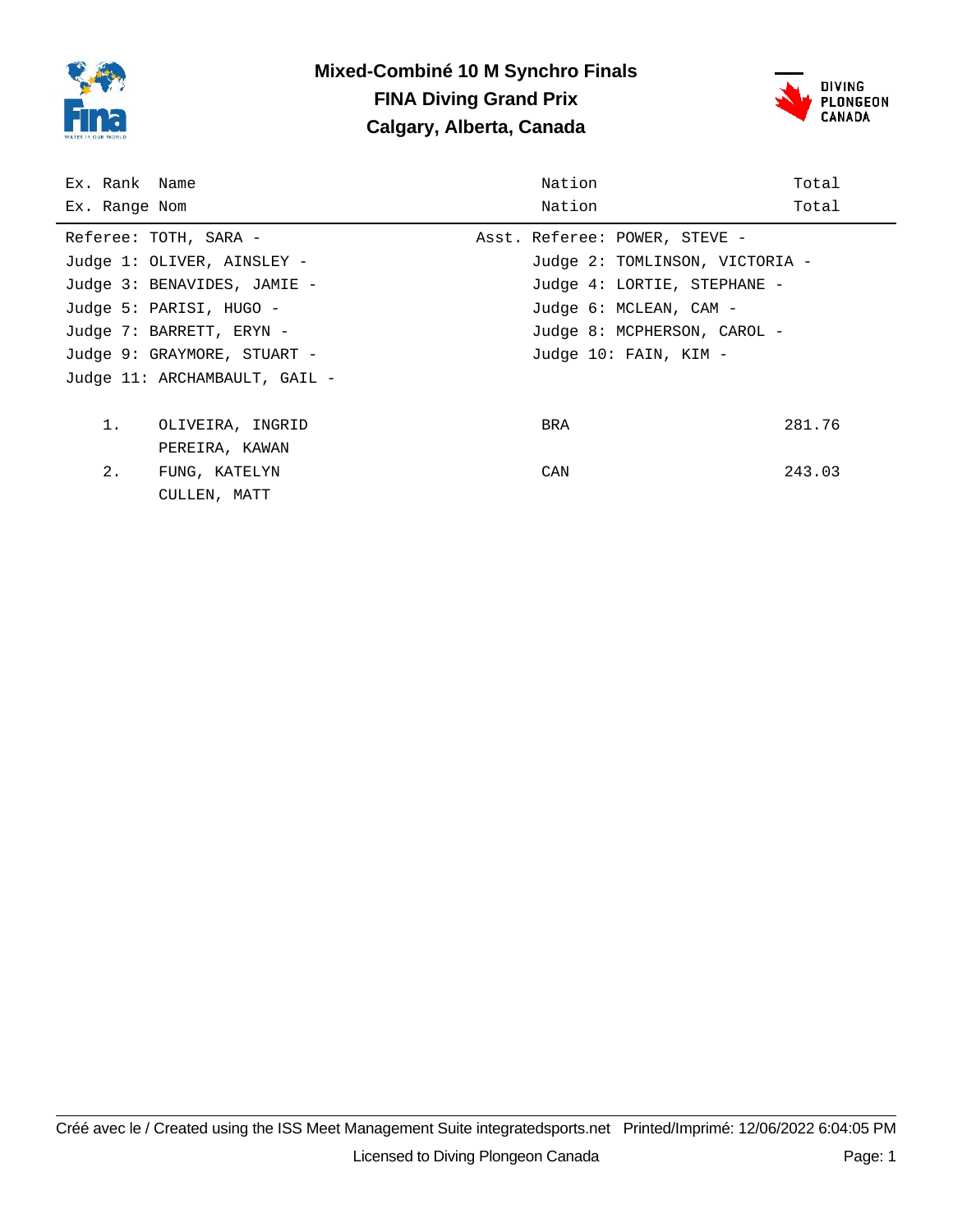# Mixed-Combiné 10 M Synchro Finals
## FINA Diving Grand Prix
## Calgary, Alberta, Canada

| Ex. Rank / Ex. Range | Name / Nom | Nation / Nation | Total / Total |
|---|---|---|---|

Referee: TOTH, SARA -
Asst. Referee: POWER, STEVE -
Judge 1: OLIVER, AINSLEY -
Judge 2: TOMLINSON, VICTORIA -
Judge 3: BENAVIDES, JAMIE -
Judge 4: LORTIE, STEPHANE -
Judge 5: PARISI, HUGO -
Judge 6: MCLEAN, CAM -
Judge 7: BARRETT, ERYN -
Judge 8: MCPHERSON, CAROL -
Judge 9: GRAYMORE, STUART -
Judge 10: FAIN, KIM -
Judge 11: ARCHAMBAULT, GAIL -

| Rank | Name | Nation | Total |
|---|---|---|---|
| 1. | OLIVEIRA, INGRID<br>PEREIRA, KAWAN | BRA | 281.76 |
| 2. | FUNG, KATELYN<br>CULLEN, MATT | CAN | 243.03 |

Créé avec le / Created using the ISS Meet Management Suite integratedsports.net Printed/Imprimé: 12/06/2022 6:04:05 PM

Licensed to Diving Plongeon Canada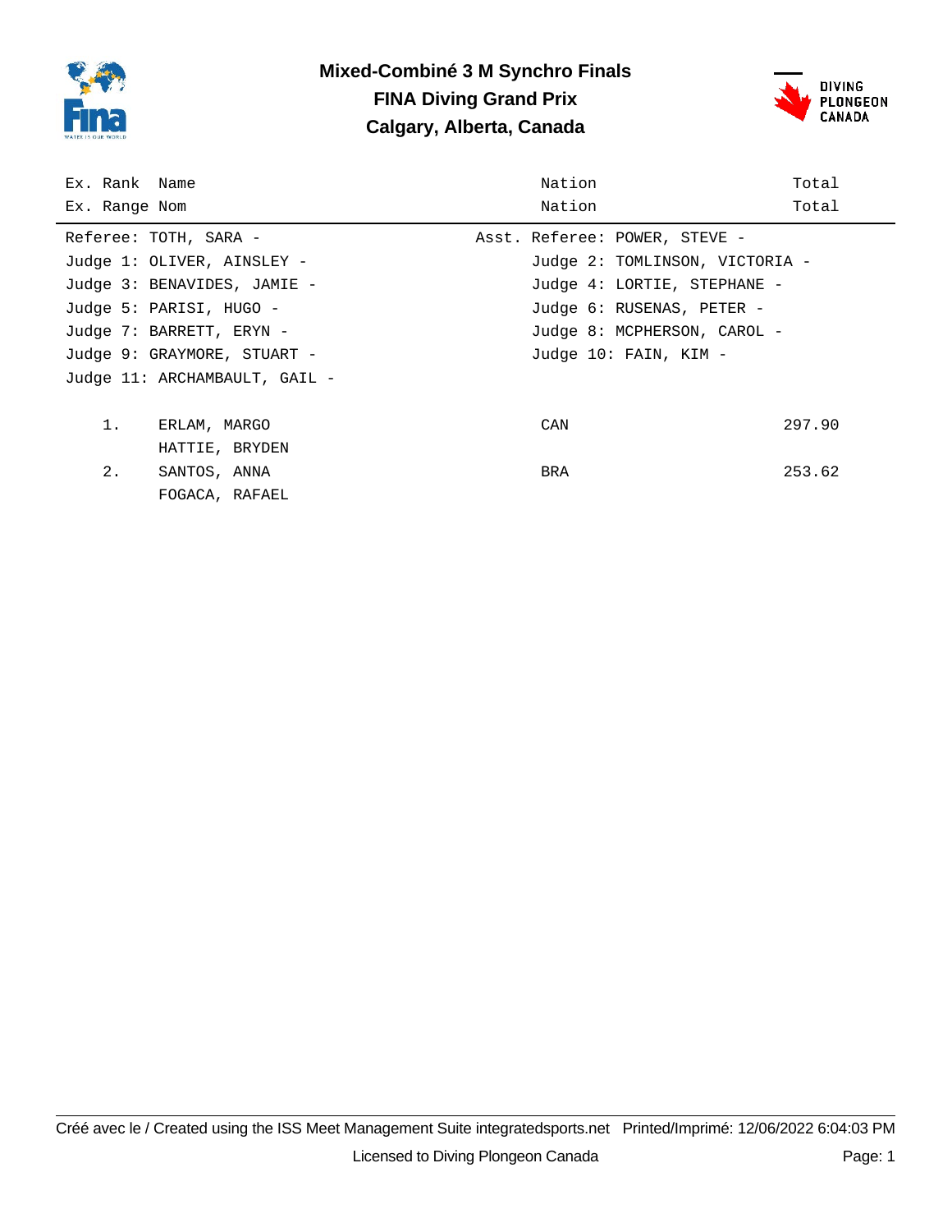# Mixed-Combiné 3 M Synchro Finals

## FINA Diving Grand Prix

## Calgary, Alberta, Canada

| Ex. Rank / Ex. Range | Name / Nom | Nation / Nation | Total / Total |
|---|---|---|---|

Referee: TOTH, SARA -
Asst. Referee: POWER, STEVE -
Judge 1: OLIVER, AINSLEY -
Judge 2: TOMLINSON, VICTORIA -
Judge 3: BENAVIDES, JAMIE -
Judge 4: LORTIE, STEPHANE -
Judge 5: PARISI, HUGO -
Judge 6: RUSENAS, PETER -
Judge 7: BARRETT, ERYN -
Judge 8: MCPHERSON, CAROL -
Judge 9: GRAYMORE, STUART -
Judge 10: FAIN, KIM -
Judge 11: ARCHAMBAULT, GAIL -

| Ex. Rank | Name | Nation | Total |
|---|---|---|---|
| 1. | ERLAM, MARGO<br>HATTIE, BRYDEN | CAN | 297.90 |
| 2. | SANTOS, ANNA<br>FOGACA, RAFAEL | BRA | 253.62 |

Créé avec le / Created using the ISS Meet Management Suite integratedsports.net Printed/Imprimé: 12/06/2022 6:04:03 PM

Licensed to Diving Plongeon Canada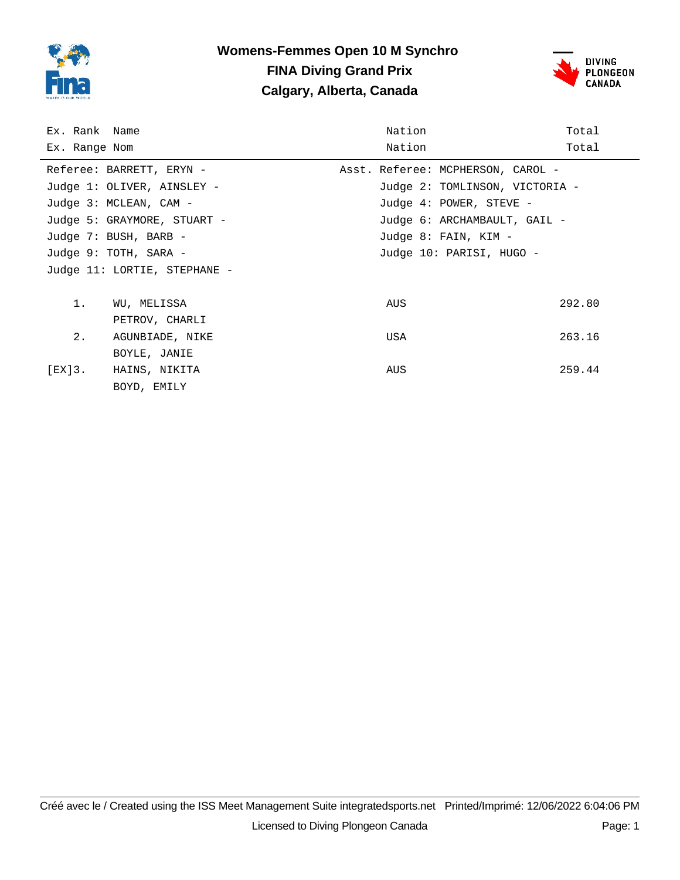# Womens-Femmes Open 10 M Synchro
## FINA Diving Grand Prix
## Calgary, Alberta, Canada

Referee: BARRETT, ERYN -
Asst. Referee: MCPHERSON, CAROL -
Judge 1: OLIVER, AINSLEY -
Judge 2: TOMLINSON, VICTORIA -
Judge 3: MCLEAN, CAM -
Judge 4: POWER, STEVE -
Judge 5: GRAYMORE, STUART -
Judge 6: ARCHAMBAULT, GAIL -
Judge 7: BUSH, BARB -
Judge 8: FAIN, KIM -
Judge 9: TOTH, SARA -
Judge 10: PARISI, HUGO -
Judge 11: LORTIE, STEPHANE -

| Ex. Rank / Ex. Range | Name / Nom | Nation / Nation | Total / Total |
|---|---|---|---|
| 1. | WU, MELISSA<br>PETROV, CHARLI | AUS | 292.80 |
| 2. | AGUNBIADE, NIKE<br>BOYLE, JANIE | USA | 263.16 |
| [EX]3. | HAINS, NIKITA<br>BOYD, EMILY | AUS | 259.44 |

Créé avec le / Created using the ISS Meet Management Suite integratedsports.net Printed/Imprimé: 12/06/2022 6:04:06 PM

Licensed to Diving Plongeon Canada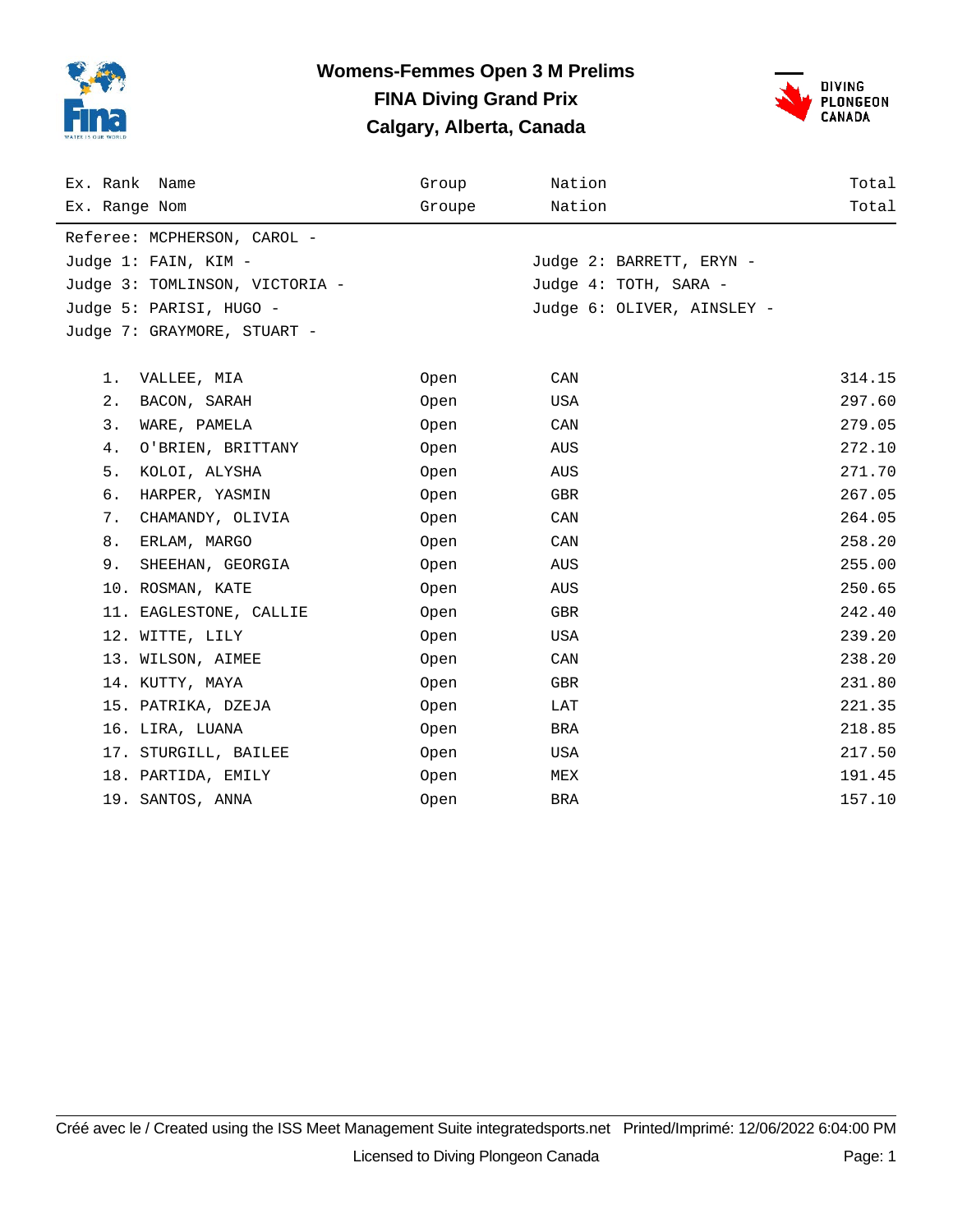# Womens-Femmes Open 3 M Prelims

## FINA Diving Grand Prix

## Calgary, Alberta, Canada

Referee: MCPHERSON, CAROL -

Judge 1: FAIN, KIM -
Judge 2: BARRETT, ERYN -
Judge 3: TOMLINSON, VICTORIA -
Judge 4: TOTH, SARA -
Judge 5: PARISI, HUGO -
Judge 6: OLIVER, AINSLEY -
Judge 7: GRAYMORE, STUART -

| Ex. Rank / Ex. Range | Name / Nom | Group / Groupe | Nation / Nation | Total / Total |
|---|---|---|---|---|
| 1. | VALLEE, MIA | Open | CAN | 314.15 |
| 2. | BACON, SARAH | Open | USA | 297.60 |
| 3. | WARE, PAMELA | Open | CAN | 279.05 |
| 4. | O'BRIEN, BRITTANY | Open | AUS | 272.10 |
| 5. | KOLOI, ALYSHA | Open | AUS | 271.70 |
| 6. | HARPER, YASMIN | Open | GBR | 267.05 |
| 7. | CHAMANDY, OLIVIA | Open | CAN | 264.05 |
| 8. | ERLAM, MARGO | Open | CAN | 258.20 |
| 9. | SHEEHAN, GEORGIA | Open | AUS | 255.00 |
| 10. | ROSMAN, KATE | Open | AUS | 250.65 |
| 11. | EAGLESTONE, CALLIE | Open | GBR | 242.40 |
| 12. | WITTE, LILY | Open | USA | 239.20 |
| 13. | WILSON, AIMEE | Open | CAN | 238.20 |
| 14. | KUTTY, MAYA | Open | GBR | 231.80 |
| 15. | PATRIKA, DZEJA | Open | LAT | 221.35 |
| 16. | LIRA, LUANA | Open | BRA | 218.85 |
| 17. | STURGILL, BAILEE | Open | USA | 217.50 |
| 18. | PARTIDA, EMILY | Open | MEX | 191.45 |
| 19. | SANTOS, ANNA | Open | BRA | 157.10 |

Créé avec le / Created using the ISS Meet Management Suite integratedsports.net Printed/Imprimé: 12/06/2022 6:04:00 PM

Licensed to Diving Plongeon Canada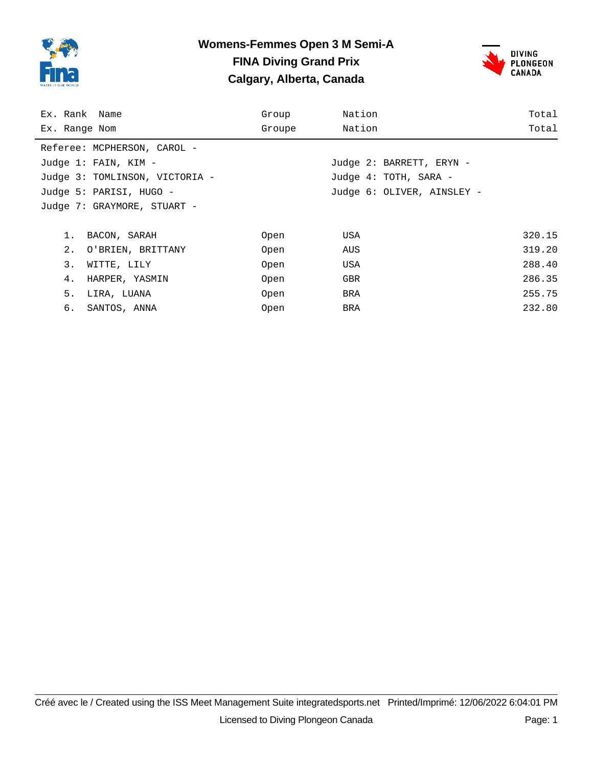# Womens-Femmes Open 3 M Semi-A

## FINA Diving Grand Prix

## Calgary, Alberta, Canada

Referee: MCPHERSON, CAROL -

Judge 1: FAIN, KIM -
Judge 2: BARRETT, ERYN -
Judge 3: TOMLINSON, VICTORIA -
Judge 4: TOTH, SARA -
Judge 5: PARISI, HUGO -
Judge 6: OLIVER, AINSLEY -
Judge 7: GRAYMORE, STUART -

| Ex. Rank / Ex. Range | Name / Nom | Group / Groupe | Nation / Nation | Total / Total |
|---|---|---|---|---|
| 1. | BACON, SARAH | Open | USA | 320.15 |
| 2. | O'BRIEN, BRITTANY | Open | AUS | 319.20 |
| 3. | WITTE, LILY | Open | USA | 288.40 |
| 4. | HARPER, YASMIN | Open | GBR | 286.35 |
| 5. | LIRA, LUANA | Open | BRA | 255.75 |
| 6. | SANTOS, ANNA | Open | BRA | 232.80 |

Créé avec le / Created using the ISS Meet Management Suite integratedsports.net Printed/Imprimé: 12/06/2022 6:04:01 PM

Licensed to Diving Plongeon Canada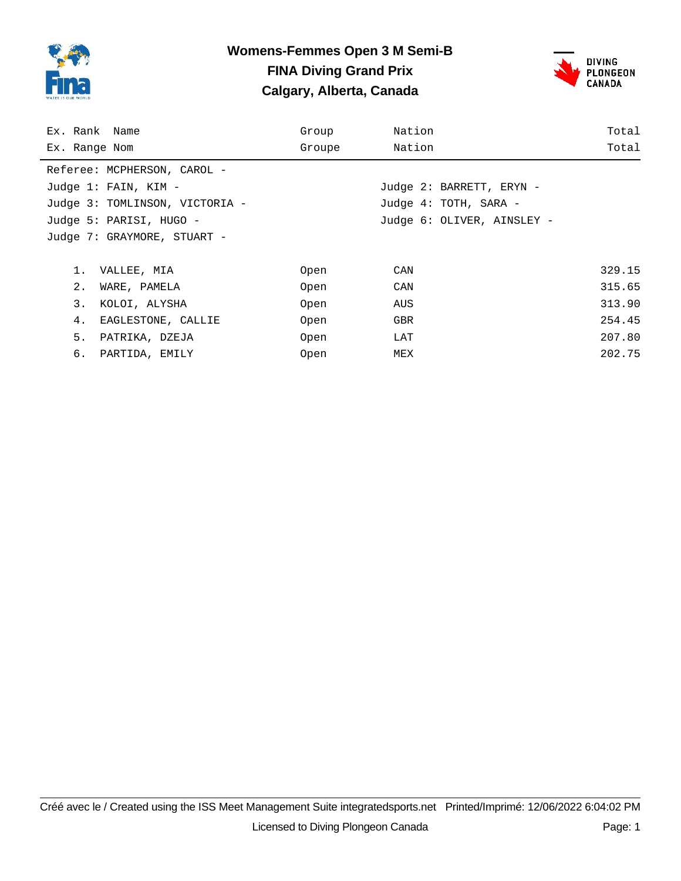# Womens-Femmes Open 3 M Semi-B

## FINA Diving Grand Prix

## Calgary, Alberta, Canada

Referee: MCPHERSON, CAROL -

Judge 1: FAIN, KIM -

Judge 2: BARRETT, ERYN -

Judge 3: TOMLINSON, VICTORIA -

Judge 4: TOTH, SARA -

Judge 5: PARISI, HUGO -

Judge 6: OLIVER, AINSLEY -

Judge 7: GRAYMORE, STUART -

| Ex. Rank / Ex. Range | Name / Nom | Group / Groupe | Nation / Nation | Total / Total |
|---|---|---|---|---|
| 1. | VALLEE, MIA | Open | CAN | 329.15 |
| 2. | WARE, PAMELA | Open | CAN | 315.65 |
| 3. | KOLOI, ALYSHA | Open | AUS | 313.90 |
| 4. | EAGLESTONE, CALLIE | Open | GBR | 254.45 |
| 5. | PATRIKA, DZEJA | Open | LAT | 207.80 |
| 6. | PARTIDA, EMILY | Open | MEX | 202.75 |

Créé avec le / Created using the ISS Meet Management Suite integratedsports.net Printed/Imprimé: 12/06/2022 6:04:02 PM

Licensed to Diving Plongeon Canada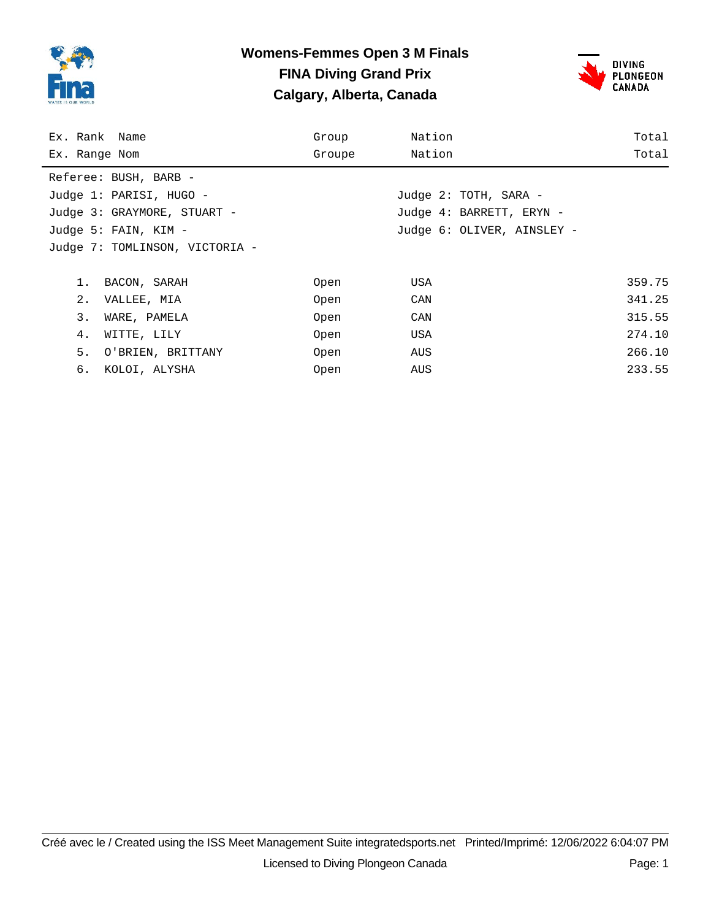# Womens-Femmes Open 3 M Finals
## FINA Diving Grand Prix
## Calgary, Alberta, Canada

| Ex. Rank / Ex. Range | Name / Nom | Group / Groupe | Nation / Nation | Total / Total |
|---|---|---|---|---|

Referee: BUSH, BARB -

Judge 1: PARISI, HUGO -
Judge 2: TOTH, SARA -
Judge 3: GRAYMORE, STUART -
Judge 4: BARRETT, ERYN -
Judge 5: FAIN, KIM -
Judge 6: OLIVER, AINSLEY -
Judge 7: TOMLINSON, VICTORIA -

| Rank | Name | Group | Nation | Total |
|---|---|---|---|---|
| 1. | BACON, SARAH | Open | USA | 359.75 |
| 2. | VALLEE, MIA | Open | CAN | 341.25 |
| 3. | WARE, PAMELA | Open | CAN | 315.55 |
| 4. | WITTE, LILY | Open | USA | 274.10 |
| 5. | O'BRIEN, BRITTANY | Open | AUS | 266.10 |
| 6. | KOLOI, ALYSHA | Open | AUS | 233.55 |

Créé avec le / Created using the ISS Meet Management Suite integratedsports.net Printed/Imprimé: 12/06/2022 6:04:07 PM

Licensed to Diving Plongeon Canada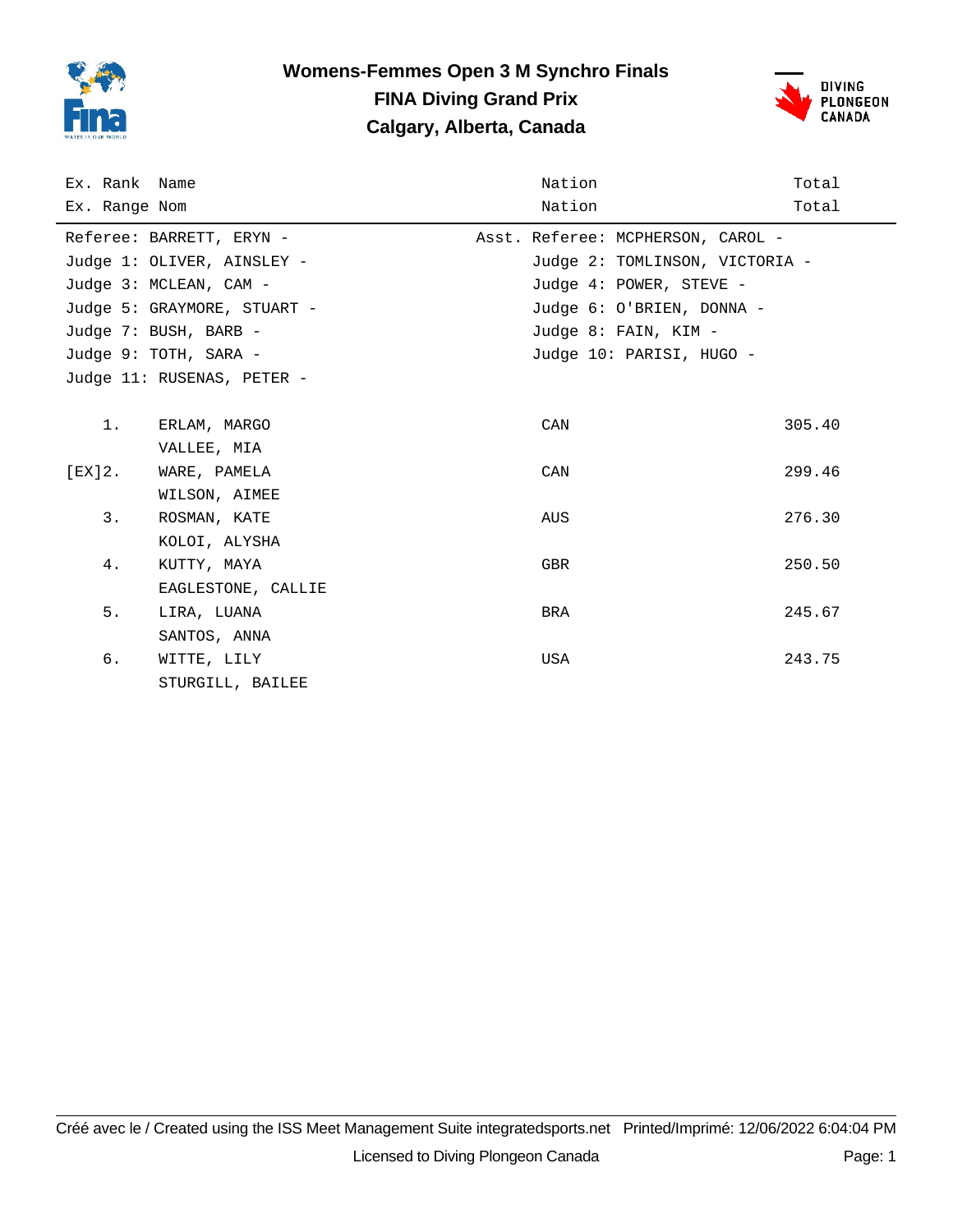# Womens-Femmes Open 3 M Synchro Finals
## FINA Diving Grand Prix
## Calgary, Alberta, Canada

Referee: BARRETT, ERYN -
Asst. Referee: MCPHERSON, CAROL -
Judge 1: OLIVER, AINSLEY -
Judge 2: TOMLINSON, VICTORIA -
Judge 3: MCLEAN, CAM -
Judge 4: POWER, STEVE -
Judge 5: GRAYMORE, STUART -
Judge 6: O'BRIEN, DONNA -
Judge 7: BUSH, BARB -
Judge 8: FAIN, KIM -
Judge 9: TOTH, SARA -
Judge 10: PARISI, HUGO -
Judge 11: RUSENAS, PETER -

| Ex. Rank / Ex. Range | Name / Nom | Nation / Nation | Total / Total |
|---|---|---|---|
| 1. | ERLAM, MARGO<br>VALLEE, MIA | CAN | 305.40 |
| [EX]2. | WARE, PAMELA<br>WILSON, AIMEE | CAN | 299.46 |
| 3. | ROSMAN, KATE<br>KOLOI, ALYSHA | AUS | 276.30 |
| 4. | KUTTY, MAYA<br>EAGLESTONE, CALLIE | GBR | 250.50 |
| 5. | LIRA, LUANA<br>SANTOS, ANNA | BRA | 245.67 |
| 6. | WITTE, LILY<br>STURGILL, BAILEE | USA | 243.75 |

Créé avec le / Created using the ISS Meet Management Suite integratedsports.net Printed/Imprimé: 12/06/2022 6:04:04 PM

Licensed to Diving Plongeon Canada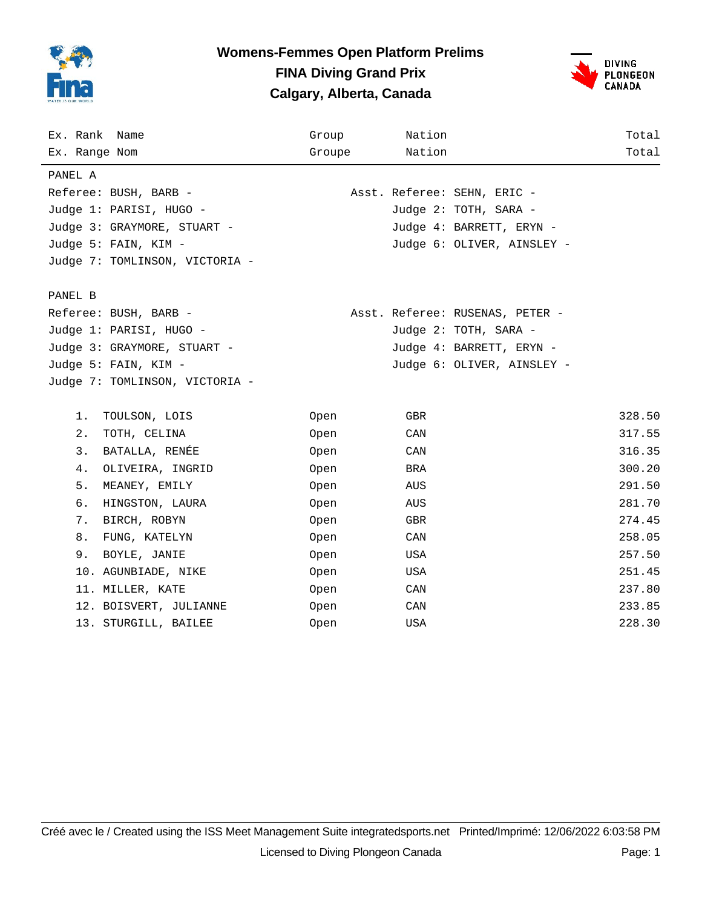# Womens-Femmes Open Platform Prelims

## FINA Diving Grand Prix

## Calgary, Alberta, Canada

PANEL A

Referee: BUSH, BARB - | Asst. Referee: SEHN, ERIC -

Judge 1: PARISI, HUGO - | Judge 2: TOTH, SARA -

Judge 3: GRAYMORE, STUART - | Judge 4: BARRETT, ERYN -

Judge 5: FAIN, KIM - | Judge 6: OLIVER, AINSLEY -

Judge 7: TOMLINSON, VICTORIA -

PANEL B

Referee: BUSH, BARB - | Asst. Referee: RUSENAS, PETER -

Judge 1: PARISI, HUGO - | Judge 2: TOTH, SARA -

Judge 3: GRAYMORE, STUART - | Judge 4: BARRETT, ERYN -

Judge 5: FAIN, KIM - | Judge 6: OLIVER, AINSLEY -

Judge 7: TOMLINSON, VICTORIA -

| Ex. Rank / Ex. Range | Name / Nom | Group / Groupe | Nation / Nation | Total / Total |
|---|---|---|---|---|
| 1. | TOULSON, LOIS | Open | GBR | 328.50 |
| 2. | TOTH, CELINA | Open | CAN | 317.55 |
| 3. | BATALLA, RENÉE | Open | CAN | 316.35 |
| 4. | OLIVEIRA, INGRID | Open | BRA | 300.20 |
| 5. | MEANEY, EMILY | Open | AUS | 291.50 |
| 6. | HINGSTON, LAURA | Open | AUS | 281.70 |
| 7. | BIRCH, ROBYN | Open | GBR | 274.45 |
| 8. | FUNG, KATELYN | Open | CAN | 258.05 |
| 9. | BOYLE, JANIE | Open | USA | 257.50 |
| 10. | AGUNBIADE, NIKE | Open | USA | 251.45 |
| 11. | MILLER, KATE | Open | CAN | 237.80 |
| 12. | BOISVERT, JULIANNE | Open | CAN | 233.85 |
| 13. | STURGILL, BAILEE | Open | USA | 228.30 |

Créé avec le / Created using the ISS Meet Management Suite integratedsports.net Printed/Imprimé: 12/06/2022 6:03:58 PM

Licensed to Diving Plongeon Canada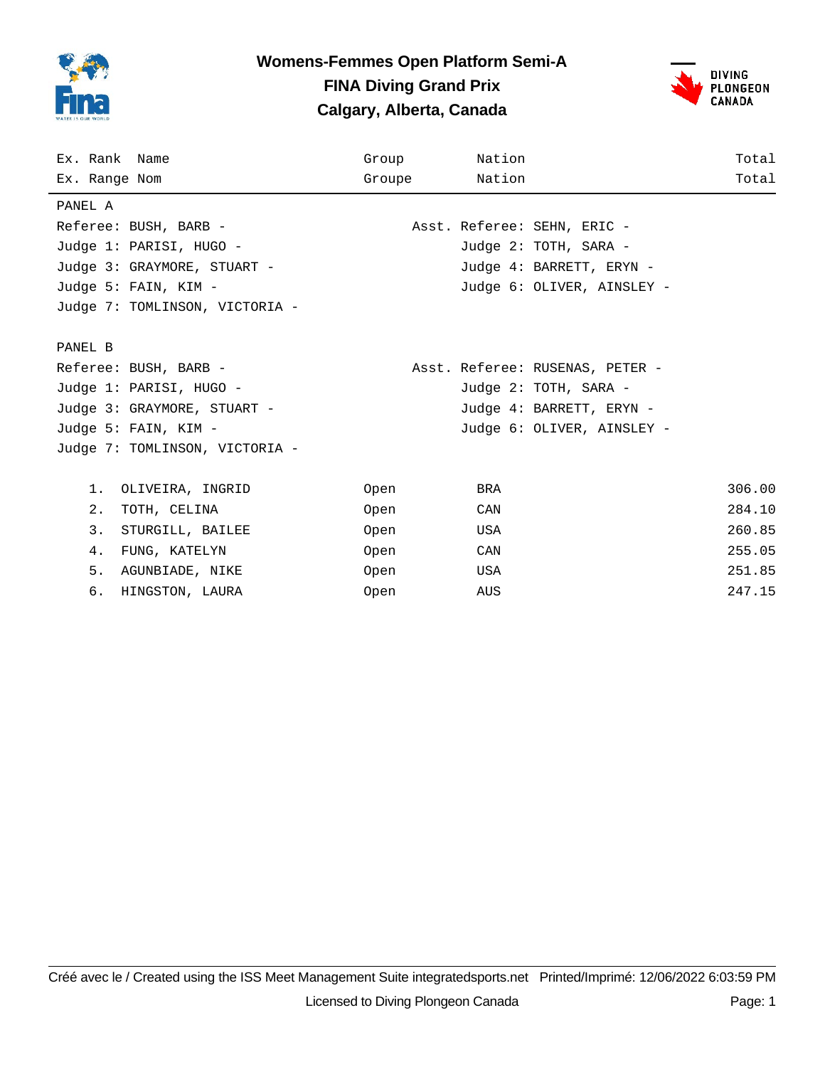# Womens-Femmes Open Platform Semi-A
## FINA Diving Grand Prix
## Calgary, Alberta, Canada

| Ex. Rank / Ex. Range | Name / Nom | Group / Groupe | Nation / Nation | Total / Total |
|---|---|---|---|---|

PANEL A

Referee: BUSH, BARB - Asst. Referee: SEHN, ERIC -

Judge 1: PARISI, HUGO - Judge 2: TOTH, SARA -

Judge 3: GRAYMORE, STUART - Judge 4: BARRETT, ERYN -

Judge 5: FAIN, KIM - Judge 6: OLIVER, AINSLEY -

Judge 7: TOMLINSON, VICTORIA -

PANEL B

Referee: BUSH, BARB - Asst. Referee: RUSENAS, PETER -

Judge 1: PARISI, HUGO - Judge 2: TOTH, SARA -

Judge 3: GRAYMORE, STUART - Judge 4: BARRETT, ERYN -

Judge 5: FAIN, KIM - Judge 6: OLIVER, AINSLEY -

Judge 7: TOMLINSON, VICTORIA -

| Rank | Name | Group | Nation | Total |
|---|---|---|---|---|
| 1. | OLIVEIRA, INGRID | Open | BRA | 306.00 |
| 2. | TOTH, CELINA | Open | CAN | 284.10 |
| 3. | STURGILL, BAILEE | Open | USA | 260.85 |
| 4. | FUNG, KATELYN | Open | CAN | 255.05 |
| 5. | AGUNBIADE, NIKE | Open | USA | 251.85 |
| 6. | HINGSTON, LAURA | Open | AUS | 247.15 |

Créé avec le / Created using the ISS Meet Management Suite integratedsports.net Printed/Imprimé: 12/06/2022 6:03:59 PM

Licensed to Diving Plongeon Canada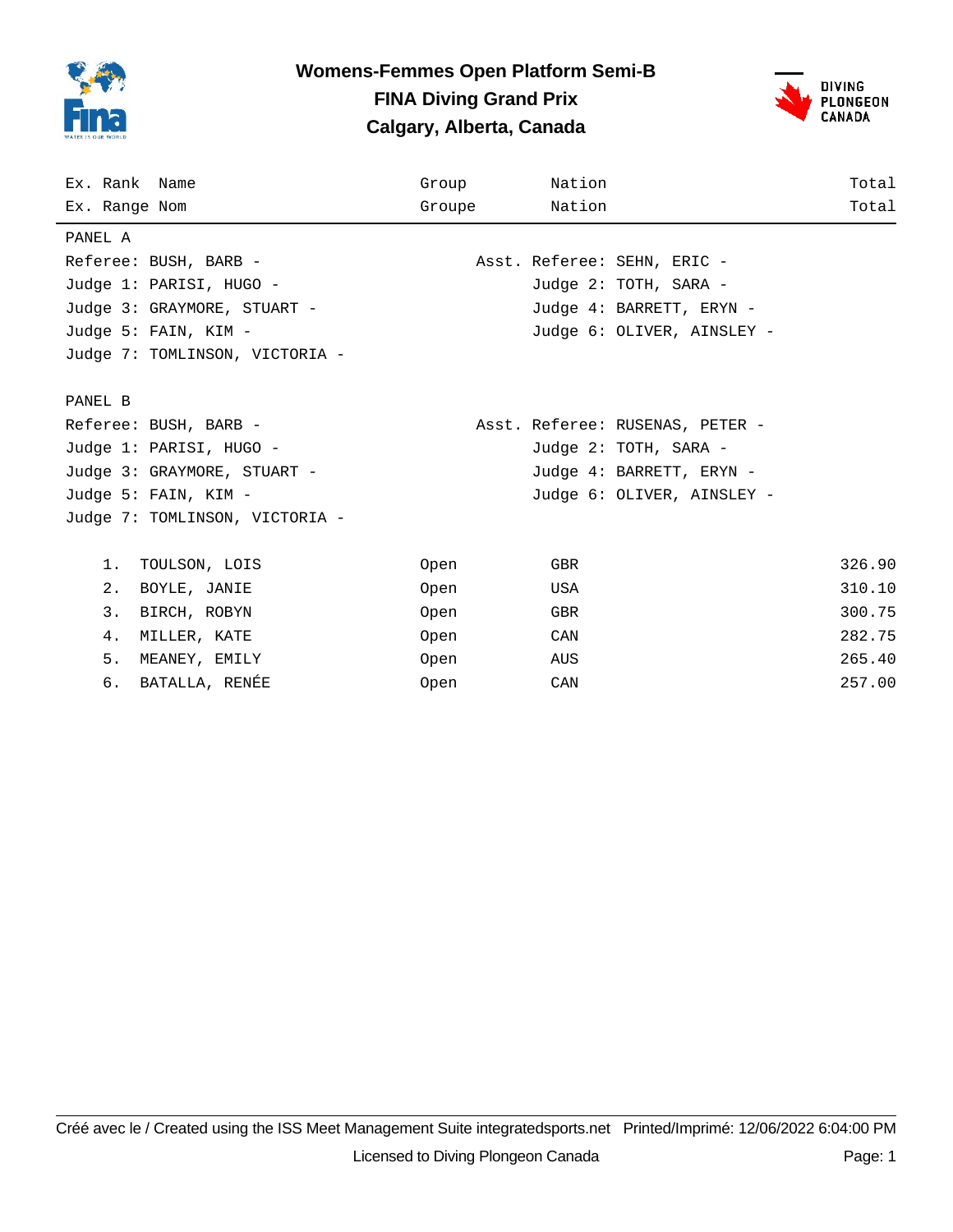# Womens-Femmes Open Platform Semi-B

## FINA Diving Grand Prix

## Calgary, Alberta, Canada

| Ex. Rank / Ex. Range | Name / Nom | Group / Groupe | Nation / Nation | Total / Total |
|---|---|---|---|---|

PANEL A

Referee: BUSH, BARB - Asst. Referee: SEHN, ERIC -
Judge 1: PARISI, HUGO - Judge 2: TOTH, SARA -
Judge 3: GRAYMORE, STUART - Judge 4: BARRETT, ERYN -
Judge 5: FAIN, KIM - Judge 6: OLIVER, AINSLEY -
Judge 7: TOMLINSON, VICTORIA -

PANEL B

Referee: BUSH, BARB - Asst. Referee: RUSENAS, PETER -
Judge 1: PARISI, HUGO - Judge 2: TOTH, SARA -
Judge 3: GRAYMORE, STUART - Judge 4: BARRETT, ERYN -
Judge 5: FAIN, KIM - Judge 6: OLIVER, AINSLEY -
Judge 7: TOMLINSON, VICTORIA -

| Rank | Name | Group | Nation | Total |
|---|---|---|---|---|
| 1. | TOULSON, LOIS | Open | GBR | 326.90 |
| 2. | BOYLE, JANIE | Open | USA | 310.10 |
| 3. | BIRCH, ROBYN | Open | GBR | 300.75 |
| 4. | MILLER, KATE | Open | CAN | 282.75 |
| 5. | MEANEY, EMILY | Open | AUS | 265.40 |
| 6. | BATALLA, RENÉE | Open | CAN | 257.00 |

Créé avec le / Created using the ISS Meet Management Suite integratedsports.net Printed/Imprimé: 12/06/2022 6:04:00 PM

Licensed to Diving Plongeon Canada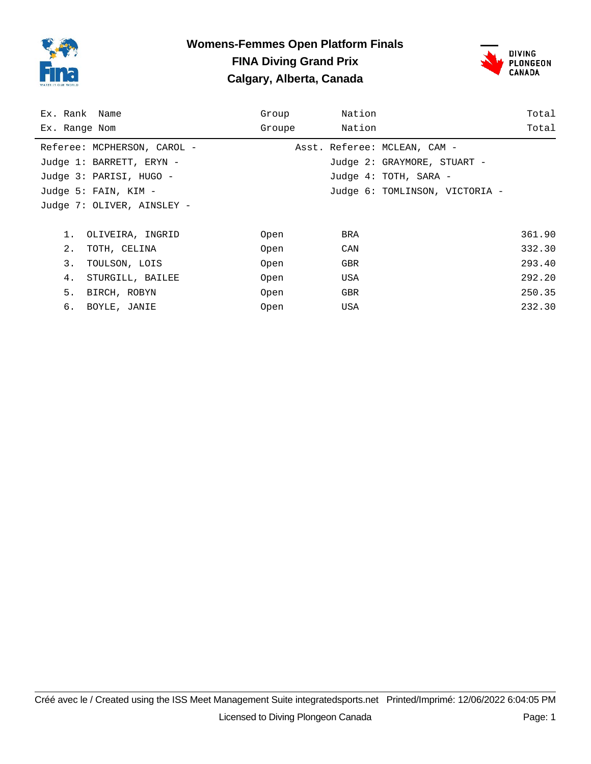# Womens-Femmes Open Platform Finals
## FINA Diving Grand Prix
## Calgary, Alberta, Canada

Referee: MCPHERSON, CAROL - Asst. Referee: MCLEAN, CAM -

Judge 1: BARRETT, ERYN - Judge 2: GRAYMORE, STUART -

Judge 3: PARISI, HUGO - Judge 4: TOTH, SARA -

Judge 5: FAIN, KIM - Judge 6: TOMLINSON, VICTORIA -

Judge 7: OLIVER, AINSLEY -

| Ex. Rank / Ex. Range | Name / Nom | Group / Groupe | Nation / Nation | Total / Total |
|---|---|---|---|---|
| 1. | OLIVEIRA, INGRID | Open | BRA | 361.90 |
| 2. | TOTH, CELINA | Open | CAN | 332.30 |
| 3. | TOULSON, LOIS | Open | GBR | 293.40 |
| 4. | STURGILL, BAILEE | Open | USA | 292.20 |
| 5. | BIRCH, ROBYN | Open | GBR | 250.35 |
| 6. | BOYLE, JANIE | Open | USA | 232.30 |

Créé avec le / Created using the ISS Meet Management Suite integratedsports.net Printed/Imprimé: 12/06/2022 6:04:05 PM

Licensed to Diving Plongeon Canada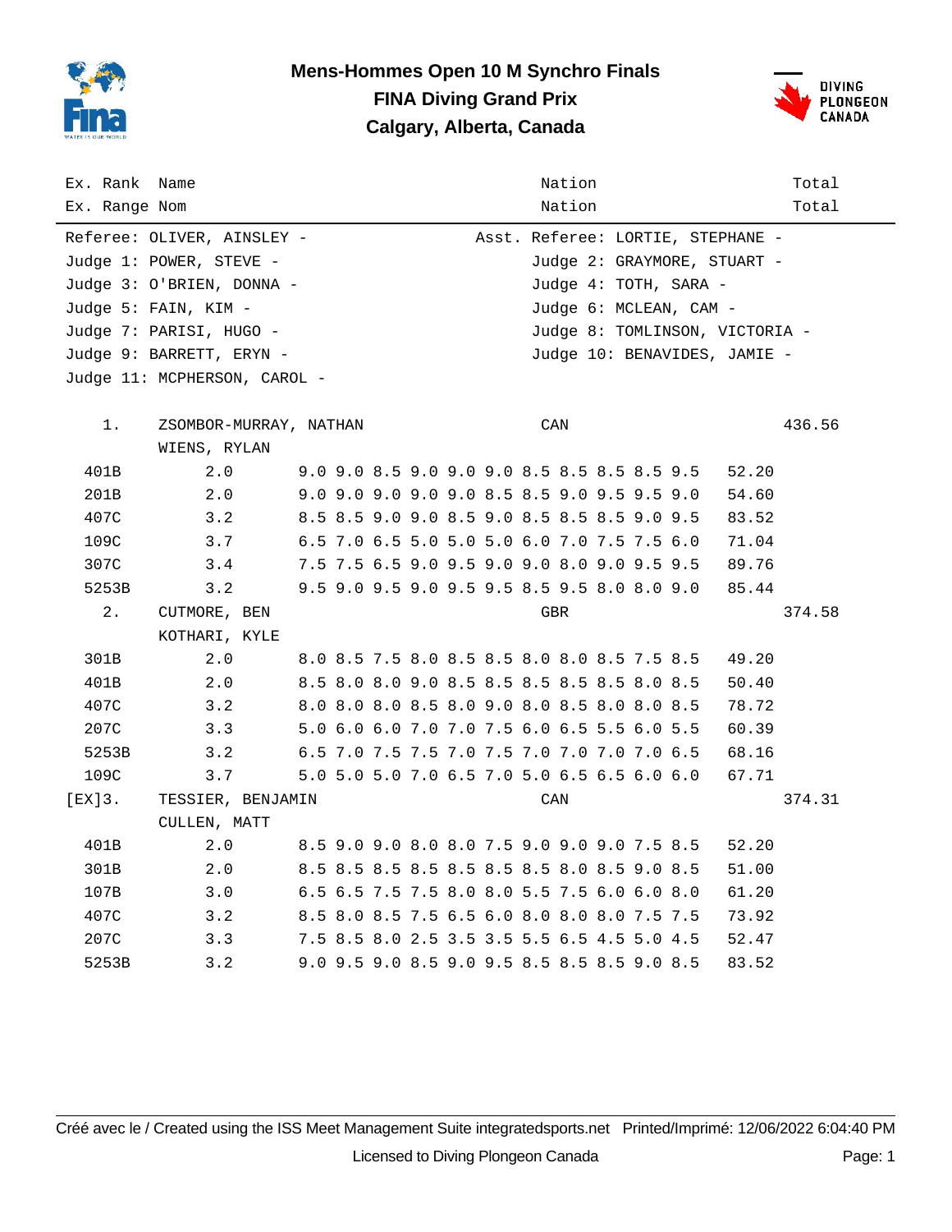# Mens-Hommes Open 10 M Synchro Finals

## FINA Diving Grand Prix

## Calgary, Alberta, Canada

| Ex. Rank<br>Ex. Range | Name<br>Nom | | Nation<br>Nation | | Total<br>Total |
|---|---|---|---|---|---|

Referee: OLIVER, AINSLEY -  Asst. Referee: LORTIE, STEPHANE -
Judge 1: POWER, STEVE -  Judge 2: GRAYMORE, STUART -
Judge 3: O'BRIEN, DONNA -  Judge 4: TOTH, SARA -
Judge 5: FAIN, KIM -  Judge 6: MCLEAN, CAM -
Judge 7: PARISI, HUGO -  Judge 8: TOMLINSON, VICTORIA -
Judge 9: BARRETT, ERYN -  Judge 10: BENAVIDES, JAMIE -
Judge 11: MCPHERSON, CAROL -

| Ex. Rank | Name | | Nation | | Total |
|---|---|---|---|---|---|
| 1. | ZSOMBOR-MURRAY, NATHAN<br>WIENS, RYLAN | | CAN | | 436.56 |
| 401B | 2.0 | 9.0 9.0 8.5 9.0 9.0 9.0 8.5 8.5 8.5 8.5 9.5 | | 52.20 | |
| 201B | 2.0 | 9.0 9.0 9.0 9.0 9.0 8.5 8.5 9.0 9.5 9.5 9.0 | | 54.60 | |
| 407C | 3.2 | 8.5 8.5 9.0 9.0 8.5 9.0 8.5 8.5 8.5 9.0 9.5 | | 83.52 | |
| 109C | 3.7 | 6.5 7.0 6.5 5.0 5.0 5.0 6.0 7.0 7.5 7.5 6.0 | | 71.04 | |
| 307C | 3.4 | 7.5 7.5 6.5 9.0 9.5 9.0 9.0 8.0 9.0 9.5 9.5 | | 89.76 | |
| 5253B | 3.2 | 9.5 9.0 9.5 9.0 9.5 9.5 8.5 9.5 8.0 8.0 9.0 | | 85.44 | |
| 2. | CUTMORE, BEN<br>KOTHARI, KYLE | | GBR | | 374.58 |
| 301B | 2.0 | 8.0 8.5 7.5 8.0 8.5 8.5 8.0 8.0 8.5 7.5 8.5 | | 49.20 | |
| 401B | 2.0 | 8.5 8.0 8.0 9.0 8.5 8.5 8.5 8.5 8.5 8.0 8.5 | | 50.40 | |
| 407C | 3.2 | 8.0 8.0 8.0 8.5 8.0 9.0 8.0 8.5 8.0 8.0 8.5 | | 78.72 | |
| 207C | 3.3 | 5.0 6.0 6.0 7.0 7.0 7.5 6.0 6.5 5.5 6.0 5.5 | | 60.39 | |
| 5253B | 3.2 | 6.5 7.0 7.5 7.5 7.0 7.5 7.0 7.0 7.0 7.0 6.5 | | 68.16 | |
| 109C | 3.7 | 5.0 5.0 5.0 7.0 6.5 7.0 5.0 6.5 6.5 6.0 6.0 | | 67.71 | |
| [EX]3. | TESSIER, BENJAMIN<br>CULLEN, MATT | | CAN | | 374.31 |
| 401B | 2.0 | 8.5 9.0 9.0 8.0 8.0 7.5 9.0 9.0 9.0 7.5 8.5 | | 52.20 | |
| 301B | 2.0 | 8.5 8.5 8.5 8.5 8.5 8.5 8.5 8.0 8.5 9.0 8.5 | | 51.00 | |
| 107B | 3.0 | 6.5 6.5 7.5 7.5 8.0 8.0 5.5 7.5 6.0 6.0 8.0 | | 61.20 | |
| 407C | 3.2 | 8.5 8.0 8.5 7.5 6.5 6.0 8.0 8.0 8.0 7.5 7.5 | | 73.92 | |
| 207C | 3.3 | 7.5 8.5 8.0 2.5 3.5 3.5 5.5 6.5 4.5 5.0 4.5 | | 52.47 | |
| 5253B | 3.2 | 9.0 9.5 9.0 8.5 9.0 9.5 8.5 8.5 8.5 9.0 8.5 | | 83.52 | |

Créé avec le / Created using the ISS Meet Management Suite integratedsports.net Printed/Imprimé: 12/06/2022 6:04:40 PM

Licensed to Diving Plongeon Canada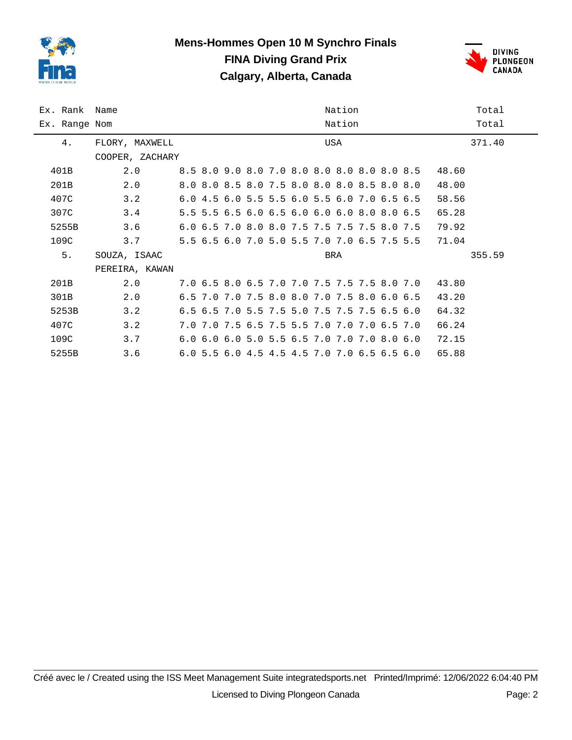# Mens-Hommes Open 10 M Synchro Finals

## FINA Diving Grand Prix

## Calgary, Alberta, Canada

| Ex. Rank / Ex. Range | Name / Nom | | Nation / Nation | | Total / Total |
|---|---|---|---|---|---|
| 4. | FLORY, MAXWELL | | USA | | 371.40 |
| | COOPER, ZACHARY | | | | |
| 401B | 2.0 | 8.5 8.0 9.0 8.0 7.0 8.0 8.0 8.0 8.0 8.0 8.5 | | 48.60 | |
| 201B | 2.0 | 8.0 8.0 8.5 8.0 7.5 8.0 8.0 8.0 8.5 8.0 8.0 | | 48.00 | |
| 407C | 3.2 | 6.0 4.5 6.0 5.5 5.5 6.0 5.5 6.0 7.0 6.5 6.5 | | 58.56 | |
| 307C | 3.4 | 5.5 5.5 6.5 6.0 6.5 6.0 6.0 6.0 8.0 8.0 6.5 | | 65.28 | |
| 5255B | 3.6 | 6.0 6.5 7.0 8.0 8.0 7.5 7.5 7.5 7.5 8.0 7.5 | | 79.92 | |
| 109C | 3.7 | 5.5 6.5 6.0 7.0 5.0 5.5 7.0 7.0 6.5 7.5 5.5 | | 71.04 | |
| 5. | SOUZA, ISAAC | | BRA | | 355.59 |
| | PEREIRA, KAWAN | | | | |
| 201B | 2.0 | 7.0 6.5 8.0 6.5 7.0 7.0 7.5 7.5 7.5 8.0 7.0 | | 43.80 | |
| 301B | 2.0 | 6.5 7.0 7.0 7.5 8.0 8.0 7.0 7.5 8.0 6.0 6.5 | | 43.20 | |
| 5253B | 3.2 | 6.5 6.5 7.0 5.5 7.5 5.0 7.5 7.5 7.5 6.5 6.0 | | 64.32 | |
| 407C | 3.2 | 7.0 7.0 7.5 6.5 7.5 5.5 7.0 7.0 7.0 6.5 7.0 | | 66.24 | |
| 109C | 3.7 | 6.0 6.0 6.0 5.0 5.5 6.5 7.0 7.0 7.0 8.0 6.0 | | 72.15 | |
| 5255B | 3.6 | 6.0 5.5 6.0 4.5 4.5 4.5 7.0 7.0 6.5 6.5 6.0 | | 65.88 | |

Créé avec le / Created using the ISS Meet Management Suite integratedsports.net Printed/Imprimé: 12/06/2022 6:04:40 PM

Licensed to Diving Plongeon Canada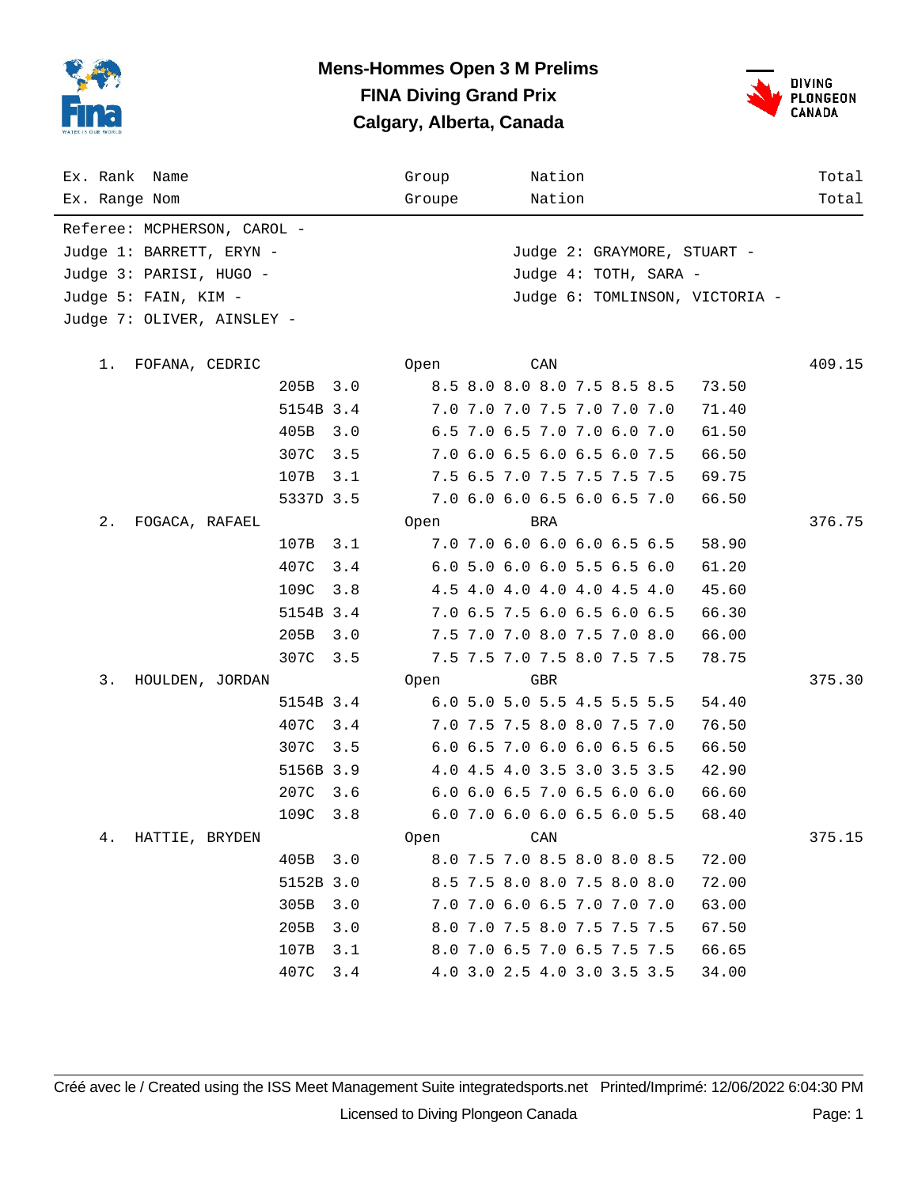# Mens-Hommes Open 3 M Prelims

## FINA Diving Grand Prix

## Calgary, Alberta, Canada

| Ex. Rank / Ex. Range | Name / Nom | Dive | DD | Scores | Points | Group / Groupe | Nation / Nation | Total / Total |
|---|---|---|---|---|---|---|---|---|

Referee: MCPHERSON, CAROL -
Judge 1: BARRETT, ERYN -
Judge 2: GRAYMORE, STUART -
Judge 3: PARISI, HUGO -
Judge 4: TOTH, SARA -
Judge 5: FAIN, KIM -
Judge 6: TOMLINSON, VICTORIA -
Judge 7: OLIVER, AINSLEY -

| Rank | Name | Dive | DD | Scores | Points | Group | Nation | Total |
|---|---|---|---|---|---|---|---|---|
| 1. | FOFANA, CEDRIC | | | | | Open | CAN | 409.15 |
| | | 205B | 3.0 | 8.5 8.0 8.0 8.0 7.5 8.5 8.5 | 73.50 | | | |
| | | 5154B | 3.4 | 7.0 7.0 7.0 7.5 7.0 7.0 7.0 | 71.40 | | | |
| | | 405B | 3.0 | 6.5 7.0 6.5 7.0 7.0 6.0 7.0 | 61.50 | | | |
| | | 307C | 3.5 | 7.0 6.0 6.5 6.0 6.5 6.0 7.5 | 66.50 | | | |
| | | 107B | 3.1 | 7.5 6.5 7.0 7.5 7.5 7.5 7.5 | 69.75 | | | |
| | | 5337D | 3.5 | 7.0 6.0 6.0 6.5 6.0 6.5 7.0 | 66.50 | | | |
| 2. | FOGACA, RAFAEL | | | | | Open | BRA | 376.75 |
| | | 107B | 3.1 | 7.0 7.0 6.0 6.0 6.0 6.5 6.5 | 58.90 | | | |
| | | 407C | 3.4 | 6.0 5.0 6.0 6.0 5.5 6.5 6.0 | 61.20 | | | |
| | | 109C | 3.8 | 4.5 4.0 4.0 4.0 4.0 4.5 4.0 | 45.60 | | | |
| | | 5154B | 3.4 | 7.0 6.5 7.5 6.0 6.5 6.0 6.5 | 66.30 | | | |
| | | 205B | 3.0 | 7.5 7.0 7.0 8.0 7.5 7.0 8.0 | 66.00 | | | |
| | | 307C | 3.5 | 7.5 7.5 7.0 7.5 8.0 7.5 7.5 | 78.75 | | | |
| 3. | HOULDEN, JORDAN | | | | | Open | GBR | 375.30 |
| | | 5154B | 3.4 | 6.0 5.0 5.0 5.5 4.5 5.5 5.5 | 54.40 | | | |
| | | 407C | 3.4 | 7.0 7.5 7.5 8.0 8.0 7.5 7.0 | 76.50 | | | |
| | | 307C | 3.5 | 6.0 6.5 7.0 6.0 6.0 6.5 6.5 | 66.50 | | | |
| | | 5156B | 3.9 | 4.0 4.5 4.0 3.5 3.0 3.5 3.5 | 42.90 | | | |
| | | 207C | 3.6 | 6.0 6.0 6.5 7.0 6.5 6.0 6.0 | 66.60 | | | |
| | | 109C | 3.8 | 6.0 7.0 6.0 6.0 6.5 6.0 5.5 | 68.40 | | | |
| 4. | HATTIE, BRYDEN | | | | | Open | CAN | 375.15 |
| | | 405B | 3.0 | 8.0 7.5 7.0 8.5 8.0 8.0 8.5 | 72.00 | | | |
| | | 5152B | 3.0 | 8.5 7.5 8.0 8.0 7.5 8.0 8.0 | 72.00 | | | |
| | | 305B | 3.0 | 7.0 7.0 6.0 6.5 7.0 7.0 7.0 | 63.00 | | | |
| | | 205B | 3.0 | 8.0 7.0 7.5 8.0 7.5 7.5 7.5 | 67.50 | | | |
| | | 107B | 3.1 | 8.0 7.0 6.5 7.0 6.5 7.5 7.5 | 66.65 | | | |
| | | 407C | 3.4 | 4.0 3.0 2.5 4.0 3.0 3.5 3.5 | 34.00 | | | |

Créé avec le / Created using the ISS Meet Management Suite integratedsports.net Printed/Imprimé: 12/06/2022 6:04:30 PM

Licensed to Diving Plongeon Canada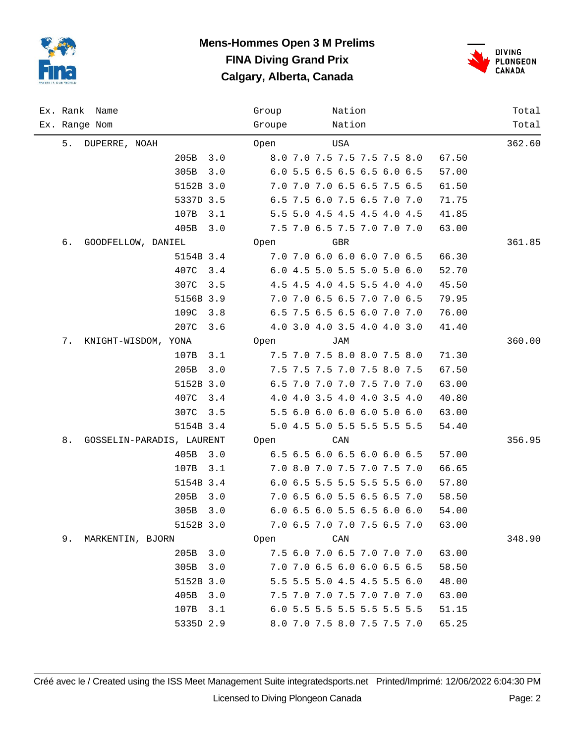# Mens-Hommes Open 3 M Prelims

## FINA Diving Grand Prix

## Calgary, Alberta, Canada

| Ex. Rank / Ex. Range | Name / Nom | Dive | DD | Group / Groupe | Nation / Nation | Scores | Points | Total / Total |
|---|---|---|---|---|---|---|---|---|
| 5. | DUPERRE, NOAH | | | Open | USA | | | 362.60 |
| | | 205B | 3.0 | | | 8.0 7.0 7.5 7.5 7.5 7.5 8.0 | 67.50 | |
| | | 305B | 3.0 | | | 6.0 5.5 6.5 6.5 6.5 6.0 6.5 | 57.00 | |
| | | 5152B | 3.0 | | | 7.0 7.0 7.0 6.5 6.5 7.5 6.5 | 61.50 | |
| | | 5337D | 3.5 | | | 6.5 7.5 6.0 7.5 6.5 7.0 7.0 | 71.75 | |
| | | 107B | 3.1 | | | 5.5 5.0 4.5 4.5 4.5 4.0 4.5 | 41.85 | |
| | | 405B | 3.0 | | | 7.5 7.0 6.5 7.5 7.0 7.0 7.0 | 63.00 | |
| 6. | GOODFELLOW, DANIEL | | | Open | GBR | | | 361.85 |
| | | 5154B | 3.4 | | | 7.0 7.0 6.0 6.0 6.0 7.0 6.5 | 66.30 | |
| | | 407C | 3.4 | | | 6.0 4.5 5.0 5.5 5.0 5.0 6.0 | 52.70 | |
| | | 307C | 3.5 | | | 4.5 4.5 4.0 4.5 5.5 4.0 4.0 | 45.50 | |
| | | 5156B | 3.9 | | | 7.0 7.0 6.5 6.5 7.0 7.0 6.5 | 79.95 | |
| | | 109C | 3.8 | | | 6.5 7.5 6.5 6.5 6.0 7.0 7.0 | 76.00 | |
| | | 207C | 3.6 | | | 4.0 3.0 4.0 3.5 4.0 4.0 3.0 | 41.40 | |
| 7. | KNIGHT-WISDOM, YONA | | | Open | JAM | | | 360.00 |
| | | 107B | 3.1 | | | 7.5 7.0 7.5 8.0 8.0 7.5 8.0 | 71.30 | |
| | | 205B | 3.0 | | | 7.5 7.5 7.5 7.0 7.5 8.0 7.5 | 67.50 | |
| | | 5152B | 3.0 | | | 6.5 7.0 7.0 7.0 7.5 7.0 7.0 | 63.00 | |
| | | 407C | 3.4 | | | 4.0 4.0 3.5 4.0 4.0 3.5 4.0 | 40.80 | |
| | | 307C | 3.5 | | | 5.5 6.0 6.0 6.0 6.0 5.0 6.0 | 63.00 | |
| | | 5154B | 3.4 | | | 5.0 4.5 5.0 5.5 5.5 5.5 5.5 | 54.40 | |
| 8. | GOSSELIN-PARADIS, LAURENT | | | Open | CAN | | | 356.95 |
| | | 405B | 3.0 | | | 6.5 6.5 6.0 6.5 6.0 6.0 6.5 | 57.00 | |
| | | 107B | 3.1 | | | 7.0 8.0 7.0 7.5 7.0 7.5 7.0 | 66.65 | |
| | | 5154B | 3.4 | | | 6.0 6.5 5.5 5.5 5.5 5.5 6.0 | 57.80 | |
| | | 205B | 3.0 | | | 7.0 6.5 6.0 5.5 6.5 6.5 7.0 | 58.50 | |
| | | 305B | 3.0 | | | 6.0 6.5 6.0 5.5 6.5 6.0 6.0 | 54.00 | |
| | | 5152B | 3.0 | | | 7.0 6.5 7.0 7.0 7.5 6.5 7.0 | 63.00 | |
| 9. | MARKENTIN, BJORN | | | Open | CAN | | | 348.90 |
| | | 205B | 3.0 | | | 7.5 6.0 7.0 6.5 7.0 7.0 7.0 | 63.00 | |
| | | 305B | 3.0 | | | 7.0 7.0 6.5 6.0 6.0 6.5 6.5 | 58.50 | |
| | | 5152B | 3.0 | | | 5.5 5.5 5.0 4.5 4.5 5.5 6.0 | 48.00 | |
| | | 405B | 3.0 | | | 7.5 7.0 7.0 7.5 7.0 7.0 7.0 | 63.00 | |
| | | 107B | 3.1 | | | 6.0 5.5 5.5 5.5 5.5 5.5 5.5 | 51.15 | |
| | | 5335D | 2.9 | | | 8.0 7.0 7.5 8.0 7.5 7.5 7.0 | 65.25 | |

Créé avec le / Created using the ISS Meet Management Suite integratedsports.net Printed/Imprimé: 12/06/2022 6:04:30 PM

Licensed to Diving Plongeon Canada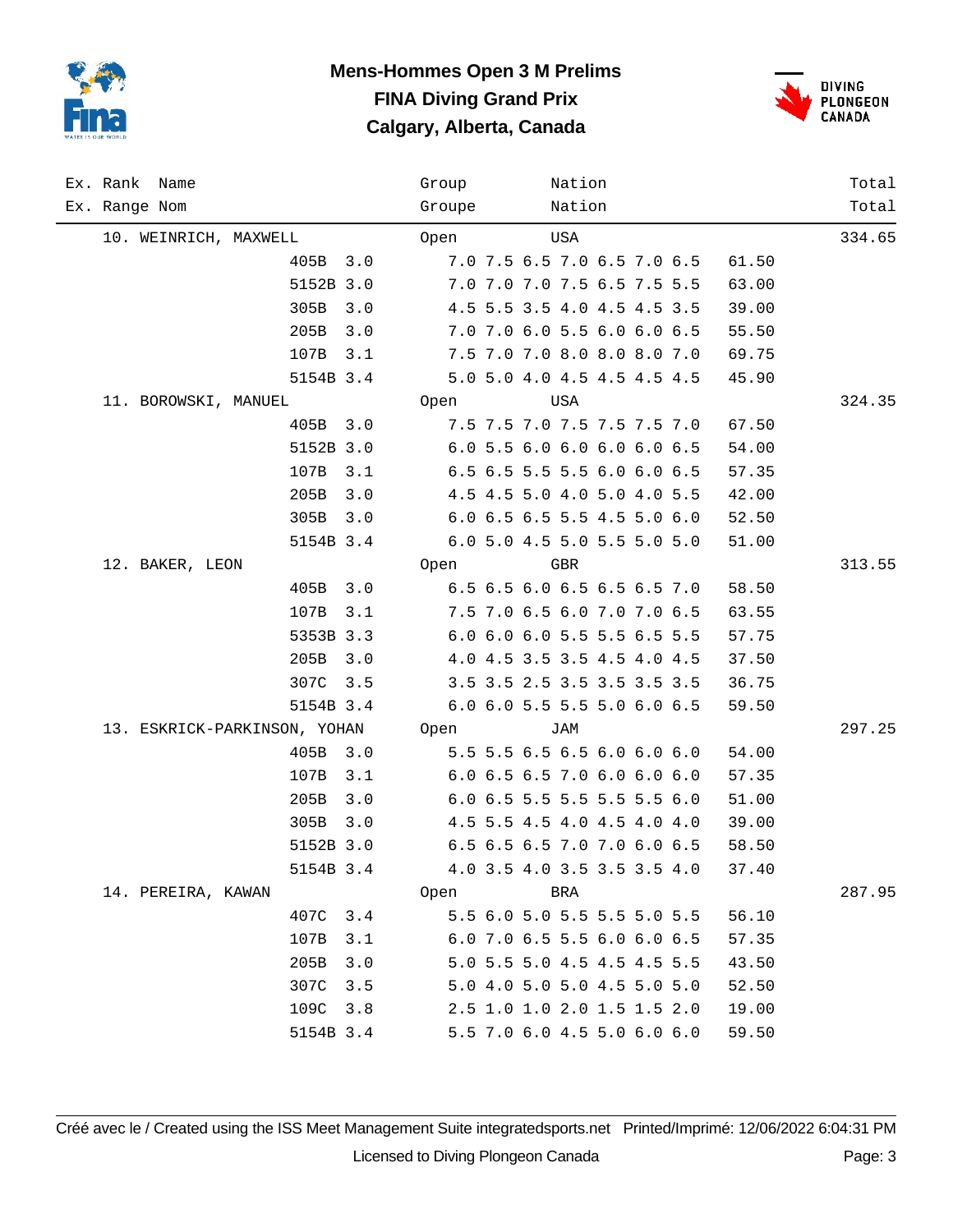# Mens-Hommes Open 3 M Prelims

## FINA Diving Grand Prix

## Calgary, Alberta, Canada

| Ex. Rank / Ex. Range | Name / Nom | Dive | DD | Scores | Points | Group / Groupe | Nation / Nation | Total / Total |
|---|---|---|---|---|---|---|---|---|
| 10. | WEINRICH, MAXWELL | | | | | Open | USA | 334.65 |
| | | 405B | 3.0 | 7.0 7.5 6.5 7.0 6.5 7.0 6.5 | 61.50 | | | |
| | | 5152B | 3.0 | 7.0 7.0 7.0 7.5 6.5 7.5 5.5 | 63.00 | | | |
| | | 305B | 3.0 | 4.5 5.5 3.5 4.0 4.5 4.5 3.5 | 39.00 | | | |
| | | 205B | 3.0 | 7.0 7.0 6.0 5.5 6.0 6.0 6.5 | 55.50 | | | |
| | | 107B | 3.1 | 7.5 7.0 7.0 8.0 8.0 8.0 7.0 | 69.75 | | | |
| | | 5154B | 3.4 | 5.0 5.0 4.0 4.5 4.5 4.5 4.5 | 45.90 | | | |
| 11. | BOROWSKI, MANUEL | | | | | Open | USA | 324.35 |
| | | 405B | 3.0 | 7.5 7.5 7.0 7.5 7.5 7.5 7.0 | 67.50 | | | |
| | | 5152B | 3.0 | 6.0 5.5 6.0 6.0 6.0 6.0 6.5 | 54.00 | | | |
| | | 107B | 3.1 | 6.5 6.5 5.5 5.5 6.0 6.0 6.5 | 57.35 | | | |
| | | 205B | 3.0 | 4.5 4.5 5.0 4.0 5.0 4.0 5.5 | 42.00 | | | |
| | | 305B | 3.0 | 6.0 6.5 6.5 5.5 4.5 5.0 6.0 | 52.50 | | | |
| | | 5154B | 3.4 | 6.0 5.0 4.5 5.0 5.5 5.0 5.0 | 51.00 | | | |
| 12. | BAKER, LEON | | | | | Open | GBR | 313.55 |
| | | 405B | 3.0 | 6.5 6.5 6.0 6.5 6.5 6.5 7.0 | 58.50 | | | |
| | | 107B | 3.1 | 7.5 7.0 6.5 6.0 7.0 7.0 6.5 | 63.55 | | | |
| | | 5353B | 3.3 | 6.0 6.0 6.0 5.5 5.5 6.5 5.5 | 57.75 | | | |
| | | 205B | 3.0 | 4.0 4.5 3.5 3.5 4.5 4.0 4.5 | 37.50 | | | |
| | | 307C | 3.5 | 3.5 3.5 2.5 3.5 3.5 3.5 3.5 | 36.75 | | | |
| | | 5154B | 3.4 | 6.0 6.0 5.5 5.5 5.0 6.0 6.5 | 59.50 | | | |
| 13. | ESKRICK-PARKINSON, YOHAN | | | | | Open | JAM | 297.25 |
| | | 405B | 3.0 | 5.5 5.5 6.5 6.5 6.0 6.0 6.0 | 54.00 | | | |
| | | 107B | 3.1 | 6.0 6.5 6.5 7.0 6.0 6.0 6.0 | 57.35 | | | |
| | | 205B | 3.0 | 6.0 6.5 5.5 5.5 5.5 5.5 6.0 | 51.00 | | | |
| | | 305B | 3.0 | 4.5 5.5 4.5 4.0 4.5 4.0 4.0 | 39.00 | | | |
| | | 5152B | 3.0 | 6.5 6.5 6.5 7.0 7.0 6.0 6.5 | 58.50 | | | |
| | | 5154B | 3.4 | 4.0 3.5 4.0 3.5 3.5 3.5 4.0 | 37.40 | | | |
| 14. | PEREIRA, KAWAN | | | | | Open | BRA | 287.95 |
| | | 407C | 3.4 | 5.5 6.0 5.0 5.5 5.5 5.0 5.5 | 56.10 | | | |
| | | 107B | 3.1 | 6.0 7.0 6.5 5.5 6.0 6.0 6.5 | 57.35 | | | |
| | | 205B | 3.0 | 5.0 5.5 5.0 4.5 4.5 4.5 5.5 | 43.50 | | | |
| | | 307C | 3.5 | 5.0 4.0 5.0 5.0 4.5 5.0 5.0 | 52.50 | | | |
| | | 109C | 3.8 | 2.5 1.0 1.0 2.0 1.5 1.5 2.0 | 19.00 | | | |
| | | 5154B | 3.4 | 5.5 7.0 6.0 4.5 5.0 6.0 6.0 | 59.50 | | | |

Créé avec le / Created using the ISS Meet Management Suite integratedsports.net Printed/Imprimé: 12/06/2022 6:04:31 PM

Licensed to Diving Plongeon Canada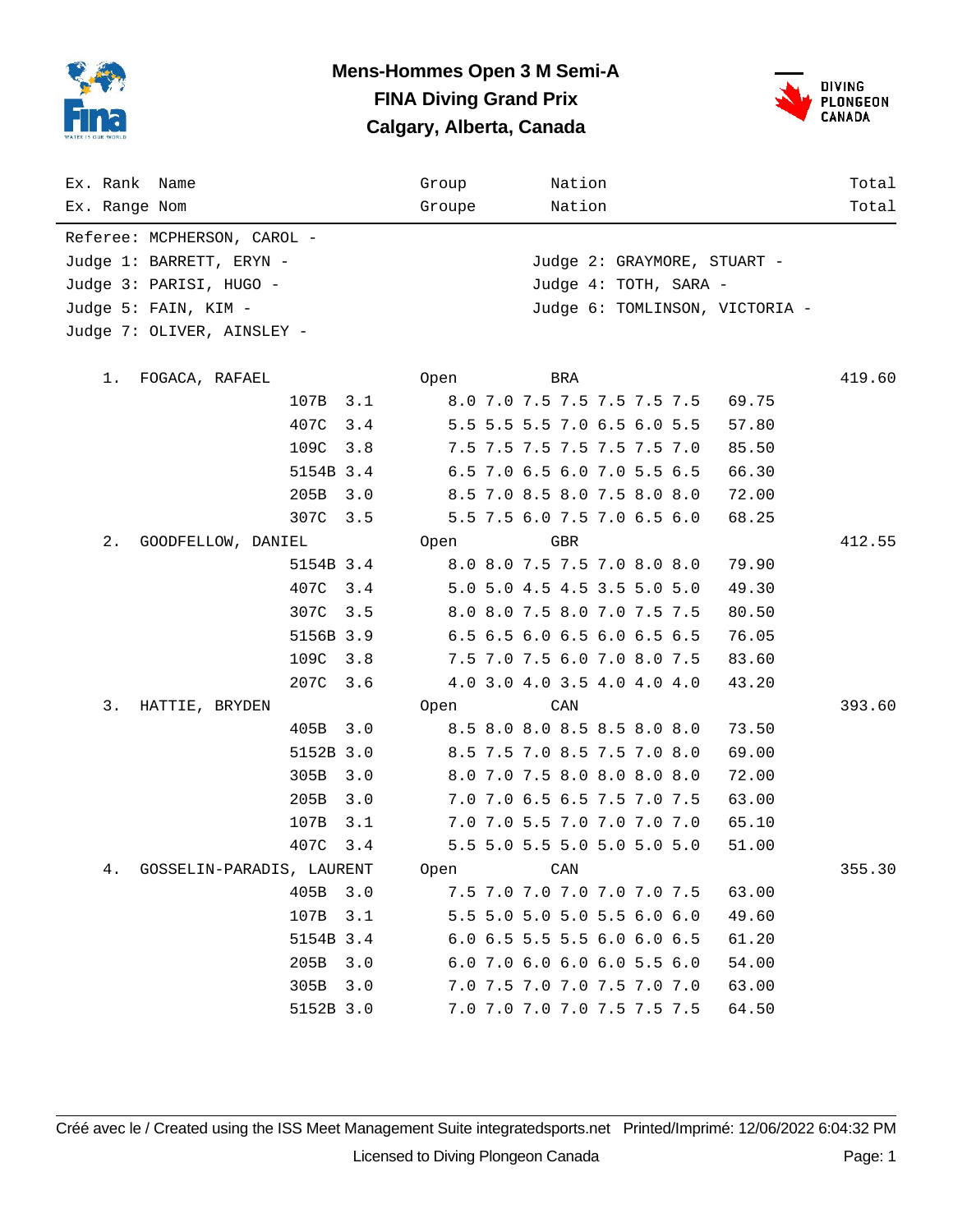# Mens-Hommes Open 3 M Semi-A

## FINA Diving Grand Prix

## Calgary, Alberta, Canada

| Ex. Rank / Ex. Range | Name / Nom | Group / Groupe | Nation / Nation | Total / Total |
|---|---|---|---|---|

Referee: MCPHERSON, CAROL -

Judge 1: BARRETT, ERYN -
Judge 2: GRAYMORE, STUART -
Judge 3: PARISI, HUGO -
Judge 4: TOTH, SARA -
Judge 5: FAIN, KIM -
Judge 6: TOMLINSON, VICTORIA -
Judge 7: OLIVER, AINSLEY -

| Rank | Name | Dive | DD | Group | Scores | Points | Nation | Total |
|---|---|---|---|---|---|---|---|---|
| 1. | FOGACA, RAFAEL | | | Open | | | BRA | 419.60 |
| | | 107B | 3.1 | | 8.0 7.0 7.5 7.5 7.5 7.5 7.5 | 69.75 | | |
| | | 407C | 3.4 | | 5.5 5.5 5.5 7.0 6.5 6.0 5.5 | 57.80 | | |
| | | 109C | 3.8 | | 7.5 7.5 7.5 7.5 7.5 7.5 7.0 | 85.50 | | |
| | | 5154B | 3.4 | | 6.5 7.0 6.5 6.0 7.0 5.5 6.5 | 66.30 | | |
| | | 205B | 3.0 | | 8.5 7.0 8.5 8.0 7.5 8.0 8.0 | 72.00 | | |
| | | 307C | 3.5 | | 5.5 7.5 6.0 7.5 7.0 6.5 6.0 | 68.25 | | |
| 2. | GOODFELLOW, DANIEL | | | Open | | | GBR | 412.55 |
| | | 5154B | 3.4 | | 8.0 8.0 7.5 7.5 7.0 8.0 8.0 | 79.90 | | |
| | | 407C | 3.4 | | 5.0 5.0 4.5 4.5 3.5 5.0 5.0 | 49.30 | | |
| | | 307C | 3.5 | | 8.0 8.0 7.5 8.0 7.0 7.5 7.5 | 80.50 | | |
| | | 5156B | 3.9 | | 6.5 6.5 6.0 6.5 6.0 6.5 6.5 | 76.05 | | |
| | | 109C | 3.8 | | 7.5 7.0 7.5 6.0 7.0 8.0 7.5 | 83.60 | | |
| | | 207C | 3.6 | | 4.0 3.0 4.0 3.5 4.0 4.0 4.0 | 43.20 | | |
| 3. | HATTIE, BRYDEN | | | Open | | | CAN | 393.60 |
| | | 405B | 3.0 | | 8.5 8.0 8.0 8.5 8.5 8.0 8.0 | 73.50 | | |
| | | 5152B | 3.0 | | 8.5 7.5 7.0 8.5 7.5 7.0 8.0 | 69.00 | | |
| | | 305B | 3.0 | | 8.0 7.0 7.5 8.0 8.0 8.0 8.0 | 72.00 | | |
| | | 205B | 3.0 | | 7.0 7.0 6.5 6.5 7.5 7.0 7.5 | 63.00 | | |
| | | 107B | 3.1 | | 7.0 7.0 5.5 7.0 7.0 7.0 7.0 | 65.10 | | |
| | | 407C | 3.4 | | 5.5 5.0 5.5 5.0 5.0 5.0 5.0 | 51.00 | | |
| 4. | GOSSELIN-PARADIS, LAURENT | | | Open | | | CAN | 355.30 |
| | | 405B | 3.0 | | 7.5 7.0 7.0 7.0 7.0 7.0 7.5 | 63.00 | | |
| | | 107B | 3.1 | | 5.5 5.0 5.0 5.0 5.5 6.0 6.0 | 49.60 | | |
| | | 5154B | 3.4 | | 6.0 6.5 5.5 5.5 6.0 6.0 6.5 | 61.20 | | |
| | | 205B | 3.0 | | 6.0 7.0 6.0 6.0 6.0 5.5 6.0 | 54.00 | | |
| | | 305B | 3.0 | | 7.0 7.5 7.0 7.0 7.5 7.0 7.0 | 63.00 | | |
| | | 5152B | 3.0 | | 7.0 7.0 7.0 7.0 7.5 7.5 7.5 | 64.50 | | |

Créé avec le / Created using the ISS Meet Management Suite integratedsports.net Printed/Imprimé: 12/06/2022 6:04:32 PM

Licensed to Diving Plongeon Canada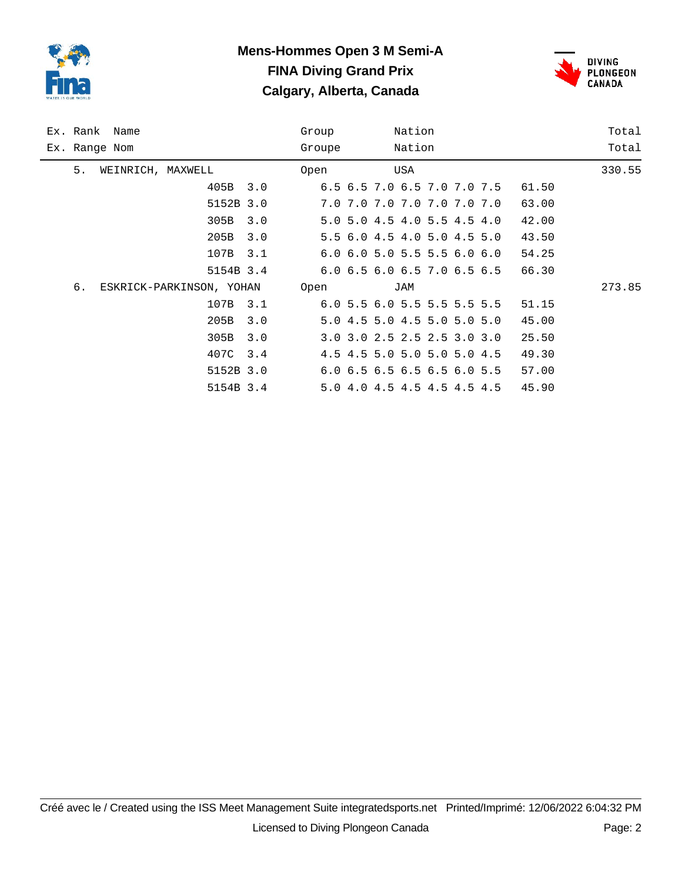# Mens-Hommes Open 3 M Semi-A
## FINA Diving Grand Prix
## Calgary, Alberta, Canada

| Ex. Rank / Ex. Range | Name / Nom | Dive | DD | Group / Groupe | Scores | Points | Nation | Total |
|---|---|---|---|---|---|---|---|---|
| 5. | WEINRICH, MAXWELL | | | Open | | | USA | 330.55 |
| | | 405B | 3.0 | | 6.5 6.5 7.0 6.5 7.0 7.0 7.5 | 61.50 | | |
| | | 5152B | 3.0 | | 7.0 7.0 7.0 7.0 7.0 7.0 7.0 | 63.00 | | |
| | | 305B | 3.0 | | 5.0 5.0 4.5 4.0 5.5 4.5 4.0 | 42.00 | | |
| | | 205B | 3.0 | | 5.5 6.0 4.5 4.0 5.0 4.5 5.0 | 43.50 | | |
| | | 107B | 3.1 | | 6.0 6.0 5.0 5.5 5.5 6.0 6.0 | 54.25 | | |
| | | 5154B | 3.4 | | 6.0 6.5 6.0 6.5 7.0 6.5 6.5 | 66.30 | | |
| 6. | ESKRICK-PARKINSON, YOHAN | | | Open | | | JAM | 273.85 |
| | | 107B | 3.1 | | 6.0 5.5 6.0 5.5 5.5 5.5 5.5 | 51.15 | | |
| | | 205B | 3.0 | | 5.0 4.5 5.0 4.5 5.0 5.0 5.0 | 45.00 | | |
| | | 305B | 3.0 | | 3.0 3.0 2.5 2.5 2.5 3.0 3.0 | 25.50 | | |
| | | 407C | 3.4 | | 4.5 4.5 5.0 5.0 5.0 5.0 4.5 | 49.30 | | |
| | | 5152B | 3.0 | | 6.0 6.5 6.5 6.5 6.5 6.0 5.5 | 57.00 | | |
| | | 5154B | 3.4 | | 5.0 4.0 4.5 4.5 4.5 4.5 4.5 | 45.90 | | |

Créé avec le / Created using the ISS Meet Management Suite integratedsports.net Printed/Imprimé: 12/06/2022 6:04:32 PM

Licensed to Diving Plongeon Canada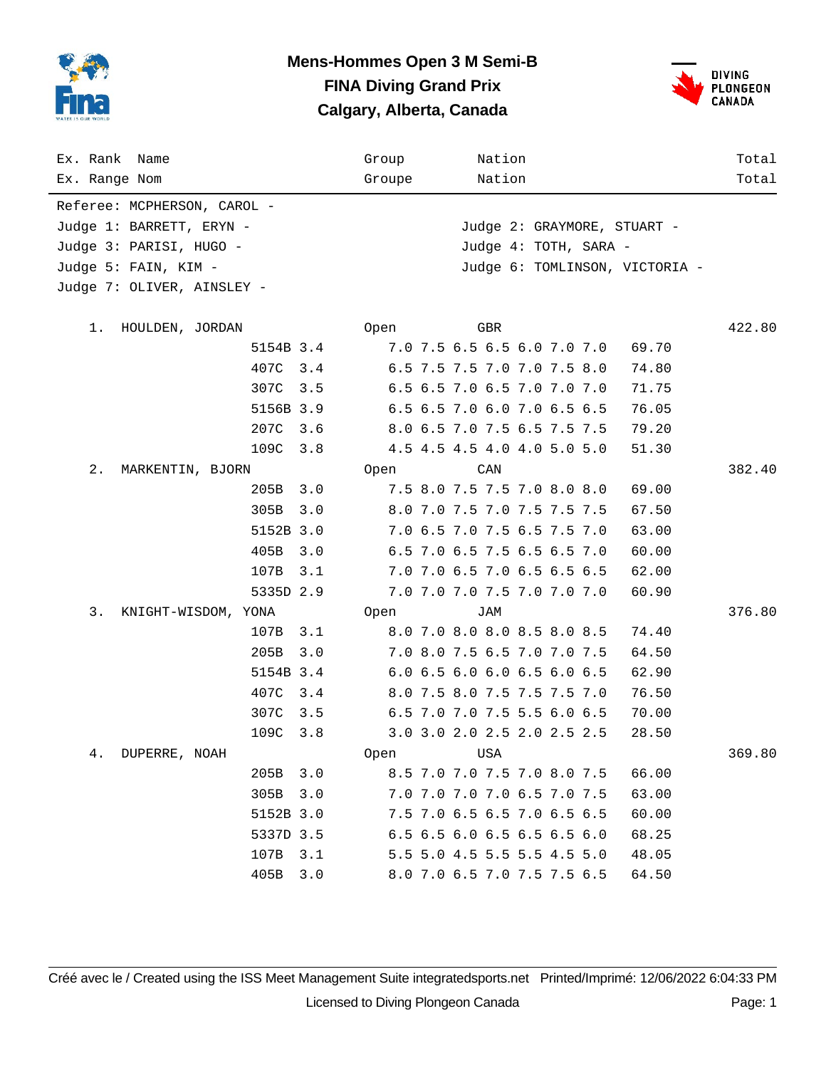# Mens-Hommes Open 3 M Semi-B

## FINA Diving Grand Prix

## Calgary, Alberta, Canada

| Ex. Rank / Ex. Range | Name / Nom | Group / Groupe | Nation / Nation | Total / Total |
|---|---|---|---|---|

Referee: MCPHERSON, CAROL -

Judge 1: BARRETT, ERYN -
Judge 2: GRAYMORE, STUART -
Judge 3: PARISI, HUGO -
Judge 4: TOTH, SARA -
Judge 5: FAIN, KIM -
Judge 6: TOMLINSON, VICTORIA -
Judge 7: OLIVER, AINSLEY -

| Rank | Name | Dive | DD | Group | Nation | Scores | Points | Total |
|---|---|---|---|---|---|---|---|---|
| 1. | HOULDEN, JORDAN | | | Open | GBR | | | 422.80 |
| | | 5154B | 3.4 | | | 7.0 7.5 6.5 6.5 6.0 7.0 7.0 | 69.70 | |
| | | 407C | 3.4 | | | 6.5 7.5 7.5 7.0 7.0 7.5 8.0 | 74.80 | |
| | | 307C | 3.5 | | | 6.5 6.5 7.0 6.5 7.0 7.0 7.0 | 71.75 | |
| | | 5156B | 3.9 | | | 6.5 6.5 7.0 6.0 7.0 6.5 6.5 | 76.05 | |
| | | 207C | 3.6 | | | 8.0 6.5 7.0 7.5 6.5 7.5 7.5 | 79.20 | |
| | | 109C | 3.8 | | | 4.5 4.5 4.5 4.0 4.0 5.0 5.0 | 51.30 | |
| 2. | MARKENTIN, BJORN | | | Open | CAN | | | 382.40 |
| | | 205B | 3.0 | | | 7.5 8.0 7.5 7.5 7.0 8.0 8.0 | 69.00 | |
| | | 305B | 3.0 | | | 8.0 7.0 7.5 7.0 7.5 7.5 7.5 | 67.50 | |
| | | 5152B | 3.0 | | | 7.0 6.5 7.0 7.5 6.5 7.5 7.0 | 63.00 | |
| | | 405B | 3.0 | | | 6.5 7.0 6.5 7.5 6.5 6.5 7.0 | 60.00 | |
| | | 107B | 3.1 | | | 7.0 7.0 6.5 7.0 6.5 6.5 6.5 | 62.00 | |
| | | 5335D | 2.9 | | | 7.0 7.0 7.0 7.5 7.0 7.0 7.0 | 60.90 | |
| 3. | KNIGHT-WISDOM, YONA | | | Open | JAM | | | 376.80 |
| | | 107B | 3.1 | | | 8.0 7.0 8.0 8.0 8.5 8.0 8.5 | 74.40 | |
| | | 205B | 3.0 | | | 7.0 8.0 7.5 6.5 7.0 7.0 7.5 | 64.50 | |
| | | 5154B | 3.4 | | | 6.0 6.5 6.0 6.0 6.5 6.0 6.5 | 62.90 | |
| | | 407C | 3.4 | | | 8.0 7.5 8.0 7.5 7.5 7.5 7.0 | 76.50 | |
| | | 307C | 3.5 | | | 6.5 7.0 7.0 7.5 5.5 6.0 6.5 | 70.00 | |
| | | 109C | 3.8 | | | 3.0 3.0 2.0 2.5 2.0 2.5 2.5 | 28.50 | |
| 4. | DUPERRE, NOAH | | | Open | USA | | | 369.80 |
| | | 205B | 3.0 | | | 8.5 7.0 7.0 7.5 7.0 8.0 7.5 | 66.00 | |
| | | 305B | 3.0 | | | 7.0 7.0 7.0 7.0 6.5 7.0 7.5 | 63.00 | |
| | | 5152B | 3.0 | | | 7.5 7.0 6.5 6.5 7.0 6.5 6.5 | 60.00 | |
| | | 5337D | 3.5 | | | 6.5 6.5 6.0 6.5 6.5 6.5 6.0 | 68.25 | |
| | | 107B | 3.1 | | | 5.5 5.0 4.5 5.5 5.5 4.5 5.0 | 48.05 | |
| | | 405B | 3.0 | | | 8.0 7.0 6.5 7.0 7.5 7.5 6.5 | 64.50 | |

Créé avec le / Created using the ISS Meet Management Suite integratedsports.net Printed/Imprimé: 12/06/2022 6:04:33 PM

Licensed to Diving Plongeon Canada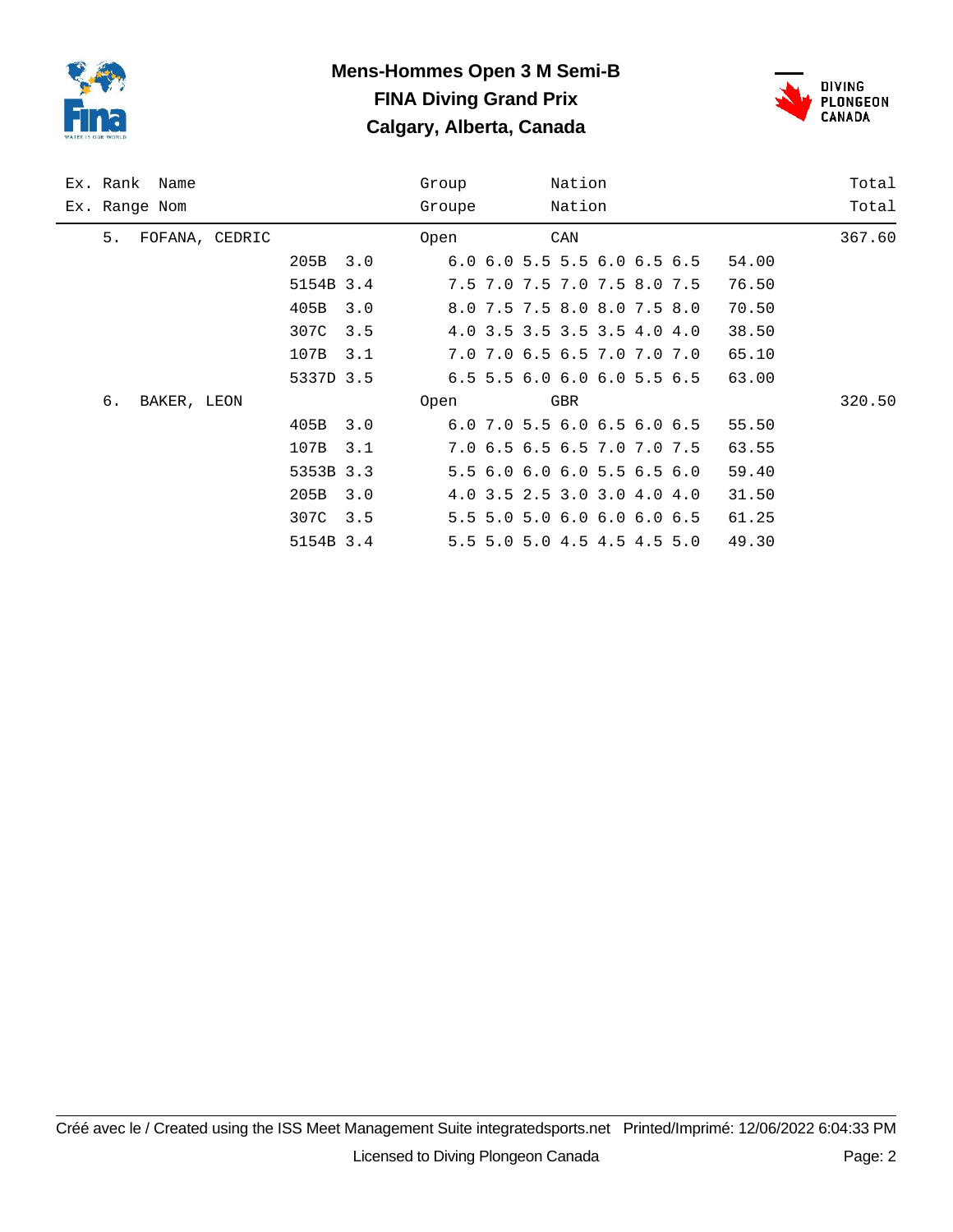# Mens-Hommes Open 3 M Semi-B

## FINA Diving Grand Prix

## Calgary, Alberta, Canada

| Ex. Rank / Ex. Range | Name / Nom | Dive | DD | Judges' Scores | Points | Group / Groupe | Nation / Nation | Total / Total |
|---|---|---|---|---|---|---|---|---|
| 5. | FOFANA, CEDRIC | | | | | Open | CAN | 367.60 |
| | | 205B | 3.0 | 6.0 6.0 5.5 5.5 6.0 6.5 6.5 | 54.00 | | | |
| | | 5154B | 3.4 | 7.5 7.0 7.5 7.0 7.5 8.0 7.5 | 76.50 | | | |
| | | 405B | 3.0 | 8.0 7.5 7.5 8.0 8.0 7.5 8.0 | 70.50 | | | |
| | | 307C | 3.5 | 4.0 3.5 3.5 3.5 3.5 4.0 4.0 | 38.50 | | | |
| | | 107B | 3.1 | 7.0 7.0 6.5 6.5 7.0 7.0 7.0 | 65.10 | | | |
| | | 5337D | 3.5 | 6.5 5.5 6.0 6.0 6.0 5.5 6.5 | 63.00 | | | |
| 6. | BAKER, LEON | | | | | Open | GBR | 320.50 |
| | | 405B | 3.0 | 6.0 7.0 5.5 6.0 6.5 6.0 6.5 | 55.50 | | | |
| | | 107B | 3.1 | 7.0 6.5 6.5 6.5 7.0 7.0 7.5 | 63.55 | | | |
| | | 5353B | 3.3 | 5.5 6.0 6.0 6.0 5.5 6.5 6.0 | 59.40 | | | |
| | | 205B | 3.0 | 4.0 3.5 2.5 3.0 3.0 4.0 4.0 | 31.50 | | | |
| | | 307C | 3.5 | 5.5 5.0 5.0 6.0 6.0 6.0 6.5 | 61.25 | | | |
| | | 5154B | 3.4 | 5.5 5.0 5.0 4.5 4.5 4.5 5.0 | 49.30 | | | |

Créé avec le / Created using the ISS Meet Management Suite integratedsports.net Printed/Imprimé: 12/06/2022 6:04:33 PM

Licensed to Diving Plongeon Canada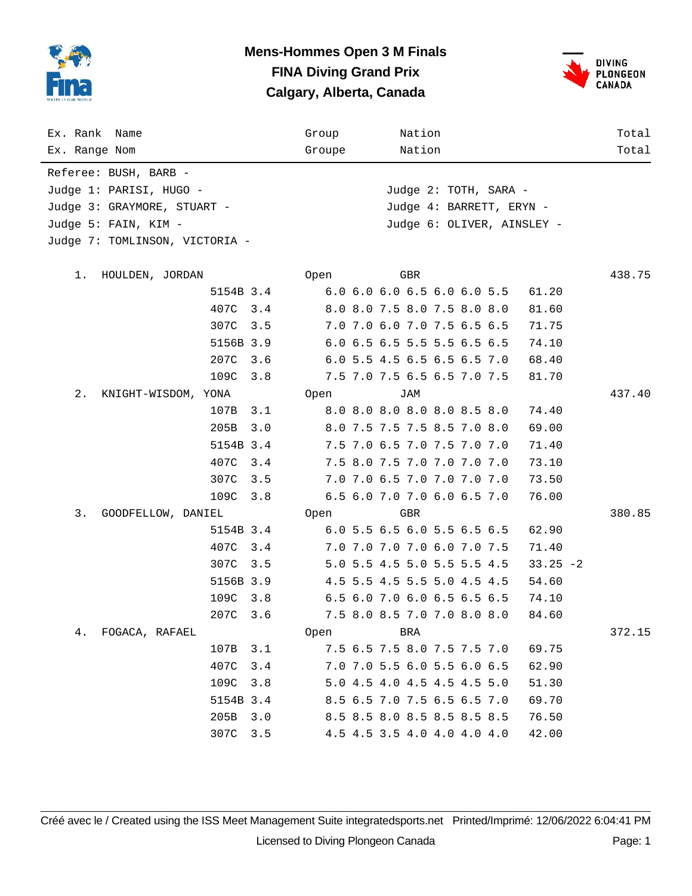# Mens-Hommes Open 3 M Finals
## FINA Diving Grand Prix
## Calgary, Alberta, Canada

| Ex. Rank / Ex. Range | Name / Nom | Dive | DD | Group / Groupe | Scores | Points | Nation | Total |
|---|---|---|---|---|---|---|---|---|

Referee: BUSH, BARB -
Judge 1: PARISI, HUGO -
Judge 2: TOTH, SARA -
Judge 3: GRAYMORE, STUART -
Judge 4: BARRETT, ERYN -
Judge 5: FAIN, KIM -
Judge 6: OLIVER, AINSLEY -
Judge 7: TOMLINSON, VICTORIA -

| Rank | Name | Dive | DD | Scores | Points | Group | Nation | Total |
|---|---|---|---|---|---|---|---|---|
| 1. | HOULDEN, JORDAN | | | | | Open | GBR | 438.75 |
| | | 5154B | 3.4 | 6.0 6.0 6.0 6.5 6.0 6.0 5.5 | 61.20 | | | |
| | | 407C | 3.4 | 8.0 8.0 7.5 8.0 7.5 8.0 8.0 | 81.60 | | | |
| | | 307C | 3.5 | 7.0 7.0 6.0 7.0 7.5 6.5 6.5 | 71.75 | | | |
| | | 5156B | 3.9 | 6.0 6.5 6.5 5.5 5.5 6.5 6.5 | 74.10 | | | |
| | | 207C | 3.6 | 6.0 5.5 4.5 6.5 6.5 6.5 7.0 | 68.40 | | | |
| | | 109C | 3.8 | 7.5 7.0 7.5 6.5 6.5 7.0 7.5 | 81.70 | | | |
| 2. | KNIGHT-WISDOM, YONA | | | | | Open | JAM | 437.40 |
| | | 107B | 3.1 | 8.0 8.0 8.0 8.0 8.0 8.5 8.0 | 74.40 | | | |
| | | 205B | 3.0 | 8.0 7.5 7.5 7.5 8.5 7.0 8.0 | 69.00 | | | |
| | | 5154B | 3.4 | 7.5 7.0 6.5 7.0 7.5 7.0 7.0 | 71.40 | | | |
| | | 407C | 3.4 | 7.5 8.0 7.5 7.0 7.0 7.0 7.0 | 73.10 | | | |
| | | 307C | 3.5 | 7.0 7.0 6.5 7.0 7.0 7.0 7.0 | 73.50 | | | |
| | | 109C | 3.8 | 6.5 6.0 7.0 7.0 6.0 6.5 7.0 | 76.00 | | | |
| 3. | GOODFELLOW, DANIEL | | | | | Open | GBR | 380.85 |
| | | 5154B | 3.4 | 6.0 5.5 6.5 6.0 5.5 6.5 6.5 | 62.90 | | | |
| | | 407C | 3.4 | 7.0 7.0 7.0 7.0 6.0 7.0 7.5 | 71.40 | | | |
| | | 307C | 3.5 | 5.0 5.5 4.5 5.0 5.5 5.5 4.5 | 33.25 -2 | | | |
| | | 5156B | 3.9 | 4.5 5.5 4.5 5.5 5.0 4.5 4.5 | 54.60 | | | |
| | | 109C | 3.8 | 6.5 6.0 7.0 6.0 6.5 6.5 6.5 | 74.10 | | | |
| | | 207C | 3.6 | 7.5 8.0 8.5 7.0 7.0 8.0 8.0 | 84.60 | | | |
| 4. | FOGACA, RAFAEL | | | | | Open | BRA | 372.15 |
| | | 107B | 3.1 | 7.5 6.5 7.5 8.0 7.5 7.5 7.0 | 69.75 | | | |
| | | 407C | 3.4 | 7.0 7.0 5.5 6.0 5.5 6.0 6.5 | 62.90 | | | |
| | | 109C | 3.8 | 5.0 4.5 4.0 4.5 4.5 4.5 5.0 | 51.30 | | | |
| | | 5154B | 3.4 | 8.5 6.5 7.0 7.5 6.5 6.5 7.0 | 69.70 | | | |
| | | 205B | 3.0 | 8.5 8.5 8.0 8.5 8.5 8.5 8.5 | 76.50 | | | |
| | | 307C | 3.5 | 4.5 4.5 3.5 4.0 4.0 4.0 4.0 | 42.00 | | | |

Créé avec le / Created using the ISS Meet Management Suite integratedsports.net Printed/Imprimé: 12/06/2022 6:04:41 PM

Licensed to Diving Plongeon Canada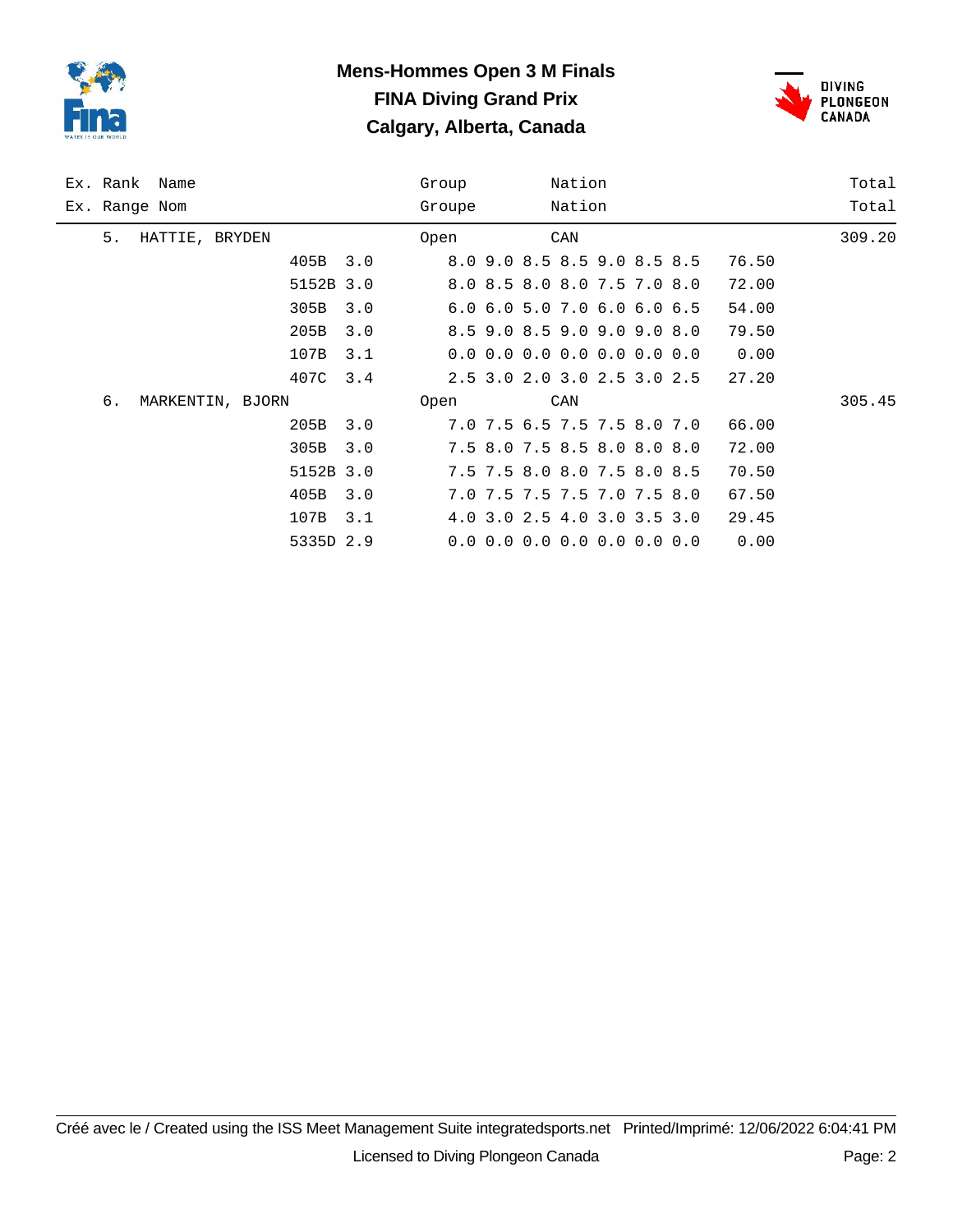# Mens-Hommes Open 3 M Finals
## FINA Diving Grand Prix
## Calgary, Alberta, Canada

| Ex. Rank / Ex. Range | Name / Nom | Dive | DD | Group / Groupe | Nation / Nation | Scores | Points | Total / Total |
|---|---|---|---|---|---|---|---|---|
| 5. | HATTIE, BRYDEN | | | Open | CAN | | | 309.20 |
| | | 405B | 3.0 | | | 8.0 9.0 8.5 8.5 9.0 8.5 8.5 | 76.50 | |
| | | 5152B | 3.0 | | | 8.0 8.5 8.0 8.0 7.5 7.0 8.0 | 72.00 | |
| | | 305B | 3.0 | | | 6.0 6.0 5.0 7.0 6.0 6.0 6.5 | 54.00 | |
| | | 205B | 3.0 | | | 8.5 9.0 8.5 9.0 9.0 9.0 8.0 | 79.50 | |
| | | 107B | 3.1 | | | 0.0 0.0 0.0 0.0 0.0 0.0 0.0 | 0.00 | |
| | | 407C | 3.4 | | | 2.5 3.0 2.0 3.0 2.5 3.0 2.5 | 27.20 | |
| 6. | MARKENTIN, BJORN | | | Open | CAN | | | 305.45 |
| | | 205B | 3.0 | | | 7.0 7.5 6.5 7.5 7.5 8.0 7.0 | 66.00 | |
| | | 305B | 3.0 | | | 7.5 8.0 7.5 8.5 8.0 8.0 8.0 | 72.00 | |
| | | 5152B | 3.0 | | | 7.5 7.5 8.0 8.0 7.5 8.0 8.5 | 70.50 | |
| | | 405B | 3.0 | | | 7.0 7.5 7.5 7.5 7.0 7.5 8.0 | 67.50 | |
| | | 107B | 3.1 | | | 4.0 3.0 2.5 4.0 3.0 3.5 3.0 | 29.45 | |
| | | 5335D | 2.9 | | | 0.0 0.0 0.0 0.0 0.0 0.0 0.0 | 0.00 | |

Créé avec le / Created using the ISS Meet Management Suite integratedsports.net Printed/Imprimé: 12/06/2022 6:04:41 PM

Licensed to Diving Plongeon Canada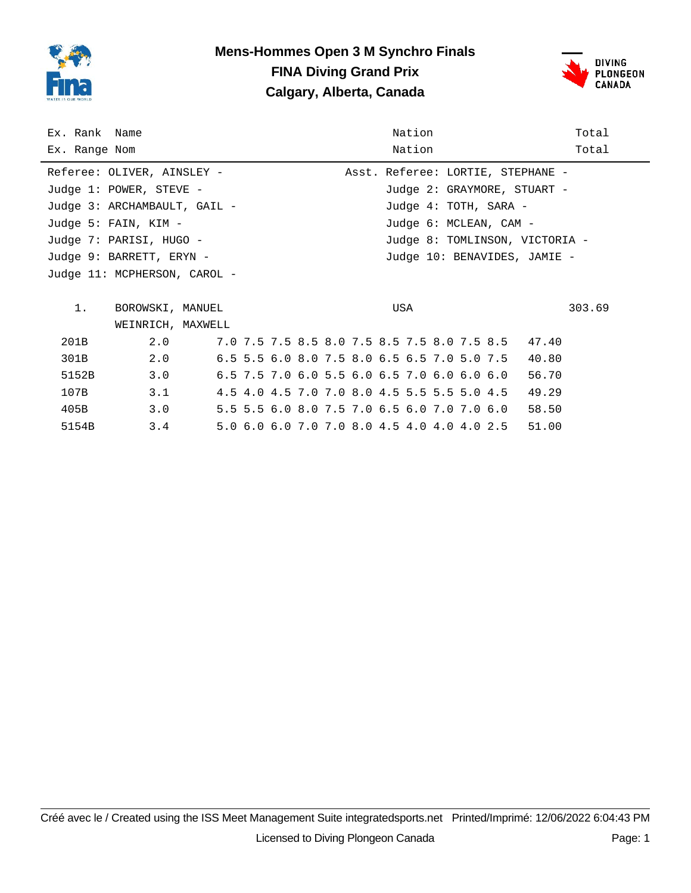# Mens-Hommes Open 3 M Synchro Finals

## FINA Diving Grand Prix

## Calgary, Alberta, Canada

| Ex. Rank | Name | Nation | Total |
|---|---|---|---|
| Ex. Range | Nom | Nation | Total |

Referee: OLIVER, AINSLEY -
Asst. Referee: LORTIE, STEPHANE -
Judge 1: POWER, STEVE -
Judge 2: GRAYMORE, STUART -
Judge 3: ARCHAMBAULT, GAIL -
Judge 4: TOTH, SARA -
Judge 5: FAIN, KIM -
Judge 6: MCLEAN, CAM -
Judge 7: PARISI, HUGO -
Judge 8: TOMLINSON, VICTORIA -
Judge 9: BARRETT, ERYN -
Judge 10: BENAVIDES, JAMIE -
Judge 11: MCPHERSON, CAROL -

| Rank | Name | Nation | Total |
|---|---|---|---|
| 1. | BOROWSKI, MANUEL / WEINRICH, MAXWELL | USA | 303.69 |

| Dive | DD | J1 | J2 | J3 | J4 | J5 | J6 | J7 | J8 | J9 | J10 | J11 | Points |
|---|---|---|---|---|---|---|---|---|---|---|---|---|---|
| 201B | 2.0 | 7.0 | 7.5 | 7.5 | 8.5 | 8.0 | 7.5 | 8.5 | 7.5 | 8.0 | 7.5 | 8.5 | 47.40 |
| 301B | 2.0 | 6.5 | 5.5 | 6.0 | 8.0 | 7.5 | 8.0 | 6.5 | 6.5 | 7.0 | 5.0 | 7.5 | 40.80 |
| 5152B | 3.0 | 6.5 | 7.5 | 7.0 | 6.0 | 5.5 | 6.0 | 6.5 | 7.0 | 6.0 | 6.0 | 6.0 | 56.70 |
| 107B | 3.1 | 4.5 | 4.0 | 4.5 | 7.0 | 7.0 | 8.0 | 4.5 | 5.5 | 5.5 | 5.0 | 4.5 | 49.29 |
| 405B | 3.0 | 5.5 | 5.5 | 6.0 | 8.0 | 7.5 | 7.0 | 6.5 | 6.0 | 7.0 | 7.0 | 6.0 | 58.50 |
| 5154B | 3.4 | 5.0 | 6.0 | 6.0 | 7.0 | 7.0 | 8.0 | 4.5 | 4.0 | 4.0 | 4.0 | 2.5 | 51.00 |

Créé avec le / Created using the ISS Meet Management Suite integratedsports.net Printed/Imprimé: 12/06/2022 6:04:43 PM

Licensed to Diving Plongeon Canada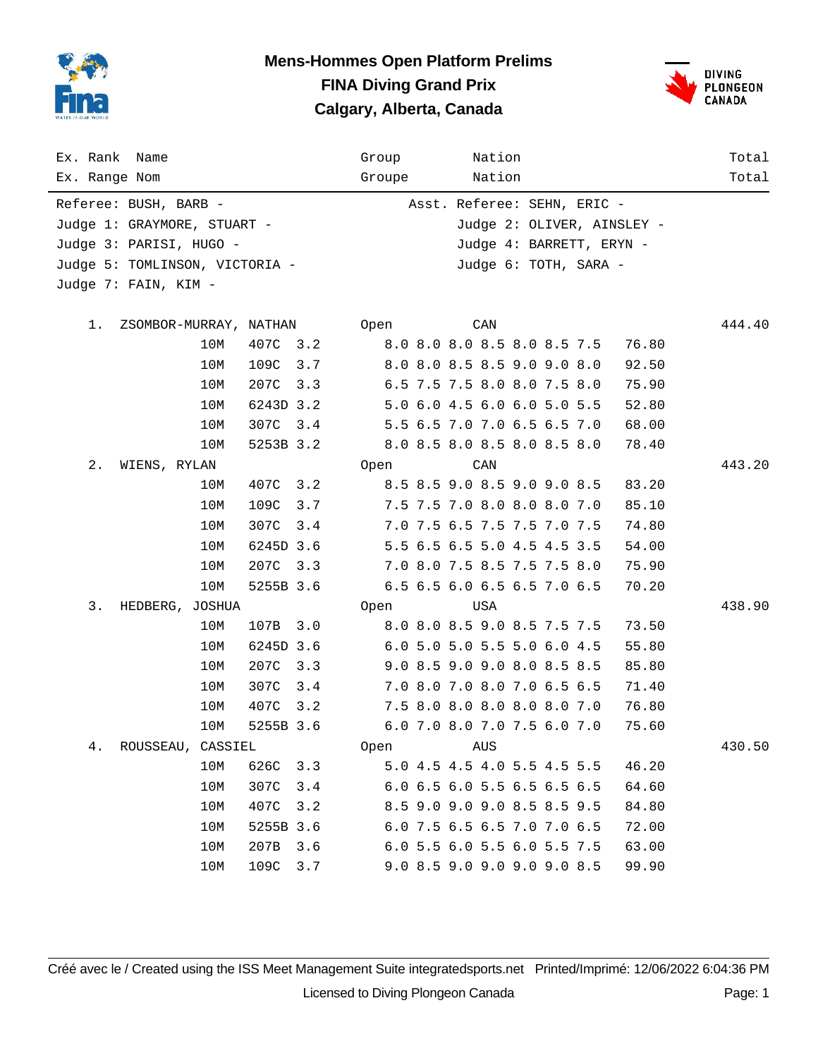# Mens-Hommes Open Platform Prelims

## FINA Diving Grand Prix

## Calgary, Alberta, Canada

Referee: BUSH, BARB -
Asst. Referee: SEHN, ERIC -
Judge 1: GRAYMORE, STUART -
Judge 2: OLIVER, AINSLEY -
Judge 3: PARISI, HUGO -
Judge 4: BARRETT, ERYN -
Judge 5: TOMLINSON, VICTORIA -
Judge 6: TOTH, SARA -
Judge 7: FAIN, KIM -

| Ex. Rank / Ex. Range | Name / Nom | | | Group / Groupe | Nation / Nation | | Total / Total |
|---|---|---|---|---|---|---|---|
| 1. | ZSOMBOR-MURRAY, NATHAN | | | Open | CAN | | 444.40 |
| | 10M | 407C | 3.2 | 8.0 8.0 8.0 8.5 8.0 8.5 7.5 | | 76.80 | |
| | 10M | 109C | 3.7 | 8.0 8.0 8.5 8.5 9.0 9.0 8.0 | | 92.50 | |
| | 10M | 207C | 3.3 | 6.5 7.5 7.5 8.0 8.0 7.5 8.0 | | 75.90 | |
| | 10M | 6243D | 3.2 | 5.0 6.0 4.5 6.0 6.0 5.0 5.5 | | 52.80 | |
| | 10M | 307C | 3.4 | 5.5 6.5 7.0 7.0 6.5 6.5 7.0 | | 68.00 | |
| | 10M | 5253B | 3.2 | 8.0 8.5 8.0 8.5 8.0 8.5 8.0 | | 78.40 | |
| 2. | WIENS, RYLAN | | | Open | CAN | | 443.20 |
| | 10M | 407C | 3.2 | 8.5 8.5 9.0 8.5 9.0 9.0 8.5 | | 83.20 | |
| | 10M | 109C | 3.7 | 7.5 7.5 7.0 8.0 8.0 8.0 7.0 | | 85.10 | |
| | 10M | 307C | 3.4 | 7.0 7.5 6.5 7.5 7.5 7.0 7.5 | | 74.80 | |
| | 10M | 6245D | 3.6 | 5.5 6.5 6.5 5.0 4.5 4.5 3.5 | | 54.00 | |
| | 10M | 207C | 3.3 | 7.0 8.0 7.5 8.5 7.5 7.5 8.0 | | 75.90 | |
| | 10M | 5255B | 3.6 | 6.5 6.5 6.0 6.5 6.5 7.0 6.5 | | 70.20 | |
| 3. | HEDBERG, JOSHUA | | | Open | USA | | 438.90 |
| | 10M | 107B | 3.0 | 8.0 8.0 8.5 9.0 8.5 7.5 7.5 | | 73.50 | |
| | 10M | 6245D | 3.6 | 6.0 5.0 5.0 5.5 5.0 6.0 4.5 | | 55.80 | |
| | 10M | 207C | 3.3 | 9.0 8.5 9.0 9.0 8.0 8.5 8.5 | | 85.80 | |
| | 10M | 307C | 3.4 | 7.0 8.0 7.0 8.0 7.0 6.5 6.5 | | 71.40 | |
| | 10M | 407C | 3.2 | 7.5 8.0 8.0 8.0 8.0 8.0 7.0 | | 76.80 | |
| | 10M | 5255B | 3.6 | 6.0 7.0 8.0 7.0 7.5 6.0 7.0 | | 75.60 | |
| 4. | ROUSSEAU, CASSIEL | | | Open | AUS | | 430.50 |
| | 10M | 626C | 3.3 | 5.0 4.5 4.5 4.0 5.5 4.5 5.5 | | 46.20 | |
| | 10M | 307C | 3.4 | 6.0 6.5 6.0 5.5 6.5 6.5 6.5 | | 64.60 | |
| | 10M | 407C | 3.2 | 8.5 9.0 9.0 9.0 8.5 8.5 9.5 | | 84.80 | |
| | 10M | 5255B | 3.6 | 6.0 7.5 6.5 6.5 7.0 7.0 6.5 | | 72.00 | |
| | 10M | 207B | 3.6 | 6.0 5.5 6.0 5.5 6.0 5.5 7.5 | | 63.00 | |
| | 10M | 109C | 3.7 | 9.0 8.5 9.0 9.0 9.0 9.0 8.5 | | 99.90 | |

Créé avec le / Created using the ISS Meet Management Suite integratedsports.net Printed/Imprimé: 12/06/2022 6:04:36 PM

Licensed to Diving Plongeon Canada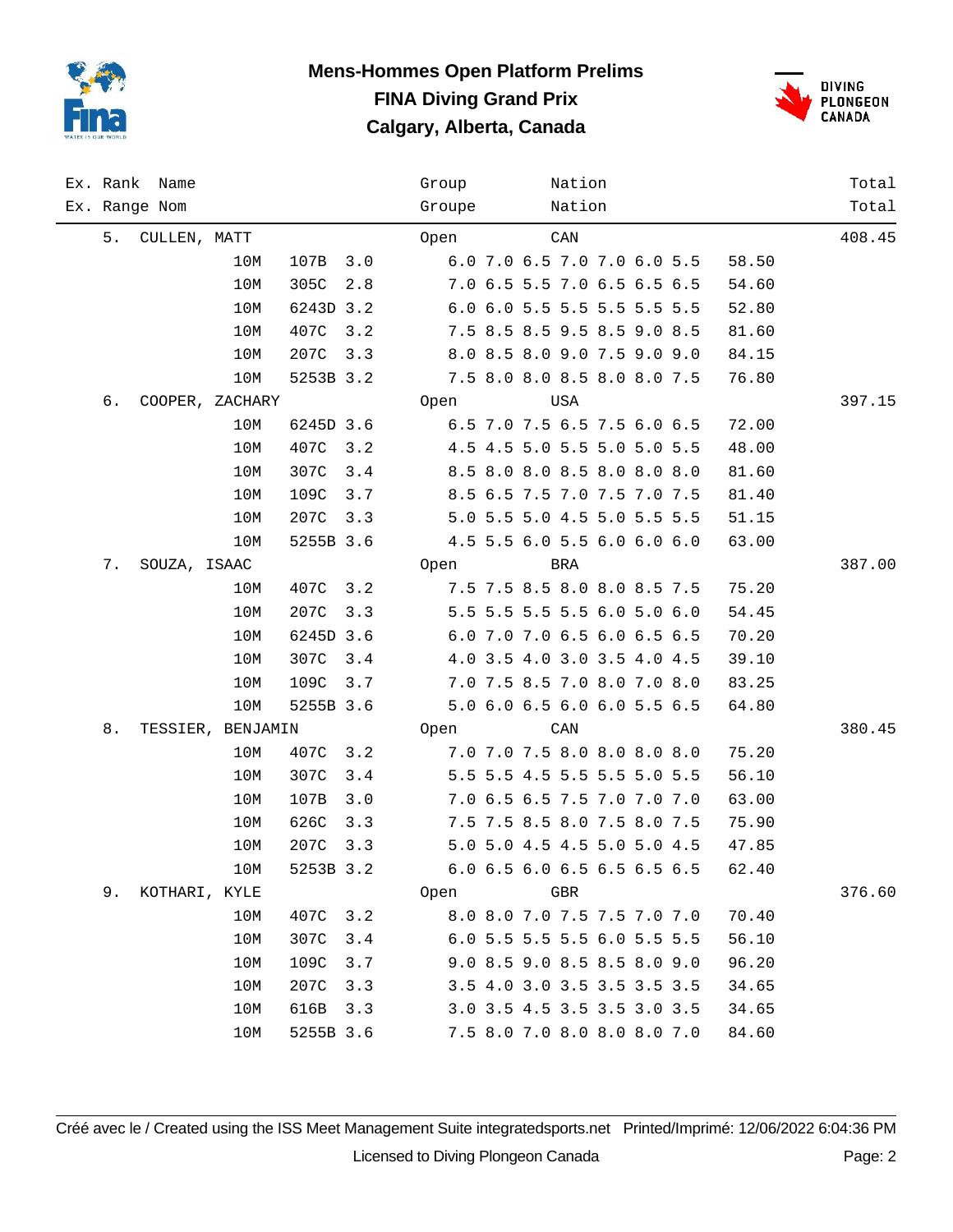# Mens-Hommes Open Platform Prelims

**FINA Diving Grand Prix**

**Calgary, Alberta, Canada**

| Ex. Rank / Ex. Range | Name / Nom | Height | Dive | DD | Group / Groupe | Nation / Nation | Scores | Points | Total / Total |
|---|---|---|---|---|---|---|---|---|---|
| 5. | CULLEN, MATT | | | | Open | CAN | | | 408.45 |
| | | 10M | 107B | 3.0 | | | 6.0 7.0 6.5 7.0 7.0 6.0 5.5 | 58.50 | |
| | | 10M | 305C | 2.8 | | | 7.0 6.5 5.5 7.0 6.5 6.5 6.5 | 54.60 | |
| | | 10M | 6243D | 3.2 | | | 6.0 6.0 5.5 5.5 5.5 5.5 5.5 | 52.80 | |
| | | 10M | 407C | 3.2 | | | 7.5 8.5 8.5 9.5 8.5 9.0 8.5 | 81.60 | |
| | | 10M | 207C | 3.3 | | | 8.0 8.5 8.0 9.0 7.5 9.0 9.0 | 84.15 | |
| | | 10M | 5253B | 3.2 | | | 7.5 8.0 8.0 8.5 8.0 8.0 7.5 | 76.80 | |
| 6. | COOPER, ZACHARY | | | | Open | USA | | | 397.15 |
| | | 10M | 6245D | 3.6 | | | 6.5 7.0 7.5 6.5 7.5 6.0 6.5 | 72.00 | |
| | | 10M | 407C | 3.2 | | | 4.5 4.5 5.0 5.5 5.0 5.0 5.5 | 48.00 | |
| | | 10M | 307C | 3.4 | | | 8.5 8.0 8.0 8.5 8.0 8.0 8.0 | 81.60 | |
| | | 10M | 109C | 3.7 | | | 8.5 6.5 7.5 7.0 7.5 7.0 7.5 | 81.40 | |
| | | 10M | 207C | 3.3 | | | 5.0 5.5 5.0 4.5 5.0 5.5 5.5 | 51.15 | |
| | | 10M | 5255B | 3.6 | | | 4.5 5.5 6.0 5.5 6.0 6.0 6.0 | 63.00 | |
| 7. | SOUZA, ISAAC | | | | Open | BRA | | | 387.00 |
| | | 10M | 407C | 3.2 | | | 7.5 7.5 8.5 8.0 8.0 8.5 7.5 | 75.20 | |
| | | 10M | 207C | 3.3 | | | 5.5 5.5 5.5 5.5 6.0 5.0 6.0 | 54.45 | |
| | | 10M | 6245D | 3.6 | | | 6.0 7.0 7.0 6.5 6.0 6.5 6.5 | 70.20 | |
| | | 10M | 307C | 3.4 | | | 4.0 3.5 4.0 3.0 3.5 4.0 4.5 | 39.10 | |
| | | 10M | 109C | 3.7 | | | 7.0 7.5 8.5 7.0 8.0 7.0 8.0 | 83.25 | |
| | | 10M | 5255B | 3.6 | | | 5.0 6.0 6.5 6.0 6.0 5.5 6.5 | 64.80 | |
| 8. | TESSIER, BENJAMIN | | | | Open | CAN | | | 380.45 |
| | | 10M | 407C | 3.2 | | | 7.0 7.0 7.5 8.0 8.0 8.0 8.0 | 75.20 | |
| | | 10M | 307C | 3.4 | | | 5.5 5.5 4.5 5.5 5.5 5.0 5.5 | 56.10 | |
| | | 10M | 107B | 3.0 | | | 7.0 6.5 6.5 7.5 7.0 7.0 7.0 | 63.00 | |
| | | 10M | 626C | 3.3 | | | 7.5 7.5 8.5 8.0 7.5 8.0 7.5 | 75.90 | |
| | | 10M | 207C | 3.3 | | | 5.0 5.0 4.5 4.5 5.0 5.0 4.5 | 47.85 | |
| | | 10M | 5253B | 3.2 | | | 6.0 6.5 6.0 6.5 6.5 6.5 6.5 | 62.40 | |
| 9. | KOTHARI, KYLE | | | | Open | GBR | | | 376.60 |
| | | 10M | 407C | 3.2 | | | 8.0 8.0 7.0 7.5 7.5 7.0 7.0 | 70.40 | |
| | | 10M | 307C | 3.4 | | | 6.0 5.5 5.5 5.5 6.0 5.5 5.5 | 56.10 | |
| | | 10M | 109C | 3.7 | | | 9.0 8.5 9.0 8.5 8.5 8.0 9.0 | 96.20 | |
| | | 10M | 207C | 3.3 | | | 3.5 4.0 3.0 3.5 3.5 3.5 3.5 | 34.65 | |
| | | 10M | 616B | 3.3 | | | 3.0 3.5 4.5 3.5 3.5 3.0 3.5 | 34.65 | |
| | | 10M | 5255B | 3.6 | | | 7.5 8.0 7.0 8.0 8.0 8.0 7.0 | 84.60 | |

Créé avec le / Created using the ISS Meet Management Suite integratedsports.net Printed/Imprimé: 12/06/2022 6:04:36 PM

Licensed to Diving Plongeon Canada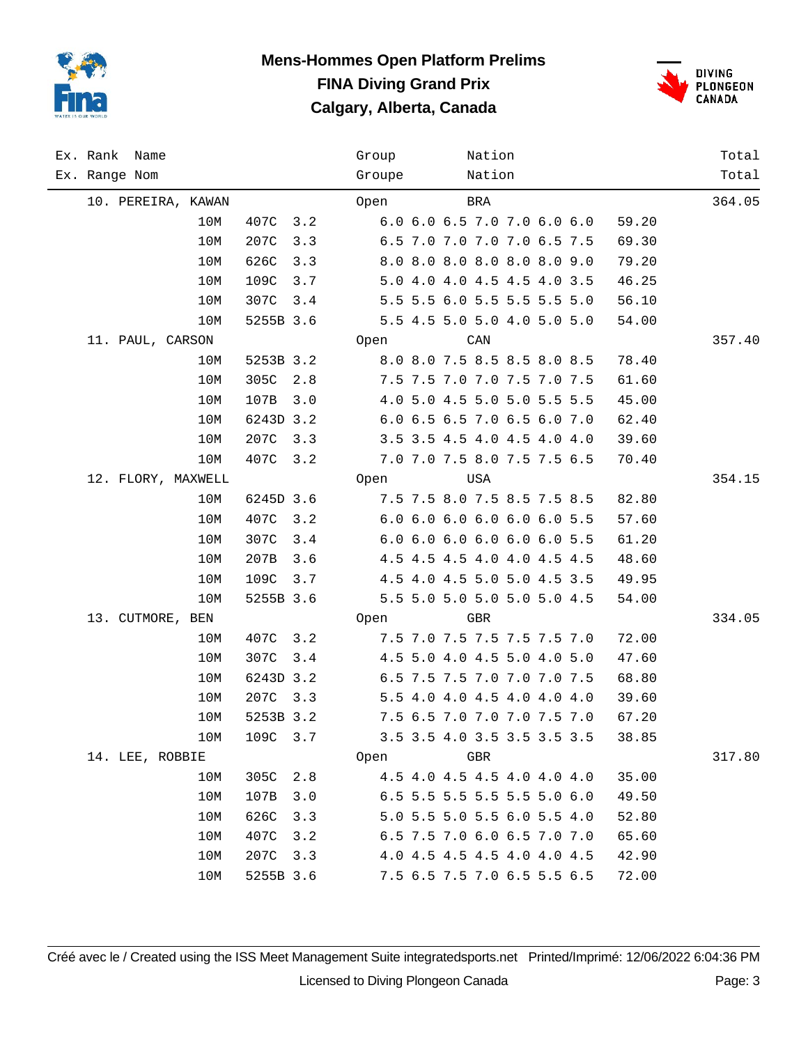# Mens-Hommes Open Platform Prelims

## FINA Diving Grand Prix

## Calgary, Alberta, Canada

| Ex. Rank / Ex. Range | Name / Nom | | | Group / Groupe | Nation / Nation | | Total / Total |
|---|---|---|---|---|---|---|---|
| 10. | PEREIRA, KAWAN | | | Open | BRA | | 364.05 |
| | 10M | 407C | 3.2 | 6.0 6.0 6.5 7.0 7.0 6.0 6.0 | | 59.20 | |
| | 10M | 207C | 3.3 | 6.5 7.0 7.0 7.0 7.0 6.5 7.5 | | 69.30 | |
| | 10M | 626C | 3.3 | 8.0 8.0 8.0 8.0 8.0 8.0 9.0 | | 79.20 | |
| | 10M | 109C | 3.7 | 5.0 4.0 4.0 4.5 4.5 4.0 3.5 | | 46.25 | |
| | 10M | 307C | 3.4 | 5.5 5.5 6.0 5.5 5.5 5.5 5.0 | | 56.10 | |
| | 10M | 5255B | 3.6 | 5.5 4.5 5.0 5.0 4.0 5.0 5.0 | | 54.00 | |
| 11. | PAUL, CARSON | | | Open | CAN | | 357.40 |
| | 10M | 5253B | 3.2 | 8.0 8.0 7.5 8.5 8.5 8.0 8.5 | | 78.40 | |
| | 10M | 305C | 2.8 | 7.5 7.5 7.0 7.0 7.5 7.0 7.5 | | 61.60 | |
| | 10M | 107B | 3.0 | 4.0 5.0 4.5 5.0 5.0 5.5 5.5 | | 45.00 | |
| | 10M | 6243D | 3.2 | 6.0 6.5 6.5 7.0 6.5 6.0 7.0 | | 62.40 | |
| | 10M | 207C | 3.3 | 3.5 3.5 4.5 4.0 4.5 4.0 4.0 | | 39.60 | |
| | 10M | 407C | 3.2 | 7.0 7.0 7.5 8.0 7.5 7.5 6.5 | | 70.40 | |
| 12. | FLORY, MAXWELL | | | Open | USA | | 354.15 |
| | 10M | 6245D | 3.6 | 7.5 7.5 8.0 7.5 8.5 7.5 8.5 | | 82.80 | |
| | 10M | 407C | 3.2 | 6.0 6.0 6.0 6.0 6.0 6.0 5.5 | | 57.60 | |
| | 10M | 307C | 3.4 | 6.0 6.0 6.0 6.0 6.0 6.0 5.5 | | 61.20 | |
| | 10M | 207B | 3.6 | 4.5 4.5 4.5 4.0 4.0 4.5 4.5 | | 48.60 | |
| | 10M | 109C | 3.7 | 4.5 4.0 4.5 5.0 5.0 4.5 3.5 | | 49.95 | |
| | 10M | 5255B | 3.6 | 5.5 5.0 5.0 5.0 5.0 5.0 4.5 | | 54.00 | |
| 13. | CUTMORE, BEN | | | Open | GBR | | 334.05 |
| | 10M | 407C | 3.2 | 7.5 7.0 7.5 7.5 7.5 7.5 7.0 | | 72.00 | |
| | 10M | 307C | 3.4 | 4.5 5.0 4.0 4.5 5.0 4.0 5.0 | | 47.60 | |
| | 10M | 6243D | 3.2 | 6.5 7.5 7.5 7.0 7.0 7.0 7.5 | | 68.80 | |
| | 10M | 207C | 3.3 | 5.5 4.0 4.0 4.5 4.0 4.0 4.0 | | 39.60 | |
| | 10M | 5253B | 3.2 | 7.5 6.5 7.0 7.0 7.0 7.5 7.0 | | 67.20 | |
| | 10M | 109C | 3.7 | 3.5 3.5 4.0 3.5 3.5 3.5 3.5 | | 38.85 | |
| 14. | LEE, ROBBIE | | | Open | GBR | | 317.80 |
| | 10M | 305C | 2.8 | 4.5 4.0 4.5 4.5 4.0 4.0 4.0 | | 35.00 | |
| | 10M | 107B | 3.0 | 6.5 5.5 5.5 5.5 5.5 5.0 6.0 | | 49.50 | |
| | 10M | 626C | 3.3 | 5.0 5.5 5.0 5.5 6.0 5.5 4.0 | | 52.80 | |
| | 10M | 407C | 3.2 | 6.5 7.5 7.0 6.0 6.5 7.0 7.0 | | 65.60 | |
| | 10M | 207C | 3.3 | 4.0 4.5 4.5 4.5 4.0 4.0 4.5 | | 42.90 | |
| | 10M | 5255B | 3.6 | 7.5 6.5 7.5 7.0 6.5 5.5 6.5 | | 72.00 | |

Créé avec le / Created using the ISS Meet Management Suite integratedsports.net Printed/Imprimé: 12/06/2022 6:04:36 PM

Licensed to Diving Plongeon Canada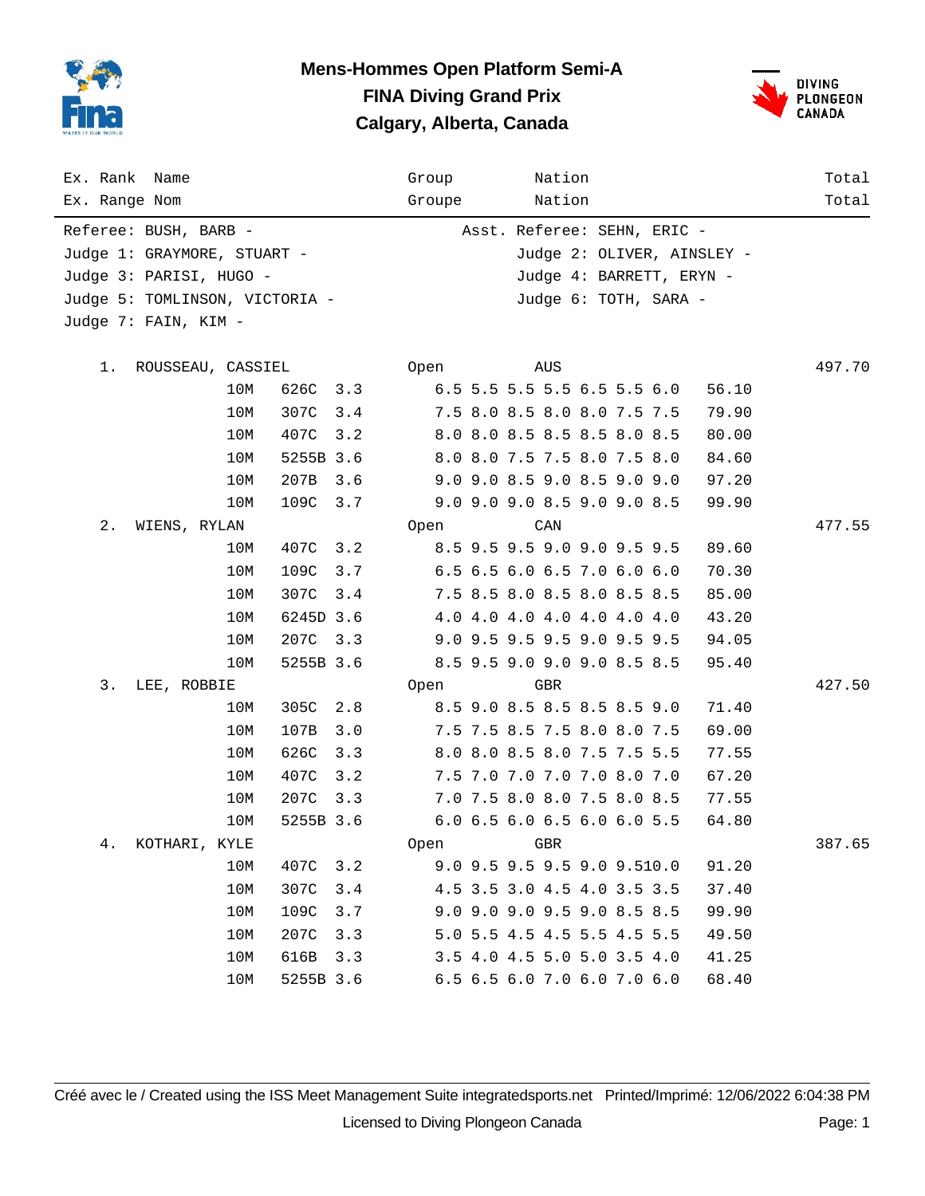# Mens-Hommes Open Platform Semi-A

## FINA Diving Grand Prix

## Calgary, Alberta, Canada

| Ex. Rank / Ex. Range | Name / Nom | | | Group / Groupe | Nation / Nation | | Total / Total |
|---|---|---|---|---|---|---|---|

Referee: BUSH, BARB -
Asst. Referee: SEHN, ERIC -
Judge 1: GRAYMORE, STUART -
Judge 2: OLIVER, AINSLEY -
Judge 3: PARISI, HUGO -
Judge 4: BARRETT, ERYN -
Judge 5: TOMLINSON, VICTORIA -
Judge 6: TOTH, SARA -
Judge 7: FAIN, KIM -

| Rank | Name | Height | Dive | DD | Scores | Points | Total |
|---|---|---|---|---|---|---|---|
| 1. | ROUSSEAU, CASSIEL | Open | | | AUS | | 497.70 |
| | | 10M | 626C | 3.3 | 6.5 5.5 5.5 5.5 6.5 5.5 6.0 | 56.10 | |
| | | 10M | 307C | 3.4 | 7.5 8.0 8.5 8.0 8.0 7.5 7.5 | 79.90 | |
| | | 10M | 407C | 3.2 | 8.0 8.0 8.5 8.5 8.5 8.0 8.5 | 80.00 | |
| | | 10M | 5255B | 3.6 | 8.0 8.0 7.5 7.5 8.0 7.5 8.0 | 84.60 | |
| | | 10M | 207B | 3.6 | 9.0 9.0 8.5 9.0 8.5 9.0 9.0 | 97.20 | |
| | | 10M | 109C | 3.7 | 9.0 9.0 9.0 8.5 9.0 9.0 8.5 | 99.90 | |
| 2. | WIENS, RYLAN | Open | | | CAN | | 477.55 |
| | | 10M | 407C | 3.2 | 8.5 9.5 9.5 9.0 9.0 9.5 9.5 | 89.60 | |
| | | 10M | 109C | 3.7 | 6.5 6.5 6.0 6.5 7.0 6.0 6.0 | 70.30 | |
| | | 10M | 307C | 3.4 | 7.5 8.5 8.0 8.5 8.0 8.5 8.5 | 85.00 | |
| | | 10M | 6245D | 3.6 | 4.0 4.0 4.0 4.0 4.0 4.0 4.0 | 43.20 | |
| | | 10M | 207C | 3.3 | 9.0 9.5 9.5 9.5 9.0 9.5 9.5 | 94.05 | |
| | | 10M | 5255B | 3.6 | 8.5 9.5 9.0 9.0 9.0 8.5 8.5 | 95.40 | |
| 3. | LEE, ROBBIE | Open | | | GBR | | 427.50 |
| | | 10M | 305C | 2.8 | 8.5 9.0 8.5 8.5 8.5 8.5 9.0 | 71.40 | |
| | | 10M | 107B | 3.0 | 7.5 7.5 8.5 7.5 8.0 8.0 7.5 | 69.00 | |
| | | 10M | 626C | 3.3 | 8.0 8.0 8.5 8.0 7.5 7.5 5.5 | 77.55 | |
| | | 10M | 407C | 3.2 | 7.5 7.0 7.0 7.0 7.0 8.0 7.0 | 67.20 | |
| | | 10M | 207C | 3.3 | 7.0 7.5 8.0 8.0 7.5 8.0 8.5 | 77.55 | |
| | | 10M | 5255B | 3.6 | 6.0 6.5 6.0 6.5 6.0 6.0 5.5 | 64.80 | |
| 4. | KOTHARI, KYLE | Open | | | GBR | | 387.65 |
| | | 10M | 407C | 3.2 | 9.0 9.5 9.5 9.5 9.0 9.5 10.0 | 91.20 | |
| | | 10M | 307C | 3.4 | 4.5 3.5 3.0 4.5 4.0 3.5 3.5 | 37.40 | |
| | | 10M | 109C | 3.7 | 9.0 9.0 9.0 9.5 9.0 8.5 8.5 | 99.90 | |
| | | 10M | 207C | 3.3 | 5.0 5.5 4.5 4.5 5.5 4.5 5.5 | 49.50 | |
| | | 10M | 616B | 3.3 | 3.5 4.0 4.5 5.0 5.0 3.5 4.0 | 41.25 | |
| | | 10M | 5255B | 3.6 | 6.5 6.5 6.0 7.0 6.0 7.0 6.0 | 68.40 | |

Créé avec le / Created using the ISS Meet Management Suite integratedsports.net Printed/Imprimé: 12/06/2022 6:04:38 PM

Licensed to Diving Plongeon Canada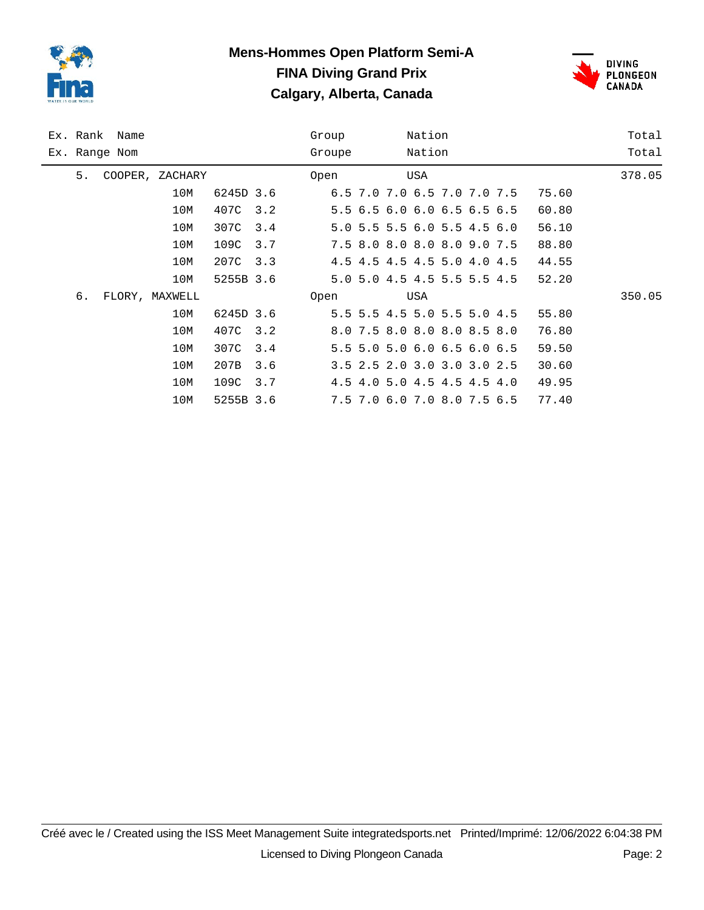# Mens-Hommes Open Platform Semi-A

## FINA Diving Grand Prix

## Calgary, Alberta, Canada

| Ex. Rank<br>Ex. Range | Name<br>Nom | | | | Group<br>Groupe | Nation<br>Nation | | Total<br>Total |
|---|---|---|---|---|---|---|---|---|
| 5. | COOPER, ZACHARY | | | | Open | USA | | 378.05 |
| | | 10M | 6245D | 3.6 | 6.5 7.0 7.0 6.5 7.0 7.0 7.5 | | 75.60 | |
| | | 10M | 407C | 3.2 | 5.5 6.5 6.0 6.0 6.5 6.5 6.5 | | 60.80 | |
| | | 10M | 307C | 3.4 | 5.0 5.5 5.5 6.0 5.5 4.5 6.0 | | 56.10 | |
| | | 10M | 109C | 3.7 | 7.5 8.0 8.0 8.0 8.0 9.0 7.5 | | 88.80 | |
| | | 10M | 207C | 3.3 | 4.5 4.5 4.5 4.5 5.0 4.0 4.5 | | 44.55 | |
| | | 10M | 5255B | 3.6 | 5.0 5.0 4.5 4.5 5.5 5.5 4.5 | | 52.20 | |
| 6. | FLORY, MAXWELL | | | | Open | USA | | 350.05 |
| | | 10M | 6245D | 3.6 | 5.5 5.5 4.5 5.0 5.5 5.0 4.5 | | 55.80 | |
| | | 10M | 407C | 3.2 | 8.0 7.5 8.0 8.0 8.0 8.5 8.0 | | 76.80 | |
| | | 10M | 307C | 3.4 | 5.5 5.0 5.0 6.0 6.5 6.0 6.5 | | 59.50 | |
| | | 10M | 207B | 3.6 | 3.5 2.5 2.0 3.0 3.0 3.0 2.5 | | 30.60 | |
| | | 10M | 109C | 3.7 | 4.5 4.0 5.0 4.5 4.5 4.5 4.0 | | 49.95 | |
| | | 10M | 5255B | 3.6 | 7.5 7.0 6.0 7.0 8.0 7.5 6.5 | | 77.40 | |

Créé avec le / Created using the ISS Meet Management Suite integratedsports.net Printed/Imprimé: 12/06/2022 6:04:38 PM

Licensed to Diving Plongeon Canada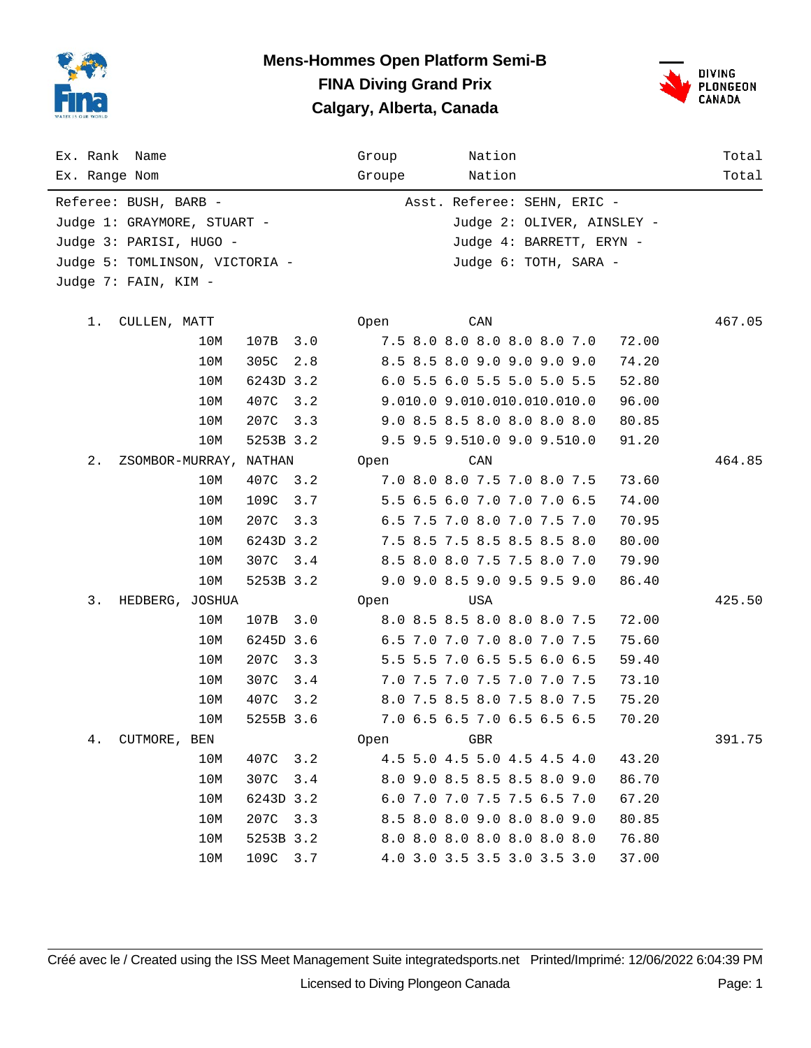# Mens-Hommes Open Platform Semi-B

## FINA Diving Grand Prix

## Calgary, Alberta, Canada

| Ex. Rank / Ex. Range | Name / Nom | Group / Groupe | Nation / Nation | Total / Total |
|---|---|---|---|---|

Referee: BUSH, BARB -
Asst. Referee: SEHN, ERIC -
Judge 1: GRAYMORE, STUART -
Judge 2: OLIVER, AINSLEY -
Judge 3: PARISI, HUGO -
Judge 4: BARRETT, ERYN -
Judge 5: TOMLINSON, VICTORIA -
Judge 6: TOTH, SARA -
Judge 7: FAIN, KIM -

| Rank | Name | Height | Dive | DD | J1 | J2 | J3 | J4 | J5 | J6 | J7 | Points | Group | Nation | Total |
|---|---|---|---|---|---|---|---|---|---|---|---|---|---|---|---|
| 1. | CULLEN, MATT | | | | | | | | | | | | Open | CAN | 467.05 |
| | | 10M | 107B | 3.0 | 7.5 | 8.0 | 8.0 | 8.0 | 8.0 | 8.0 | 7.0 | 72.00 | | | |
| | | 10M | 305C | 2.8 | 8.5 | 8.5 | 8.0 | 9.0 | 9.0 | 9.0 | 9.0 | 74.20 | | | |
| | | 10M | 6243D | 3.2 | 6.0 | 5.5 | 6.0 | 5.5 | 5.0 | 5.0 | 5.5 | 52.80 | | | |
| | | 10M | 407C | 3.2 | 9.0 | 10.0 | 9.0 | 10.0 | 10.0 | 10.0 | 10.0 | 96.00 | | | |
| | | 10M | 207C | 3.3 | 9.0 | 8.5 | 8.5 | 8.0 | 8.0 | 8.0 | 8.0 | 80.85 | | | |
| | | 10M | 5253B | 3.2 | 9.5 | 9.5 | 9.5 | 10.0 | 9.0 | 9.5 | 10.0 | 91.20 | | | |
| 2. | ZSOMBOR-MURRAY, NATHAN | | | | | | | | | | | | Open | CAN | 464.85 |
| | | 10M | 407C | 3.2 | 7.0 | 8.0 | 8.0 | 7.5 | 7.0 | 8.0 | 7.5 | 73.60 | | | |
| | | 10M | 109C | 3.7 | 5.5 | 6.5 | 6.0 | 7.0 | 7.0 | 7.0 | 6.5 | 74.00 | | | |
| | | 10M | 207C | 3.3 | 6.5 | 7.5 | 7.0 | 8.0 | 7.0 | 7.5 | 7.0 | 70.95 | | | |
| | | 10M | 6243D | 3.2 | 7.5 | 8.5 | 7.5 | 8.5 | 8.5 | 8.5 | 8.0 | 80.00 | | | |
| | | 10M | 307C | 3.4 | 8.5 | 8.0 | 8.0 | 7.5 | 7.5 | 8.0 | 7.0 | 79.90 | | | |
| | | 10M | 5253B | 3.2 | 9.0 | 9.0 | 8.5 | 9.0 | 9.5 | 9.5 | 9.0 | 86.40 | | | |
| 3. | HEDBERG, JOSHUA | | | | | | | | | | | | Open | USA | 425.50 |
| | | 10M | 107B | 3.0 | 8.0 | 8.5 | 8.5 | 8.0 | 8.0 | 8.0 | 7.5 | 72.00 | | | |
| | | 10M | 6245D | 3.6 | 6.5 | 7.0 | 7.0 | 7.0 | 8.0 | 7.0 | 7.5 | 75.60 | | | |
| | | 10M | 207C | 3.3 | 5.5 | 5.5 | 7.0 | 6.5 | 5.5 | 6.0 | 6.5 | 59.40 | | | |
| | | 10M | 307C | 3.4 | 7.0 | 7.5 | 7.0 | 7.5 | 7.0 | 7.0 | 7.5 | 73.10 | | | |
| | | 10M | 407C | 3.2 | 8.0 | 7.5 | 8.5 | 8.0 | 7.5 | 8.0 | 7.5 | 75.20 | | | |
| | | 10M | 5255B | 3.6 | 7.0 | 6.5 | 6.5 | 7.0 | 6.5 | 6.5 | 6.5 | 70.20 | | | |
| 4. | CUTMORE, BEN | | | | | | | | | | | | Open | GBR | 391.75 |
| | | 10M | 407C | 3.2 | 4.5 | 5.0 | 4.5 | 5.0 | 4.5 | 4.5 | 4.0 | 43.20 | | | |
| | | 10M | 307C | 3.4 | 8.0 | 9.0 | 8.5 | 8.5 | 8.5 | 8.0 | 9.0 | 86.70 | | | |
| | | 10M | 6243D | 3.2 | 6.0 | 7.0 | 7.0 | 7.5 | 7.5 | 6.5 | 7.0 | 67.20 | | | |
| | | 10M | 207C | 3.3 | 8.5 | 8.0 | 8.0 | 9.0 | 8.0 | 8.0 | 9.0 | 80.85 | | | |
| | | 10M | 5253B | 3.2 | 8.0 | 8.0 | 8.0 | 8.0 | 8.0 | 8.0 | 8.0 | 76.80 | | | |
| | | 10M | 109C | 3.7 | 4.0 | 3.0 | 3.5 | 3.5 | 3.0 | 3.5 | 3.0 | 37.00 | | | |

Créé avec le / Created using the ISS Meet Management Suite integratedsports.net Printed/Imprimé: 12/06/2022 6:04:39 PM

Licensed to Diving Plongeon Canada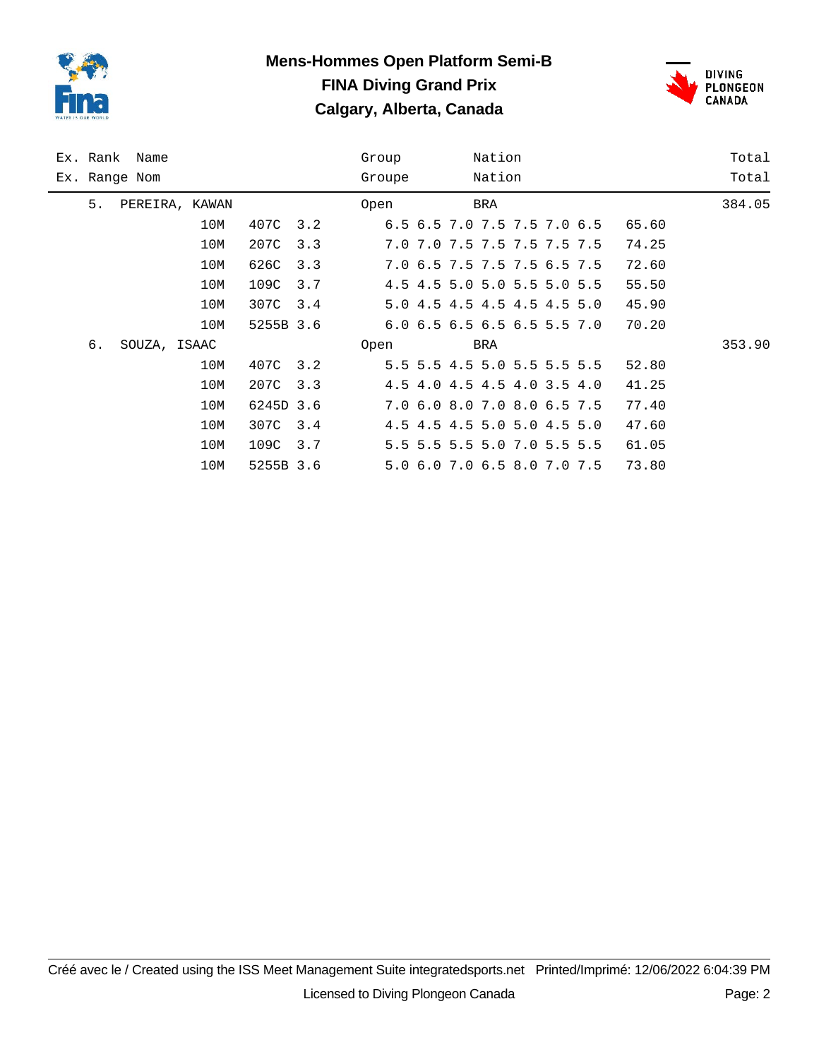# Mens-Hommes Open Platform Semi-B

## FINA Diving Grand Prix

## Calgary, Alberta, Canada

| Ex. Rank / Ex. Range | Name / Nom | | | Group / Groupe | Nation / Nation | | Total / Total |
|---|---|---|---|---|---|---|---|
| 5. | PEREIRA, KAWAN | | | Open | BRA | | 384.05 |
| | 10M | 407C | 3.2 | 6.5 6.5 7.0 7.5 7.5 7.0 6.5 | | 65.60 | |
| | 10M | 207C | 3.3 | 7.0 7.0 7.5 7.5 7.5 7.5 7.5 | | 74.25 | |
| | 10M | 626C | 3.3 | 7.0 6.5 7.5 7.5 7.5 6.5 7.5 | | 72.60 | |
| | 10M | 109C | 3.7 | 4.5 4.5 5.0 5.0 5.5 5.0 5.5 | | 55.50 | |
| | 10M | 307C | 3.4 | 5.0 4.5 4.5 4.5 4.5 4.5 5.0 | | 45.90 | |
| | 10M | 5255B | 3.6 | 6.0 6.5 6.5 6.5 6.5 5.5 7.0 | | 70.20 | |
| 6. | SOUZA, ISAAC | | | Open | BRA | | 353.90 |
| | 10M | 407C | 3.2 | 5.5 5.5 4.5 5.0 5.5 5.5 5.5 | | 52.80 | |
| | 10M | 207C | 3.3 | 4.5 4.0 4.5 4.5 4.0 3.5 4.0 | | 41.25 | |
| | 10M | 6245D | 3.6 | 7.0 6.0 8.0 7.0 8.0 6.5 7.5 | | 77.40 | |
| | 10M | 307C | 3.4 | 4.5 4.5 4.5 5.0 5.0 4.5 5.0 | | 47.60 | |
| | 10M | 109C | 3.7 | 5.5 5.5 5.5 5.0 7.0 5.5 5.5 | | 61.05 | |
| | 10M | 5255B | 3.6 | 5.0 6.0 7.0 6.5 8.0 7.0 7.5 | | 73.80 | |

Créé avec le / Created using the ISS Meet Management Suite integratedsports.net Printed/Imprimé: 12/06/2022 6:04:39 PM

Licensed to Diving Plongeon Canada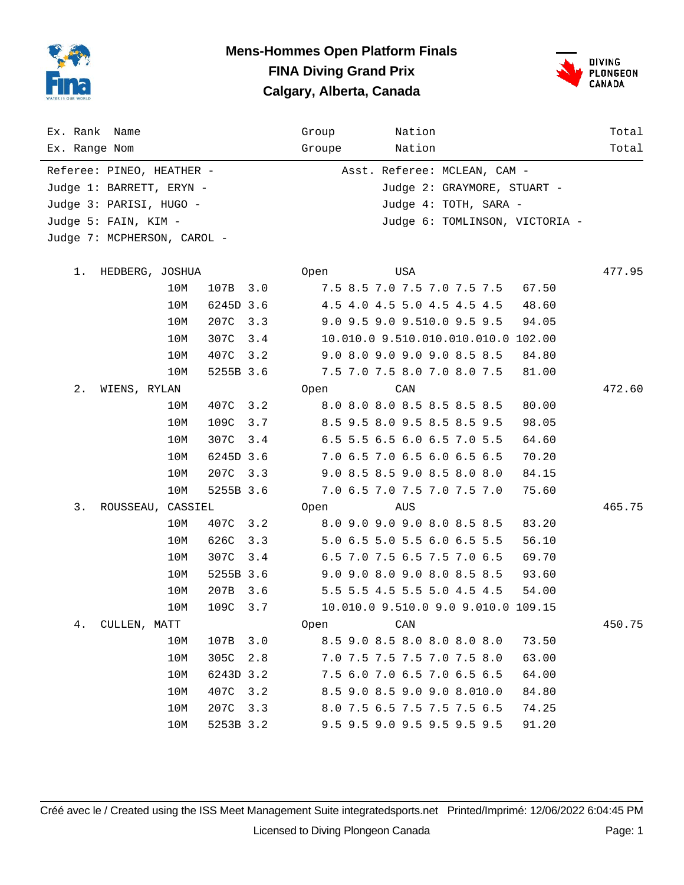# Mens-Hommes Open Platform Finals
## FINA Diving Grand Prix
## Calgary, Alberta, Canada

Referee: PINEO, HEATHER - Asst. Referee: MCLEAN, CAM -
Judge 1: BARRETT, ERYN - Judge 2: GRAYMORE, STUART -
Judge 3: PARISI, HUGO - Judge 4: TOTH, SARA -
Judge 5: FAIN, KIM - Judge 6: TOMLINSON, VICTORIA -
Judge 7: MCPHERSON, CAROL -

| Ex. Rank / Ex. Range | Name / Nom | | | | Group / Groupe | Nation / Nation | | Total / Total |
|---|---|---|---|---|---|---|---|---|
| 1. | HEDBERG, JOSHUA | | | | Open | USA | | 477.95 |
| | | 10M | 107B | 3.0 | | 7.5 8.5 7.0 7.5 7.0 7.5 7.5 | 67.50 | |
| | | 10M | 6245D | 3.6 | | 4.5 4.0 4.5 5.0 4.5 4.5 4.5 | 48.60 | |
| | | 10M | 207C | 3.3 | | 9.0 9.5 9.0 9.5 10.0 9.5 9.5 | 94.05 | |
| | | 10M | 307C | 3.4 | | 10.0 10.0 9.5 10.0 10.0 10.0 10.0 | 102.00 | |
| | | 10M | 407C | 3.2 | | 9.0 8.0 9.0 9.0 9.0 8.5 8.5 | 84.80 | |
| | | 10M | 5255B | 3.6 | | 7.5 7.0 7.5 8.0 7.0 8.0 7.5 | 81.00 | |
| 2. | WIENS, RYLAN | | | | Open | CAN | | 472.60 |
| | | 10M | 407C | 3.2 | | 8.0 8.0 8.0 8.5 8.5 8.5 8.5 | 80.00 | |
| | | 10M | 109C | 3.7 | | 8.5 9.5 8.0 9.5 8.5 8.5 9.5 | 98.05 | |
| | | 10M | 307C | 3.4 | | 6.5 5.5 6.5 6.0 6.5 7.0 5.5 | 64.60 | |
| | | 10M | 6245D | 3.6 | | 7.0 6.5 7.0 6.5 6.0 6.5 6.5 | 70.20 | |
| | | 10M | 207C | 3.3 | | 9.0 8.5 8.5 9.0 8.5 8.0 8.0 | 84.15 | |
| | | 10M | 5255B | 3.6 | | 7.0 6.5 7.0 7.5 7.0 7.5 7.0 | 75.60 | |
| 3. | ROUSSEAU, CASSIEL | | | | Open | AUS | | 465.75 |
| | | 10M | 407C | 3.2 | | 8.0 9.0 9.0 9.0 8.0 8.5 8.5 | 83.20 | |
| | | 10M | 626C | 3.3 | | 5.0 6.5 5.0 5.5 6.0 6.5 5.5 | 56.10 | |
| | | 10M | 307C | 3.4 | | 6.5 7.0 7.5 6.5 7.5 7.0 6.5 | 69.70 | |
| | | 10M | 5255B | 3.6 | | 9.0 9.0 8.0 9.0 8.0 8.5 8.5 | 93.60 | |
| | | 10M | 207B | 3.6 | | 5.5 5.5 4.5 5.5 5.0 4.5 4.5 | 54.00 | |
| | | 10M | 109C | 3.7 | | 10.0 10.0 9.5 10.0 9.0 9.0 10.0 | 109.15 | |
| 4. | CULLEN, MATT | | | | Open | CAN | | 450.75 |
| | | 10M | 107B | 3.0 | | 8.5 9.0 8.5 8.0 8.0 8.0 8.0 | 73.50 | |
| | | 10M | 305C | 2.8 | | 7.0 7.5 7.5 7.5 7.0 7.5 8.0 | 63.00 | |
| | | 10M | 6243D | 3.2 | | 7.5 6.0 7.0 6.5 7.0 6.5 6.5 | 64.00 | |
| | | 10M | 407C | 3.2 | | 8.5 9.0 8.5 9.0 9.0 8.0 10.0 | 84.80 | |
| | | 10M | 207C | 3.3 | | 8.0 7.5 6.5 7.5 7.5 7.5 6.5 | 74.25 | |
| | | 10M | 5253B | 3.2 | | 9.5 9.5 9.0 9.5 9.5 9.5 9.5 | 91.20 | |

Créé avec le / Created using the ISS Meet Management Suite integratedsports.net Printed/Imprimé: 12/06/2022 6:04:45 PM

Licensed to Diving Plongeon Canada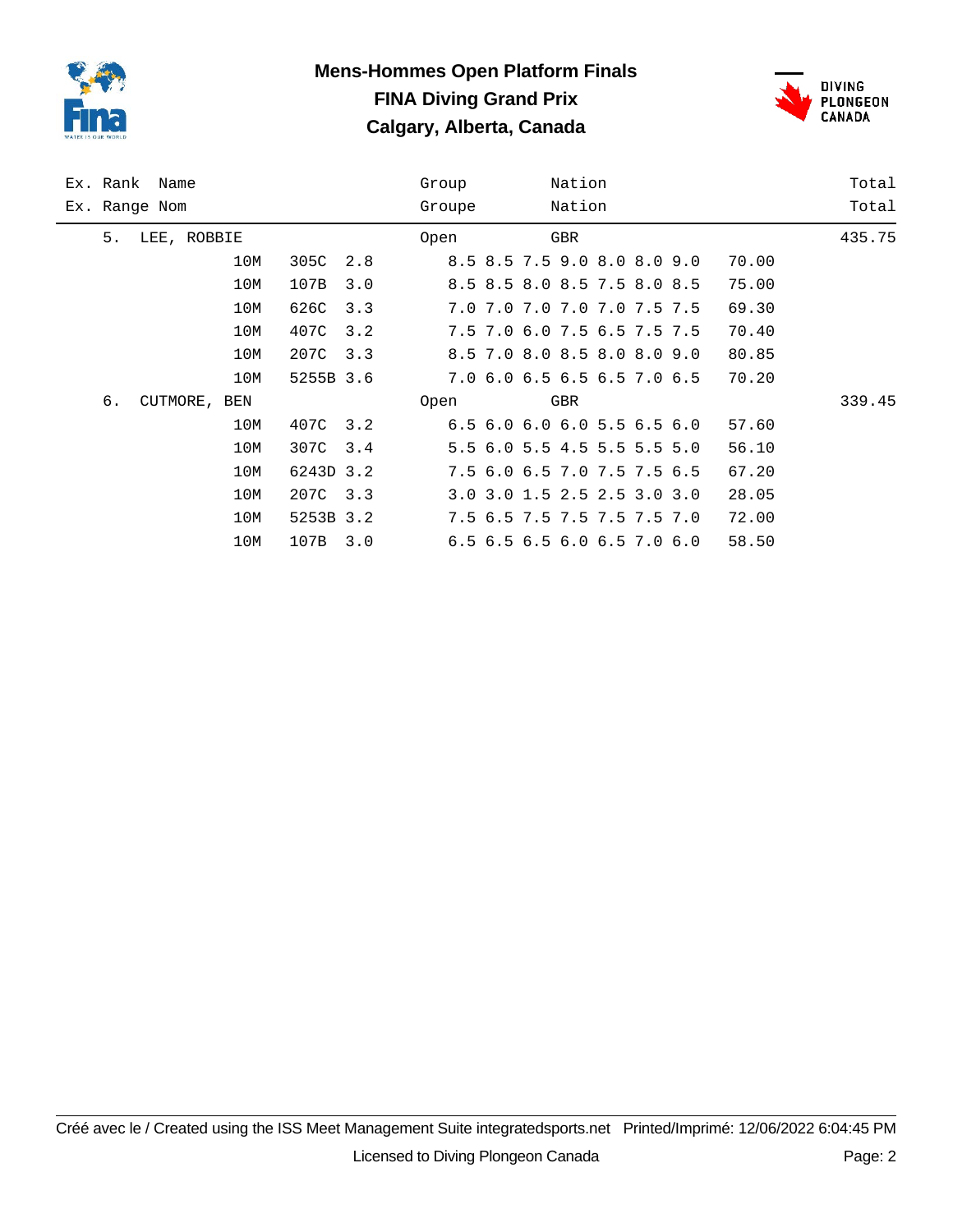# Mens-Hommes Open Platform Finals

## FINA Diving Grand Prix

## Calgary, Alberta, Canada

| Ex. Rank / Ex. Range | Name / Nom | | Dive | DD | Group / Groupe | Nation / Nation | Scores | Points | Total / Total |
|---|---|---|---|---|---|---|---|---|---|
| 5. | LEE, ROBBIE | | | | Open | GBR | | | 435.75 |
| | | 10M | 305C | 2.8 | | | 8.5 8.5 7.5 9.0 8.0 8.0 9.0 | 70.00 | |
| | | 10M | 107B | 3.0 | | | 8.5 8.5 8.0 8.5 7.5 8.0 8.5 | 75.00 | |
| | | 10M | 626C | 3.3 | | | 7.0 7.0 7.0 7.0 7.0 7.5 7.5 | 69.30 | |
| | | 10M | 407C | 3.2 | | | 7.5 7.0 6.0 7.5 6.5 7.5 7.5 | 70.40 | |
| | | 10M | 207C | 3.3 | | | 8.5 7.0 8.0 8.5 8.0 8.0 9.0 | 80.85 | |
| | | 10M | 5255B | 3.6 | | | 7.0 6.0 6.5 6.5 6.5 7.0 6.5 | 70.20 | |
| 6. | CUTMORE, BEN | | | | Open | GBR | | | 339.45 |
| | | 10M | 407C | 3.2 | | | 6.5 6.0 6.0 6.0 5.5 6.5 6.0 | 57.60 | |
| | | 10M | 307C | 3.4 | | | 5.5 6.0 5.5 4.5 5.5 5.5 5.0 | 56.10 | |
| | | 10M | 6243D | 3.2 | | | 7.5 6.0 6.5 7.0 7.5 7.5 6.5 | 67.20 | |
| | | 10M | 207C | 3.3 | | | 3.0 3.0 1.5 2.5 2.5 3.0 3.0 | 28.05 | |
| | | 10M | 5253B | 3.2 | | | 7.5 6.5 7.5 7.5 7.5 7.5 7.0 | 72.00 | |
| | | 10M | 107B | 3.0 | | | 6.5 6.5 6.5 6.0 6.5 7.0 6.0 | 58.50 | |

Créé avec le / Created using the ISS Meet Management Suite integratedsports.net Printed/Imprimé: 12/06/2022 6:04:45 PM

Licensed to Diving Plongeon Canada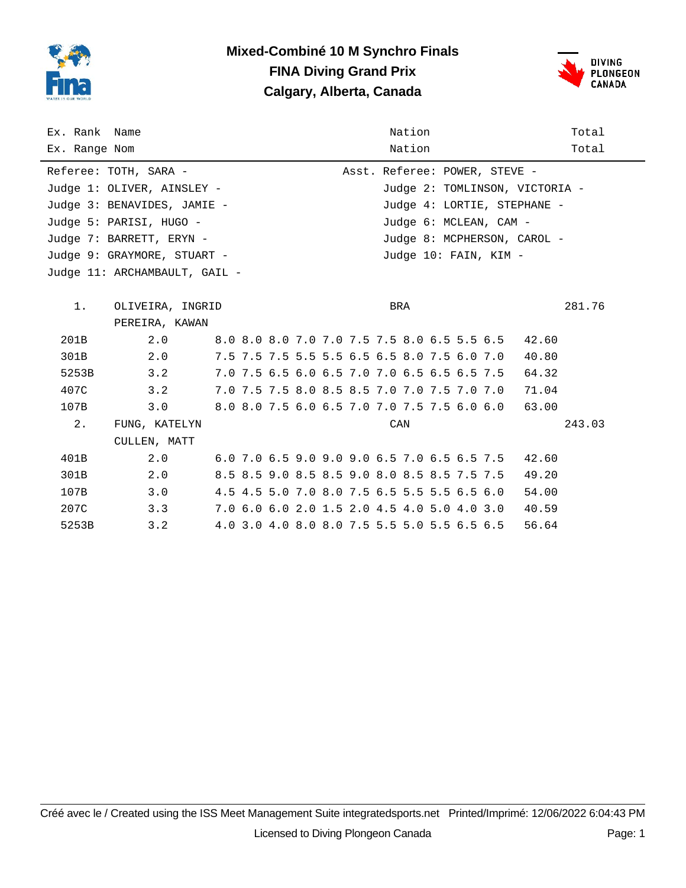# Mixed-Combiné 10 M Synchro Finals
## FINA Diving Grand Prix
## Calgary, Alberta, Canada

| Ex. Rank | Name | Nation | Total |
|---|---|---|---|
| Ex. Range | Nom | Nation | Total |

Referee: TOTH, SARA -
Asst. Referee: POWER, STEVE -
Judge 1: OLIVER, AINSLEY -
Judge 2: TOMLINSON, VICTORIA -
Judge 3: BENAVIDES, JAMIE -
Judge 4: LORTIE, STEPHANE -
Judge 5: PARISI, HUGO -
Judge 6: MCLEAN, CAM -
Judge 7: BARRETT, ERYN -
Judge 8: MCPHERSON, CAROL -
Judge 9: GRAYMORE, STUART -
Judge 10: FAIN, KIM -
Judge 11: ARCHAMBAULT, GAIL -

| Rank / Dive | Name / DD | Scores | Points | Nation | Total |
|---|---|---|---|---|---|
| 1. | OLIVEIRA, INGRID / PEREIRA, KAWAN | | | BRA | 281.76 |
| 201B | 2.0 | 8.0 8.0 8.0 7.0 7.0 7.5 7.5 8.0 6.5 5.5 6.5 | 42.60 | | |
| 301B | 2.0 | 7.5 7.5 7.5 5.5 5.5 6.5 6.5 8.0 7.5 6.0 7.0 | 40.80 | | |
| 5253B | 3.2 | 7.0 7.5 6.5 6.0 6.5 7.0 7.0 6.5 6.5 6.5 7.5 | 64.32 | | |
| 407C | 3.2 | 7.0 7.5 7.5 8.0 8.5 8.5 7.0 7.0 7.5 7.0 7.0 | 71.04 | | |
| 107B | 3.0 | 8.0 8.0 7.5 6.0 6.5 7.0 7.0 7.5 7.5 6.0 6.0 | 63.00 | | |
| 2. | FUNG, KATELYN / CULLEN, MATT | | | CAN | 243.03 |
| 401B | 2.0 | 6.0 7.0 6.5 9.0 9.0 9.0 6.5 7.0 6.5 6.5 7.5 | 42.60 | | |
| 301B | 2.0 | 8.5 8.5 9.0 8.5 8.5 9.0 8.0 8.5 8.5 7.5 7.5 | 49.20 | | |
| 107B | 3.0 | 4.5 4.5 5.0 7.0 8.0 7.5 6.5 5.5 5.5 6.5 6.0 | 54.00 | | |
| 207C | 3.3 | 7.0 6.0 6.0 2.0 1.5 2.0 4.5 4.0 5.0 4.0 3.0 | 40.59 | | |
| 5253B | 3.2 | 4.0 3.0 4.0 8.0 8.0 7.5 5.5 5.0 5.5 6.5 6.5 | 56.64 | | |

Créé avec le / Created using the ISS Meet Management Suite integratedsports.net Printed/Imprimé: 12/06/2022 6:04:43 PM

Licensed to Diving Plongeon Canada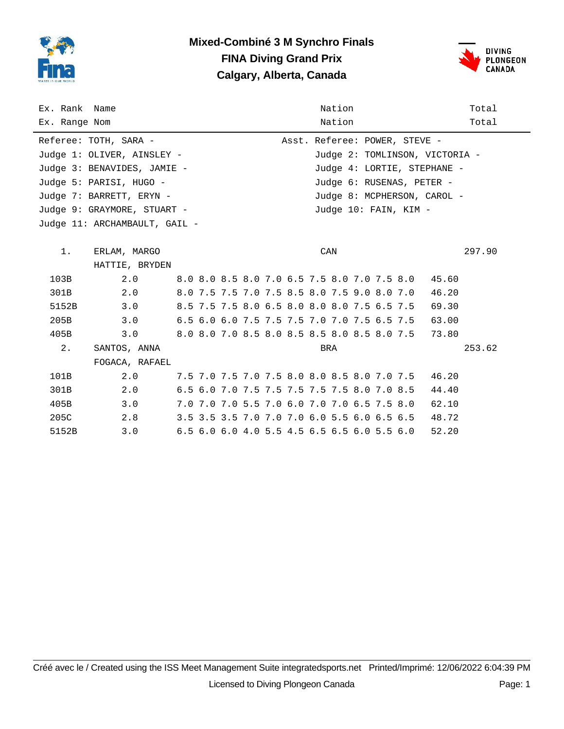# Mixed-Combiné 3 M Synchro Finals

## FINA Diving Grand Prix

## Calgary, Alberta, Canada

| Ex. Rank / Ex. Range | Name / Nom | | Nation | | Total |
|---|---|---|---|---|---|

Referee: TOTH, SARA - Asst. Referee: POWER, STEVE -
Judge 1: OLIVER, AINSLEY - Judge 2: TOMLINSON, VICTORIA -
Judge 3: BENAVIDES, JAMIE - Judge 4: LORTIE, STEPHANE -
Judge 5: PARISI, HUGO - Judge 6: RUSENAS, PETER -
Judge 7: BARRETT, ERYN - Judge 8: MCPHERSON, CAROL -
Judge 9: GRAYMORE, STUART - Judge 10: FAIN, KIM -
Judge 11: ARCHAMBAULT, GAIL -

| Rank / Dive | Name / DD | Scores | Nation / Points | Total |
|---|---|---|---|---|
| 1. | ERLAM, MARGO / HATTIE, BRYDEN | | CAN | 297.90 |
| 103B | 2.0 | 8.0 8.0 8.5 8.0 7.0 6.5 7.5 8.0 7.0 7.5 8.0 | 45.60 | |
| 301B | 2.0 | 8.0 7.5 7.5 7.0 7.5 8.5 8.0 7.5 9.0 8.0 7.0 | 46.20 | |
| 5152B | 3.0 | 8.5 7.5 7.5 8.0 6.5 8.0 8.0 8.0 7.5 6.5 7.5 | 69.30 | |
| 205B | 3.0 | 6.5 6.0 6.0 7.5 7.5 7.5 7.0 7.0 7.5 6.5 7.5 | 63.00 | |
| 405B | 3.0 | 8.0 8.0 7.0 8.5 8.0 8.5 8.5 8.0 8.5 8.0 7.5 | 73.80 | |
| 2. | SANTOS, ANNA / FOGACA, RAFAEL | | BRA | 253.62 |
| 101B | 2.0 | 7.5 7.0 7.5 7.0 7.5 8.0 8.0 8.5 8.0 7.0 7.5 | 46.20 | |
| 301B | 2.0 | 6.5 6.0 7.0 7.5 7.5 7.5 7.5 7.5 8.0 7.0 8.5 | 44.40 | |
| 405B | 3.0 | 7.0 7.0 7.0 5.5 7.0 6.0 7.0 7.0 6.5 7.5 8.0 | 62.10 | |
| 205C | 2.8 | 3.5 3.5 3.5 7.0 7.0 7.0 6.0 5.5 6.0 6.5 6.5 | 48.72 | |
| 5152B | 3.0 | 6.5 6.0 6.0 4.0 5.5 4.5 6.5 6.5 6.0 5.5 6.0 | 52.20 | |

Créé avec le / Created using the ISS Meet Management Suite integratedsports.net Printed/Imprimé: 12/06/2022 6:04:39 PM

Licensed to Diving Plongeon Canada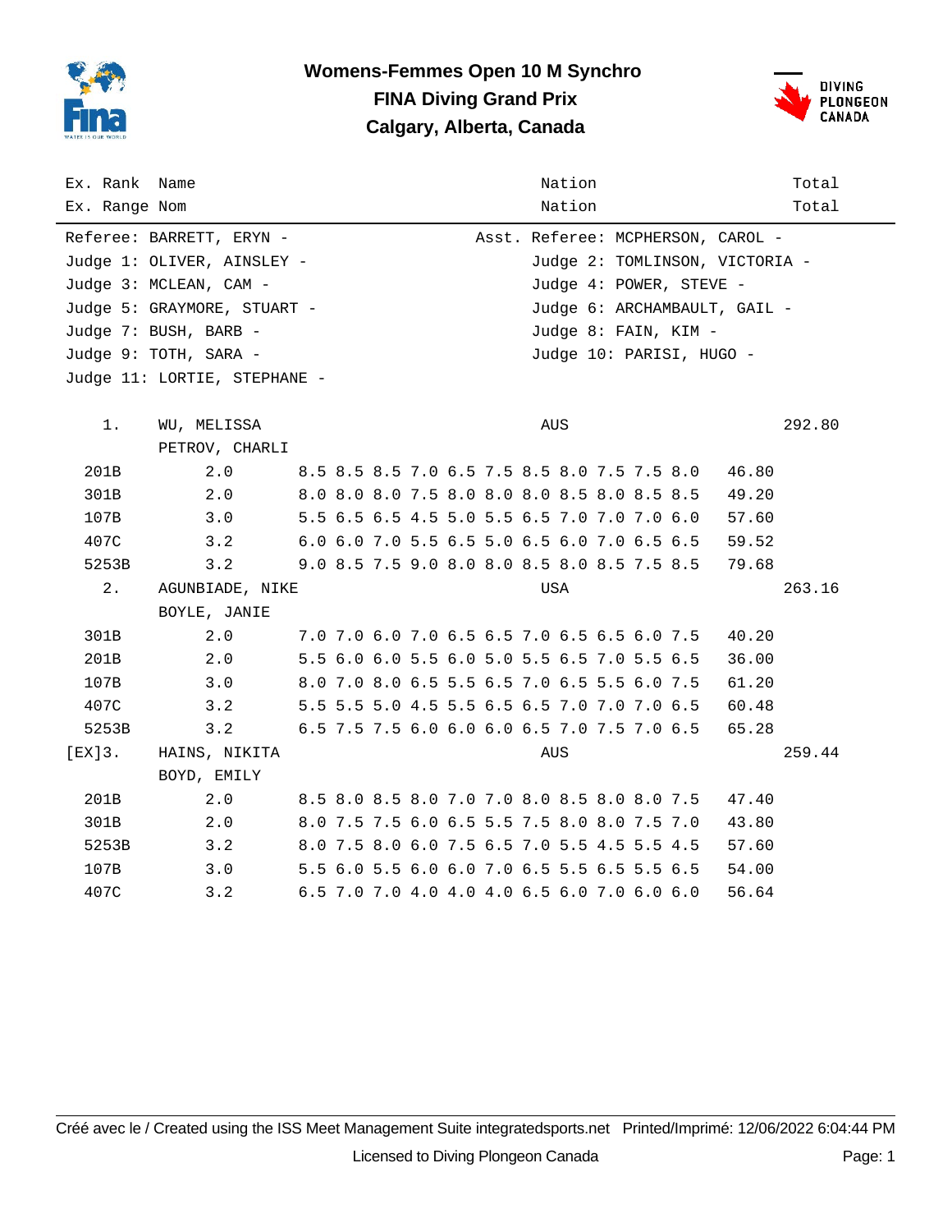# Womens-Femmes Open 10 M Synchro

## FINA Diving Grand Prix

## Calgary, Alberta, Canada

| Ex. Rank<br>Ex. Range | Name<br>Nom | | Nation<br>Nation | | Total<br>Total |
|---|---|---|---|---|---|

Referee: BARRETT, ERYN - Asst. Referee: MCPHERSON, CAROL -
Judge 1: OLIVER, AINSLEY - Judge 2: TOMLINSON, VICTORIA -
Judge 3: MCLEAN, CAM - Judge 4: POWER, STEVE -
Judge 5: GRAYMORE, STUART - Judge 6: ARCHAMBAULT, GAIL -
Judge 7: BUSH, BARB - Judge 8: FAIN, KIM -
Judge 9: TOTH, SARA - Judge 10: PARISI, HUGO -
Judge 11: LORTIE, STEPHANE -

| Ex. Rank | Name | Scores | Nation | Points | Total |
|---|---|---|---|---|---|
| 1. | WU, MELISSA<br>PETROV, CHARLI | | AUS | | 292.80 |
| 201B | 2.0 | 8.5 8.5 8.5 7.0 6.5 7.5 8.5 8.0 7.5 7.5 8.0 | | 46.80 | |
| 301B | 2.0 | 8.0 8.0 8.0 7.5 8.0 8.0 8.0 8.5 8.0 8.5 8.5 | | 49.20 | |
| 107B | 3.0 | 5.5 6.5 6.5 4.5 5.0 5.5 6.5 7.0 7.0 7.0 6.0 | | 57.60 | |
| 407C | 3.2 | 6.0 6.0 7.0 5.5 6.5 5.0 6.5 6.0 7.0 6.5 6.5 | | 59.52 | |
| 5253B | 3.2 | 9.0 8.5 7.5 9.0 8.0 8.0 8.5 8.0 8.5 7.5 8.5 | | 79.68 | |
| 2. | AGUNBIADE, NIKE<br>BOYLE, JANIE | | USA | | 263.16 |
| 301B | 2.0 | 7.0 7.0 6.0 7.0 6.5 6.5 7.0 6.5 6.5 6.0 7.5 | | 40.20 | |
| 201B | 2.0 | 5.5 6.0 6.0 5.5 6.0 5.0 5.5 6.5 7.0 5.5 6.5 | | 36.00 | |
| 107B | 3.0 | 8.0 7.0 8.0 6.5 5.5 6.5 7.0 6.5 5.5 6.0 7.5 | | 61.20 | |
| 407C | 3.2 | 5.5 5.5 5.0 4.5 5.5 6.5 6.5 7.0 7.0 7.0 6.5 | | 60.48 | |
| 5253B | 3.2 | 6.5 7.5 7.5 6.0 6.0 6.0 6.5 7.0 7.5 7.0 6.5 | | 65.28 | |
| [EX]3. | HAINS, NIKITA<br>BOYD, EMILY | | AUS | | 259.44 |
| 201B | 2.0 | 8.5 8.0 8.5 8.0 7.0 7.0 8.0 8.5 8.0 8.0 7.5 | | 47.40 | |
| 301B | 2.0 | 8.0 7.5 7.5 6.0 6.5 5.5 7.5 8.0 8.0 7.5 7.0 | | 43.80 | |
| 5253B | 3.2 | 8.0 7.5 8.0 6.0 7.5 6.5 7.0 5.5 4.5 5.5 4.5 | | 57.60 | |
| 107B | 3.0 | 5.5 6.0 5.5 6.0 6.0 7.0 6.5 5.5 6.5 5.5 6.5 | | 54.00 | |
| 407C | 3.2 | 6.5 7.0 7.0 4.0 4.0 4.0 6.5 6.0 7.0 6.0 6.0 | | 56.64 | |

Créé avec le / Created using the ISS Meet Management Suite integratedsports.net Printed/Imprimé: 12/06/2022 6:04:44 PM

Licensed to Diving Plongeon Canada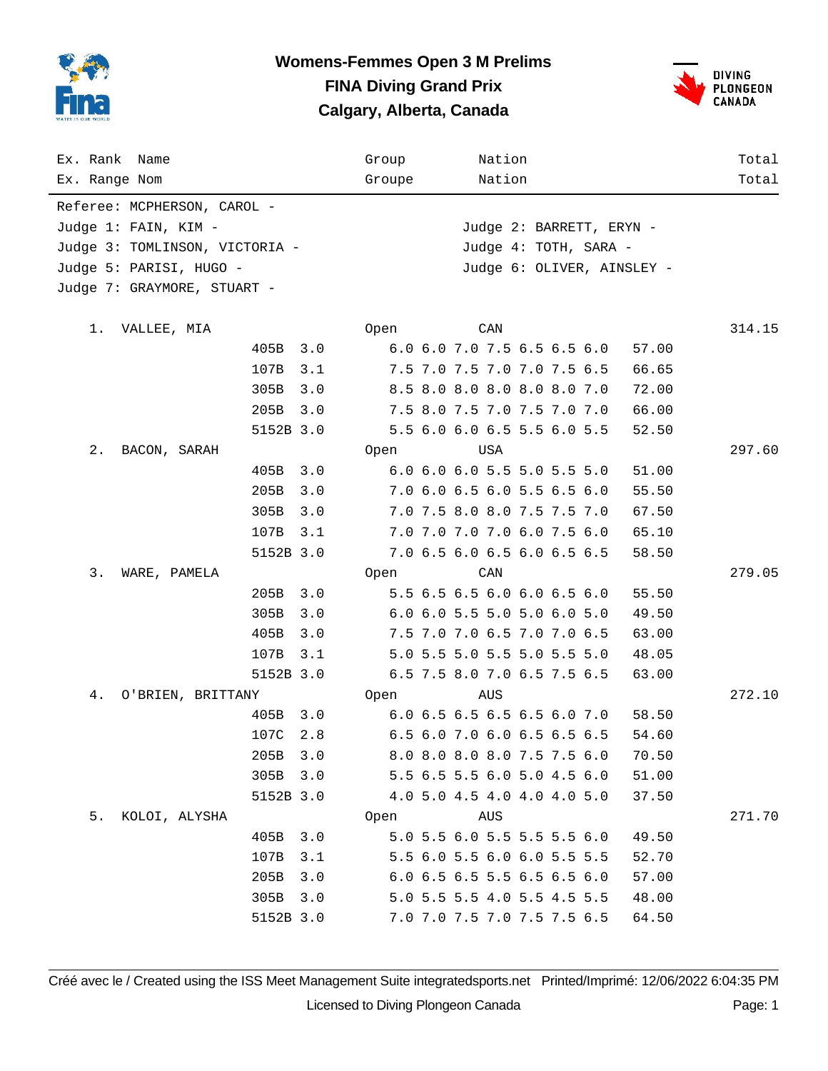# Womens-Femmes Open 3 M Prelims

## FINA Diving Grand Prix

## Calgary, Alberta, Canada

| Ex. Rank / Ex. Range | Name / Nom | Dive | DD | Scores | Points | Group / Groupe | Nation | Total |
|---|---|---|---|---|---|---|---|---|

Referee: MCPHERSON, CAROL -
Judge 1: FAIN, KIM -
Judge 2: BARRETT, ERYN -
Judge 3: TOMLINSON, VICTORIA -
Judge 4: TOTH, SARA -
Judge 5: PARISI, HUGO -
Judge 6: OLIVER, AINSLEY -
Judge 7: GRAYMORE, STUART -

| Rank | Name | Dive | DD | Scores | Points | Group | Nation | Total |
|---|---|---|---|---|---|---|---|---|
| 1. | VALLEE, MIA | | | | | Open | CAN | 314.15 |
| | | 405B | 3.0 | 6.0 6.0 7.0 7.5 6.5 6.5 6.0 | 57.00 | | | |
| | | 107B | 3.1 | 7.5 7.0 7.5 7.0 7.0 7.5 6.5 | 66.65 | | | |
| | | 305B | 3.0 | 8.5 8.0 8.0 8.0 8.0 8.0 7.0 | 72.00 | | | |
| | | 205B | 3.0 | 7.5 8.0 7.5 7.0 7.5 7.0 7.0 | 66.00 | | | |
| | | 5152B | 3.0 | 5.5 6.0 6.0 6.5 5.5 6.0 5.5 | 52.50 | | | |
| 2. | BACON, SARAH | | | | | Open | USA | 297.60 |
| | | 405B | 3.0 | 6.0 6.0 6.0 5.5 5.0 5.5 5.0 | 51.00 | | | |
| | | 205B | 3.0 | 7.0 6.0 6.5 6.0 5.5 6.5 6.0 | 55.50 | | | |
| | | 305B | 3.0 | 7.0 7.5 8.0 8.0 7.5 7.5 7.0 | 67.50 | | | |
| | | 107B | 3.1 | 7.0 7.0 7.0 7.0 6.0 7.5 6.0 | 65.10 | | | |
| | | 5152B | 3.0 | 7.0 6.5 6.0 6.5 6.0 6.5 6.5 | 58.50 | | | |
| 3. | WARE, PAMELA | | | | | Open | CAN | 279.05 |
| | | 205B | 3.0 | 5.5 6.5 6.5 6.0 6.0 6.5 6.0 | 55.50 | | | |
| | | 305B | 3.0 | 6.0 6.0 5.5 5.0 5.0 6.0 5.0 | 49.50 | | | |
| | | 405B | 3.0 | 7.5 7.0 7.0 6.5 7.0 7.0 6.5 | 63.00 | | | |
| | | 107B | 3.1 | 5.0 5.5 5.0 5.5 5.0 5.5 5.0 | 48.05 | | | |
| | | 5152B | 3.0 | 6.5 7.5 8.0 7.0 6.5 7.5 6.5 | 63.00 | | | |
| 4. | O'BRIEN, BRITTANY | | | | | Open | AUS | 272.10 |
| | | 405B | 3.0 | 6.0 6.5 6.5 6.5 6.5 6.0 7.0 | 58.50 | | | |
| | | 107C | 2.8 | 6.5 6.0 7.0 6.0 6.5 6.5 6.5 | 54.60 | | | |
| | | 205B | 3.0 | 8.0 8.0 8.0 8.0 7.5 7.5 6.0 | 70.50 | | | |
| | | 305B | 3.0 | 5.5 6.5 5.5 6.0 5.0 4.5 6.0 | 51.00 | | | |
| | | 5152B | 3.0 | 4.0 5.0 4.5 4.0 4.0 4.0 5.0 | 37.50 | | | |
| 5. | KOLOI, ALYSHA | | | | | Open | AUS | 271.70 |
| | | 405B | 3.0 | 5.0 5.5 6.0 5.5 5.5 5.5 6.0 | 49.50 | | | |
| | | 107B | 3.1 | 5.5 6.0 5.5 6.0 6.0 5.5 5.5 | 52.70 | | | |
| | | 205B | 3.0 | 6.0 6.5 6.5 5.5 6.5 6.5 6.0 | 57.00 | | | |
| | | 305B | 3.0 | 5.0 5.5 5.5 4.0 5.5 4.5 5.5 | 48.00 | | | |
| | | 5152B | 3.0 | 7.0 7.0 7.5 7.0 7.5 7.5 6.5 | 64.50 | | | |

Créé avec le / Created using the ISS Meet Management Suite integratedsports.net Printed/Imprimé: 12/06/2022 6:04:35 PM

Licensed to Diving Plongeon Canada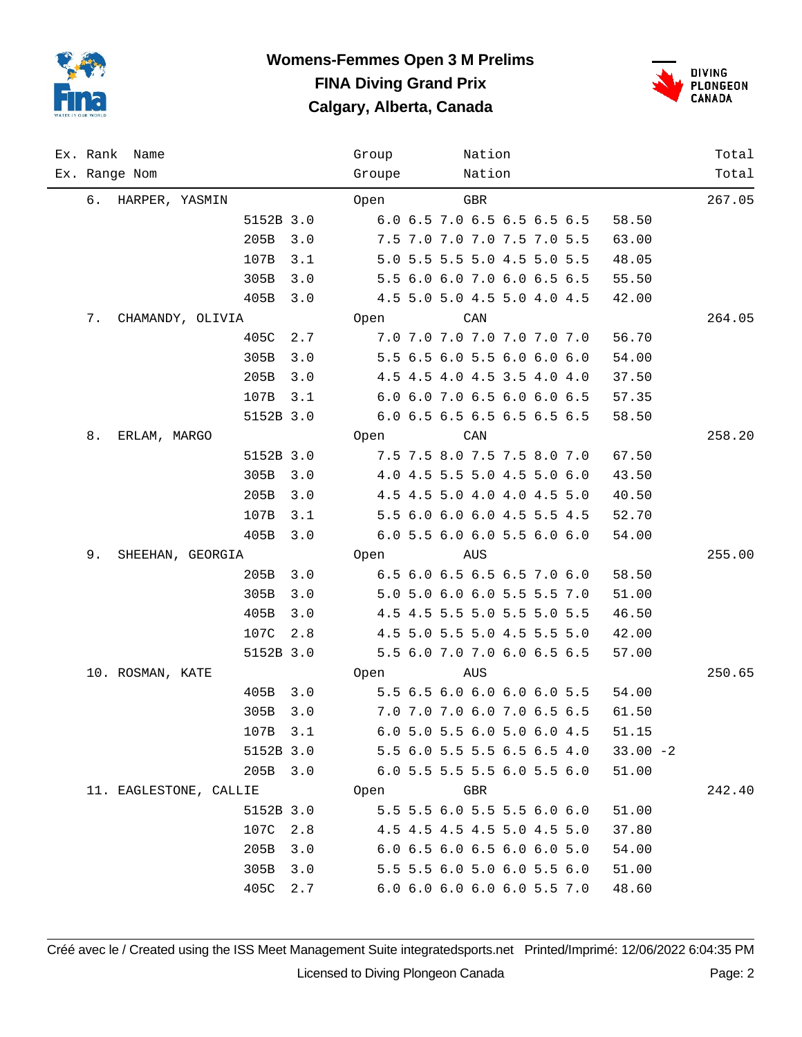# Womens-Femmes Open 3 M Prelims

## FINA Diving Grand Prix

## Calgary, Alberta, Canada

| Ex. Rank / Ex. Range | Name / Nom | Dive | DD | Group / Groupe | Scores | Points | Nation / Nation | Total / Total |
|---|---|---|---|---|---|---|---|---|
| 6. | HARPER, YASMIN | | | Open | | | GBR | 267.05 |
| | | 5152B | 3.0 | | 6.0 6.5 7.0 6.5 6.5 6.5 6.5 | 58.50 | | |
| | | 205B | 3.0 | | 7.5 7.0 7.0 7.0 7.5 7.0 5.5 | 63.00 | | |
| | | 107B | 3.1 | | 5.0 5.5 5.5 5.0 4.5 5.0 5.5 | 48.05 | | |
| | | 305B | 3.0 | | 5.5 6.0 6.0 7.0 6.0 6.5 6.5 | 55.50 | | |
| | | 405B | 3.0 | | 4.5 5.0 5.0 4.5 5.0 4.0 4.5 | 42.00 | | |
| 7. | CHAMANDY, OLIVIA | | | Open | | | CAN | 264.05 |
| | | 405C | 2.7 | | 7.0 7.0 7.0 7.0 7.0 7.0 7.0 | 56.70 | | |
| | | 305B | 3.0 | | 5.5 6.5 6.0 5.5 6.0 6.0 6.0 | 54.00 | | |
| | | 205B | 3.0 | | 4.5 4.5 4.0 4.5 3.5 4.0 4.0 | 37.50 | | |
| | | 107B | 3.1 | | 6.0 6.0 7.0 6.5 6.0 6.0 6.5 | 57.35 | | |
| | | 5152B | 3.0 | | 6.0 6.5 6.5 6.5 6.5 6.5 6.5 | 58.50 | | |
| 8. | ERLAM, MARGO | | | Open | | | CAN | 258.20 |
| | | 5152B | 3.0 | | 7.5 7.5 8.0 7.5 7.5 8.0 7.0 | 67.50 | | |
| | | 305B | 3.0 | | 4.0 4.5 5.5 5.0 4.5 5.0 6.0 | 43.50 | | |
| | | 205B | 3.0 | | 4.5 4.5 5.0 4.0 4.0 4.5 5.0 | 40.50 | | |
| | | 107B | 3.1 | | 5.5 6.0 6.0 6.0 4.5 5.5 4.5 | 52.70 | | |
| | | 405B | 3.0 | | 6.0 5.5 6.0 6.0 5.5 6.0 6.0 | 54.00 | | |
| 9. | SHEEHAN, GEORGIA | | | Open | | | AUS | 255.00 |
| | | 205B | 3.0 | | 6.5 6.0 6.5 6.5 6.5 7.0 6.0 | 58.50 | | |
| | | 305B | 3.0 | | 5.0 5.0 6.0 6.0 5.5 5.5 7.0 | 51.00 | | |
| | | 405B | 3.0 | | 4.5 4.5 5.5 5.0 5.5 5.0 5.5 | 46.50 | | |
| | | 107C | 2.8 | | 4.5 5.0 5.5 5.0 4.5 5.5 5.0 | 42.00 | | |
| | | 5152B | 3.0 | | 5.5 6.0 7.0 7.0 6.0 6.5 6.5 | 57.00 | | |
| 10. | ROSMAN, KATE | | | Open | | | AUS | 250.65 |
| | | 405B | 3.0 | | 5.5 6.5 6.0 6.0 6.0 6.0 5.5 | 54.00 | | |
| | | 305B | 3.0 | | 7.0 7.0 7.0 6.0 7.0 6.5 6.5 | 61.50 | | |
| | | 107B | 3.1 | | 6.0 5.0 5.5 6.0 5.0 6.0 4.5 | 51.15 | | |
| | | 5152B | 3.0 | | 5.5 6.0 5.5 5.5 6.5 6.5 4.0 | 33.00 -2 | | |
| | | 205B | 3.0 | | 6.0 5.5 5.5 5.5 6.0 5.5 6.0 | 51.00 | | |
| 11. | EAGLESTONE, CALLIE | | | Open | | | GBR | 242.40 |
| | | 5152B | 3.0 | | 5.5 5.5 6.0 5.5 5.5 6.0 6.0 | 51.00 | | |
| | | 107C | 2.8 | | 4.5 4.5 4.5 4.5 5.0 4.5 5.0 | 37.80 | | |
| | | 205B | 3.0 | | 6.0 6.5 6.0 6.5 6.0 6.0 5.0 | 54.00 | | |
| | | 305B | 3.0 | | 5.5 5.5 6.0 5.0 6.0 5.5 6.0 | 51.00 | | |
| | | 405C | 2.7 | | 6.0 6.0 6.0 6.0 6.0 5.5 7.0 | 48.60 | | |

Créé avec le / Created using the ISS Meet Management Suite integratedsports.net Printed/Imprimé: 12/06/2022 6:04:35 PM

Licensed to Diving Plongeon Canada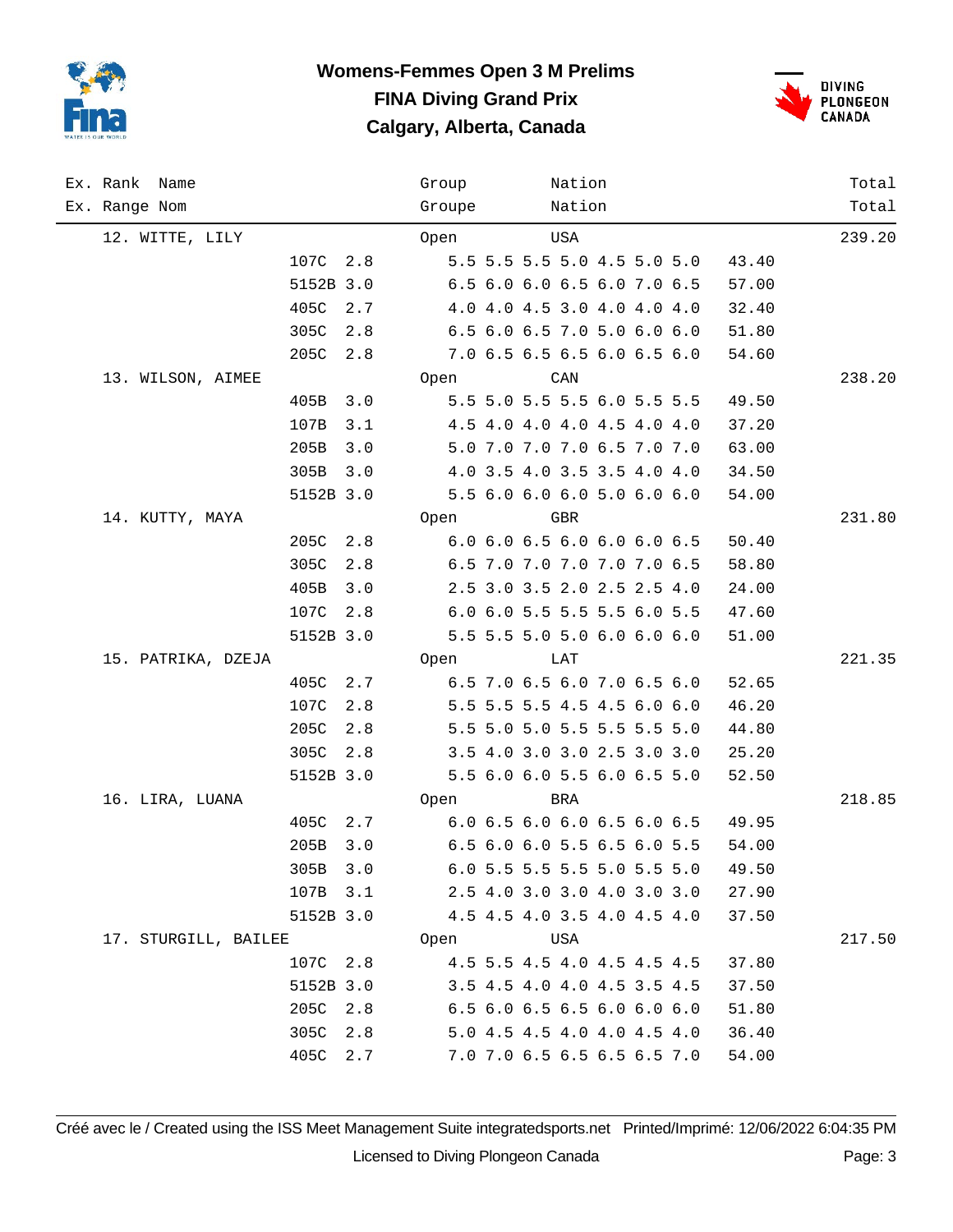# Womens-Femmes Open 3 M Prelims

## FINA Diving Grand Prix

## Calgary, Alberta, Canada

| Ex. Rank Name / Ex. Range Nom | Dive | DD | Group / Groupe | Nation / Nation | Scores | Points | Total / Total |
|---|---|---|---|---|---|---|---|
| 12. WITTE, LILY | | | Open | USA | | | 239.20 |
| | 107C | 2.8 | | | 5.5 5.5 5.5 5.0 4.5 5.0 5.0 | 43.40 | |
| | 5152B | 3.0 | | | 6.5 6.0 6.0 6.5 6.0 7.0 6.5 | 57.00 | |
| | 405C | 2.7 | | | 4.0 4.0 4.5 3.0 4.0 4.0 4.0 | 32.40 | |
| | 305C | 2.8 | | | 6.5 6.0 6.5 7.0 5.0 6.0 6.0 | 51.80 | |
| | 205C | 2.8 | | | 7.0 6.5 6.5 6.5 6.0 6.5 6.0 | 54.60 | |
| 13. WILSON, AIMEE | | | Open | CAN | | | 238.20 |
| | 405B | 3.0 | | | 5.5 5.0 5.5 5.5 6.0 5.5 5.5 | 49.50 | |
| | 107B | 3.1 | | | 4.5 4.0 4.0 4.0 4.5 4.0 4.0 | 37.20 | |
| | 205B | 3.0 | | | 5.0 7.0 7.0 7.0 6.5 7.0 7.0 | 63.00 | |
| | 305B | 3.0 | | | 4.0 3.5 4.0 3.5 3.5 4.0 4.0 | 34.50 | |
| | 5152B | 3.0 | | | 5.5 6.0 6.0 6.0 5.0 6.0 6.0 | 54.00 | |
| 14. KUTTY, MAYA | | | Open | GBR | | | 231.80 |
| | 205C | 2.8 | | | 6.0 6.0 6.5 6.0 6.0 6.0 6.5 | 50.40 | |
| | 305C | 2.8 | | | 6.5 7.0 7.0 7.0 7.0 7.0 6.5 | 58.80 | |
| | 405B | 3.0 | | | 2.5 3.0 3.5 2.0 2.5 2.5 4.0 | 24.00 | |
| | 107C | 2.8 | | | 6.0 6.0 5.5 5.5 5.5 6.0 5.5 | 47.60 | |
| | 5152B | 3.0 | | | 5.5 5.5 5.0 5.0 6.0 6.0 6.0 | 51.00 | |
| 15. PATRIKA, DZEJA | | | Open | LAT | | | 221.35 |
| | 405C | 2.7 | | | 6.5 7.0 6.5 6.0 7.0 6.5 6.0 | 52.65 | |
| | 107C | 2.8 | | | 5.5 5.5 5.5 4.5 4.5 6.0 6.0 | 46.20 | |
| | 205C | 2.8 | | | 5.5 5.0 5.0 5.5 5.5 5.5 5.0 | 44.80 | |
| | 305C | 2.8 | | | 3.5 4.0 3.0 3.0 2.5 3.0 3.0 | 25.20 | |
| | 5152B | 3.0 | | | 5.5 6.0 6.0 5.5 6.0 6.5 5.0 | 52.50 | |
| 16. LIRA, LUANA | | | Open | BRA | | | 218.85 |
| | 405C | 2.7 | | | 6.0 6.5 6.0 6.0 6.5 6.0 6.5 | 49.95 | |
| | 205B | 3.0 | | | 6.5 6.0 6.0 5.5 6.5 6.0 5.5 | 54.00 | |
| | 305B | 3.0 | | | 6.0 5.5 5.5 5.5 5.0 5.5 5.0 | 49.50 | |
| | 107B | 3.1 | | | 2.5 4.0 3.0 3.0 4.0 3.0 3.0 | 27.90 | |
| | 5152B | 3.0 | | | 4.5 4.5 4.0 3.5 4.0 4.5 4.0 | 37.50 | |
| 17. STURGILL, BAILEE | | | Open | USA | | | 217.50 |
| | 107C | 2.8 | | | 4.5 5.5 4.5 4.0 4.5 4.5 4.5 | 37.80 | |
| | 5152B | 3.0 | | | 3.5 4.5 4.0 4.0 4.5 3.5 4.5 | 37.50 | |
| | 205C | 2.8 | | | 6.5 6.0 6.5 6.5 6.0 6.0 6.0 | 51.80 | |
| | 305C | 2.8 | | | 5.0 4.5 4.5 4.0 4.0 4.5 4.0 | 36.40 | |
| | 405C | 2.7 | | | 7.0 7.0 6.5 6.5 6.5 6.5 7.0 | 54.00 | |

Créé avec le / Created using the ISS Meet Management Suite integratedsports.net Printed/Imprimé: 12/06/2022 6:04:35 PM

Licensed to Diving Plongeon Canada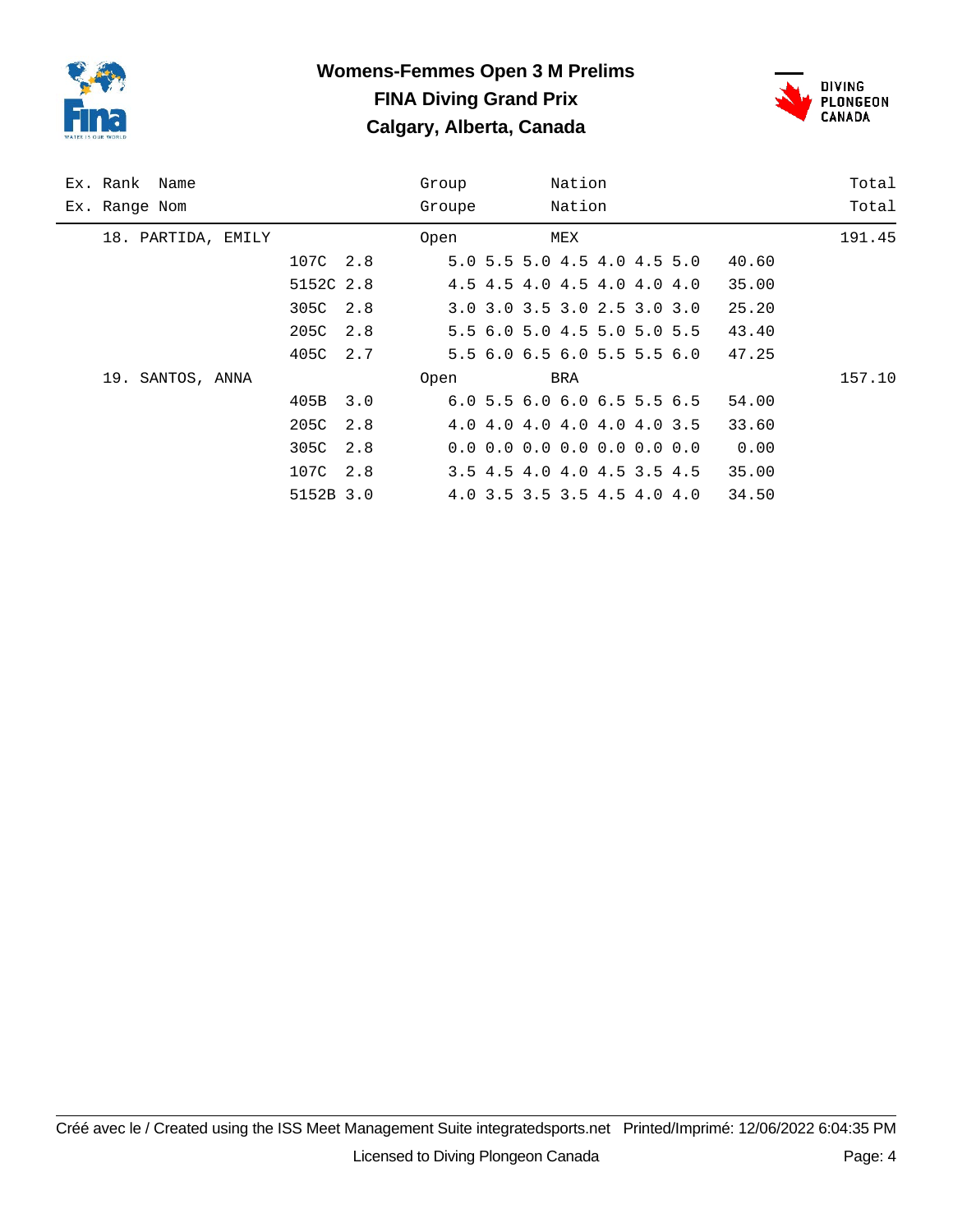# Womens-Femmes Open 3 M Prelims

## FINA Diving Grand Prix

## Calgary, Alberta, Canada

| Ex. Rank / Ex. Range | Name / Nom | Dive | DD | Group / Groupe | Nation | Scores | Points | Total |
|---|---|---|---|---|---|---|---|---|
| 18. | PARTIDA, EMILY | | | Open | MEX | | | 191.45 |
| | | 107C | 2.8 | | | 5.0 5.5 5.0 4.5 4.0 4.5 5.0 | 40.60 | |
| | | 5152C | 2.8 | | | 4.5 4.5 4.0 4.5 4.0 4.0 4.0 | 35.00 | |
| | | 305C | 2.8 | | | 3.0 3.0 3.5 3.0 2.5 3.0 3.0 | 25.20 | |
| | | 205C | 2.8 | | | 5.5 6.0 5.0 4.5 5.0 5.0 5.5 | 43.40 | |
| | | 405C | 2.7 | | | 5.5 6.0 6.5 6.0 5.5 5.5 6.0 | 47.25 | |
| 19. | SANTOS, ANNA | | | Open | BRA | | | 157.10 |
| | | 405B | 3.0 | | | 6.0 5.5 6.0 6.0 6.5 5.5 6.5 | 54.00 | |
| | | 205C | 2.8 | | | 4.0 4.0 4.0 4.0 4.0 4.0 3.5 | 33.60 | |
| | | 305C | 2.8 | | | 0.0 0.0 0.0 0.0 0.0 0.0 0.0 | 0.00 | |
| | | 107C | 2.8 | | | 3.5 4.5 4.0 4.0 4.5 3.5 4.5 | 35.00 | |
| | | 5152B | 3.0 | | | 4.0 3.5 3.5 3.5 4.5 4.0 4.0 | 34.50 | |

Créé avec le / Created using the ISS Meet Management Suite integratedsports.net Printed/Imprimé: 12/06/2022 6:04:35 PM

Licensed to Diving Plongeon Canada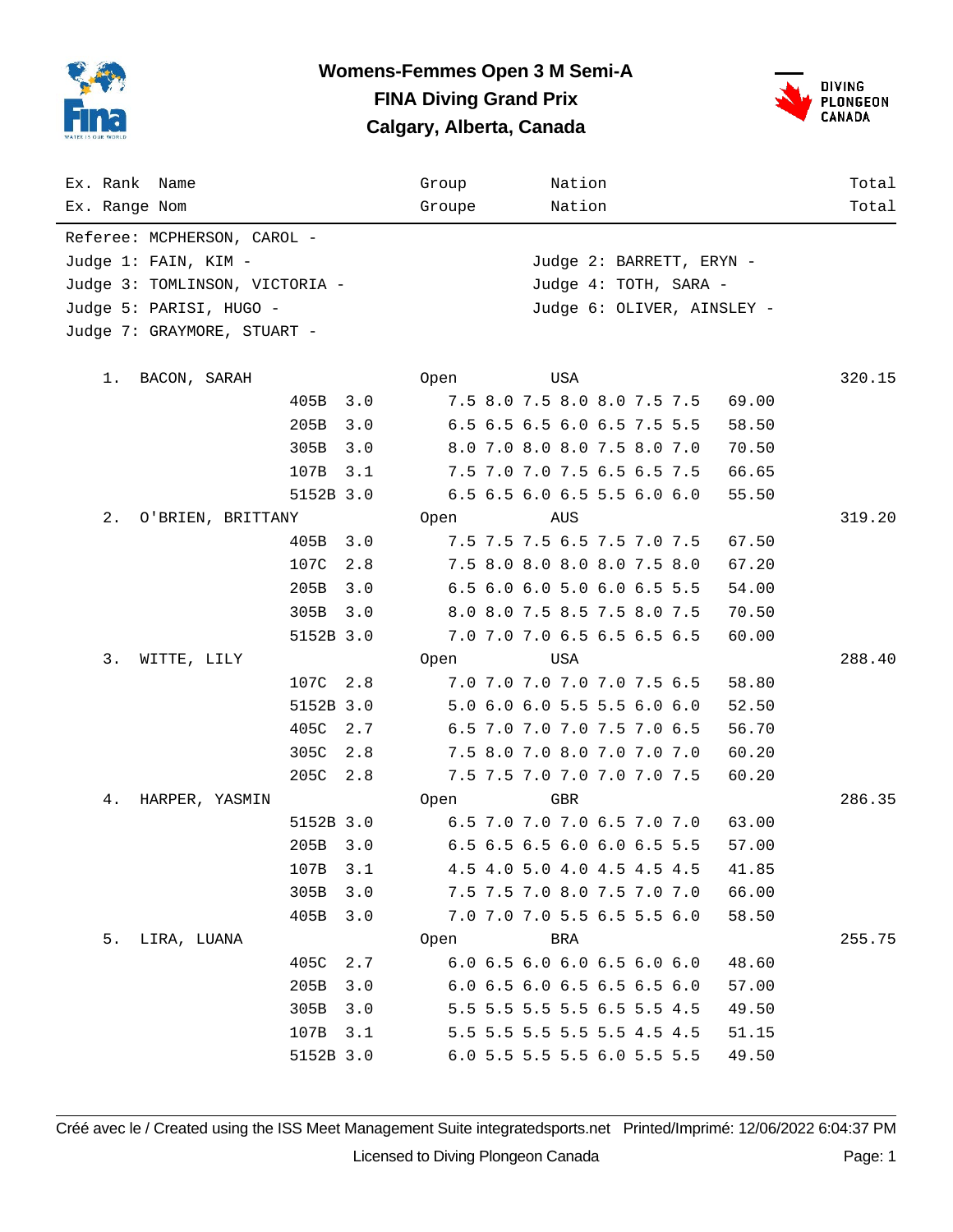# Womens-Femmes Open 3 M Semi-A

## FINA Diving Grand Prix

## Calgary, Alberta, Canada

| Ex. Rank / Ex. Range | Name / Nom | Dive | DD | Group / Groupe | Nation / Nation | Scores | Points | Total / Total |
|---|---|---|---|---|---|---|---|---|

Referee: MCPHERSON, CAROL -

Judge 1: FAIN, KIM -
Judge 2: BARRETT, ERYN -
Judge 3: TOMLINSON, VICTORIA -
Judge 4: TOTH, SARA -
Judge 5: PARISI, HUGO -
Judge 6: OLIVER, AINSLEY -
Judge 7: GRAYMORE, STUART -

| Rank | Name | Dive | DD | Group | Nation | Scores | Points | Total |
|---|---|---|---|---|---|---|---|---|
| 1. | BACON, SARAH | | | Open | USA | | | 320.15 |
| | | 405B | 3.0 | | | 7.5 8.0 7.5 8.0 8.0 7.5 7.5 | 69.00 | |
| | | 205B | 3.0 | | | 6.5 6.5 6.5 6.0 6.5 7.5 5.5 | 58.50 | |
| | | 305B | 3.0 | | | 8.0 7.0 8.0 8.0 7.5 8.0 7.0 | 70.50 | |
| | | 107B | 3.1 | | | 7.5 7.0 7.0 7.5 6.5 6.5 7.5 | 66.65 | |
| | | 5152B | 3.0 | | | 6.5 6.5 6.0 6.5 5.5 6.0 6.0 | 55.50 | |
| 2. | O'BRIEN, BRITTANY | | | Open | AUS | | | 319.20 |
| | | 405B | 3.0 | | | 7.5 7.5 7.5 6.5 7.5 7.0 7.5 | 67.50 | |
| | | 107C | 2.8 | | | 7.5 8.0 8.0 8.0 8.0 7.5 8.0 | 67.20 | |
| | | 205B | 3.0 | | | 6.5 6.0 6.0 5.0 6.0 6.5 5.5 | 54.00 | |
| | | 305B | 3.0 | | | 8.0 8.0 7.5 8.5 7.5 8.0 7.5 | 70.50 | |
| | | 5152B | 3.0 | | | 7.0 7.0 7.0 6.5 6.5 6.5 6.5 | 60.00 | |
| 3. | WITTE, LILY | | | Open | USA | | | 288.40 |
| | | 107C | 2.8 | | | 7.0 7.0 7.0 7.0 7.0 7.5 6.5 | 58.80 | |
| | | 5152B | 3.0 | | | 5.0 6.0 6.0 5.5 5.5 6.0 6.0 | 52.50 | |
| | | 405C | 2.7 | | | 6.5 7.0 7.0 7.0 7.5 7.0 6.5 | 56.70 | |
| | | 305C | 2.8 | | | 7.5 8.0 7.0 8.0 7.0 7.0 7.0 | 60.20 | |
| | | 205C | 2.8 | | | 7.5 7.5 7.0 7.0 7.0 7.0 7.5 | 60.20 | |
| 4. | HARPER, YASMIN | | | Open | GBR | | | 286.35 |
| | | 5152B | 3.0 | | | 6.5 7.0 7.0 7.0 6.5 7.0 7.0 | 63.00 | |
| | | 205B | 3.0 | | | 6.5 6.5 6.5 6.0 6.0 6.5 5.5 | 57.00 | |
| | | 107B | 3.1 | | | 4.5 4.0 5.0 4.0 4.5 4.5 4.5 | 41.85 | |
| | | 305B | 3.0 | | | 7.5 7.5 7.0 8.0 7.5 7.0 7.0 | 66.00 | |
| | | 405B | 3.0 | | | 7.0 7.0 7.0 5.5 6.5 5.5 6.0 | 58.50 | |
| 5. | LIRA, LUANA | | | Open | BRA | | | 255.75 |
| | | 405C | 2.7 | | | 6.0 6.5 6.0 6.0 6.5 6.0 6.0 | 48.60 | |
| | | 205B | 3.0 | | | 6.0 6.5 6.0 6.5 6.5 6.5 6.0 | 57.00 | |
| | | 305B | 3.0 | | | 5.5 5.5 5.5 5.5 6.5 5.5 4.5 | 49.50 | |
| | | 107B | 3.1 | | | 5.5 5.5 5.5 5.5 5.5 4.5 4.5 | 51.15 | |
| | | 5152B | 3.0 | | | 6.0 5.5 5.5 5.5 6.0 5.5 5.5 | 49.50 | |

Créé avec le / Created using the ISS Meet Management Suite integratedsports.net Printed/Imprimé: 12/06/2022 6:04:37 PM

Licensed to Diving Plongeon Canada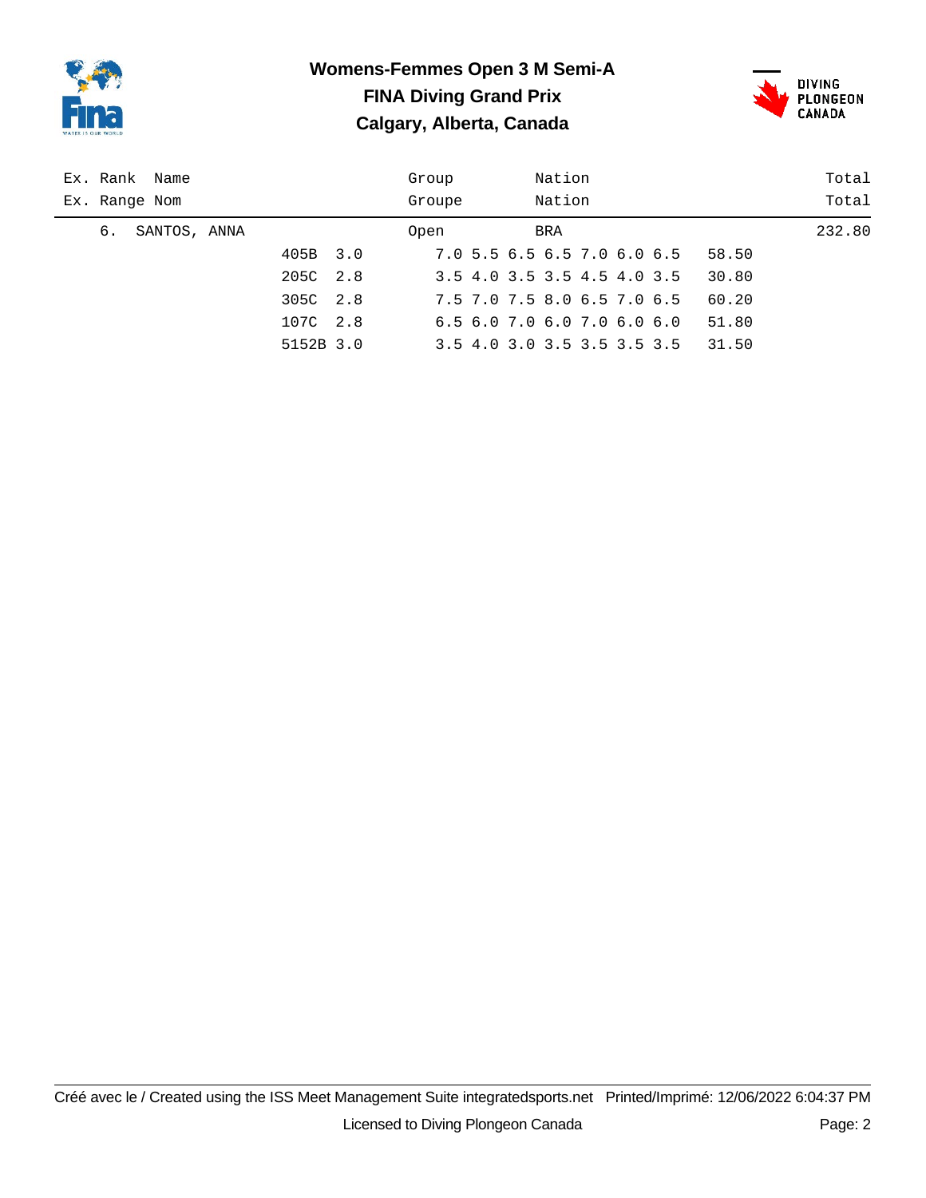# Womens-Femmes Open 3 M Semi-A

## FINA Diving Grand Prix

## Calgary, Alberta, Canada

| Ex. Rank / Ex. Range | Name / Nom | Dive | DD | Group / Groupe | Judges' Scores | Points | Nation / Nation | Total / Total |
|---|---|---|---|---|---|---|---|---|
| 6. | SANTOS, ANNA | | | Open | | | BRA | 232.80 |
| | | 405B | 3.0 | | 7.0 5.5 6.5 6.5 7.0 6.0 6.5 | 58.50 | | |
| | | 205C | 2.8 | | 3.5 4.0 3.5 3.5 4.5 4.0 3.5 | 30.80 | | |
| | | 305C | 2.8 | | 7.5 7.0 7.5 8.0 6.5 7.0 6.5 | 60.20 | | |
| | | 107C | 2.8 | | 6.5 6.0 7.0 6.0 7.0 6.0 6.0 | 51.80 | | |
| | | 5152B | 3.0 | | 3.5 4.0 3.0 3.5 3.5 3.5 3.5 | 31.50 | | |

Créé avec le / Created using the ISS Meet Management Suite integratedsports.net Printed/Imprimé: 12/06/2022 6:04:37 PM

Licensed to Diving Plongeon Canada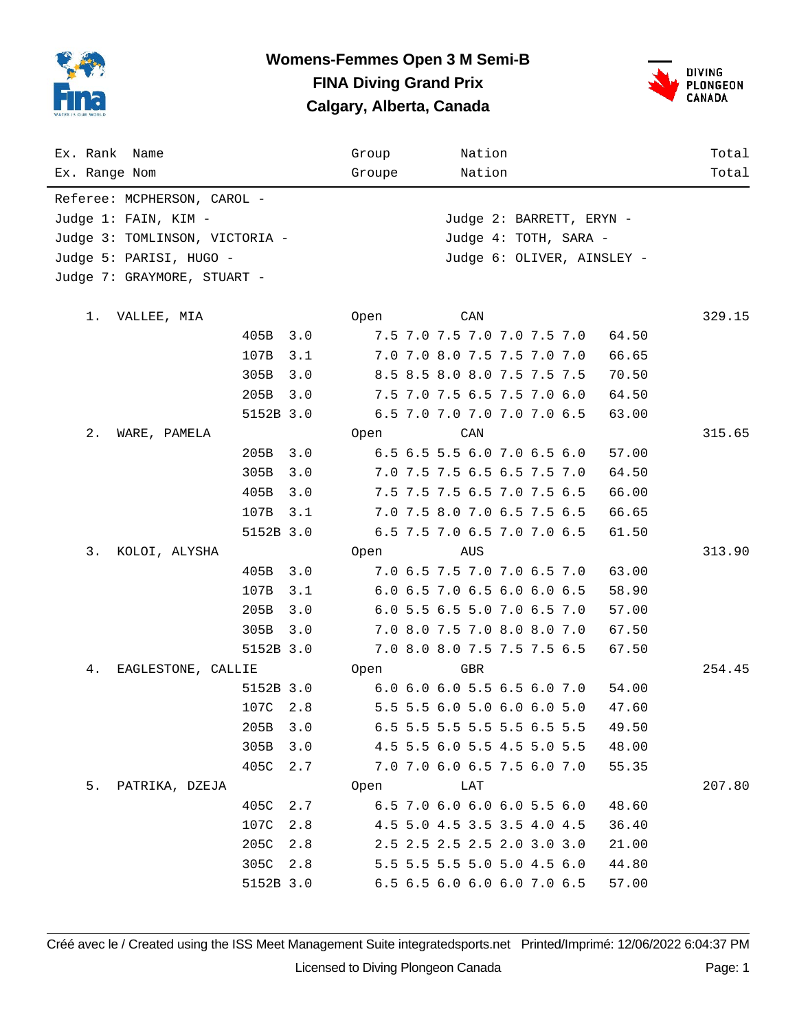# Womens-Femmes Open 3 M Semi-B
## FINA Diving Grand Prix
## Calgary, Alberta, Canada

| Ex. Rank / Ex. Range | Name / Nom | Dive | DD | Group / Groupe | Nation / Nation | | Total / Total |
|---|---|---|---|---|---|---|---|

Referee: MCPHERSON, CAROL -

Judge 1: FAIN, KIM -
Judge 2: BARRETT, ERYN -
Judge 3: TOMLINSON, VICTORIA -
Judge 4: TOTH, SARA -
Judge 5: PARISI, HUGO -
Judge 6: OLIVER, AINSLEY -
Judge 7: GRAYMORE, STUART -

| Rank | Name | Dive | DD | Group / Scores | Nation | Points | Total |
|---|---|---|---|---|---|---|---|
| 1. | VALLEE, MIA | | | Open | CAN | | 329.15 |
| | | 405B | 3.0 | 7.5 7.0 7.5 7.0 7.0 7.5 7.0 | | 64.50 | |
| | | 107B | 3.1 | 7.0 7.0 8.0 7.5 7.5 7.0 7.0 | | 66.65 | |
| | | 305B | 3.0 | 8.5 8.5 8.0 8.0 7.5 7.5 7.5 | | 70.50 | |
| | | 205B | 3.0 | 7.5 7.0 7.5 6.5 7.5 7.0 6.0 | | 64.50 | |
| | | 5152B | 3.0 | 6.5 7.0 7.0 7.0 7.0 7.0 6.5 | | 63.00 | |
| 2. | WARE, PAMELA | | | Open | CAN | | 315.65 |
| | | 205B | 3.0 | 6.5 6.5 5.5 6.0 7.0 6.5 6.0 | | 57.00 | |
| | | 305B | 3.0 | 7.0 7.5 7.5 6.5 6.5 7.5 7.0 | | 64.50 | |
| | | 405B | 3.0 | 7.5 7.5 7.5 6.5 7.0 7.5 6.5 | | 66.00 | |
| | | 107B | 3.1 | 7.0 7.5 8.0 7.0 6.5 7.5 6.5 | | 66.65 | |
| | | 5152B | 3.0 | 6.5 7.5 7.0 6.5 7.0 7.0 6.5 | | 61.50 | |
| 3. | KOLOI, ALYSHA | | | Open | AUS | | 313.90 |
| | | 405B | 3.0 | 7.0 6.5 7.5 7.0 7.0 6.5 7.0 | | 63.00 | |
| | | 107B | 3.1 | 6.0 6.5 7.0 6.5 6.0 6.0 6.5 | | 58.90 | |
| | | 205B | 3.0 | 6.0 5.5 6.5 5.0 7.0 6.5 7.0 | | 57.00 | |
| | | 305B | 3.0 | 7.0 8.0 7.5 7.0 8.0 8.0 7.0 | | 67.50 | |
| | | 5152B | 3.0 | 7.0 8.0 8.0 7.5 7.5 7.5 6.5 | | 67.50 | |
| 4. | EAGLESTONE, CALLIE | | | Open | GBR | | 254.45 |
| | | 5152B | 3.0 | 6.0 6.0 6.0 5.5 6.5 6.0 7.0 | | 54.00 | |
| | | 107C | 2.8 | 5.5 5.5 6.0 5.0 6.0 6.0 5.0 | | 47.60 | |
| | | 205B | 3.0 | 6.5 5.5 5.5 5.5 5.5 6.5 5.5 | | 49.50 | |
| | | 305B | 3.0 | 4.5 5.5 6.0 5.5 4.5 5.0 5.5 | | 48.00 | |
| | | 405C | 2.7 | 7.0 7.0 6.0 6.5 7.5 6.0 7.0 | | 55.35 | |
| 5. | PATRIKA, DZEJA | | | Open | LAT | | 207.80 |
| | | 405C | 2.7 | 6.5 7.0 6.0 6.0 6.0 5.5 6.0 | | 48.60 | |
| | | 107C | 2.8 | 4.5 5.0 4.5 3.5 3.5 4.0 4.5 | | 36.40 | |
| | | 205C | 2.8 | 2.5 2.5 2.5 2.5 2.0 3.0 3.0 | | 21.00 | |
| | | 305C | 2.8 | 5.5 5.5 5.5 5.0 5.0 4.5 6.0 | | 44.80 | |
| | | 5152B | 3.0 | 6.5 6.5 6.0 6.0 6.0 7.0 6.5 | | 57.00 | |

Créé avec le / Created using the ISS Meet Management Suite integratedsports.net Printed/Imprimé: 12/06/2022 6:04:37 PM

Licensed to Diving Plongeon Canada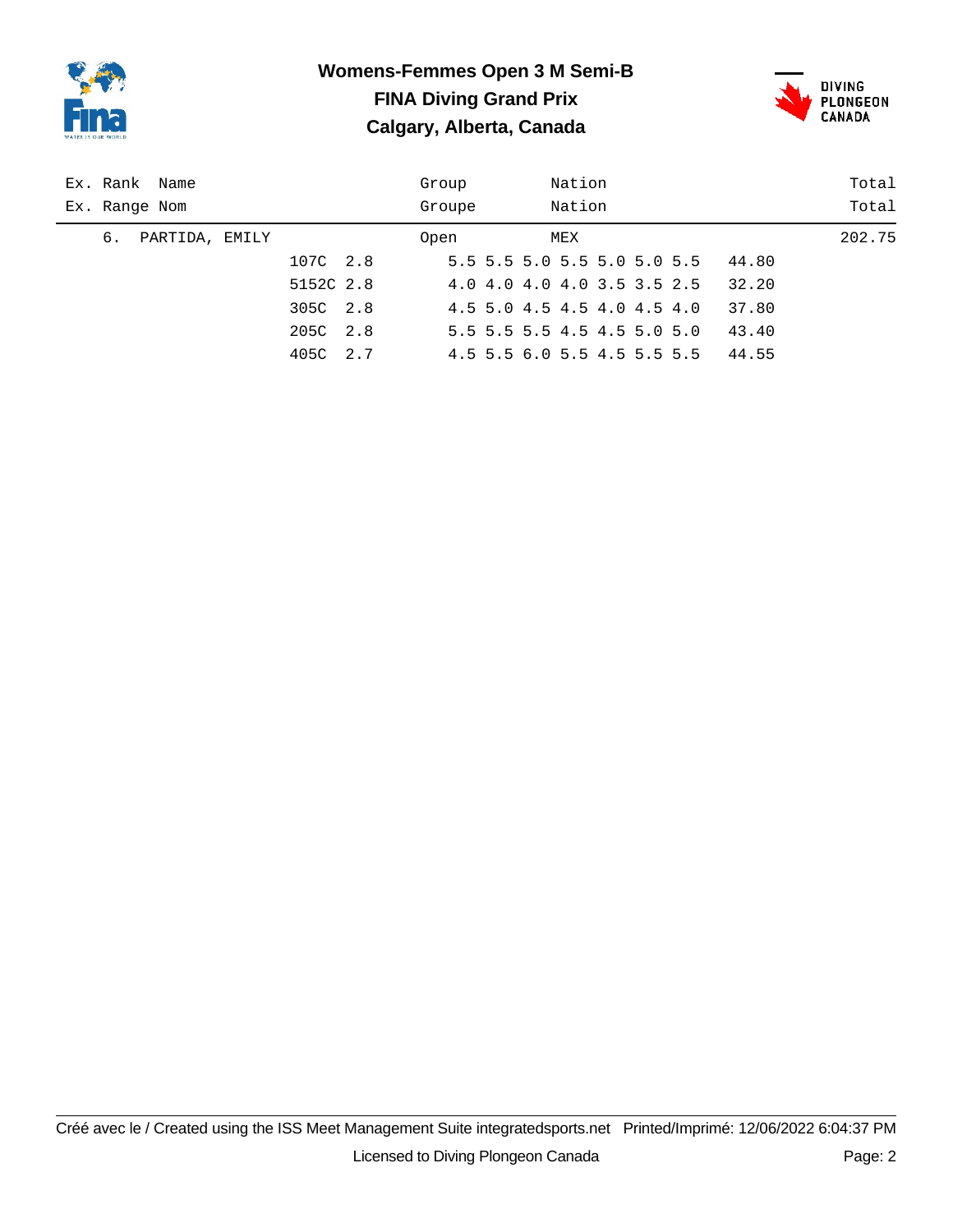**Womens-Femmes Open 3 M Semi-B**
**FINA Diving Grand Prix**
**Calgary, Alberta, Canada**

| Ex. Rank Name<br>Ex. Range Nom | | | Group<br>Groupe | Nation<br>Nation | | Total<br>Total |
|---|---|---|---|---|---|---|
| 6. PARTIDA, EMILY | | | Open | MEX | | 202.75 |
| | 107C | 2.8 | 5.5 5.5 5.0 5.5 5.0 5.0 5.5 | | 44.80 | |
| | 5152C | 2.8 | 4.0 4.0 4.0 4.0 3.5 3.5 2.5 | | 32.20 | |
| | 305C | 2.8 | 4.5 5.0 4.5 4.5 4.0 4.5 4.0 | | 37.80 | |
| | 205C | 2.8 | 5.5 5.5 5.5 4.5 4.5 5.0 5.0 | | 43.40 | |
| | 405C | 2.7 | 4.5 5.5 6.0 5.5 4.5 5.5 5.5 | | 44.55 | |

Créé avec le / Created using the ISS Meet Management Suite integratedsports.net Printed/Imprimé: 12/06/2022 6:04:37 PM

Licensed to Diving Plongeon Canada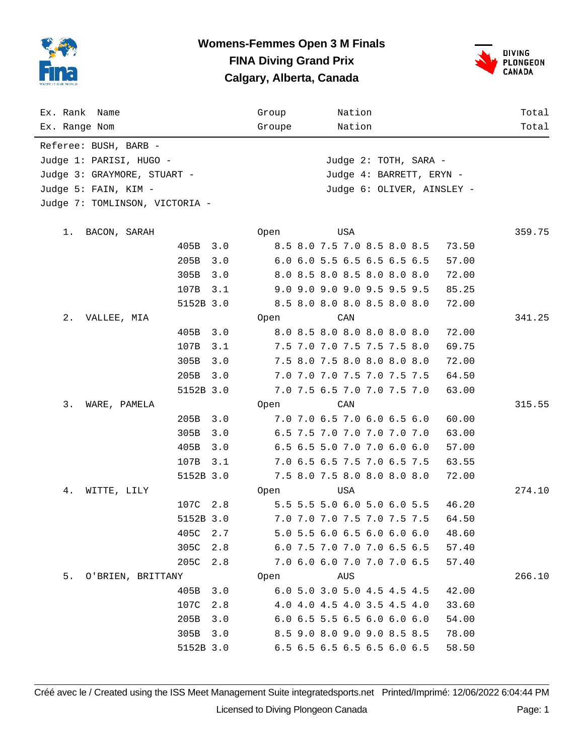# Womens-Femmes Open 3 M Finals

## FINA Diving Grand Prix

## Calgary, Alberta, Canada

| Ex. Rank / Ex. Range | Name / Nom | Dive | DD | Group / Groupe | Scores | Points | Nation / Nation | Total / Total |
|---|---|---|---|---|---|---|---|---|

Referee: BUSH, BARB -
Judge 1: PARISI, HUGO -
Judge 2: TOTH, SARA -
Judge 3: GRAYMORE, STUART -
Judge 4: BARRETT, ERYN -
Judge 5: FAIN, KIM -
Judge 6: OLIVER, AINSLEY -
Judge 7: TOMLINSON, VICTORIA -

| Rank | Name | Dive | DD | Group | Scores | Points | Nation | Total |
|---|---|---|---|---|---|---|---|---|
| 1. | BACON, SARAH | | | Open | | | USA | 359.75 |
| | | 405B | 3.0 | | 8.5 8.0 7.5 7.0 8.5 8.0 8.5 | 73.50 | | |
| | | 205B | 3.0 | | 6.0 6.0 5.5 6.5 6.5 6.5 6.5 | 57.00 | | |
| | | 305B | 3.0 | | 8.0 8.5 8.0 8.5 8.0 8.0 8.0 | 72.00 | | |
| | | 107B | 3.1 | | 9.0 9.0 9.0 9.0 9.5 9.5 9.5 | 85.25 | | |
| | | 5152B | 3.0 | | 8.5 8.0 8.0 8.0 8.5 8.0 8.0 | 72.00 | | |
| 2. | VALLEE, MIA | | | Open | | | CAN | 341.25 |
| | | 405B | 3.0 | | 8.0 8.5 8.0 8.0 8.0 8.0 8.0 | 72.00 | | |
| | | 107B | 3.1 | | 7.5 7.0 7.0 7.5 7.5 7.5 8.0 | 69.75 | | |
| | | 305B | 3.0 | | 7.5 8.0 7.5 8.0 8.0 8.0 8.0 | 72.00 | | |
| | | 205B | 3.0 | | 7.0 7.0 7.0 7.5 7.0 7.5 7.5 | 64.50 | | |
| | | 5152B | 3.0 | | 7.0 7.5 6.5 7.0 7.0 7.5 7.0 | 63.00 | | |
| 3. | WARE, PAMELA | | | Open | | | CAN | 315.55 |
| | | 205B | 3.0 | | 7.0 7.0 6.5 7.0 6.0 6.5 6.0 | 60.00 | | |
| | | 305B | 3.0 | | 6.5 7.5 7.0 7.0 7.0 7.0 7.0 | 63.00 | | |
| | | 405B | 3.0 | | 6.5 6.5 5.0 7.0 7.0 6.0 6.0 | 57.00 | | |
| | | 107B | 3.1 | | 7.0 6.5 6.5 7.5 7.0 6.5 7.5 | 63.55 | | |
| | | 5152B | 3.0 | | 7.5 8.0 7.5 8.0 8.0 8.0 8.0 | 72.00 | | |
| 4. | WITTE, LILY | | | Open | | | USA | 274.10 |
| | | 107C | 2.8 | | 5.5 5.5 5.0 6.0 5.0 6.0 5.5 | 46.20 | | |
| | | 5152B | 3.0 | | 7.0 7.0 7.0 7.5 7.0 7.5 7.5 | 64.50 | | |
| | | 405C | 2.7 | | 5.0 5.5 6.0 6.5 6.0 6.0 6.0 | 48.60 | | |
| | | 305C | 2.8 | | 6.0 7.5 7.0 7.0 7.0 6.5 6.5 | 57.40 | | |
| | | 205C | 2.8 | | 7.0 6.0 6.0 7.0 7.0 7.0 6.5 | 57.40 | | |
| 5. | O'BRIEN, BRITTANY | | | Open | | | AUS | 266.10 |
| | | 405B | 3.0 | | 6.0 5.0 3.0 5.0 4.5 4.5 4.5 | 42.00 | | |
| | | 107C | 2.8 | | 4.0 4.0 4.5 4.0 3.5 4.5 4.0 | 33.60 | | |
| | | 205B | 3.0 | | 6.0 6.5 5.5 6.5 6.0 6.0 6.0 | 54.00 | | |
| | | 305B | 3.0 | | 8.5 9.0 8.0 9.0 9.0 8.5 8.5 | 78.00 | | |
| | | 5152B | 3.0 | | 6.5 6.5 6.5 6.5 6.5 6.0 6.5 | 58.50 | | |

Créé avec le / Created using the ISS Meet Management Suite integratedsports.net Printed/Imprimé: 12/06/2022 6:04:44 PM

Licensed to Diving Plongeon Canada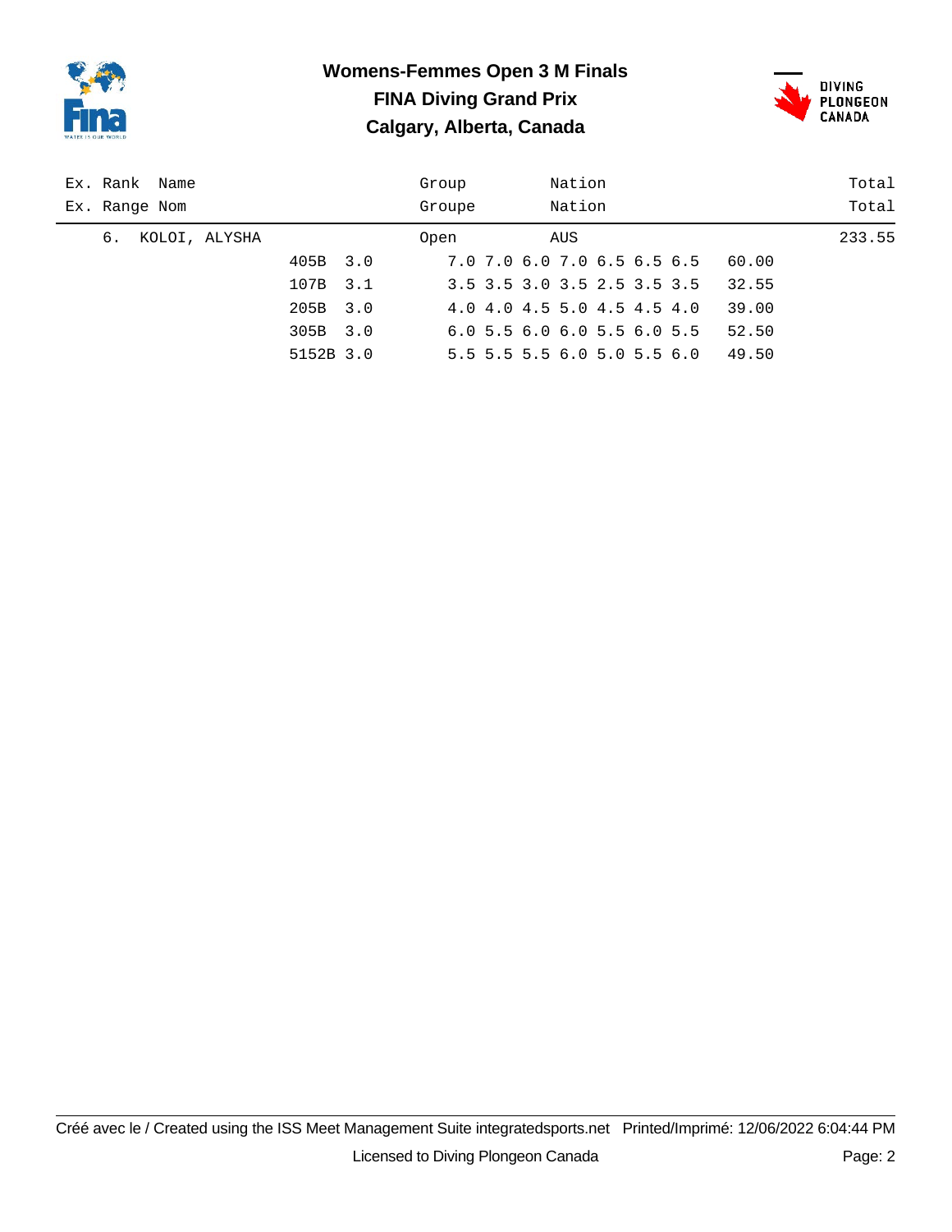# Womens-Femmes Open 3 M Finals

## FINA Diving Grand Prix

## Calgary, Alberta, Canada

| Ex. Rank / Ex. Range | Name / Nom | Dive | DD | Group / Groupe | Judges' Scores | Nation | Points | Total |
|---|---|---|---|---|---|---|---|---|
| 6. | KOLOI, ALYSHA | | | Open | | AUS | | 233.55 |
| | | 405B | 3.0 | | 7.0 7.0 6.0 7.0 6.5 6.5 6.5 | | 60.00 | |
| | | 107B | 3.1 | | 3.5 3.5 3.0 3.5 2.5 3.5 3.5 | | 32.55 | |
| | | 205B | 3.0 | | 4.0 4.0 4.5 5.0 4.5 4.5 4.0 | | 39.00 | |
| | | 305B | 3.0 | | 6.0 5.5 6.0 6.0 5.5 6.0 5.5 | | 52.50 | |
| | | 5152B | 3.0 | | 5.5 5.5 5.5 6.0 5.0 5.5 6.0 | | 49.50 | |

Créé avec le / Created using the ISS Meet Management Suite integratedsports.net Printed/Imprimé: 12/06/2022 6:04:44 PM

Licensed to Diving Plongeon Canada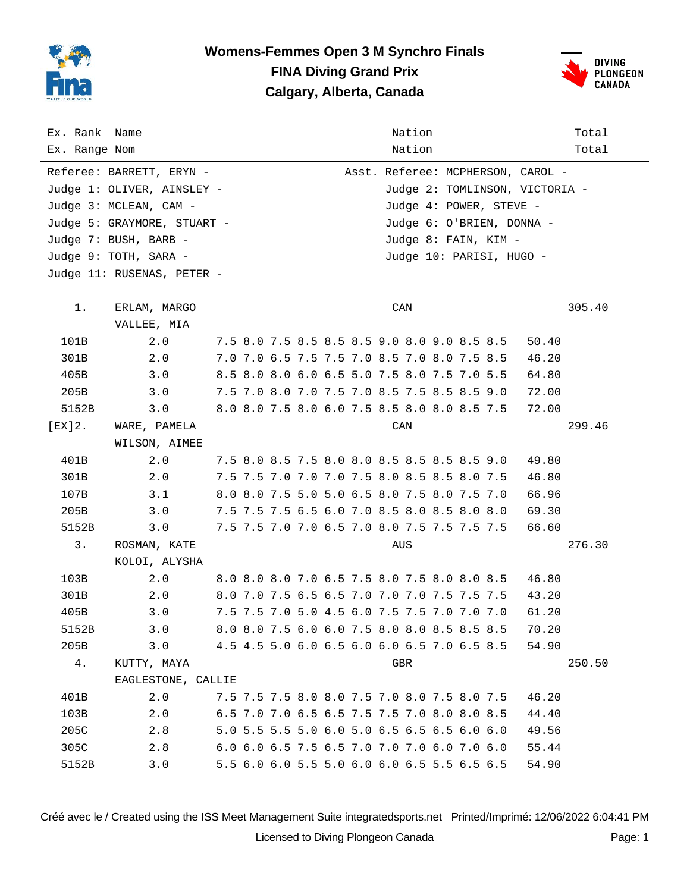# Womens-Femmes Open 3 M Synchro Finals
## FINA Diving Grand Prix
## Calgary, Alberta, Canada

| Ex. Rank / Ex. Range | Name / Nom | Nation / Nation | Total / Total |
|---|---|---|---|

Referee: BARRETT, ERYN -  Asst. Referee: MCPHERSON, CAROL -
Judge 1: OLIVER, AINSLEY -  Judge 2: TOMLINSON, VICTORIA -
Judge 3: MCLEAN, CAM -  Judge 4: POWER, STEVE -
Judge 5: GRAYMORE, STUART -  Judge 6: O'BRIEN, DONNA -
Judge 7: BUSH, BARB -  Judge 8: FAIN, KIM -
Judge 9: TOTH, SARA -  Judge 10: PARISI, HUGO -
Judge 11: RUSENAS, PETER -

| Rank / Dive | Name / DD | Scores | Points | Nation | Total |
|---|---|---|---|---|---|
| 1. | ERLAM, MARGO / VALLEE, MIA | | | CAN | 305.40 |
| 101B | 2.0 | 7.5 8.0 7.5 8.5 8.5 8.5 9.0 8.0 9.0 8.5 8.5 | 50.40 | | |
| 301B | 2.0 | 7.0 7.0 6.5 7.5 7.5 7.0 8.5 7.0 8.0 7.5 8.5 | 46.20 | | |
| 405B | 3.0 | 8.5 8.0 8.0 6.0 6.5 5.0 7.5 8.0 7.5 7.0 5.5 | 64.80 | | |
| 205B | 3.0 | 7.5 7.0 8.0 7.0 7.5 7.0 8.5 7.5 8.5 8.5 9.0 | 72.00 | | |
| 5152B | 3.0 | 8.0 8.0 7.5 8.0 6.0 7.5 8.5 8.0 8.0 8.5 7.5 | 72.00 | | |
| [EX]2. | WARE, PAMELA / WILSON, AIMEE | | | CAN | 299.46 |
| 401B | 2.0 | 7.5 8.0 8.5 7.5 8.0 8.0 8.5 8.5 8.5 8.5 9.0 | 49.80 | | |
| 301B | 2.0 | 7.5 7.5 7.0 7.0 7.0 7.5 8.0 8.5 8.5 8.0 7.5 | 46.80 | | |
| 107B | 3.1 | 8.0 8.0 7.5 5.0 5.0 6.5 8.0 7.5 8.0 7.5 7.0 | 66.96 | | |
| 205B | 3.0 | 7.5 7.5 7.5 6.5 6.0 7.0 8.5 8.0 8.5 8.0 8.0 | 69.30 | | |
| 5152B | 3.0 | 7.5 7.5 7.0 7.0 6.5 7.0 8.0 7.5 7.5 7.5 7.5 | 66.60 | | |
| 3. | ROSMAN, KATE / KOLOI, ALYSHA | | | AUS | 276.30 |
| 103B | 2.0 | 8.0 8.0 8.0 7.0 6.5 7.5 8.0 7.5 8.0 8.0 8.5 | 46.80 | | |
| 301B | 2.0 | 8.0 7.0 7.5 6.5 6.5 7.0 7.0 7.0 7.5 7.5 7.5 | 43.20 | | |
| 405B | 3.0 | 7.5 7.5 7.0 5.0 4.5 6.0 7.5 7.5 7.0 7.0 7.0 | 61.20 | | |
| 5152B | 3.0 | 8.0 8.0 7.5 6.0 6.0 7.5 8.0 8.0 8.5 8.5 8.5 | 70.20 | | |
| 205B | 3.0 | 4.5 4.5 5.0 6.0 6.5 6.0 6.0 6.5 7.0 6.5 8.5 | 54.90 | | |
| 4. | KUTTY, MAYA / EAGLESTONE, CALLIE | | | GBR | 250.50 |
| 401B | 2.0 | 7.5 7.5 7.5 8.0 8.0 7.5 7.0 8.0 7.5 8.0 7.5 | 46.20 | | |
| 103B | 2.0 | 6.5 7.0 7.0 6.5 6.5 7.5 7.5 7.0 8.0 8.0 8.5 | 44.40 | | |
| 205C | 2.8 | 5.0 5.5 5.5 5.0 6.0 5.0 6.5 6.5 6.5 6.0 6.0 | 49.56 | | |
| 305C | 2.8 | 6.0 6.0 6.5 7.5 6.5 7.0 7.0 7.0 6.0 7.0 6.0 | 55.44 | | |
| 5152B | 3.0 | 5.5 6.0 6.0 5.5 5.0 6.0 6.0 6.5 5.5 6.5 6.5 | 54.90 | | |

Créé avec le / Created using the ISS Meet Management Suite integratedsports.net Printed/Imprimé: 12/06/2022 6:04:41 PM

Licensed to Diving Plongeon Canada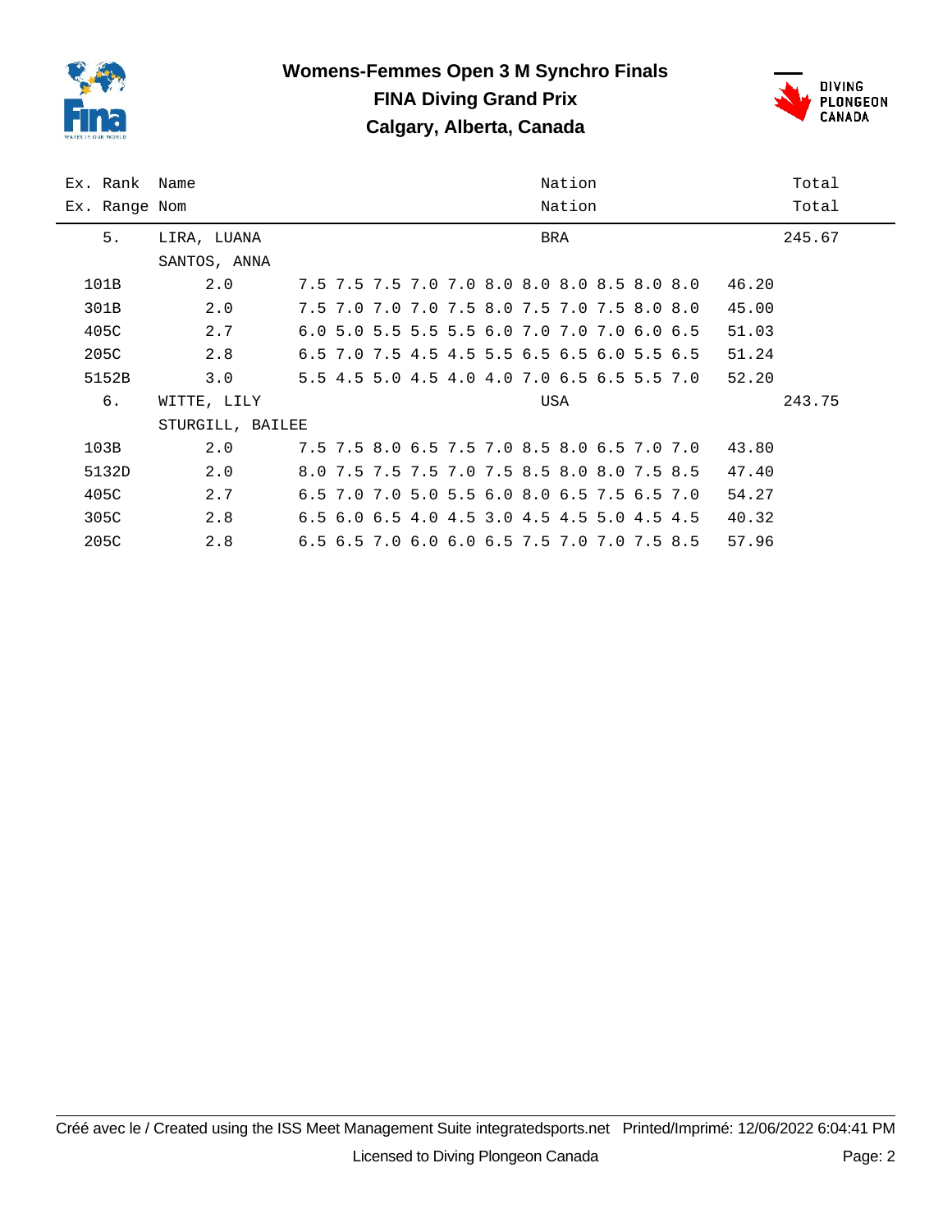# Womens-Femmes Open 3 M Synchro Finals

## FINA Diving Grand Prix

## Calgary, Alberta, Canada

| Ex. Rank / Ex. Range | Name / Nom | | Nation / Nation | | Total / Total |
|---|---|---|---|---|---|
| 5. | LIRA, LUANA | | BRA | | 245.67 |
| | SANTOS, ANNA | | | | |
| 101B | 2.0 | 7.5 7.5 7.5 7.0 7.0 8.0 8.0 8.0 8.5 8.0 8.0 | | 46.20 | |
| 301B | 2.0 | 7.5 7.0 7.0 7.0 7.5 8.0 7.5 7.0 7.5 8.0 8.0 | | 45.00 | |
| 405C | 2.7 | 6.0 5.0 5.5 5.5 5.5 6.0 7.0 7.0 7.0 6.0 6.5 | | 51.03 | |
| 205C | 2.8 | 6.5 7.0 7.5 4.5 4.5 5.5 6.5 6.5 6.0 5.5 6.5 | | 51.24 | |
| 5152B | 3.0 | 5.5 4.5 5.0 4.5 4.0 4.0 7.0 6.5 6.5 5.5 7.0 | | 52.20 | |
| 6. | WITTE, LILY | | USA | | 243.75 |
| | STURGILL, BAILEE | | | | |
| 103B | 2.0 | 7.5 7.5 8.0 6.5 7.5 7.0 8.5 8.0 6.5 7.0 7.0 | | 43.80 | |
| 5132D | 2.0 | 8.0 7.5 7.5 7.5 7.0 7.5 8.5 8.0 8.0 7.5 8.5 | | 47.40 | |
| 405C | 2.7 | 6.5 7.0 7.0 5.0 5.5 6.0 8.0 6.5 7.5 6.5 7.0 | | 54.27 | |
| 305C | 2.8 | 6.5 6.0 6.5 4.0 4.5 3.0 4.5 4.5 5.0 4.5 4.5 | | 40.32 | |
| 205C | 2.8 | 6.5 6.5 7.0 6.0 6.0 6.5 7.5 7.0 7.0 7.5 8.5 | | 57.96 | |

Créé avec le / Created using the ISS Meet Management Suite integratedsports.net Printed/Imprimé: 12/06/2022 6:04:41 PM

Licensed to Diving Plongeon Canada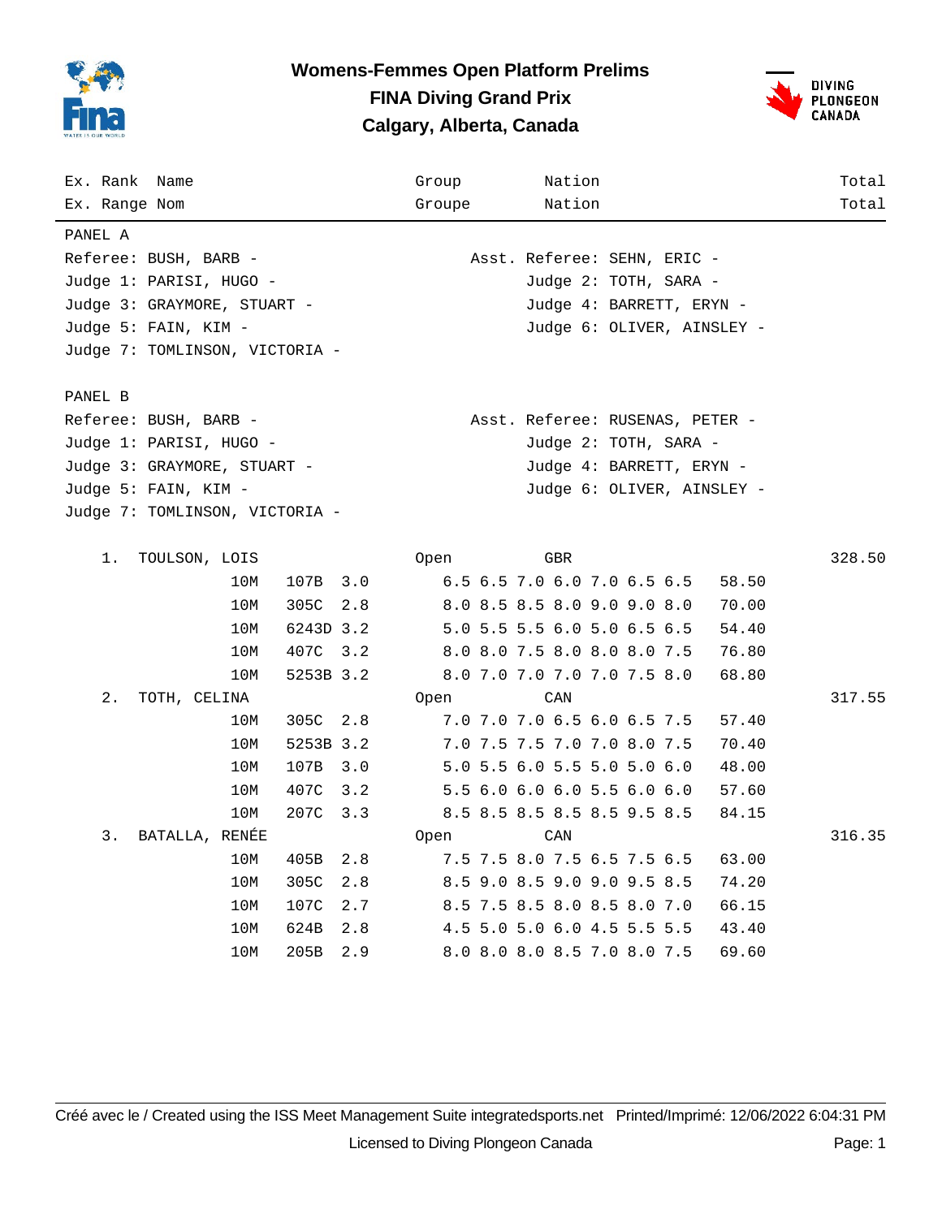# Womens-Femmes Open Platform Prelims

## FINA Diving Grand Prix

## Calgary, Alberta, Canada

| Ex. Rank / Ex. Range | Name / Nom | Group / Groupe | Nation / Nation | Total / Total |
|---|---|---|---|---|

**PANEL A**

Referee: BUSH, BARB -
Asst. Referee: SEHN, ERIC -
Judge 1: PARISI, HUGO -
Judge 2: TOTH, SARA -
Judge 3: GRAYMORE, STUART -
Judge 4: BARRETT, ERYN -
Judge 5: FAIN, KIM -
Judge 6: OLIVER, AINSLEY -
Judge 7: TOMLINSON, VICTORIA -

**PANEL B**

Referee: BUSH, BARB -
Asst. Referee: RUSENAS, PETER -
Judge 1: PARISI, HUGO -
Judge 2: TOTH, SARA -
Judge 3: GRAYMORE, STUART -
Judge 4: BARRETT, ERYN -
Judge 5: FAIN, KIM -
Judge 6: OLIVER, AINSLEY -
Judge 7: TOMLINSON, VICTORIA -

| Rank | Name | Height | Dive | DD | Group | Scores | Points | Nation | Total |
|---|---|---|---|---|---|---|---|---|---|
| 1. | TOULSON, LOIS | | | | Open | | | GBR | 328.50 |
| | | 10M | 107B | 3.0 | | 6.5 6.5 7.0 6.0 7.0 6.5 6.5 | 58.50 | | |
| | | 10M | 305C | 2.8 | | 8.0 8.5 8.5 8.0 9.0 9.0 8.0 | 70.00 | | |
| | | 10M | 6243D | 3.2 | | 5.0 5.5 5.5 6.0 5.0 6.5 6.5 | 54.40 | | |
| | | 10M | 407C | 3.2 | | 8.0 8.0 7.5 8.0 8.0 8.0 7.5 | 76.80 | | |
| | | 10M | 5253B | 3.2 | | 8.0 7.0 7.0 7.0 7.0 7.5 8.0 | 68.80 | | |
| 2. | TOTH, CELINA | | | | Open | | | CAN | 317.55 |
| | | 10M | 305C | 2.8 | | 7.0 7.0 7.0 6.5 6.0 6.5 7.5 | 57.40 | | |
| | | 10M | 5253B | 3.2 | | 7.0 7.5 7.5 7.0 7.0 8.0 7.5 | 70.40 | | |
| | | 10M | 107B | 3.0 | | 5.0 5.5 6.0 5.5 5.0 5.0 6.0 | 48.00 | | |
| | | 10M | 407C | 3.2 | | 5.5 6.0 6.0 6.0 5.5 6.0 6.0 | 57.60 | | |
| | | 10M | 207C | 3.3 | | 8.5 8.5 8.5 8.5 8.5 9.5 8.5 | 84.15 | | |
| 3. | BATALLA, RENÉE | | | | Open | | | CAN | 316.35 |
| | | 10M | 405B | 2.8 | | 7.5 7.5 8.0 7.5 6.5 7.5 6.5 | 63.00 | | |
| | | 10M | 305C | 2.8 | | 8.5 9.0 8.5 9.0 9.0 9.5 8.5 | 74.20 | | |
| | | 10M | 107C | 2.7 | | 8.5 7.5 8.5 8.0 8.5 8.0 7.0 | 66.15 | | |
| | | 10M | 624B | 2.8 | | 4.5 5.0 5.0 6.0 4.5 5.5 5.5 | 43.40 | | |
| | | 10M | 205B | 2.9 | | 8.0 8.0 8.0 8.5 7.0 8.0 7.5 | 69.60 | | |

Créé avec le / Created using the ISS Meet Management Suite integratedsports.net Printed/Imprimé: 12/06/2022 6:04:31 PM

Licensed to Diving Plongeon Canada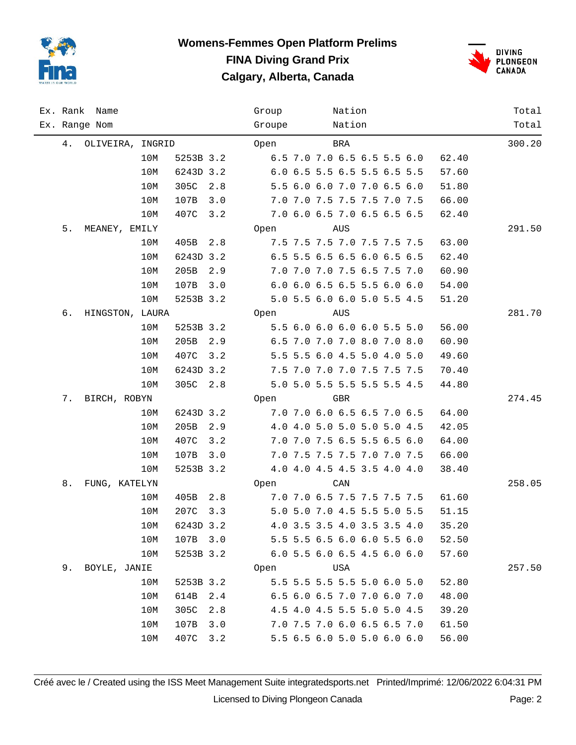# Womens-Femmes Open Platform Prelims
## FINA Diving Grand Prix
## Calgary, Alberta, Canada

| Ex. Rank / Ex. Range | Name / Nom | | | | Group / Groupe | Nation / Nation | | Total / Total |
|---|---|---|---|---|---|---|---|---|
| 4. | OLIVEIRA, INGRID | | | | Open | BRA | | 300.20 |
| | | 10M | 5253B | 3.2 | | 6.5 7.0 7.0 6.5 6.5 5.5 6.0 | 62.40 | |
| | | 10M | 6243D | 3.2 | | 6.0 6.5 5.5 6.5 5.5 6.5 5.5 | 57.60 | |
| | | 10M | 305C | 2.8 | | 5.5 6.0 6.0 7.0 7.0 6.5 6.0 | 51.80 | |
| | | 10M | 107B | 3.0 | | 7.0 7.0 7.5 7.5 7.5 7.0 7.5 | 66.00 | |
| | | 10M | 407C | 3.2 | | 7.0 6.0 6.5 7.0 6.5 6.5 6.5 | 62.40 | |
| 5. | MEANEY, EMILY | | | | Open | AUS | | 291.50 |
| | | 10M | 405B | 2.8 | | 7.5 7.5 7.5 7.0 7.5 7.5 7.5 | 63.00 | |
| | | 10M | 6243D | 3.2 | | 6.5 5.5 6.5 6.5 6.0 6.5 6.5 | 62.40 | |
| | | 10M | 205B | 2.9 | | 7.0 7.0 7.0 7.5 6.5 7.5 7.0 | 60.90 | |
| | | 10M | 107B | 3.0 | | 6.0 6.0 6.5 6.5 5.5 6.0 6.0 | 54.00 | |
| | | 10M | 5253B | 3.2 | | 5.0 5.5 6.0 6.0 5.0 5.5 4.5 | 51.20 | |
| 6. | HINGSTON, LAURA | | | | Open | AUS | | 281.70 |
| | | 10M | 5253B | 3.2 | | 5.5 6.0 6.0 6.0 6.0 5.5 5.0 | 56.00 | |
| | | 10M | 205B | 2.9 | | 6.5 7.0 7.0 7.0 8.0 7.0 8.0 | 60.90 | |
| | | 10M | 407C | 3.2 | | 5.5 5.5 6.0 4.5 5.0 4.0 5.0 | 49.60 | |
| | | 10M | 6243D | 3.2 | | 7.5 7.0 7.0 7.0 7.5 7.5 7.5 | 70.40 | |
| | | 10M | 305C | 2.8 | | 5.0 5.0 5.5 5.5 5.5 5.5 4.5 | 44.80 | |
| 7. | BIRCH, ROBYN | | | | Open | GBR | | 274.45 |
| | | 10M | 6243D | 3.2 | | 7.0 7.0 6.0 6.5 6.5 7.0 6.5 | 64.00 | |
| | | 10M | 205B | 2.9 | | 4.0 4.0 5.0 5.0 5.0 5.0 4.5 | 42.05 | |
| | | 10M | 407C | 3.2 | | 7.0 7.0 7.5 6.5 5.5 6.5 6.0 | 64.00 | |
| | | 10M | 107B | 3.0 | | 7.0 7.5 7.5 7.5 7.0 7.0 7.5 | 66.00 | |
| | | 10M | 5253B | 3.2 | | 4.0 4.0 4.5 4.5 3.5 4.0 4.0 | 38.40 | |
| 8. | FUNG, KATELYN | | | | Open | CAN | | 258.05 |
| | | 10M | 405B | 2.8 | | 7.0 7.0 6.5 7.5 7.5 7.5 7.5 | 61.60 | |
| | | 10M | 207C | 3.3 | | 5.0 5.0 7.0 4.5 5.5 5.0 5.5 | 51.15 | |
| | | 10M | 6243D | 3.2 | | 4.0 3.5 3.5 4.0 3.5 3.5 4.0 | 35.20 | |
| | | 10M | 107B | 3.0 | | 5.5 5.5 6.5 6.0 6.0 5.5 6.0 | 52.50 | |
| | | 10M | 5253B | 3.2 | | 6.0 5.5 6.0 6.5 4.5 6.0 6.0 | 57.60 | |
| 9. | BOYLE, JANIE | | | | Open | USA | | 257.50 |
| | | 10M | 5253B | 3.2 | | 5.5 5.5 5.5 5.5 5.0 6.0 5.0 | 52.80 | |
| | | 10M | 614B | 2.4 | | 6.5 6.0 6.5 7.0 7.0 6.0 7.0 | 48.00 | |
| | | 10M | 305C | 2.8 | | 4.5 4.0 4.5 5.5 5.0 5.0 4.5 | 39.20 | |
| | | 10M | 107B | 3.0 | | 7.0 7.5 7.0 6.0 6.5 6.5 7.0 | 61.50 | |
| | | 10M | 407C | 3.2 | | 5.5 6.5 6.0 5.0 5.0 6.0 6.0 | 56.00 | |

Créé avec le / Created using the ISS Meet Management Suite integratedsports.net Printed/Imprimé: 12/06/2022 6:04:31 PM

Licensed to Diving Plongeon Canada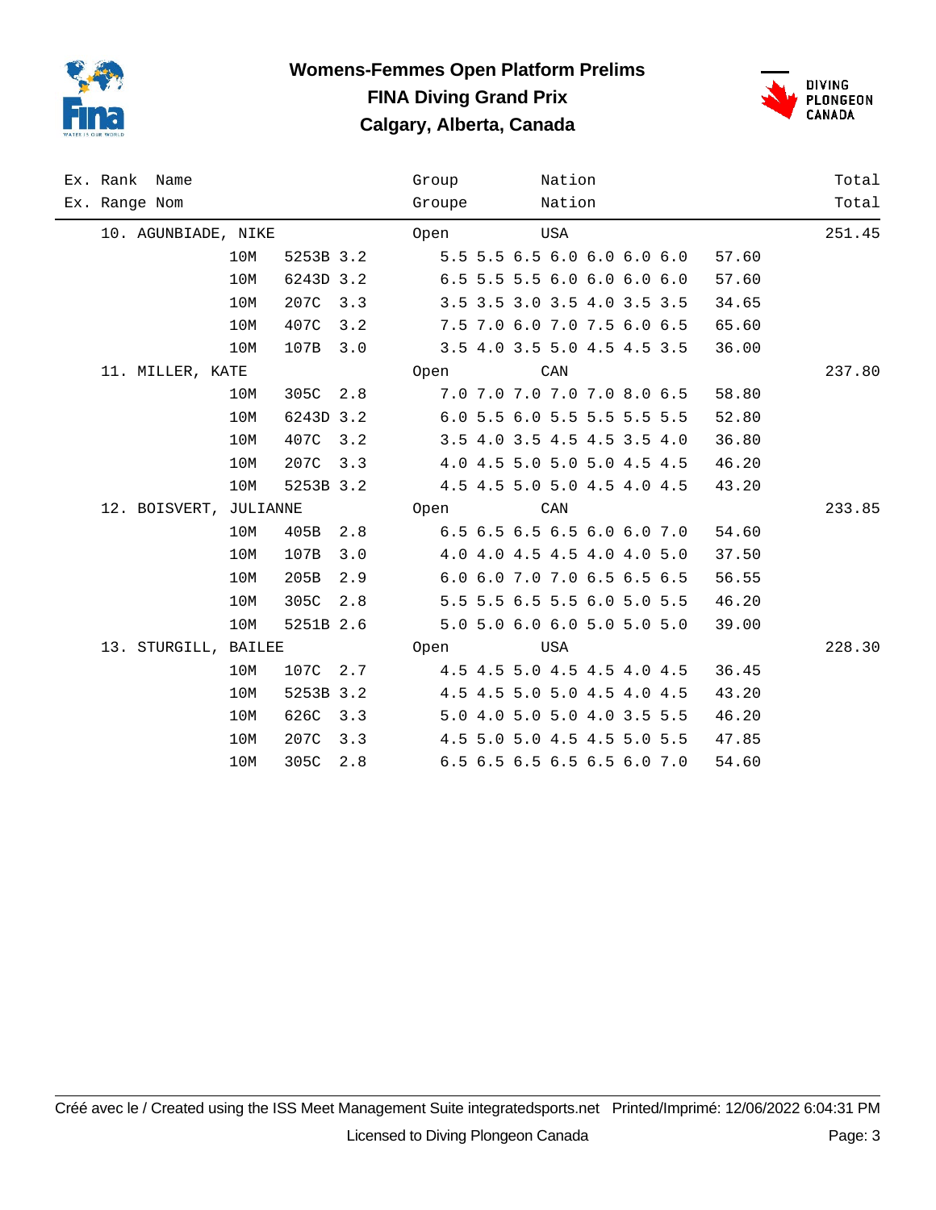# Womens-Femmes Open Platform Prelims

## FINA Diving Grand Prix

## Calgary, Alberta, Canada

| Ex. Rank Name<br>Ex. Range Nom | | | | Group<br>Groupe | Nation<br>Nation | | Total<br>Total |
|---|---|---|---|---|---|---|---|
| 10. AGUNBIADE, NIKE | | | | Open | USA | | 251.45 |
| | 10M | 5253B | 3.2 | 5.5 5.5 6.5 6.0 6.0 6.0 6.0 | | 57.60 | |
| | 10M | 6243D | 3.2 | 6.5 5.5 5.5 6.0 6.0 6.0 6.0 | | 57.60 | |
| | 10M | 207C | 3.3 | 3.5 3.5 3.0 3.5 4.0 3.5 3.5 | | 34.65 | |
| | 10M | 407C | 3.2 | 7.5 7.0 6.0 7.0 7.5 6.0 6.5 | | 65.60 | |
| | 10M | 107B | 3.0 | 3.5 4.0 3.5 5.0 4.5 4.5 3.5 | | 36.00 | |
| 11. MILLER, KATE | | | | Open | CAN | | 237.80 |
| | 10M | 305C | 2.8 | 7.0 7.0 7.0 7.0 7.0 8.0 6.5 | | 58.80 | |
| | 10M | 6243D | 3.2 | 6.0 5.5 6.0 5.5 5.5 5.5 5.5 | | 52.80 | |
| | 10M | 407C | 3.2 | 3.5 4.0 3.5 4.5 4.5 3.5 4.0 | | 36.80 | |
| | 10M | 207C | 3.3 | 4.0 4.5 5.0 5.0 5.0 4.5 4.5 | | 46.20 | |
| | 10M | 5253B | 3.2 | 4.5 4.5 5.0 5.0 4.5 4.0 4.5 | | 43.20 | |
| 12. BOISVERT, JULIANNE | | | | Open | CAN | | 233.85 |
| | 10M | 405B | 2.8 | 6.5 6.5 6.5 6.5 6.0 6.0 7.0 | | 54.60 | |
| | 10M | 107B | 3.0 | 4.0 4.0 4.5 4.5 4.0 4.0 5.0 | | 37.50 | |
| | 10M | 205B | 2.9 | 6.0 6.0 7.0 7.0 6.5 6.5 6.5 | | 56.55 | |
| | 10M | 305C | 2.8 | 5.5 5.5 6.5 5.5 6.0 5.0 5.5 | | 46.20 | |
| | 10M | 5251B | 2.6 | 5.0 5.0 6.0 6.0 5.0 5.0 5.0 | | 39.00 | |
| 13. STURGILL, BAILEE | | | | Open | USA | | 228.30 |
| | 10M | 107C | 2.7 | 4.5 4.5 5.0 4.5 4.5 4.0 4.5 | | 36.45 | |
| | 10M | 5253B | 3.2 | 4.5 4.5 5.0 5.0 4.5 4.0 4.5 | | 43.20 | |
| | 10M | 626C | 3.3 | 5.0 4.0 5.0 5.0 4.0 3.5 5.5 | | 46.20 | |
| | 10M | 207C | 3.3 | 4.5 5.0 5.0 4.5 4.5 5.0 5.5 | | 47.85 | |
| | 10M | 305C | 2.8 | 6.5 6.5 6.5 6.5 6.5 6.0 7.0 | | 54.60 | |

Créé avec le / Created using the ISS Meet Management Suite integratedsports.net Printed/Imprimé: 12/06/2022 6:04:31 PM

Licensed to Diving Plongeon Canada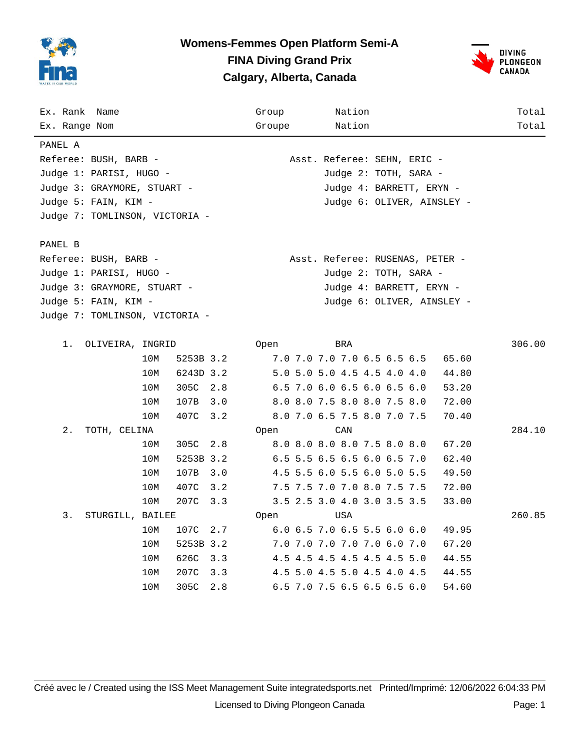# Womens-Femmes Open Platform Semi-A

## FINA Diving Grand Prix

## Calgary, Alberta, Canada

| Ex. Rank<br>Ex. Range | Name<br>Nom | Group<br>Groupe | Nation<br>Nation | Total<br>Total |
|---|---|---|---|---|

**PANEL A**

Referee: BUSH, BARB -
Asst. Referee: SEHN, ERIC -
Judge 1: PARISI, HUGO -
Judge 2: TOTH, SARA -
Judge 3: GRAYMORE, STUART -
Judge 4: BARRETT, ERYN -
Judge 5: FAIN, KIM -
Judge 6: OLIVER, AINSLEY -
Judge 7: TOMLINSON, VICTORIA -

**PANEL B**

Referee: BUSH, BARB -
Asst. Referee: RUSENAS, PETER -
Judge 1: PARISI, HUGO -
Judge 2: TOTH, SARA -
Judge 3: GRAYMORE, STUART -
Judge 4: BARRETT, ERYN -
Judge 5: FAIN, KIM -
Judge 6: OLIVER, AINSLEY -
Judge 7: TOMLINSON, VICTORIA -

| Rank | Name | Height | Dive | DD | Scores | Points | Group | Nation | Total |
|---|---|---|---|---|---|---|---|---|---|
| 1. | OLIVEIRA, INGRID | | | | | | Open | BRA | 306.00 |
| | | 10M | 5253B | 3.2 | 7.0 7.0 7.0 7.0 6.5 6.5 6.5 | 65.60 | | | |
| | | 10M | 6243D | 3.2 | 5.0 5.0 5.0 4.5 4.5 4.0 4.0 | 44.80 | | | |
| | | 10M | 305C | 2.8 | 6.5 7.0 6.0 6.5 6.0 6.5 6.0 | 53.20 | | | |
| | | 10M | 107B | 3.0 | 8.0 8.0 7.5 8.0 8.0 7.5 8.0 | 72.00 | | | |
| | | 10M | 407C | 3.2 | 8.0 7.0 6.5 7.5 8.0 7.0 7.5 | 70.40 | | | |
| 2. | TOTH, CELINA | | | | | | Open | CAN | 284.10 |
| | | 10M | 305C | 2.8 | 8.0 8.0 8.0 8.0 7.5 8.0 8.0 | 67.20 | | | |
| | | 10M | 5253B | 3.2 | 6.5 5.5 6.5 6.5 6.0 6.5 7.0 | 62.40 | | | |
| | | 10M | 107B | 3.0 | 4.5 5.5 6.0 5.5 6.0 5.0 5.5 | 49.50 | | | |
| | | 10M | 407C | 3.2 | 7.5 7.5 7.0 7.0 8.0 7.5 7.5 | 72.00 | | | |
| | | 10M | 207C | 3.3 | 3.5 2.5 3.0 4.0 3.0 3.5 3.5 | 33.00 | | | |
| 3. | STURGILL, BAILEE | | | | | | Open | USA | 260.85 |
| | | 10M | 107C | 2.7 | 6.0 6.5 7.0 6.5 5.5 6.0 6.0 | 49.95 | | | |
| | | 10M | 5253B | 3.2 | 7.0 7.0 7.0 7.0 7.0 6.0 7.0 | 67.20 | | | |
| | | 10M | 626C | 3.3 | 4.5 4.5 4.5 4.5 4.5 4.5 5.0 | 44.55 | | | |
| | | 10M | 207C | 3.3 | 4.5 5.0 4.5 5.0 4.5 4.0 4.5 | 44.55 | | | |
| | | 10M | 305C | 2.8 | 6.5 7.0 7.5 6.5 6.5 6.5 6.0 | 54.60 | | | |

Créé avec le / Created using the ISS Meet Management Suite integratedsports.net Printed/Imprimé: 12/06/2022 6:04:33 PM

Licensed to Diving Plongeon Canada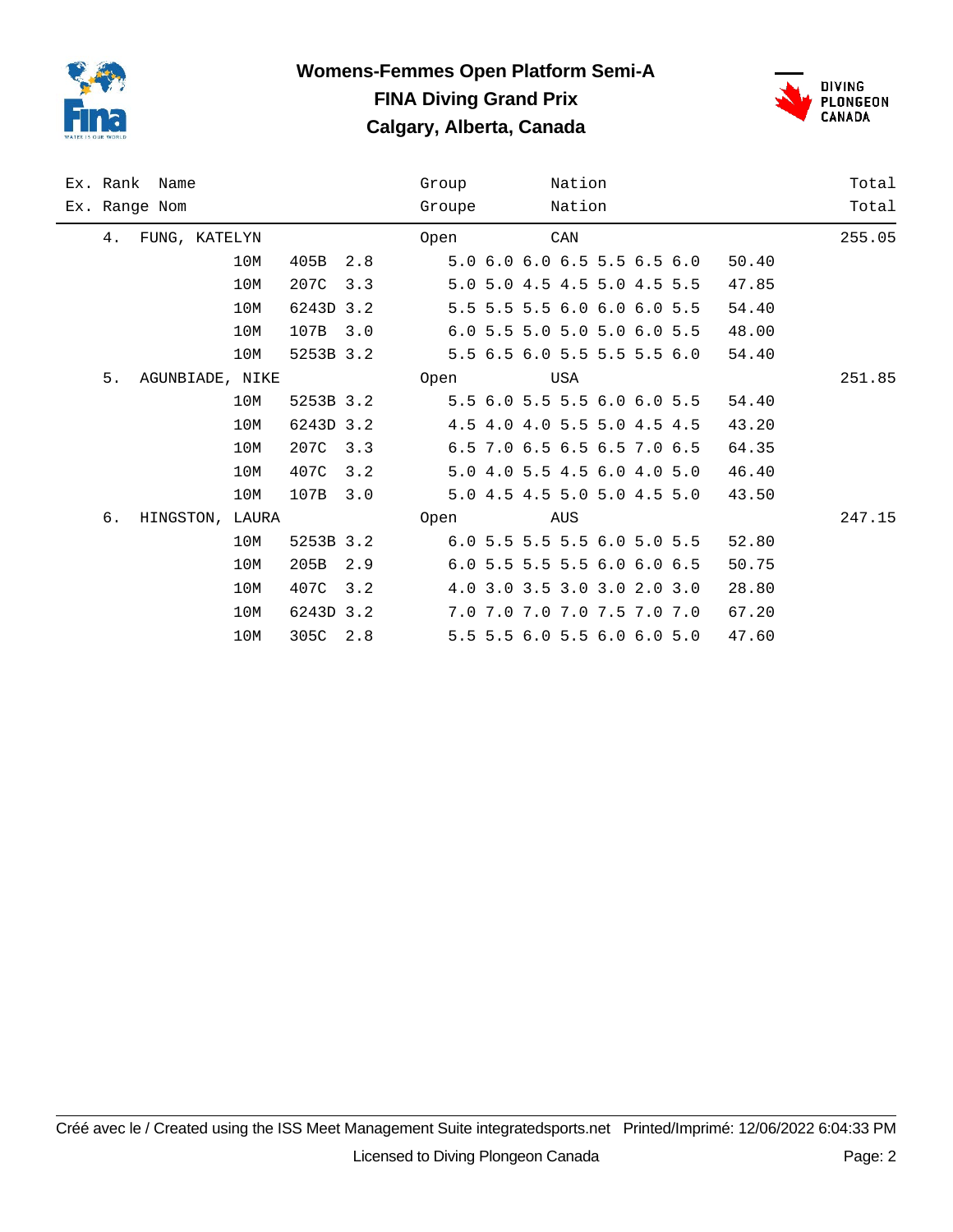# Womens-Femmes Open Platform Semi-A

## FINA Diving Grand Prix

## Calgary, Alberta, Canada

| Ex. Rank / Ex. Range | Name / Nom | | | | Group / Groupe | Nation / Nation | | Total / Total |
|---|---|---|---|---|---|---|---|---|
| 4. | FUNG, KATELYN | | | | Open | CAN | | 255.05 |
| | | 10M | 405B | 2.8 | | 5.0 6.0 6.0 6.5 5.5 6.5 6.0 | 50.40 | |
| | | 10M | 207C | 3.3 | | 5.0 5.0 4.5 4.5 5.0 4.5 5.5 | 47.85 | |
| | | 10M | 6243D | 3.2 | | 5.5 5.5 5.5 6.0 6.0 6.0 5.5 | 54.40 | |
| | | 10M | 107B | 3.0 | | 6.0 5.5 5.0 5.0 5.0 6.0 5.5 | 48.00 | |
| | | 10M | 5253B | 3.2 | | 5.5 6.5 6.0 5.5 5.5 5.5 6.0 | 54.40 | |
| 5. | AGUNBIADE, NIKE | | | | Open | USA | | 251.85 |
| | | 10M | 5253B | 3.2 | | 5.5 6.0 5.5 5.5 6.0 6.0 5.5 | 54.40 | |
| | | 10M | 6243D | 3.2 | | 4.5 4.0 4.0 5.5 5.0 4.5 4.5 | 43.20 | |
| | | 10M | 207C | 3.3 | | 6.5 7.0 6.5 6.5 6.5 7.0 6.5 | 64.35 | |
| | | 10M | 407C | 3.2 | | 5.0 4.0 5.5 4.5 6.0 4.0 5.0 | 46.40 | |
| | | 10M | 107B | 3.0 | | 5.0 4.5 4.5 5.0 5.0 4.5 5.0 | 43.50 | |
| 6. | HINGSTON, LAURA | | | | Open | AUS | | 247.15 |
| | | 10M | 5253B | 3.2 | | 6.0 5.5 5.5 5.5 6.0 5.0 5.5 | 52.80 | |
| | | 10M | 205B | 2.9 | | 6.0 5.5 5.5 5.5 6.0 6.0 6.5 | 50.75 | |
| | | 10M | 407C | 3.2 | | 4.0 3.0 3.5 3.0 3.0 2.0 3.0 | 28.80 | |
| | | 10M | 6243D | 3.2 | | 7.0 7.0 7.0 7.0 7.5 7.0 7.0 | 67.20 | |
| | | 10M | 305C | 2.8 | | 5.5 5.5 6.0 5.5 6.0 6.0 5.0 | 47.60 | |

Créé avec le / Created using the ISS Meet Management Suite integratedsports.net Printed/Imprimé: 12/06/2022 6:04:33 PM

Licensed to Diving Plongeon Canada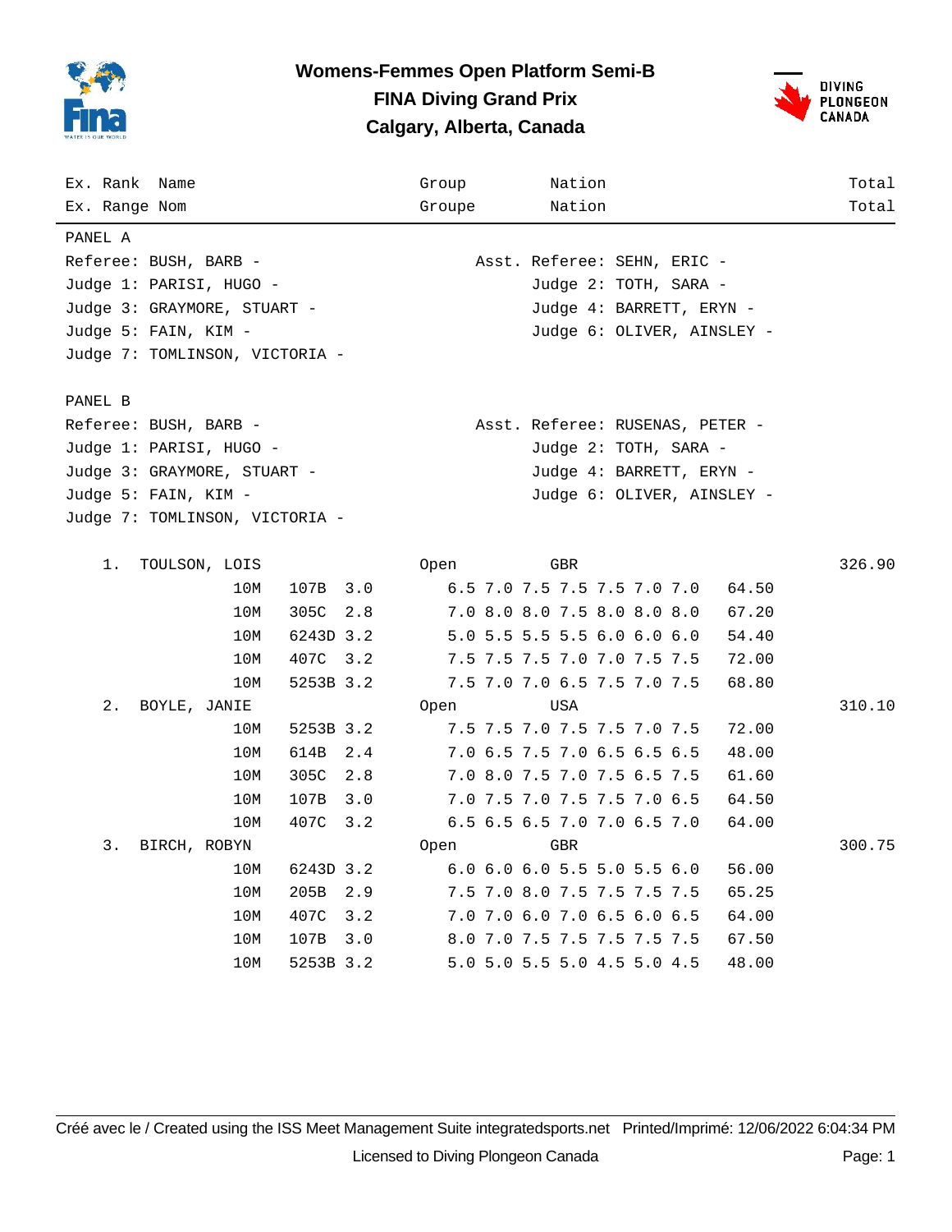# Womens-Femmes Open Platform Semi-B

## FINA Diving Grand Prix

## Calgary, Alberta, Canada

| Ex. Rank / Ex. Range | Name / Nom | Group / Groupe | Nation / Nation | Total / Total |
|---|---|---|---|---|

PANEL A

Referee: BUSH, BARB -
Asst. Referee: SEHN, ERIC -
Judge 1: PARISI, HUGO -
Judge 2: TOTH, SARA -
Judge 3: GRAYMORE, STUART -
Judge 4: BARRETT, ERYN -
Judge 5: FAIN, KIM -
Judge 6: OLIVER, AINSLEY -
Judge 7: TOMLINSON, VICTORIA -

PANEL B

Referee: BUSH, BARB -
Asst. Referee: RUSENAS, PETER -
Judge 1: PARISI, HUGO -
Judge 2: TOTH, SARA -
Judge 3: GRAYMORE, STUART -
Judge 4: BARRETT, ERYN -
Judge 5: FAIN, KIM -
Judge 6: OLIVER, AINSLEY -
Judge 7: TOMLINSON, VICTORIA -

| Rank | Name | Height | Dive | DD | Group / Scores | Nation / Points | Total |
|---|---|---|---|---|---|---|---|
| 1. | TOULSON, LOIS | | | | Open | GBR | 326.90 |
| | | 10M | 107B | 3.0 | 6.5 7.0 7.5 7.5 7.5 7.0 7.0 | 64.50 | |
| | | 10M | 305C | 2.8 | 7.0 8.0 8.0 7.5 8.0 8.0 8.0 | 67.20 | |
| | | 10M | 6243D | 3.2 | 5.0 5.5 5.5 5.5 6.0 6.0 6.0 | 54.40 | |
| | | 10M | 407C | 3.2 | 7.5 7.5 7.5 7.0 7.0 7.5 7.5 | 72.00 | |
| | | 10M | 5253B | 3.2 | 7.5 7.0 7.0 6.5 7.5 7.0 7.5 | 68.80 | |
| 2. | BOYLE, JANIE | | | | Open | USA | 310.10 |
| | | 10M | 5253B | 3.2 | 7.5 7.5 7.0 7.5 7.5 7.0 7.5 | 72.00 | |
| | | 10M | 614B | 2.4 | 7.0 6.5 7.5 7.0 6.5 6.5 6.5 | 48.00 | |
| | | 10M | 305C | 2.8 | 7.0 8.0 7.5 7.0 7.5 6.5 7.5 | 61.60 | |
| | | 10M | 107B | 3.0 | 7.0 7.5 7.0 7.5 7.5 7.0 6.5 | 64.50 | |
| | | 10M | 407C | 3.2 | 6.5 6.5 6.5 7.0 7.0 6.5 7.0 | 64.00 | |
| 3. | BIRCH, ROBYN | | | | Open | GBR | 300.75 |
| | | 10M | 6243D | 3.2 | 6.0 6.0 6.0 5.5 5.0 5.5 6.0 | 56.00 | |
| | | 10M | 205B | 2.9 | 7.5 7.0 8.0 7.5 7.5 7.5 7.5 | 65.25 | |
| | | 10M | 407C | 3.2 | 7.0 7.0 6.0 7.0 6.5 6.0 6.5 | 64.00 | |
| | | 10M | 107B | 3.0 | 8.0 7.0 7.5 7.5 7.5 7.5 7.5 | 67.50 | |
| | | 10M | 5253B | 3.2 | 5.0 5.0 5.5 5.0 4.5 5.0 4.5 | 48.00 | |

Créé avec le / Created using the ISS Meet Management Suite integratedsports.net Printed/Imprimé: 12/06/2022 6:04:34 PM

Licensed to Diving Plongeon Canada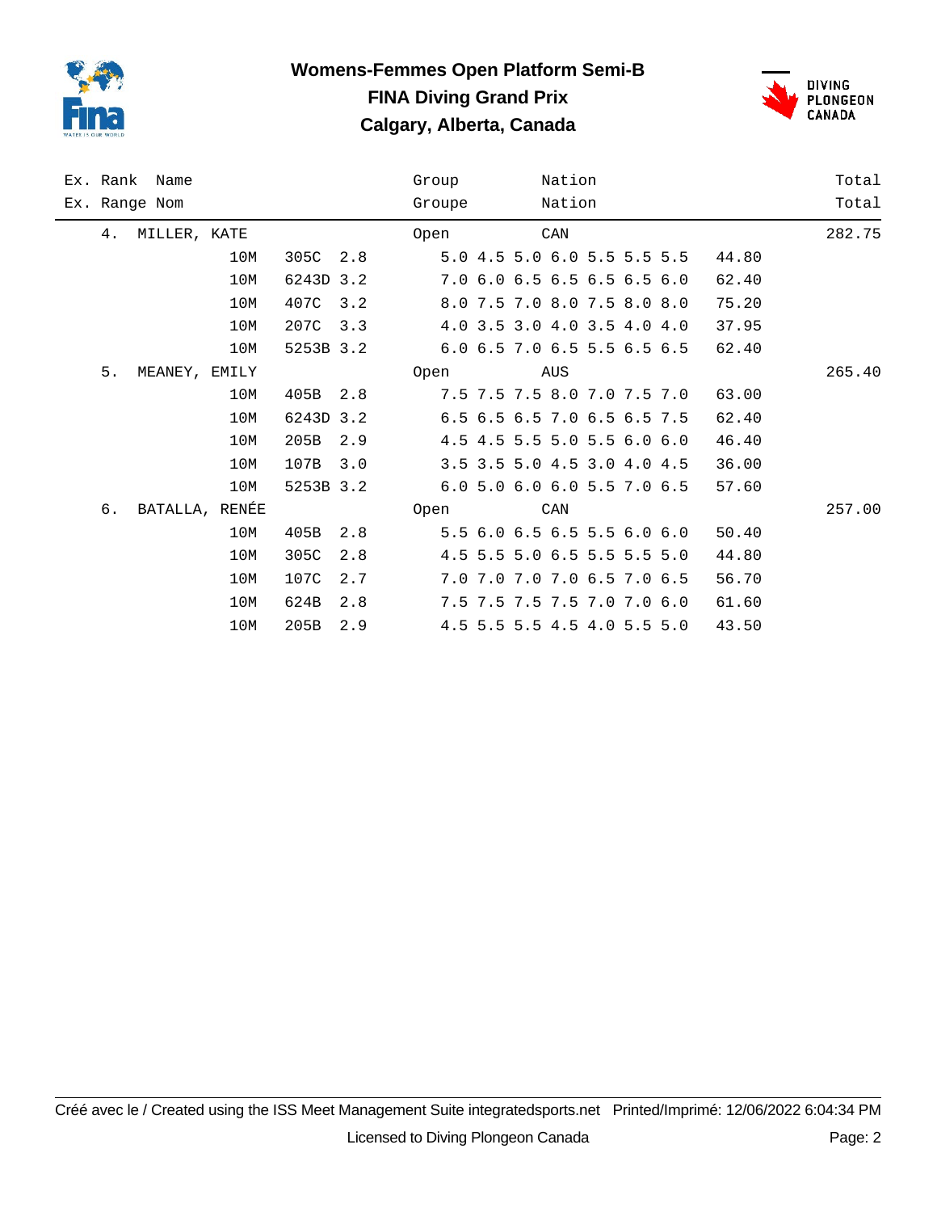# Womens-Femmes Open Platform Semi-B

## FINA Diving Grand Prix

## Calgary, Alberta, Canada

| Ex. Rank / Ex. Range | Name / Nom | Height | Dive | DD | Scores | Points | Group / Groupe | Nation / Nation | Total / Total |
|---|---|---|---|---|---|---|---|---|---|
| 4. | MILLER, KATE | | | | | | Open | CAN | 282.75 |
| | | 10M | 305C | 2.8 | 5.0 4.5 5.0 6.0 5.5 5.5 5.5 | 44.80 | | | |
| | | 10M | 6243D | 3.2 | 7.0 6.0 6.5 6.5 6.5 6.5 6.0 | 62.40 | | | |
| | | 10M | 407C | 3.2 | 8.0 7.5 7.0 8.0 7.5 8.0 8.0 | 75.20 | | | |
| | | 10M | 207C | 3.3 | 4.0 3.5 3.0 4.0 3.5 4.0 4.0 | 37.95 | | | |
| | | 10M | 5253B | 3.2 | 6.0 6.5 7.0 6.5 5.5 6.5 6.5 | 62.40 | | | |
| 5. | MEANEY, EMILY | | | | | | Open | AUS | 265.40 |
| | | 10M | 405B | 2.8 | 7.5 7.5 7.5 8.0 7.0 7.5 7.0 | 63.00 | | | |
| | | 10M | 6243D | 3.2 | 6.5 6.5 6.5 7.0 6.5 6.5 7.5 | 62.40 | | | |
| | | 10M | 205B | 2.9 | 4.5 4.5 5.5 5.0 5.5 6.0 6.0 | 46.40 | | | |
| | | 10M | 107B | 3.0 | 3.5 3.5 5.0 4.5 3.0 4.0 4.5 | 36.00 | | | |
| | | 10M | 5253B | 3.2 | 6.0 5.0 6.0 6.0 5.5 7.0 6.5 | 57.60 | | | |
| 6. | BATALLA, RENÉE | | | | | | Open | CAN | 257.00 |
| | | 10M | 405B | 2.8 | 5.5 6.0 6.5 6.5 5.5 6.0 6.0 | 50.40 | | | |
| | | 10M | 305C | 2.8 | 4.5 5.5 5.0 6.5 5.5 5.5 5.0 | 44.80 | | | |
| | | 10M | 107C | 2.7 | 7.0 7.0 7.0 7.0 6.5 7.0 6.5 | 56.70 | | | |
| | | 10M | 624B | 2.8 | 7.5 7.5 7.5 7.5 7.0 7.0 6.0 | 61.60 | | | |
| | | 10M | 205B | 2.9 | 4.5 5.5 5.5 4.5 4.0 5.5 5.0 | 43.50 | | | |

Créé avec le / Created using the ISS Meet Management Suite integratedsports.net Printed/Imprimé: 12/06/2022 6:04:34 PM

Licensed to Diving Plongeon Canada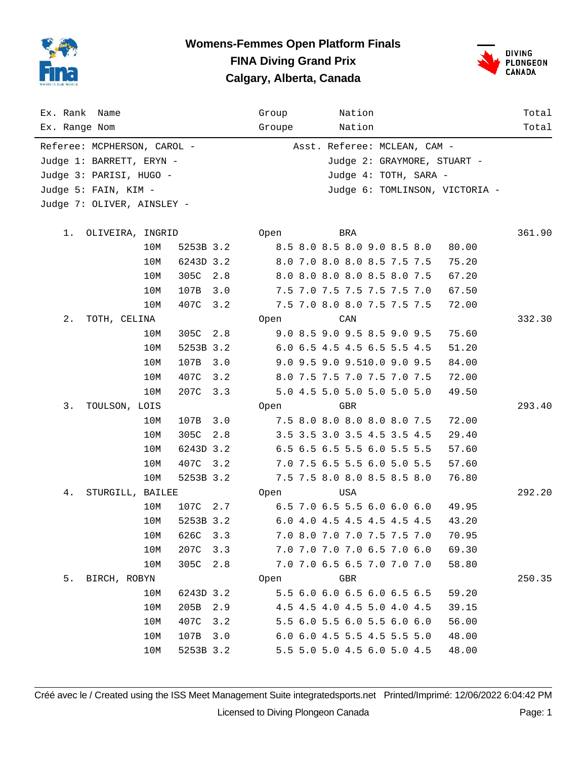# Womens-Femmes Open Platform Finals

## FINA Diving Grand Prix

## Calgary, Alberta, Canada

| Ex. Rank | Name | | | Group | Nation | | Total |
|---|---|---|---|---|---|---|---|
| Ex. Range | Nom | | | Groupe | Nation | | Total |

Referee: MCPHERSON, CAROL - Asst. Referee: MCLEAN, CAM -
Judge 1: BARRETT, ERYN - Judge 2: GRAYMORE, STUART -
Judge 3: PARISI, HUGO - Judge 4: TOTH, SARA -
Judge 5: FAIN, KIM - Judge 6: TOMLINSON, VICTORIA -
Judge 7: OLIVER, AINSLEY -

| Rank | Name | Height | Dive | DD | Scores | Points | Total |
|---|---|---|---|---|---|---|---|
| 1. | OLIVEIRA, INGRID (Open, BRA) | | | | | | 361.90 |
| | | 10M | 5253B | 3.2 | 8.5 8.0 8.5 8.0 9.0 8.5 8.0 | 80.00 | |
| | | 10M | 6243D | 3.2 | 8.0 7.0 8.0 8.0 8.5 7.5 7.5 | 75.20 | |
| | | 10M | 305C | 2.8 | 8.0 8.0 8.0 8.0 8.5 8.0 7.5 | 67.20 | |
| | | 10M | 107B | 3.0 | 7.5 7.0 7.5 7.5 7.5 7.5 7.0 | 67.50 | |
| | | 10M | 407C | 3.2 | 7.5 7.0 8.0 8.0 7.5 7.5 7.5 | 72.00 | |
| 2. | TOTH, CELINA (Open, CAN) | | | | | | 332.30 |
| | | 10M | 305C | 2.8 | 9.0 8.5 9.0 9.5 8.5 9.0 9.5 | 75.60 | |
| | | 10M | 5253B | 3.2 | 6.0 6.5 4.5 4.5 6.5 5.5 4.5 | 51.20 | |
| | | 10M | 107B | 3.0 | 9.0 9.5 9.0 9.5 10.0 9.0 9.5 | 84.00 | |
| | | 10M | 407C | 3.2 | 8.0 7.5 7.5 7.0 7.5 7.0 7.5 | 72.00 | |
| | | 10M | 207C | 3.3 | 5.0 4.5 5.0 5.0 5.0 5.0 5.0 | 49.50 | |
| 3. | TOULSON, LOIS (Open, GBR) | | | | | | 293.40 |
| | | 10M | 107B | 3.0 | 7.5 8.0 8.0 8.0 8.0 8.0 7.5 | 72.00 | |
| | | 10M | 305C | 2.8 | 3.5 3.5 3.0 3.5 4.5 3.5 4.5 | 29.40 | |
| | | 10M | 6243D | 3.2 | 6.5 6.5 6.5 5.5 6.0 5.5 5.5 | 57.60 | |
| | | 10M | 407C | 3.2 | 7.0 7.5 6.5 5.5 6.0 5.0 5.5 | 57.60 | |
| | | 10M | 5253B | 3.2 | 7.5 7.5 8.0 8.0 8.5 8.5 8.0 | 76.80 | |
| 4. | STURGILL, BAILEE (Open, USA) | | | | | | 292.20 |
| | | 10M | 107C | 2.7 | 6.5 7.0 6.5 5.5 6.0 6.0 6.0 | 49.95 | |
| | | 10M | 5253B | 3.2 | 6.0 4.0 4.5 4.5 4.5 4.5 4.5 | 43.20 | |
| | | 10M | 626C | 3.3 | 7.0 8.0 7.0 7.0 7.5 7.5 7.0 | 70.95 | |
| | | 10M | 207C | 3.3 | 7.0 7.0 7.0 7.0 6.5 7.0 6.0 | 69.30 | |
| | | 10M | 305C | 2.8 | 7.0 7.0 6.5 6.5 7.0 7.0 7.0 | 58.80 | |
| 5. | BIRCH, ROBYN (Open, GBR) | | | | | | 250.35 |
| | | 10M | 6243D | 3.2 | 5.5 6.0 6.0 6.5 6.0 6.5 6.5 | 59.20 | |
| | | 10M | 205B | 2.9 | 4.5 4.5 4.0 4.5 5.0 4.0 4.5 | 39.15 | |
| | | 10M | 407C | 3.2 | 5.5 6.0 5.5 6.0 5.5 6.0 6.0 | 56.00 | |
| | | 10M | 107B | 3.0 | 6.0 6.0 4.5 5.5 4.5 5.5 5.0 | 48.00 | |
| | | 10M | 5253B | 3.2 | 5.5 5.0 5.0 4.5 6.0 5.0 4.5 | 48.00 | |

Créé avec le / Created using the ISS Meet Management Suite integratedsports.net Printed/Imprimé: 12/06/2022 6:04:42 PM
Licensed to Diving Plongeon Canada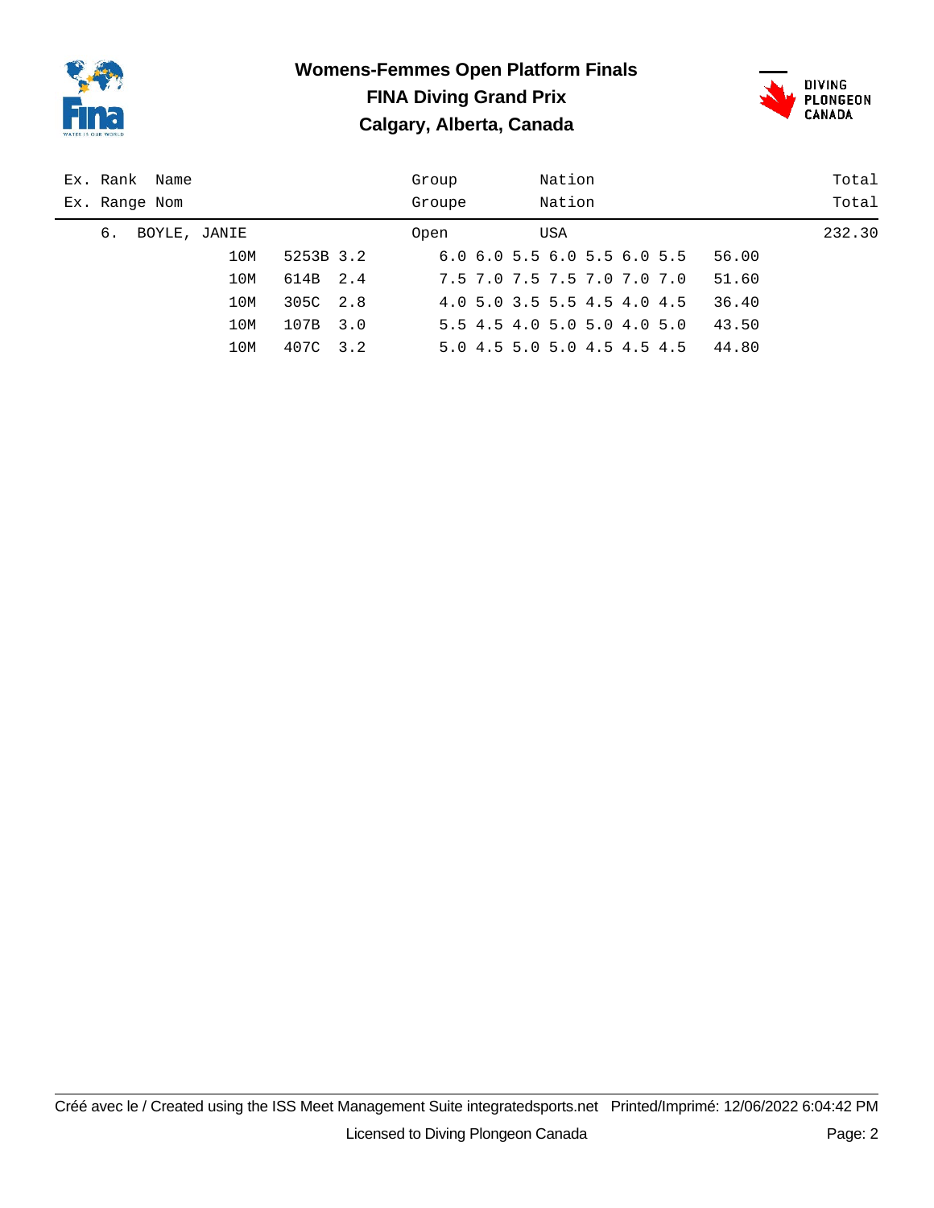# Womens-Femmes Open Platform Finals

## FINA Diving Grand Prix

## Calgary, Alberta, Canada

| Ex. Rank<br>Ex. Range | Name<br>Nom | | | | Group<br>Groupe | Nation<br>Nation | | Total<br>Total |
|---|---|---|---|---|---|---|---|---|
| 6. | BOYLE, JANIE | | | | Open | USA | | 232.30 |
| | | 10M | 5253B | 3.2 | | 6.0 6.0 5.5 6.0 5.5 6.0 5.5 | 56.00 | |
| | | 10M | 614B | 2.4 | | 7.5 7.0 7.5 7.5 7.0 7.0 7.0 | 51.60 | |
| | | 10M | 305C | 2.8 | | 4.0 5.0 3.5 5.5 4.5 4.0 4.5 | 36.40 | |
| | | 10M | 107B | 3.0 | | 5.5 4.5 4.0 5.0 5.0 4.0 5.0 | 43.50 | |
| | | 10M | 407C | 3.2 | | 5.0 4.5 5.0 5.0 4.5 4.5 4.5 | 44.80 | |

Créé avec le / Created using the ISS Meet Management Suite integratedsports.net Printed/Imprimé: 12/06/2022 6:04:42 PM

Licensed to Diving Plongeon Canada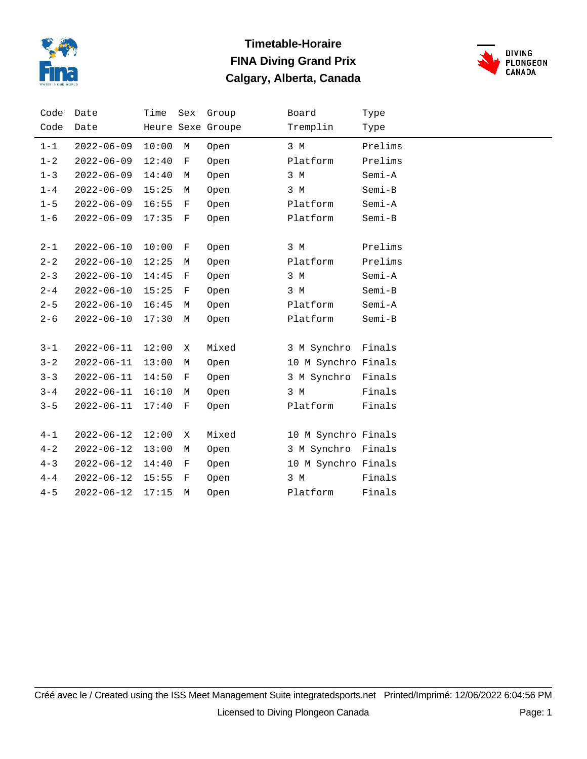# Timetable-Horaire
## FINA Diving Grand Prix
## Calgary, Alberta, Canada

| Code<br>Code | Date<br>Date | Time<br>Heure | Sex<br>Sexe | Group<br>Groupe | Board<br>Tremplin | Type<br>Type |
|---|---|---|---|---|---|---|
| 1-1 | 2022-06-09 | 10:00 | M | Open | 3 M | Prelims |
| 1-2 | 2022-06-09 | 12:40 | F | Open | Platform | Prelims |
| 1-3 | 2022-06-09 | 14:40 | M | Open | 3 M | Semi-A |
| 1-4 | 2022-06-09 | 15:25 | M | Open | 3 M | Semi-B |
| 1-5 | 2022-06-09 | 16:55 | F | Open | Platform | Semi-A |
| 1-6 | 2022-06-09 | 17:35 | F | Open | Platform | Semi-B |
| 2-1 | 2022-06-10 | 10:00 | F | Open | 3 M | Prelims |
| 2-2 | 2022-06-10 | 12:25 | M | Open | Platform | Prelims |
| 2-3 | 2022-06-10 | 14:45 | F | Open | 3 M | Semi-A |
| 2-4 | 2022-06-10 | 15:25 | F | Open | 3 M | Semi-B |
| 2-5 | 2022-06-10 | 16:45 | M | Open | Platform | Semi-A |
| 2-6 | 2022-06-10 | 17:30 | M | Open | Platform | Semi-B |
| 3-1 | 2022-06-11 | 12:00 | X | Mixed | 3 M Synchro | Finals |
| 3-2 | 2022-06-11 | 13:00 | M | Open | 10 M Synchro | Finals |
| 3-3 | 2022-06-11 | 14:50 | F | Open | 3 M Synchro | Finals |
| 3-4 | 2022-06-11 | 16:10 | M | Open | 3 M | Finals |
| 3-5 | 2022-06-11 | 17:40 | F | Open | Platform | Finals |
| 4-1 | 2022-06-12 | 12:00 | X | Mixed | 10 M Synchro | Finals |
| 4-2 | 2022-06-12 | 13:00 | M | Open | 3 M Synchro | Finals |
| 4-3 | 2022-06-12 | 14:40 | F | Open | 10 M Synchro | Finals |
| 4-4 | 2022-06-12 | 15:55 | F | Open | 3 M | Finals |
| 4-5 | 2022-06-12 | 17:15 | M | Open | Platform | Finals |

Créé avec le / Created using the ISS Meet Management Suite integratedsports.net Printed/Imprimé: 12/06/2022 6:04:56 PM

Licensed to Diving Plongeon Canada